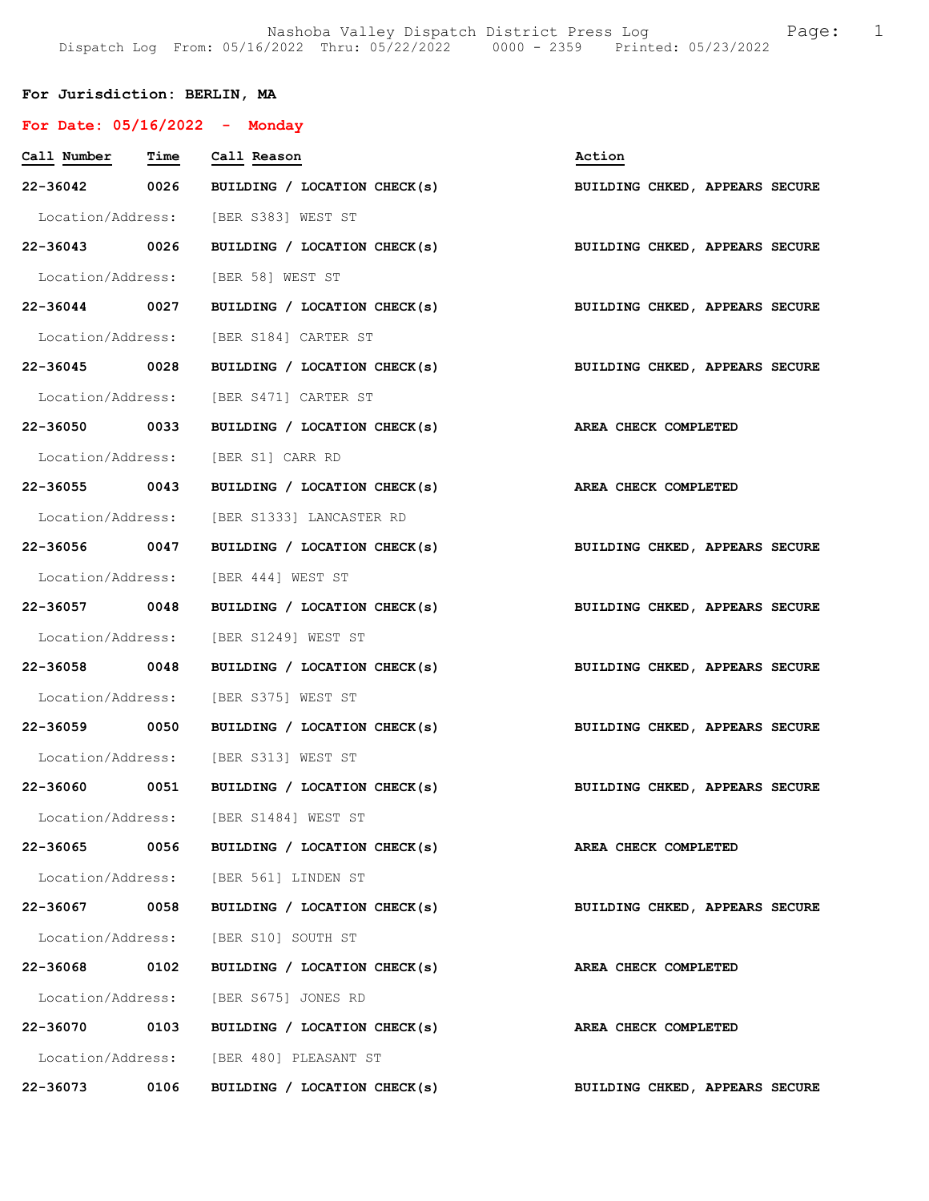Nashoba Valley Dispatch District Press Log

Dispatch Log From: 05/16/2022 Thru: 05/22/2022 0000 - 2359 Printed: 05/23/2022

**For Jurisdiction: BERLIN, MA**

**For Date: 05/16/2022 - Monday**

| Call Number | Time | Call Reason | Action |
|---|---|---|---|
| **22-36042** | **0026** | **BUILDING / LOCATION CHECK(s)** | **BUILDING CHKED, APPEARS SECURE** |
| Location/Address: | | [BER S383] WEST ST | |
| **22-36043** | **0026** | **BUILDING / LOCATION CHECK(s)** | **BUILDING CHKED, APPEARS SECURE** |
| Location/Address: | | [BER 58] WEST ST | |
| **22-36044** | **0027** | **BUILDING / LOCATION CHECK(s)** | **BUILDING CHKED, APPEARS SECURE** |
| Location/Address: | | [BER S184] CARTER ST | |
| **22-36045** | **0028** | **BUILDING / LOCATION CHECK(s)** | **BUILDING CHKED, APPEARS SECURE** |
| Location/Address: | | [BER S471] CARTER ST | |
| **22-36050** | **0033** | **BUILDING / LOCATION CHECK(s)** | **AREA CHECK COMPLETED** |
| Location/Address: | | [BER S1] CARR RD | |
| **22-36055** | **0043** | **BUILDING / LOCATION CHECK(s)** | **AREA CHECK COMPLETED** |
| Location/Address: | | [BER S1333] LANCASTER RD | |
| **22-36056** | **0047** | **BUILDING / LOCATION CHECK(s)** | **BUILDING CHKED, APPEARS SECURE** |
| Location/Address: | | [BER 444] WEST ST | |
| **22-36057** | **0048** | **BUILDING / LOCATION CHECK(s)** | **BUILDING CHKED, APPEARS SECURE** |
| Location/Address: | | [BER S1249] WEST ST | |
| **22-36058** | **0048** | **BUILDING / LOCATION CHECK(s)** | **BUILDING CHKED, APPEARS SECURE** |
| Location/Address: | | [BER S375] WEST ST | |
| **22-36059** | **0050** | **BUILDING / LOCATION CHECK(s)** | **BUILDING CHKED, APPEARS SECURE** |
| Location/Address: | | [BER S313] WEST ST | |
| **22-36060** | **0051** | **BUILDING / LOCATION CHECK(s)** | **BUILDING CHKED, APPEARS SECURE** |
| Location/Address: | | [BER S1484] WEST ST | |
| **22-36065** | **0056** | **BUILDING / LOCATION CHECK(s)** | **AREA CHECK COMPLETED** |
| Location/Address: | | [BER 561] LINDEN ST | |
| **22-36067** | **0058** | **BUILDING / LOCATION CHECK(s)** | **BUILDING CHKED, APPEARS SECURE** |
| Location/Address: | | [BER S10] SOUTH ST | |
| **22-36068** | **0102** | **BUILDING / LOCATION CHECK(s)** | **AREA CHECK COMPLETED** |
| Location/Address: | | [BER S675] JONES RD | |
| **22-36070** | **0103** | **BUILDING / LOCATION CHECK(s)** | **AREA CHECK COMPLETED** |
| Location/Address: | | [BER 480] PLEASANT ST | |
| **22-36073** | **0106** | **BUILDING / LOCATION CHECK(s)** | **BUILDING CHKED, APPEARS SECURE** |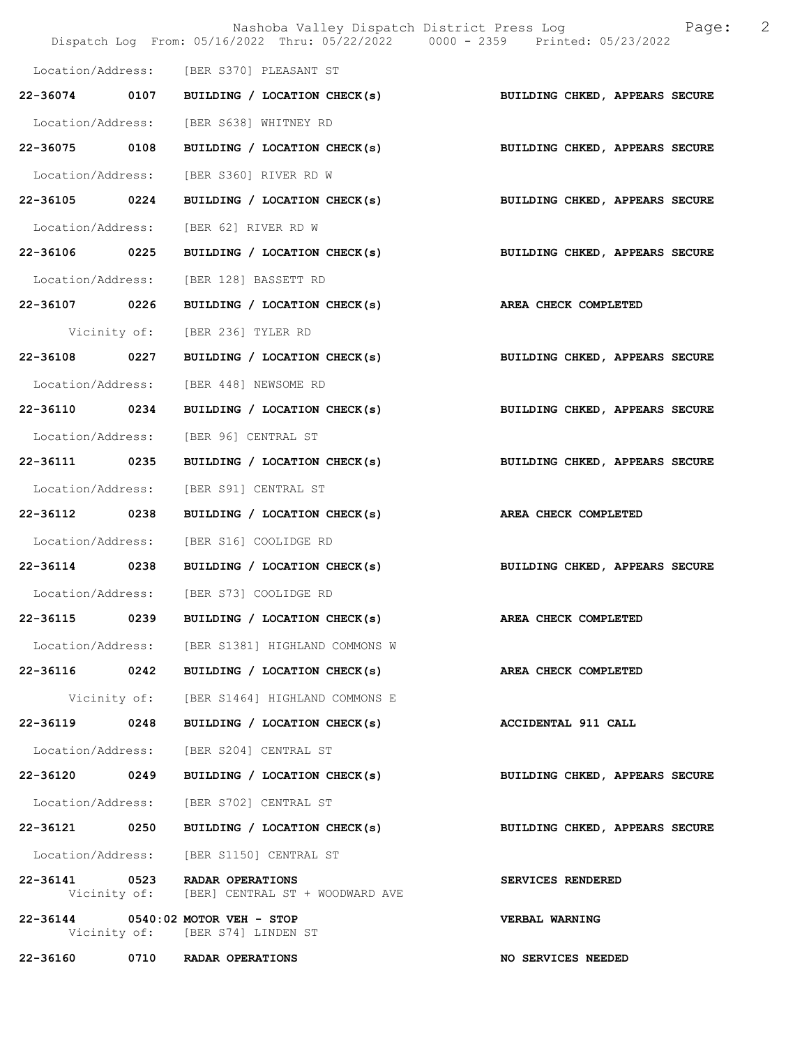Location/Address: [BER S370] PLEASANT ST

22-36074 0107 BUILDING / LOCATION CHECK(s) BUILDING CHKED, APPEARS SECURE

Location/Address: [BER S638] WHITNEY RD

22-36075 0108 BUILDING / LOCATION CHECK(s) BUILDING CHKED, APPEARS SECURE

Location/Address: [BER S360] RIVER RD W

22-36105 0224 BUILDING / LOCATION CHECK(s) BUILDING CHKED, APPEARS SECURE

Location/Address: [BER 62] RIVER RD W

22-36106 0225 BUILDING / LOCATION CHECK(s) BUILDING CHKED, APPEARS SECURE

Location/Address: [BER 128] BASSETT RD

22-36107 0226 BUILDING / LOCATION CHECK(s) AREA CHECK COMPLETED

Vicinity of: [BER 236] TYLER RD

22-36108 0227 BUILDING / LOCATION CHECK(s) BUILDING CHKED, APPEARS SECURE

Location/Address: [BER 448] NEWSOME RD

22-36110 0234 BUILDING / LOCATION CHECK(s) BUILDING CHKED, APPEARS SECURE

Location/Address: [BER 96] CENTRAL ST

22-36111 0235 BUILDING / LOCATION CHECK(s) BUILDING CHKED, APPEARS SECURE

Location/Address: [BER S91] CENTRAL ST

22-36112 0238 BUILDING / LOCATION CHECK(s) AREA CHECK COMPLETED

Location/Address: [BER S16] COOLIDGE RD

22-36114 0238 BUILDING / LOCATION CHECK(s) BUILDING CHKED, APPEARS SECURE

Location/Address: [BER S73] COOLIDGE RD

22-36115 0239 BUILDING / LOCATION CHECK(s) AREA CHECK COMPLETED

Location/Address: [BER S1381] HIGHLAND COMMONS W

22-36116 0242 BUILDING / LOCATION CHECK(s) AREA CHECK COMPLETED

Vicinity of: [BER S1464] HIGHLAND COMMONS E

22-36119 0248 BUILDING / LOCATION CHECK(s) ACCIDENTAL 911 CALL

Location/Address: [BER S204] CENTRAL ST

22-36120 0249 BUILDING / LOCATION CHECK(s) BUILDING CHKED, APPEARS SECURE

Location/Address: [BER S702] CENTRAL ST

22-36121 0250 BUILDING / LOCATION CHECK(s) BUILDING CHKED, APPEARS SECURE

Location/Address: [BER S1150] CENTRAL ST

22-36141 0523 RADAR OPERATIONS SERVICES RENDERED
Vicinity of: [BER] CENTRAL ST + WOODWARD AVE

22-36144 0540:02 MOTOR VEH - STOP VERBAL WARNING
Vicinity of: [BER S74] LINDEN ST

22-36160 0710 RADAR OPERATIONS NO SERVICES NEEDED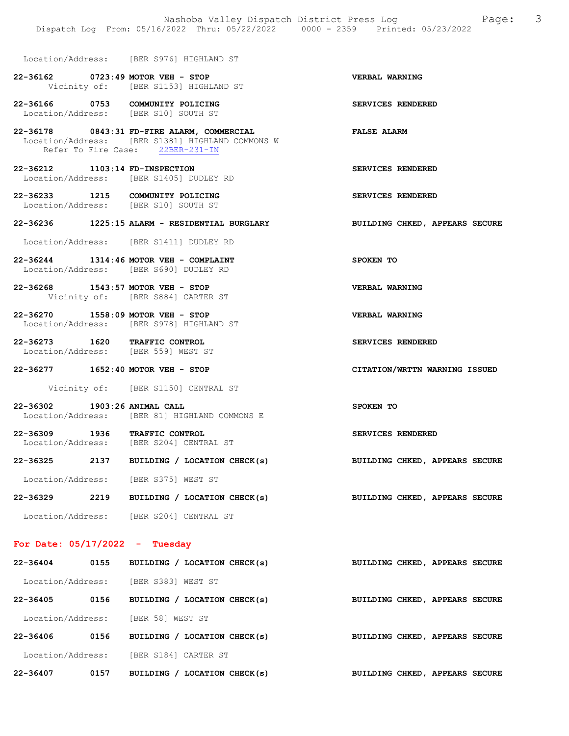Location/Address: [BER S976] HIGHLAND ST

22-36162 0723:49 MOTOR VEH - STOP VERBAL WARNING
Vicinity of: [BER S1153] HIGHLAND ST

22-36166 0753 COMMUNITY POLICING SERVICES RENDERED
Location/Address: [BER S10] SOUTH ST

22-36178 0843:31 FD-FIRE ALARM, COMMERCIAL FALSE ALARM
Location/Address: [BER S1381] HIGHLAND COMMONS W
Refer To Fire Case: 22BER-231-IN

22-36212 1103:14 FD-INSPECTION SERVICES RENDERED
Location/Address: [BER S1405] DUDLEY RD

22-36233 1215 COMMUNITY POLICING SERVICES RENDERED
Location/Address: [BER S10] SOUTH ST

22-36236 1225:15 ALARM - RESIDENTIAL BURGLARY BUILDING CHKED, APPEARS SECURE
Location/Address: [BER S1411] DUDLEY RD

22-36244 1314:46 MOTOR VEH - COMPLAINT SPOKEN TO
Location/Address: [BER S690] DUDLEY RD

22-36268 1543:57 MOTOR VEH - STOP VERBAL WARNING
Vicinity of: [BER S884] CARTER ST

22-36270 1558:09 MOTOR VEH - STOP VERBAL WARNING
Location/Address: [BER S978] HIGHLAND ST

22-36273 1620 TRAFFIC CONTROL SERVICES RENDERED
Location/Address: [BER 559] WEST ST

22-36277 1652:40 MOTOR VEH - STOP CITATION/WRTTN WARNING ISSUED
Vicinity of: [BER S1150] CENTRAL ST

22-36302 1903:26 ANIMAL CALL SPOKEN TO
Location/Address: [BER 81] HIGHLAND COMMONS E

22-36309 1936 TRAFFIC CONTROL SERVICES RENDERED
Location/Address: [BER S204] CENTRAL ST

22-36325 2137 BUILDING / LOCATION CHECK(s) BUILDING CHKED, APPEARS SECURE
Location/Address: [BER S375] WEST ST

22-36329 2219 BUILDING / LOCATION CHECK(s) BUILDING CHKED, APPEARS SECURE
Location/Address: [BER S204] CENTRAL ST

## For Date: 05/17/2022 - Tuesday

22-36404 0155 BUILDING / LOCATION CHECK(s) BUILDING CHKED, APPEARS SECURE
Location/Address: [BER S383] WEST ST

22-36405 0156 BUILDING / LOCATION CHECK(s) BUILDING CHKED, APPEARS SECURE
Location/Address: [BER 58] WEST ST

22-36406 0156 BUILDING / LOCATION CHECK(s) BUILDING CHKED, APPEARS SECURE
Location/Address: [BER S184] CARTER ST

22-36407 0157 BUILDING / LOCATION CHECK(s) BUILDING CHKED, APPEARS SECURE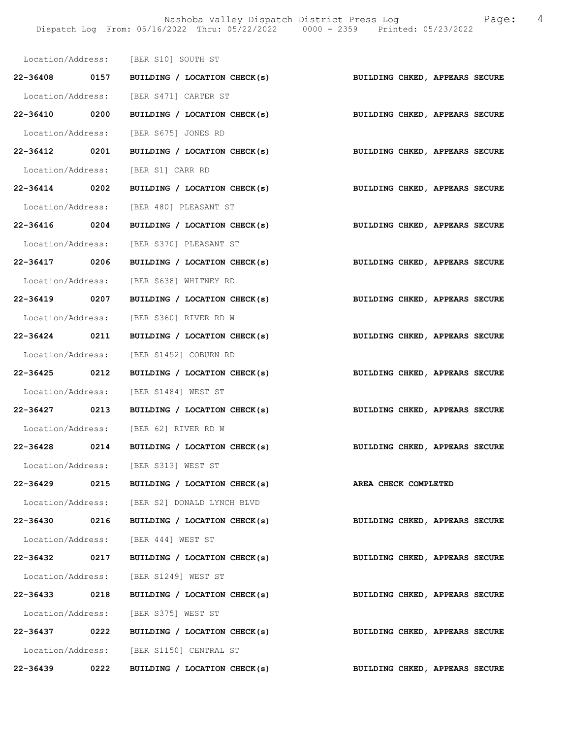Location/Address: [BER S10] SOUTH ST

**22-36408 0157 BUILDING / LOCATION CHECK(s) BUILDING CHKED, APPEARS SECURE**

Location/Address: [BER S471] CARTER ST

**22-36410 0200 BUILDING / LOCATION CHECK(s) BUILDING CHKED, APPEARS SECURE**

Location/Address: [BER S675] JONES RD

**22-36412 0201 BUILDING / LOCATION CHECK(s) BUILDING CHKED, APPEARS SECURE**

Location/Address: [BER S1] CARR RD

**22-36414 0202 BUILDING / LOCATION CHECK(s) BUILDING CHKED, APPEARS SECURE**

Location/Address: [BER 480] PLEASANT ST

**22-36416 0204 BUILDING / LOCATION CHECK(s) BUILDING CHKED, APPEARS SECURE**

Location/Address: [BER S370] PLEASANT ST

**22-36417 0206 BUILDING / LOCATION CHECK(s) BUILDING CHKED, APPEARS SECURE**

Location/Address: [BER S638] WHITNEY RD

**22-36419 0207 BUILDING / LOCATION CHECK(s) BUILDING CHKED, APPEARS SECURE**

Location/Address: [BER S360] RIVER RD W

**22-36424 0211 BUILDING / LOCATION CHECK(s) BUILDING CHKED, APPEARS SECURE**

Location/Address: [BER S1452] COBURN RD

**22-36425 0212 BUILDING / LOCATION CHECK(s) BUILDING CHKED, APPEARS SECURE**

Location/Address: [BER S1484] WEST ST

**22-36427 0213 BUILDING / LOCATION CHECK(s) BUILDING CHKED, APPEARS SECURE**

Location/Address: [BER 62] RIVER RD W

**22-36428 0214 BUILDING / LOCATION CHECK(s) BUILDING CHKED, APPEARS SECURE**

Location/Address: [BER S313] WEST ST

**22-36429 0215 BUILDING / LOCATION CHECK(s) AREA CHECK COMPLETED**

Location/Address: [BER S2] DONALD LYNCH BLVD

**22-36430 0216 BUILDING / LOCATION CHECK(s) BUILDING CHKED, APPEARS SECURE**

Location/Address: [BER 444] WEST ST

**22-36432 0217 BUILDING / LOCATION CHECK(s) BUILDING CHKED, APPEARS SECURE**

Location/Address: [BER S1249] WEST ST

**22-36433 0218 BUILDING / LOCATION CHECK(s) BUILDING CHKED, APPEARS SECURE**

Location/Address: [BER S375] WEST ST

**22-36437 0222 BUILDING / LOCATION CHECK(s) BUILDING CHKED, APPEARS SECURE**

Location/Address: [BER S1150] CENTRAL ST

**22-36439 0222 BUILDING / LOCATION CHECK(s) BUILDING CHKED, APPEARS SECURE**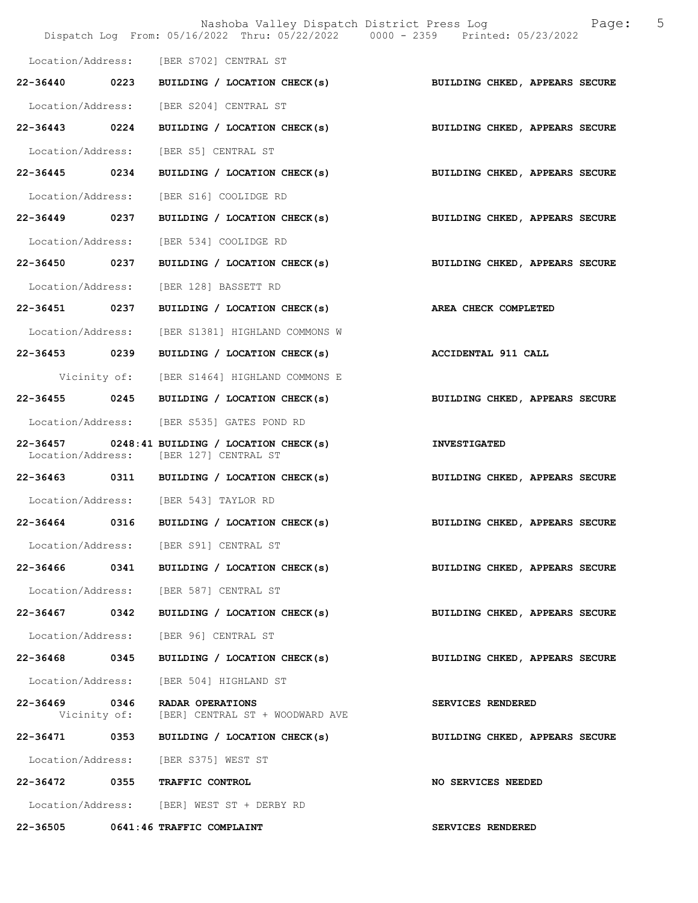Location/Address: [BER S702] CENTRAL ST

| | | | |
|---|---|---|---|
| 22-36440 | 0223 | BUILDING / LOCATION CHECK(s) | BUILDING CHKED, APPEARS SECURE |
| Location/Address: | | [BER S204] CENTRAL ST | |
| 22-36443 | 0224 | BUILDING / LOCATION CHECK(s) | BUILDING CHKED, APPEARS SECURE |
| Location/Address: | | [BER S5] CENTRAL ST | |
| 22-36445 | 0234 | BUILDING / LOCATION CHECK(s) | BUILDING CHKED, APPEARS SECURE |
| Location/Address: | | [BER S16] COOLIDGE RD | |
| 22-36449 | 0237 | BUILDING / LOCATION CHECK(s) | BUILDING CHKED, APPEARS SECURE |
| Location/Address: | | [BER 534] COOLIDGE RD | |
| 22-36450 | 0237 | BUILDING / LOCATION CHECK(s) | BUILDING CHKED, APPEARS SECURE |
| Location/Address: | | [BER 128] BASSETT RD | |
| 22-36451 | 0237 | BUILDING / LOCATION CHECK(s) | AREA CHECK COMPLETED |
| Location/Address: | | [BER S1381] HIGHLAND COMMONS W | |
| 22-36453 | 0239 | BUILDING / LOCATION CHECK(s) | ACCIDENTAL 911 CALL |
| Vicinity of: | | [BER S1464] HIGHLAND COMMONS E | |
| 22-36455 | 0245 | BUILDING / LOCATION CHECK(s) | BUILDING CHKED, APPEARS SECURE |
| Location/Address: | | [BER S535] GATES POND RD | |
| 22-36457 | 0248:41 | BUILDING / LOCATION CHECK(s) | INVESTIGATED |
| Location/Address: | | [BER 127] CENTRAL ST | |
| 22-36463 | 0311 | BUILDING / LOCATION CHECK(s) | BUILDING CHKED, APPEARS SECURE |
| Location/Address: | | [BER 543] TAYLOR RD | |
| 22-36464 | 0316 | BUILDING / LOCATION CHECK(s) | BUILDING CHKED, APPEARS SECURE |
| Location/Address: | | [BER S91] CENTRAL ST | |
| 22-36466 | 0341 | BUILDING / LOCATION CHECK(s) | BUILDING CHKED, APPEARS SECURE |
| Location/Address: | | [BER 587] CENTRAL ST | |
| 22-36467 | 0342 | BUILDING / LOCATION CHECK(s) | BUILDING CHKED, APPEARS SECURE |
| Location/Address: | | [BER 96] CENTRAL ST | |
| 22-36468 | 0345 | BUILDING / LOCATION CHECK(s) | BUILDING CHKED, APPEARS SECURE |
| Location/Address: | | [BER 504] HIGHLAND ST | |
| 22-36469 | 0346 | RADAR OPERATIONS | SERVICES RENDERED |
| Vicinity of: | | [BER] CENTRAL ST + WOODWARD AVE | |
| 22-36471 | 0353 | BUILDING / LOCATION CHECK(s) | BUILDING CHKED, APPEARS SECURE |
| Location/Address: | | [BER S375] WEST ST | |
| 22-36472 | 0355 | TRAFFIC CONTROL | NO SERVICES NEEDED |
| Location/Address: | | [BER] WEST ST + DERBY RD | |
| 22-36505 | 0641:46 | TRAFFIC COMPLAINT | SERVICES RENDERED |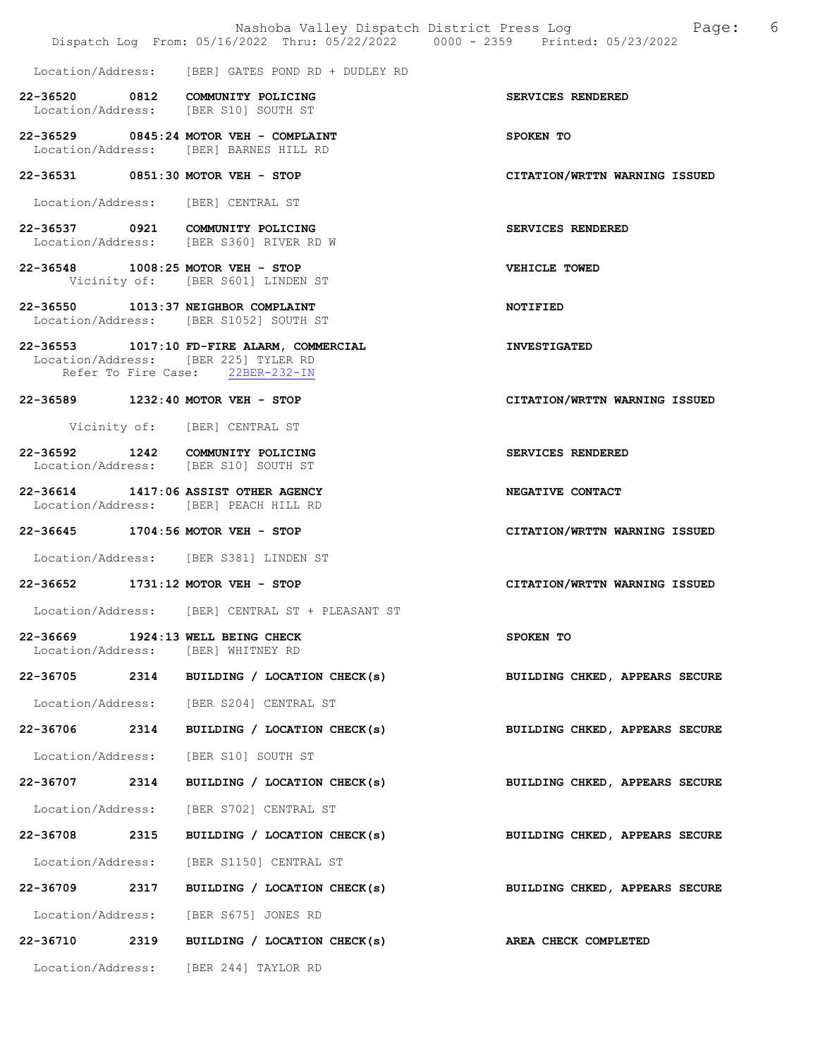Location/Address: [BER] GATES POND RD + DUDLEY RD

**22-36520 0812 COMMUNITY POLICING** — **SERVICES RENDERED**
Location/Address: [BER S10] SOUTH ST

**22-36529 0845:24 MOTOR VEH - COMPLAINT** — **SPOKEN TO**
Location/Address: [BER] BARNES HILL RD

**22-36531 0851:30 MOTOR VEH - STOP** — **CITATION/WRTTN WARNING ISSUED**
Location/Address: [BER] CENTRAL ST

**22-36537 0921 COMMUNITY POLICING** — **SERVICES RENDERED**
Location/Address: [BER S360] RIVER RD W

**22-36548 1008:25 MOTOR VEH - STOP** — **VEHICLE TOWED**
Vicinity of: [BER S601] LINDEN ST

**22-36550 1013:37 NEIGHBOR COMPLAINT** — **NOTIFIED**
Location/Address: [BER S1052] SOUTH ST

**22-36553 1017:10 FD-FIRE ALARM, COMMERCIAL** — **INVESTIGATED**
Location/Address: [BER 225] TYLER RD
Refer To Fire Case: 22BER-232-IN

**22-36589 1232:40 MOTOR VEH - STOP** — **CITATION/WRTTN WARNING ISSUED**
Vicinity of: [BER] CENTRAL ST

**22-36592 1242 COMMUNITY POLICING** — **SERVICES RENDERED**
Location/Address: [BER S10] SOUTH ST

**22-36614 1417:06 ASSIST OTHER AGENCY** — **NEGATIVE CONTACT**
Location/Address: [BER] PEACH HILL RD

**22-36645 1704:56 MOTOR VEH - STOP** — **CITATION/WRTTN WARNING ISSUED**
Location/Address: [BER S381] LINDEN ST

**22-36652 1731:12 MOTOR VEH - STOP** — **CITATION/WRTTN WARNING ISSUED**
Location/Address: [BER] CENTRAL ST + PLEASANT ST

**22-36669 1924:13 WELL BEING CHECK** — **SPOKEN TO**
Location/Address: [BER] WHITNEY RD

**22-36705 2314 BUILDING / LOCATION CHECK(s)** — **BUILDING CHKED, APPEARS SECURE**
Location/Address: [BER S204] CENTRAL ST

**22-36706 2314 BUILDING / LOCATION CHECK(s)** — **BUILDING CHKED, APPEARS SECURE**
Location/Address: [BER S10] SOUTH ST

**22-36707 2314 BUILDING / LOCATION CHECK(s)** — **BUILDING CHKED, APPEARS SECURE**
Location/Address: [BER S702] CENTRAL ST

**22-36708 2315 BUILDING / LOCATION CHECK(s)** — **BUILDING CHKED, APPEARS SECURE**
Location/Address: [BER S1150] CENTRAL ST

**22-36709 2317 BUILDING / LOCATION CHECK(s)** — **BUILDING CHKED, APPEARS SECURE**
Location/Address: [BER S675] JONES RD

**22-36710 2319 BUILDING / LOCATION CHECK(s)** — **AREA CHECK COMPLETED**
Location/Address: [BER 244] TAYLOR RD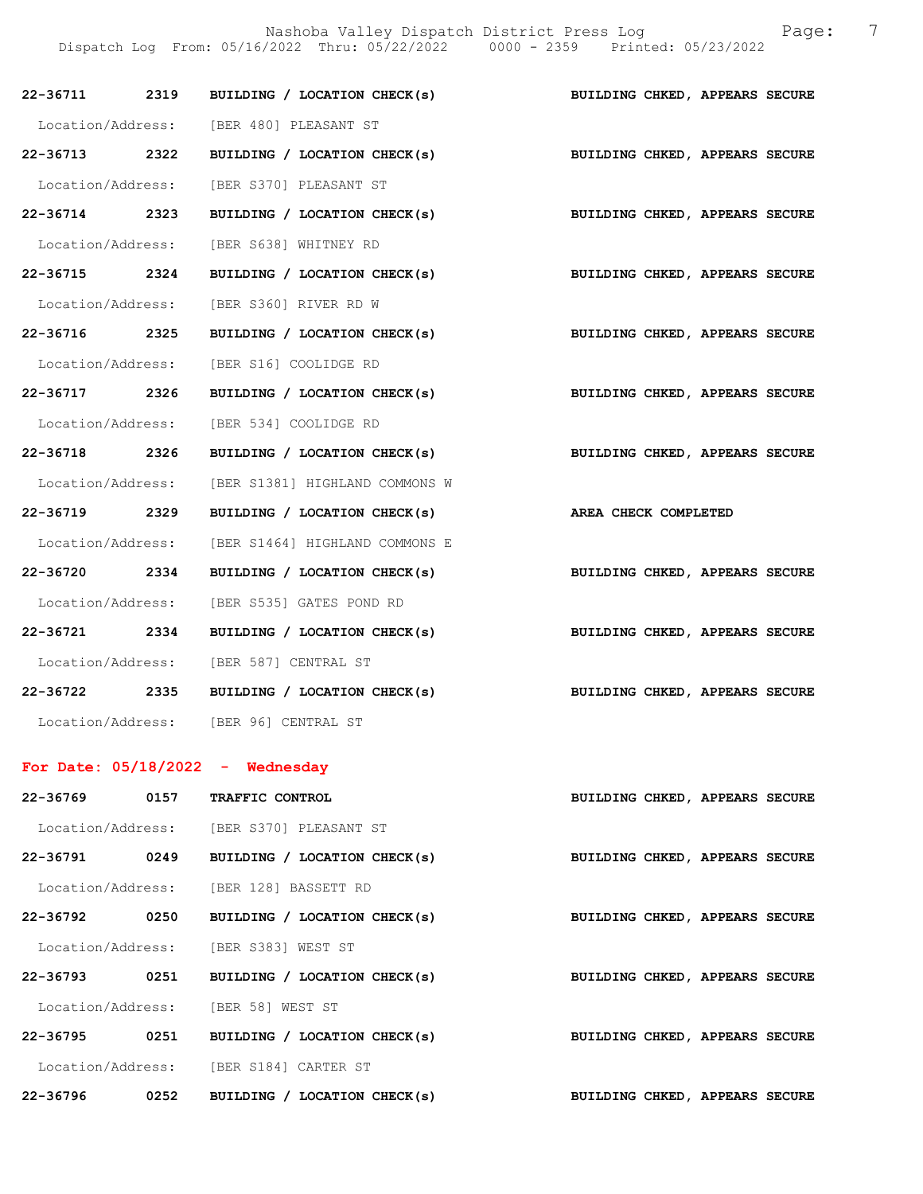**22-36711 2319 BUILDING / LOCATION CHECK(s) BUILDING CHKED, APPEARS SECURE**

Location/Address: [BER 480] PLEASANT ST

**22-36713 2322 BUILDING / LOCATION CHECK(s) BUILDING CHKED, APPEARS SECURE**

Location/Address: [BER S370] PLEASANT ST

**22-36714 2323 BUILDING / LOCATION CHECK(s) BUILDING CHKED, APPEARS SECURE**

Location/Address: [BER S638] WHITNEY RD

**22-36715 2324 BUILDING / LOCATION CHECK(s) BUILDING CHKED, APPEARS SECURE**

Location/Address: [BER S360] RIVER RD W

**22-36716 2325 BUILDING / LOCATION CHECK(s) BUILDING CHKED, APPEARS SECURE**

Location/Address: [BER S16] COOLIDGE RD

**22-36717 2326 BUILDING / LOCATION CHECK(s) BUILDING CHKED, APPEARS SECURE**

Location/Address: [BER 534] COOLIDGE RD

**22-36718 2326 BUILDING / LOCATION CHECK(s) BUILDING CHKED, APPEARS SECURE**

Location/Address: [BER S1381] HIGHLAND COMMONS W

**22-36719 2329 BUILDING / LOCATION CHECK(s) AREA CHECK COMPLETED**

Location/Address: [BER S1464] HIGHLAND COMMONS E

**22-36720 2334 BUILDING / LOCATION CHECK(s) BUILDING CHKED, APPEARS SECURE**

Location/Address: [BER S535] GATES POND RD

**22-36721 2334 BUILDING / LOCATION CHECK(s) BUILDING CHKED, APPEARS SECURE**

Location/Address: [BER 587] CENTRAL ST

**22-36722 2335 BUILDING / LOCATION CHECK(s) BUILDING CHKED, APPEARS SECURE**

Location/Address: [BER 96] CENTRAL ST

## For Date: 05/18/2022 - Wednesday

**22-36769 0157 TRAFFIC CONTROL BUILDING CHKED, APPEARS SECURE**

Location/Address: [BER S370] PLEASANT ST

**22-36791 0249 BUILDING / LOCATION CHECK(s) BUILDING CHKED, APPEARS SECURE**

Location/Address: [BER 128] BASSETT RD

**22-36792 0250 BUILDING / LOCATION CHECK(s) BUILDING CHKED, APPEARS SECURE**

Location/Address: [BER S383] WEST ST

**22-36793 0251 BUILDING / LOCATION CHECK(s) BUILDING CHKED, APPEARS SECURE**

Location/Address: [BER 58] WEST ST

**22-36795 0251 BUILDING / LOCATION CHECK(s) BUILDING CHKED, APPEARS SECURE**

Location/Address: [BER S184] CARTER ST

**22-36796 0252 BUILDING / LOCATION CHECK(s) BUILDING CHKED, APPEARS SECURE**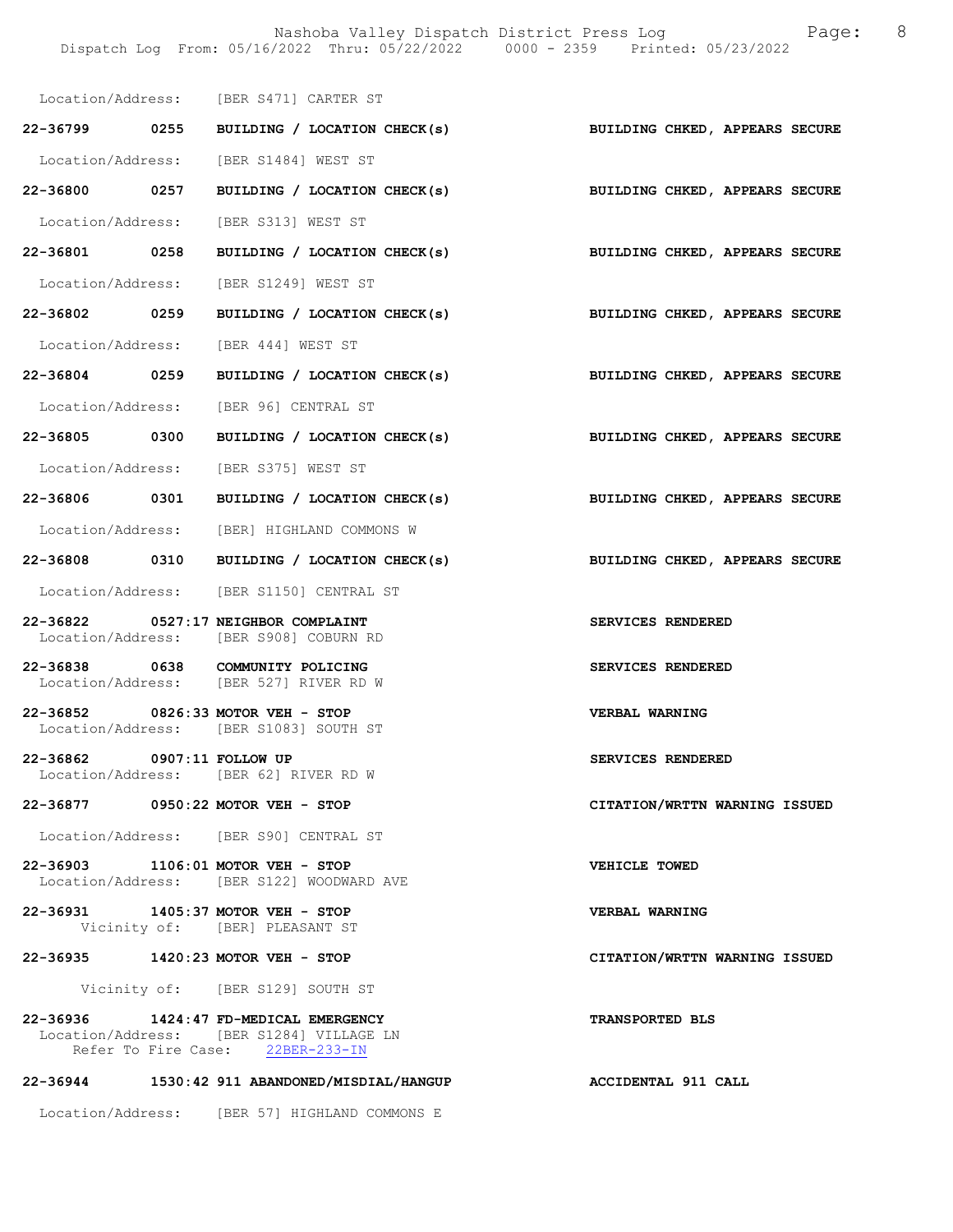Location/Address: [BER S471] CARTER ST

**22-36799 0255 BUILDING / LOCATION CHECK(s)** BUILDING CHKED, APPEARS SECURE

Location/Address: [BER S1484] WEST ST

**22-36800 0257 BUILDING / LOCATION CHECK(s)** BUILDING CHKED, APPEARS SECURE

Location/Address: [BER S313] WEST ST

**22-36801 0258 BUILDING / LOCATION CHECK(s)** BUILDING CHKED, APPEARS SECURE

Location/Address: [BER S1249] WEST ST

**22-36802 0259 BUILDING / LOCATION CHECK(s)** BUILDING CHKED, APPEARS SECURE

Location/Address: [BER 444] WEST ST

**22-36804 0259 BUILDING / LOCATION CHECK(s)** BUILDING CHKED, APPEARS SECURE

Location/Address: [BER 96] CENTRAL ST

**22-36805 0300 BUILDING / LOCATION CHECK(s)** BUILDING CHKED, APPEARS SECURE

Location/Address: [BER S375] WEST ST

**22-36806 0301 BUILDING / LOCATION CHECK(s)** BUILDING CHKED, APPEARS SECURE

Location/Address: [BER] HIGHLAND COMMONS W

**22-36808 0310 BUILDING / LOCATION CHECK(s)** BUILDING CHKED, APPEARS SECURE

Location/Address: [BER S1150] CENTRAL ST

**22-36822 0527:17 NEIGHBOR COMPLAINT** SERVICES RENDERED
Location/Address: [BER S908] COBURN RD

**22-36838 0638 COMMUNITY POLICING** SERVICES RENDERED
Location/Address: [BER 527] RIVER RD W

**22-36852 0826:33 MOTOR VEH - STOP** VERBAL WARNING
Location/Address: [BER S1083] SOUTH ST

**22-36862 0907:11 FOLLOW UP** SERVICES RENDERED
Location/Address: [BER 62] RIVER RD W

**22-36877 0950:22 MOTOR VEH - STOP** CITATION/WRTTN WARNING ISSUED

Location/Address: [BER S90] CENTRAL ST

**22-36903 1106:01 MOTOR VEH - STOP** VEHICLE TOWED
Location/Address: [BER S122] WOODWARD AVE

**22-36931 1405:37 MOTOR VEH - STOP** VERBAL WARNING
Vicinity of: [BER] PLEASANT ST

**22-36935 1420:23 MOTOR VEH - STOP** CITATION/WRTTN WARNING ISSUED

Vicinity of: [BER S129] SOUTH ST

**22-36936 1424:47 FD-MEDICAL EMERGENCY** TRANSPORTED BLS
Location/Address: [BER S1284] VILLAGE LN
Refer To Fire Case: 22BER-233-IN

**22-36944 1530:42 911 ABANDONED/MISDIAL/HANGUP** ACCIDENTAL 911 CALL

Location/Address: [BER 57] HIGHLAND COMMONS E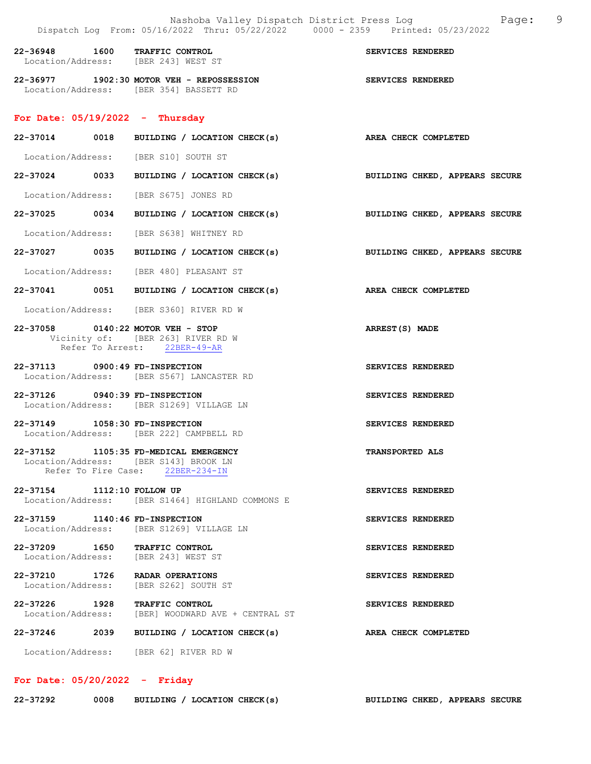22-36948 1600 TRAFFIC CONTROL SERVICES RENDERED
Location/Address: [BER 243] WEST ST

22-36977 1902:30 MOTOR VEH - REPOSSESSION SERVICES RENDERED
Location/Address: [BER 354] BASSETT RD

## For Date: 05/19/2022 - Thursday

22-37014 0018 BUILDING / LOCATION CHECK(s) AREA CHECK COMPLETED
Location/Address: [BER S10] SOUTH ST

22-37024 0033 BUILDING / LOCATION CHECK(s) BUILDING CHKED, APPEARS SECURE
Location/Address: [BER S675] JONES RD

22-37025 0034 BUILDING / LOCATION CHECK(s) BUILDING CHKED, APPEARS SECURE
Location/Address: [BER S638] WHITNEY RD

22-37027 0035 BUILDING / LOCATION CHECK(s) BUILDING CHKED, APPEARS SECURE
Location/Address: [BER 480] PLEASANT ST

22-37041 0051 BUILDING / LOCATION CHECK(s) AREA CHECK COMPLETED
Location/Address: [BER S360] RIVER RD W

22-37058 0140:22 MOTOR VEH - STOP ARREST(S) MADE
Vicinity of: [BER 263] RIVER RD W
Refer To Arrest: 22BER-49-AR

22-37113 0900:49 FD-INSPECTION SERVICES RENDERED
Location/Address: [BER S567] LANCASTER RD

22-37126 0940:39 FD-INSPECTION SERVICES RENDERED
Location/Address: [BER S1269] VILLAGE LN

22-37149 1058:30 FD-INSPECTION SERVICES RENDERED
Location/Address: [BER 222] CAMPBELL RD

22-37152 1105:35 FD-MEDICAL EMERGENCY TRANSPORTED ALS
Location/Address: [BER S143] BROOK LN
Refer To Fire Case: 22BER-234-IN

22-37154 1112:10 FOLLOW UP SERVICES RENDERED
Location/Address: [BER S1464] HIGHLAND COMMONS E

22-37159 1140:46 FD-INSPECTION SERVICES RENDERED
Location/Address: [BER S1269] VILLAGE LN

22-37209 1650 TRAFFIC CONTROL SERVICES RENDERED
Location/Address: [BER 243] WEST ST

22-37210 1726 RADAR OPERATIONS SERVICES RENDERED
Location/Address: [BER S262] SOUTH ST

22-37226 1928 TRAFFIC CONTROL SERVICES RENDERED
Location/Address: [BER] WOODWARD AVE + CENTRAL ST

22-37246 2039 BUILDING / LOCATION CHECK(s) AREA CHECK COMPLETED
Location/Address: [BER 62] RIVER RD W

## For Date: 05/20/2022 - Friday

22-37292 0008 BUILDING / LOCATION CHECK(s) BUILDING CHKED, APPEARS SECURE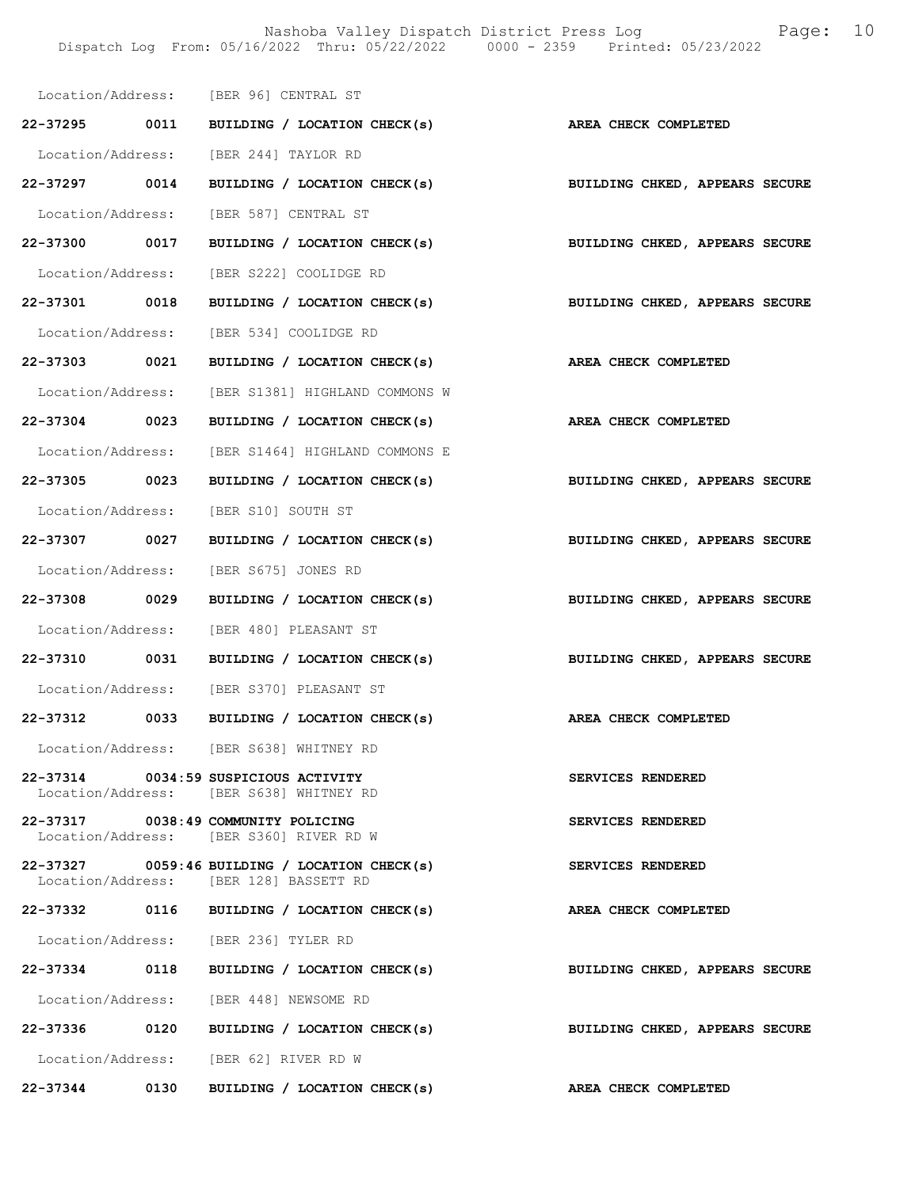Location/Address: [BER 96] CENTRAL ST

**22-37295 0011 BUILDING / LOCATION CHECK(s) AREA CHECK COMPLETED**

Location/Address: [BER 244] TAYLOR RD

**22-37297 0014 BUILDING / LOCATION CHECK(s) BUILDING CHKED, APPEARS SECURE**

Location/Address: [BER 587] CENTRAL ST

**22-37300 0017 BUILDING / LOCATION CHECK(s) BUILDING CHKED, APPEARS SECURE**

Location/Address: [BER S222] COOLIDGE RD

**22-37301 0018 BUILDING / LOCATION CHECK(s) BUILDING CHKED, APPEARS SECURE**

Location/Address: [BER 534] COOLIDGE RD

**22-37303 0021 BUILDING / LOCATION CHECK(s) AREA CHECK COMPLETED**

Location/Address: [BER S1381] HIGHLAND COMMONS W

**22-37304 0023 BUILDING / LOCATION CHECK(s) AREA CHECK COMPLETED**

Location/Address: [BER S1464] HIGHLAND COMMONS E

**22-37305 0023 BUILDING / LOCATION CHECK(s) BUILDING CHKED, APPEARS SECURE**

Location/Address: [BER S10] SOUTH ST

**22-37307 0027 BUILDING / LOCATION CHECK(s) BUILDING CHKED, APPEARS SECURE**

Location/Address: [BER S675] JONES RD

**22-37308 0029 BUILDING / LOCATION CHECK(s) BUILDING CHKED, APPEARS SECURE**

Location/Address: [BER 480] PLEASANT ST

**22-37310 0031 BUILDING / LOCATION CHECK(s) BUILDING CHKED, APPEARS SECURE**

Location/Address: [BER S370] PLEASANT ST

**22-37312 0033 BUILDING / LOCATION CHECK(s) AREA CHECK COMPLETED**

Location/Address: [BER S638] WHITNEY RD

**22-37314 0034:59 SUSPICIOUS ACTIVITY SERVICES RENDERED**
Location/Address: [BER S638] WHITNEY RD

**22-37317 0038:49 COMMUNITY POLICING SERVICES RENDERED**
Location/Address: [BER S360] RIVER RD W

**22-37327 0059:46 BUILDING / LOCATION CHECK(s) SERVICES RENDERED**
Location/Address: [BER 128] BASSETT RD

**22-37332 0116 BUILDING / LOCATION CHECK(s) AREA CHECK COMPLETED**

Location/Address: [BER 236] TYLER RD

**22-37334 0118 BUILDING / LOCATION CHECK(s) BUILDING CHKED, APPEARS SECURE**

Location/Address: [BER 448] NEWSOME RD

**22-37336 0120 BUILDING / LOCATION CHECK(s) BUILDING CHKED, APPEARS SECURE**

Location/Address: [BER 62] RIVER RD W

**22-37344 0130 BUILDING / LOCATION CHECK(s) AREA CHECK COMPLETED**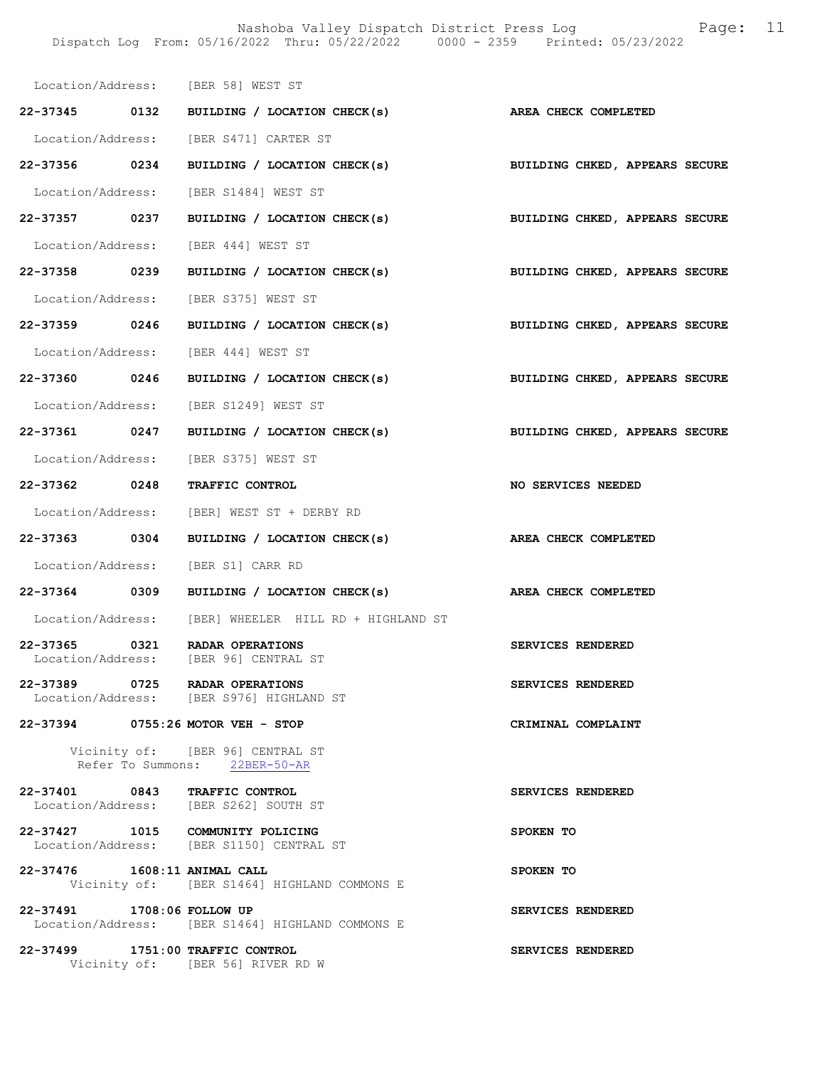Location/Address: [BER 58] WEST ST

**22-37345 0132 BUILDING / LOCATION CHECK(s) AREA CHECK COMPLETED**

Location/Address: [BER S471] CARTER ST

**22-37356 0234 BUILDING / LOCATION CHECK(s) BUILDING CHKED, APPEARS SECURE**

Location/Address: [BER S1484] WEST ST

**22-37357 0237 BUILDING / LOCATION CHECK(s) BUILDING CHKED, APPEARS SECURE**

Location/Address: [BER 444] WEST ST

**22-37358 0239 BUILDING / LOCATION CHECK(s) BUILDING CHKED, APPEARS SECURE**

Location/Address: [BER S375] WEST ST

**22-37359 0246 BUILDING / LOCATION CHECK(s) BUILDING CHKED, APPEARS SECURE**

Location/Address: [BER 444] WEST ST

**22-37360 0246 BUILDING / LOCATION CHECK(s) BUILDING CHKED, APPEARS SECURE**

Location/Address: [BER S1249] WEST ST

**22-37361 0247 BUILDING / LOCATION CHECK(s) BUILDING CHKED, APPEARS SECURE**

Location/Address: [BER S375] WEST ST

**22-37362 0248 TRAFFIC CONTROL NO SERVICES NEEDED**

Location/Address: [BER] WEST ST + DERBY RD

**22-37363 0304 BUILDING / LOCATION CHECK(s) AREA CHECK COMPLETED**

Location/Address: [BER S1] CARR RD

**22-37364 0309 BUILDING / LOCATION CHECK(s) AREA CHECK COMPLETED**

Location/Address: [BER] WHEELER HILL RD + HIGHLAND ST

**22-37365 0321 RADAR OPERATIONS SERVICES RENDERED**
Location/Address: [BER 96] CENTRAL ST

**22-37389 0725 RADAR OPERATIONS SERVICES RENDERED**
Location/Address: [BER S976] HIGHLAND ST

**22-37394 0755:26 MOTOR VEH - STOP CRIMINAL COMPLAINT**

Vicinity of: [BER 96] CENTRAL ST
Refer To Summons: 22BER-50-AR

**22-37401 0843 TRAFFIC CONTROL SERVICES RENDERED**
Location/Address: [BER S262] SOUTH ST

**22-37427 1015 COMMUNITY POLICING SPOKEN TO**
Location/Address: [BER S1150] CENTRAL ST

**22-37476 1608:11 ANIMAL CALL SPOKEN TO**
Vicinity of: [BER S1464] HIGHLAND COMMONS E

**22-37491 1708:06 FOLLOW UP SERVICES RENDERED**
Location/Address: [BER S1464] HIGHLAND COMMONS E

**22-37499 1751:00 TRAFFIC CONTROL SERVICES RENDERED**
Vicinity of: [BER 56] RIVER RD W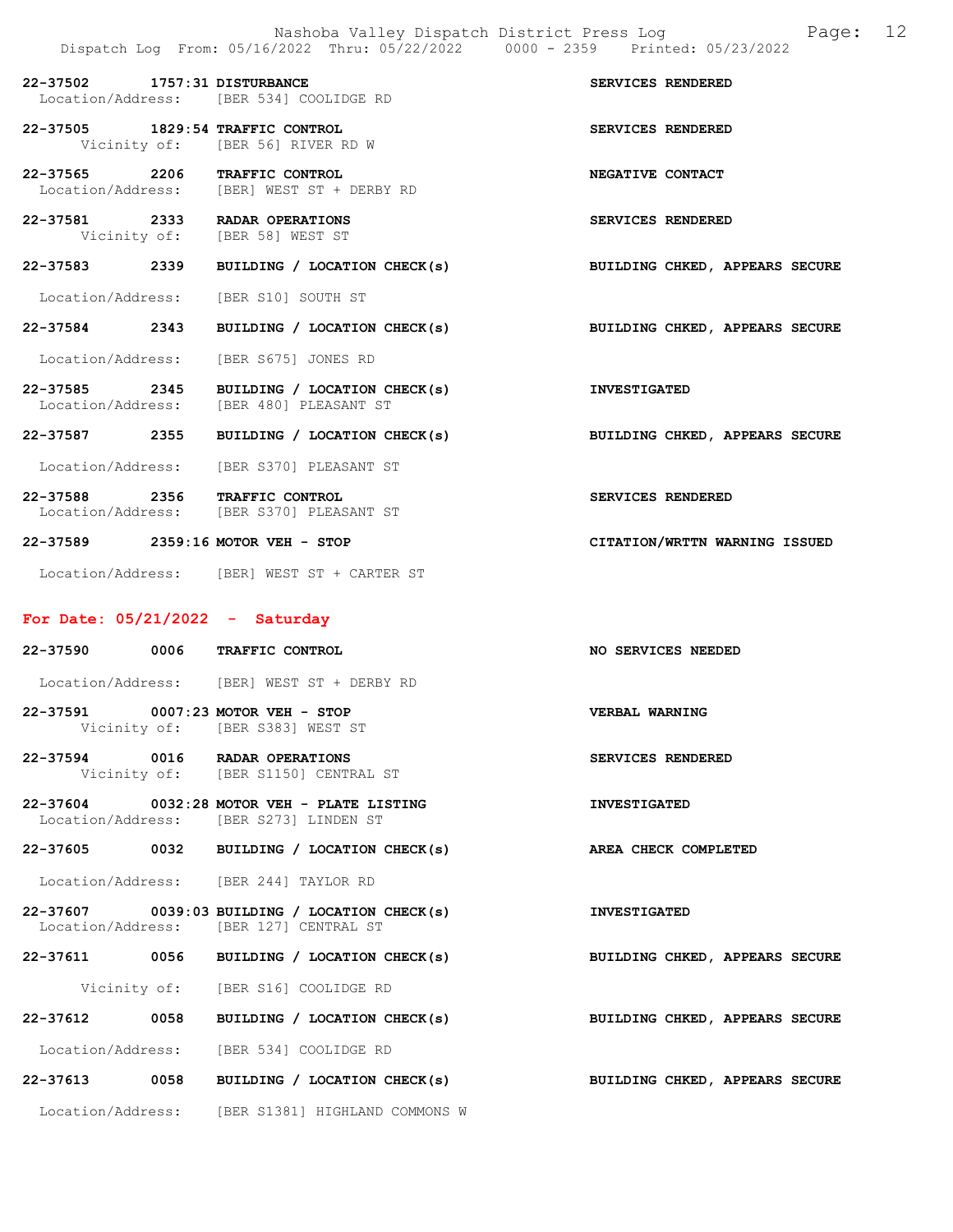22-37502 1757:31 DISTURBANCE SERVICES RENDERED
Location/Address: [BER 534] COOLIDGE RD

22-37505 1829:54 TRAFFIC CONTROL SERVICES RENDERED
Vicinity of: [BER 56] RIVER RD W

22-37565 2206 TRAFFIC CONTROL NEGATIVE CONTACT
Location/Address: [BER] WEST ST + DERBY RD

22-37581 2333 RADAR OPERATIONS SERVICES RENDERED
Vicinity of: [BER 58] WEST ST

22-37583 2339 BUILDING / LOCATION CHECK(s) BUILDING CHKED, APPEARS SECURE

Location/Address: [BER S10] SOUTH ST

22-37584 2343 BUILDING / LOCATION CHECK(s) BUILDING CHKED, APPEARS SECURE

Location/Address: [BER S675] JONES RD

22-37585 2345 BUILDING / LOCATION CHECK(s) INVESTIGATED
Location/Address: [BER 480] PLEASANT ST

22-37587 2355 BUILDING / LOCATION CHECK(s) BUILDING CHKED, APPEARS SECURE

Location/Address: [BER S370] PLEASANT ST

22-37588 2356 TRAFFIC CONTROL SERVICES RENDERED
Location/Address: [BER S370] PLEASANT ST

22-37589 2359:16 MOTOR VEH - STOP CITATION/WRTTN WARNING ISSUED

Location/Address: [BER] WEST ST + CARTER ST

## For Date: 05/21/2022 - Saturday

22-37590 0006 TRAFFIC CONTROL NO SERVICES NEEDED

Location/Address: [BER] WEST ST + DERBY RD

22-37591 0007:23 MOTOR VEH - STOP VERBAL WARNING
Vicinity of: [BER S383] WEST ST

22-37594 0016 RADAR OPERATIONS SERVICES RENDERED
Vicinity of: [BER S1150] CENTRAL ST

22-37604 0032:28 MOTOR VEH - PLATE LISTING INVESTIGATED
Location/Address: [BER S273] LINDEN ST

22-37605 0032 BUILDING / LOCATION CHECK(s) AREA CHECK COMPLETED

Location/Address: [BER 244] TAYLOR RD

22-37607 0039:03 BUILDING / LOCATION CHECK(s) INVESTIGATED
Location/Address: [BER 127] CENTRAL ST

22-37611 0056 BUILDING / LOCATION CHECK(s) BUILDING CHKED, APPEARS SECURE

Vicinity of: [BER S16] COOLIDGE RD

22-37612 0058 BUILDING / LOCATION CHECK(s) BUILDING CHKED, APPEARS SECURE

Location/Address: [BER 534] COOLIDGE RD

22-37613 0058 BUILDING / LOCATION CHECK(s) BUILDING CHKED, APPEARS SECURE

Location/Address: [BER S1381] HIGHLAND COMMONS W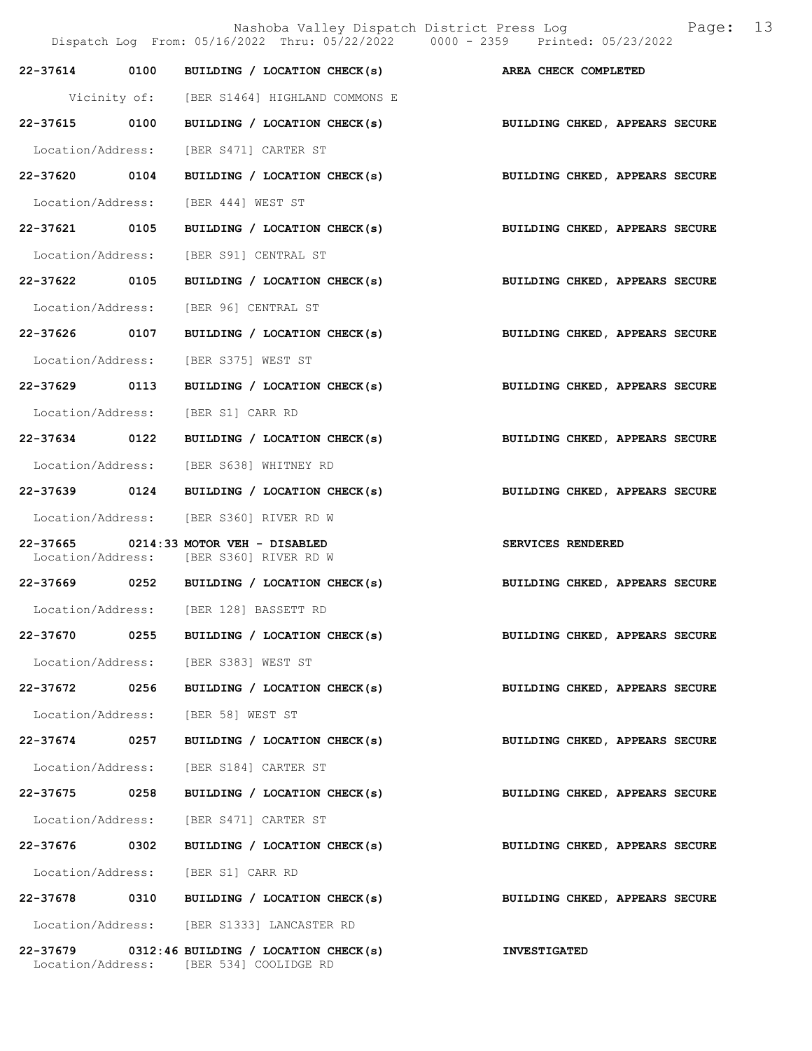| Call # | Time | Call Reason | Action |
|---|---|---|---|
| 22-37614 | 0100 | BUILDING / LOCATION CHECK(s) | AREA CHECK COMPLETED |
| | | Vicinity of: [BER S1464] HIGHLAND COMMONS E | |
| 22-37615 | 0100 | BUILDING / LOCATION CHECK(s) | BUILDING CHKED, APPEARS SECURE |
| | | Location/Address: [BER S471] CARTER ST | |
| 22-37620 | 0104 | BUILDING / LOCATION CHECK(s) | BUILDING CHKED, APPEARS SECURE |
| | | Location/Address: [BER 444] WEST ST | |
| 22-37621 | 0105 | BUILDING / LOCATION CHECK(s) | BUILDING CHKED, APPEARS SECURE |
| | | Location/Address: [BER S91] CENTRAL ST | |
| 22-37622 | 0105 | BUILDING / LOCATION CHECK(s) | BUILDING CHKED, APPEARS SECURE |
| | | Location/Address: [BER 96] CENTRAL ST | |
| 22-37626 | 0107 | BUILDING / LOCATION CHECK(s) | BUILDING CHKED, APPEARS SECURE |
| | | Location/Address: [BER S375] WEST ST | |
| 22-37629 | 0113 | BUILDING / LOCATION CHECK(s) | BUILDING CHKED, APPEARS SECURE |
| | | Location/Address: [BER S1] CARR RD | |
| 22-37634 | 0122 | BUILDING / LOCATION CHECK(s) | BUILDING CHKED, APPEARS SECURE |
| | | Location/Address: [BER S638] WHITNEY RD | |
| 22-37639 | 0124 | BUILDING / LOCATION CHECK(s) | BUILDING CHKED, APPEARS SECURE |
| | | Location/Address: [BER S360] RIVER RD W | |
| 22-37665 | 0214:33 | MOTOR VEH - DISABLED | SERVICES RENDERED |
| | | Location/Address: [BER S360] RIVER RD W | |
| 22-37669 | 0252 | BUILDING / LOCATION CHECK(s) | BUILDING CHKED, APPEARS SECURE |
| | | Location/Address: [BER 128] BASSETT RD | |
| 22-37670 | 0255 | BUILDING / LOCATION CHECK(s) | BUILDING CHKED, APPEARS SECURE |
| | | Location/Address: [BER S383] WEST ST | |
| 22-37672 | 0256 | BUILDING / LOCATION CHECK(s) | BUILDING CHKED, APPEARS SECURE |
| | | Location/Address: [BER 58] WEST ST | |
| 22-37674 | 0257 | BUILDING / LOCATION CHECK(s) | BUILDING CHKED, APPEARS SECURE |
| | | Location/Address: [BER S184] CARTER ST | |
| 22-37675 | 0258 | BUILDING / LOCATION CHECK(s) | BUILDING CHKED, APPEARS SECURE |
| | | Location/Address: [BER S471] CARTER ST | |
| 22-37676 | 0302 | BUILDING / LOCATION CHECK(s) | BUILDING CHKED, APPEARS SECURE |
| | | Location/Address: [BER S1] CARR RD | |
| 22-37678 | 0310 | BUILDING / LOCATION CHECK(s) | BUILDING CHKED, APPEARS SECURE |
| | | Location/Address: [BER S1333] LANCASTER RD | |
| 22-37679 | 0312:46 | BUILDING / LOCATION CHECK(s) | INVESTIGATED |
| | | Location/Address: [BER 534] COOLIDGE RD | |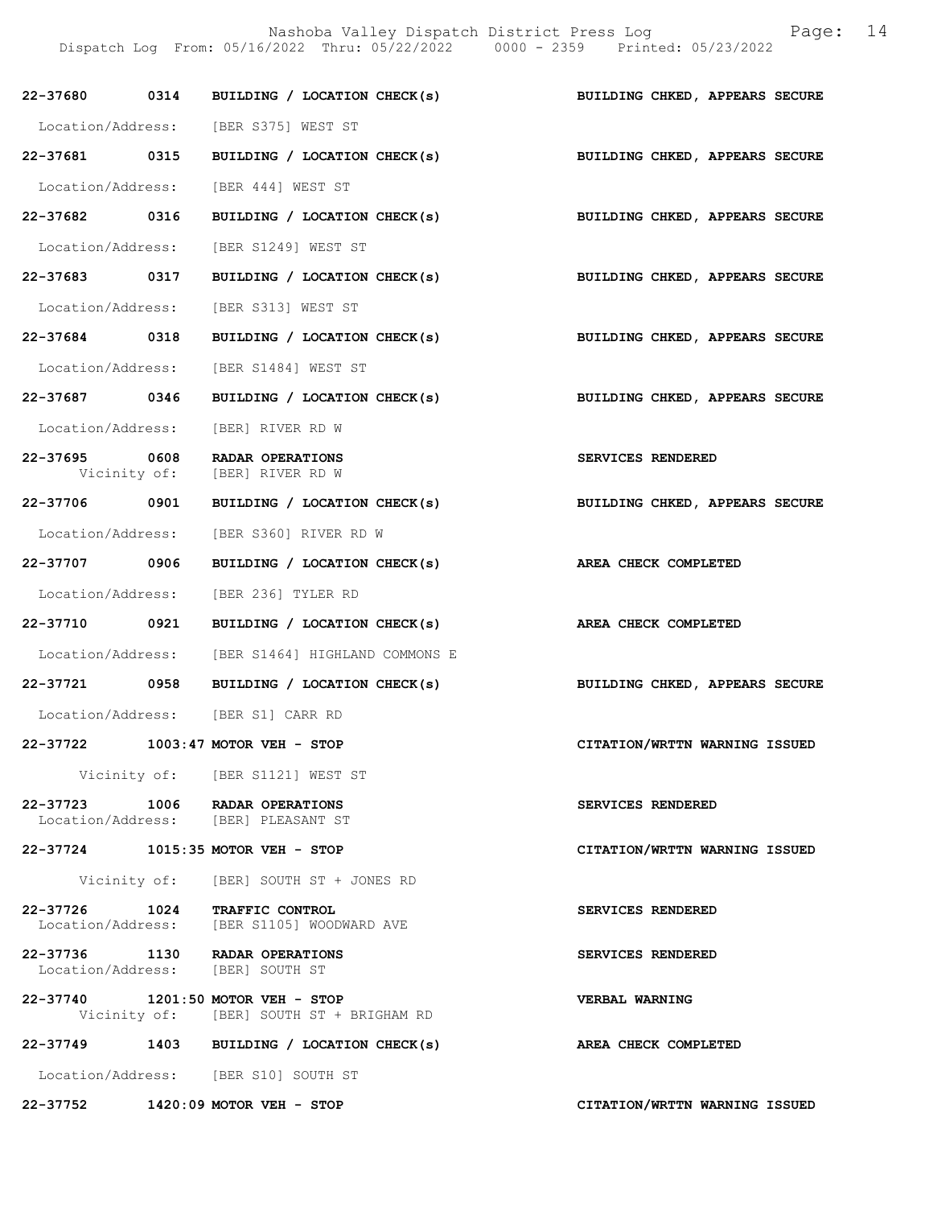| Call # | Time | Call Type | Disposition |
|---|---|---|---|
| 22-37680 | 0314 | BUILDING / LOCATION CHECK(s) | BUILDING CHKED, APPEARS SECURE |
| | | Location/Address: [BER S375] WEST ST | |
| 22-37681 | 0315 | BUILDING / LOCATION CHECK(s) | BUILDING CHKED, APPEARS SECURE |
| | | Location/Address: [BER 444] WEST ST | |
| 22-37682 | 0316 | BUILDING / LOCATION CHECK(s) | BUILDING CHKED, APPEARS SECURE |
| | | Location/Address: [BER S1249] WEST ST | |
| 22-37683 | 0317 | BUILDING / LOCATION CHECK(s) | BUILDING CHKED, APPEARS SECURE |
| | | Location/Address: [BER S313] WEST ST | |
| 22-37684 | 0318 | BUILDING / LOCATION CHECK(s) | BUILDING CHKED, APPEARS SECURE |
| | | Location/Address: [BER S1484] WEST ST | |
| 22-37687 | 0346 | BUILDING / LOCATION CHECK(s) | BUILDING CHKED, APPEARS SECURE |
| | | Location/Address: [BER] RIVER RD W | |
| 22-37695 | 0608 | RADAR OPERATIONS | SERVICES RENDERED |
| | | Vicinity of: [BER] RIVER RD W | |
| 22-37706 | 0901 | BUILDING / LOCATION CHECK(s) | BUILDING CHKED, APPEARS SECURE |
| | | Location/Address: [BER S360] RIVER RD W | |
| 22-37707 | 0906 | BUILDING / LOCATION CHECK(s) | AREA CHECK COMPLETED |
| | | Location/Address: [BER 236] TYLER RD | |
| 22-37710 | 0921 | BUILDING / LOCATION CHECK(s) | AREA CHECK COMPLETED |
| | | Location/Address: [BER S1464] HIGHLAND COMMONS E | |
| 22-37721 | 0958 | BUILDING / LOCATION CHECK(s) | BUILDING CHKED, APPEARS SECURE |
| | | Location/Address: [BER S1] CARR RD | |
| 22-37722 | 1003:47 | MOTOR VEH - STOP | CITATION/WRTTN WARNING ISSUED |
| | | Vicinity of: [BER S1121] WEST ST | |
| 22-37723 | 1006 | RADAR OPERATIONS | SERVICES RENDERED |
| | | Location/Address: [BER] PLEASANT ST | |
| 22-37724 | 1015:35 | MOTOR VEH - STOP | CITATION/WRTTN WARNING ISSUED |
| | | Vicinity of: [BER] SOUTH ST + JONES RD | |
| 22-37726 | 1024 | TRAFFIC CONTROL | SERVICES RENDERED |
| | | Location/Address: [BER S1105] WOODWARD AVE | |
| 22-37736 | 1130 | RADAR OPERATIONS | SERVICES RENDERED |
| | | Location/Address: [BER] SOUTH ST | |
| 22-37740 | 1201:50 | MOTOR VEH - STOP | VERBAL WARNING |
| | | Vicinity of: [BER] SOUTH ST + BRIGHAM RD | |
| 22-37749 | 1403 | BUILDING / LOCATION CHECK(s) | AREA CHECK COMPLETED |
| | | Location/Address: [BER S10] SOUTH ST | |
| 22-37752 | 1420:09 | MOTOR VEH - STOP | CITATION/WRTTN WARNING ISSUED |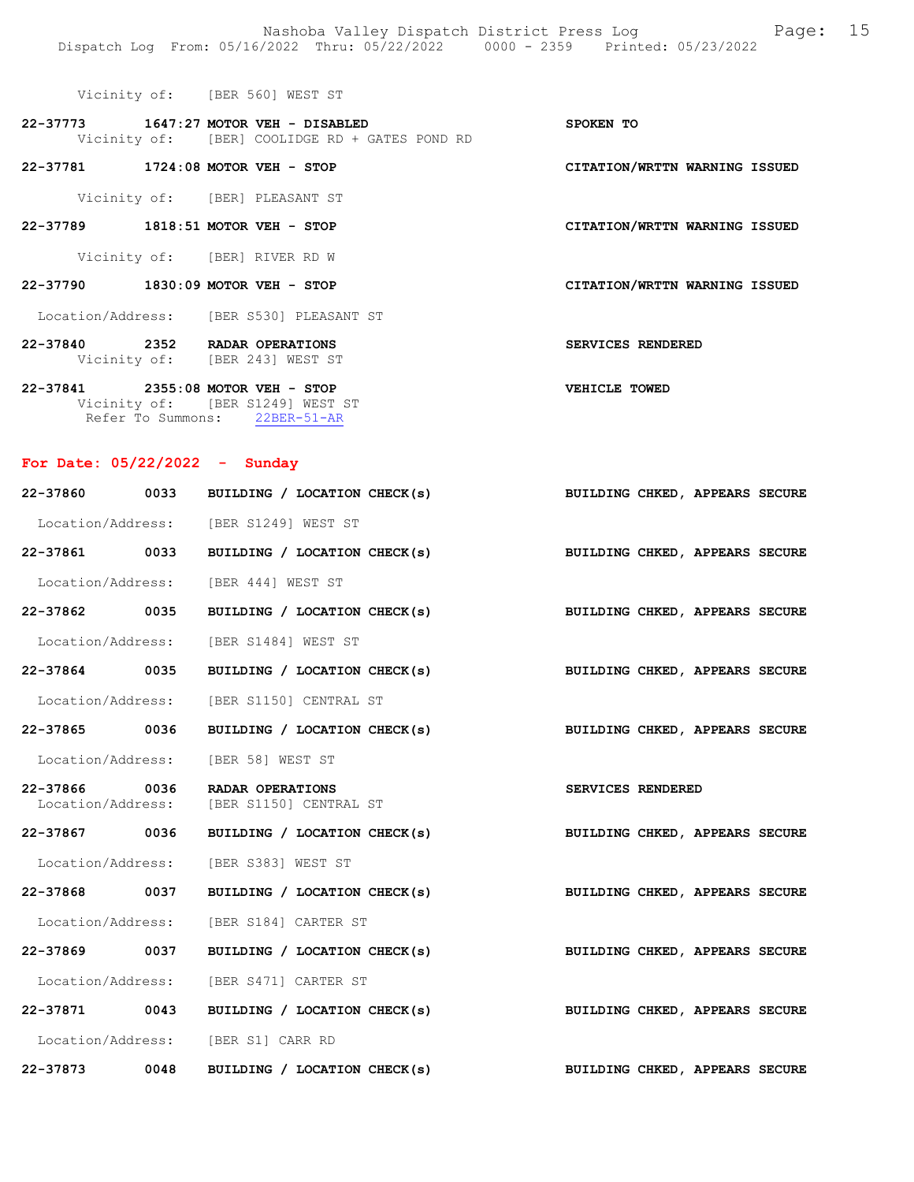Vicinity of: [BER 560] WEST ST

**22-37773** 1647:27 **MOTOR VEH - DISABLED** — **SPOKEN TO**
Vicinity of: [BER] COOLIDGE RD + GATES POND RD

**22-37781** 1724:08 **MOTOR VEH - STOP** — **CITATION/WRTTN WARNING ISSUED**
Vicinity of: [BER] PLEASANT ST

**22-37789** 1818:51 **MOTOR VEH - STOP** — **CITATION/WRTTN WARNING ISSUED**
Vicinity of: [BER] RIVER RD W

**22-37790** 1830:09 **MOTOR VEH - STOP** — **CITATION/WRTTN WARNING ISSUED**
Location/Address: [BER S530] PLEASANT ST

**22-37840** 2352 **RADAR OPERATIONS** — **SERVICES RENDERED**
Vicinity of: [BER 243] WEST ST

**22-37841** 2355:08 **MOTOR VEH - STOP** — **VEHICLE TOWED**
Vicinity of: [BER S1249] WEST ST
Refer To Summons: 22BER-51-AR

## For Date: 05/22/2022 - Sunday

**22-37860** 0033 **BUILDING / LOCATION CHECK(s)** — **BUILDING CHKED, APPEARS SECURE**
Location/Address: [BER S1249] WEST ST

**22-37861** 0033 **BUILDING / LOCATION CHECK(s)** — **BUILDING CHKED, APPEARS SECURE**
Location/Address: [BER 444] WEST ST

**22-37862** 0035 **BUILDING / LOCATION CHECK(s)** — **BUILDING CHKED, APPEARS SECURE**
Location/Address: [BER S1484] WEST ST

**22-37864** 0035 **BUILDING / LOCATION CHECK(s)** — **BUILDING CHKED, APPEARS SECURE**
Location/Address: [BER S1150] CENTRAL ST

**22-37865** 0036 **BUILDING / LOCATION CHECK(s)** — **BUILDING CHKED, APPEARS SECURE**
Location/Address: [BER 58] WEST ST

**22-37866** 0036 **RADAR OPERATIONS** — **SERVICES RENDERED**
Location/Address: [BER S1150] CENTRAL ST

**22-37867** 0036 **BUILDING / LOCATION CHECK(s)** — **BUILDING CHKED, APPEARS SECURE**
Location/Address: [BER S383] WEST ST

**22-37868** 0037 **BUILDING / LOCATION CHECK(s)** — **BUILDING CHKED, APPEARS SECURE**
Location/Address: [BER S184] CARTER ST

**22-37869** 0037 **BUILDING / LOCATION CHECK(s)** — **BUILDING CHKED, APPEARS SECURE**
Location/Address: [BER S471] CARTER ST

**22-37871** 0043 **BUILDING / LOCATION CHECK(s)** — **BUILDING CHKED, APPEARS SECURE**
Location/Address: [BER S1] CARR RD

**22-37873** 0048 **BUILDING / LOCATION CHECK(s)** — **BUILDING CHKED, APPEARS SECURE**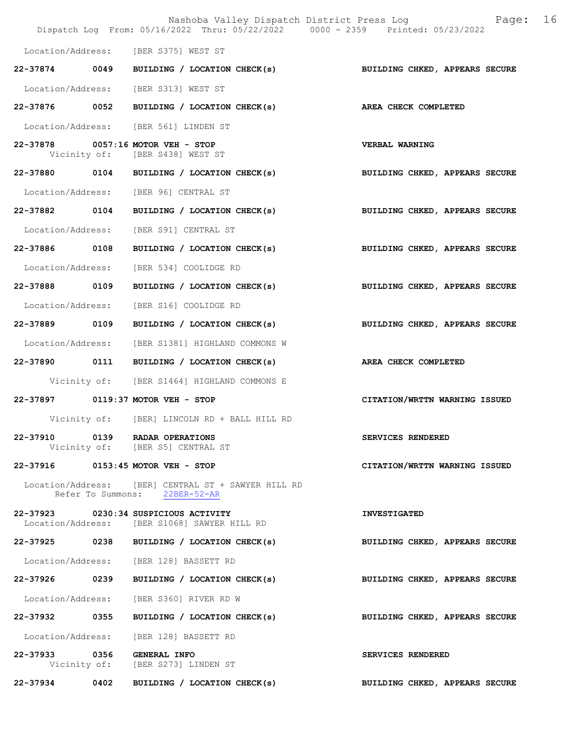Location/Address: [BER S375] WEST ST

**22-37874 0049 BUILDING / LOCATION CHECK(s)** — **BUILDING CHKED, APPEARS SECURE**

Location/Address: [BER S313] WEST ST

**22-37876 0052 BUILDING / LOCATION CHECK(s)** — **AREA CHECK COMPLETED**

Location/Address: [BER 561] LINDEN ST

**22-37878 0057:16 MOTOR VEH - STOP** — **VERBAL WARNING**
Vicinity of: [BER S438] WEST ST

**22-37880 0104 BUILDING / LOCATION CHECK(s)** — **BUILDING CHKED, APPEARS SECURE**

Location/Address: [BER 96] CENTRAL ST

**22-37882 0104 BUILDING / LOCATION CHECK(s)** — **BUILDING CHKED, APPEARS SECURE**

Location/Address: [BER S91] CENTRAL ST

**22-37886 0108 BUILDING / LOCATION CHECK(s)** — **BUILDING CHKED, APPEARS SECURE**

Location/Address: [BER 534] COOLIDGE RD

**22-37888 0109 BUILDING / LOCATION CHECK(s)** — **BUILDING CHKED, APPEARS SECURE**

Location/Address: [BER S16] COOLIDGE RD

**22-37889 0109 BUILDING / LOCATION CHECK(s)** — **BUILDING CHKED, APPEARS SECURE**

Location/Address: [BER S1381] HIGHLAND COMMONS W

**22-37890 0111 BUILDING / LOCATION CHECK(s)** — **AREA CHECK COMPLETED**

Vicinity of: [BER S1464] HIGHLAND COMMONS E

**22-37897 0119:37 MOTOR VEH - STOP** — **CITATION/WRTTN WARNING ISSUED**

Vicinity of: [BER] LINCOLN RD + BALL HILL RD

**22-37910 0139 RADAR OPERATIONS** — **SERVICES RENDERED**
Vicinity of: [BER S5] CENTRAL ST

**22-37916 0153:45 MOTOR VEH - STOP** — **CITATION/WRTTN WARNING ISSUED**

Location/Address: [BER] CENTRAL ST + SAWYER HILL RD
Refer To Summons: 22BER-52-AR

**22-37923 0230:34 SUSPICIOUS ACTIVITY** — **INVESTIGATED**
Location/Address: [BER S1068] SAWYER HILL RD

**22-37925 0238 BUILDING / LOCATION CHECK(s)** — **BUILDING CHKED, APPEARS SECURE**

Location/Address: [BER 128] BASSETT RD

**22-37926 0239 BUILDING / LOCATION CHECK(s)** — **BUILDING CHKED, APPEARS SECURE**

Location/Address: [BER S360] RIVER RD W

**22-37932 0355 BUILDING / LOCATION CHECK(s)** — **BUILDING CHKED, APPEARS SECURE**

Location/Address: [BER 128] BASSETT RD

**22-37933 0356 GENERAL INFO** — **SERVICES RENDERED**
Vicinity of: [BER S273] LINDEN ST

**22-37934 0402 BUILDING / LOCATION CHECK(s)** — **BUILDING CHKED, APPEARS SECURE**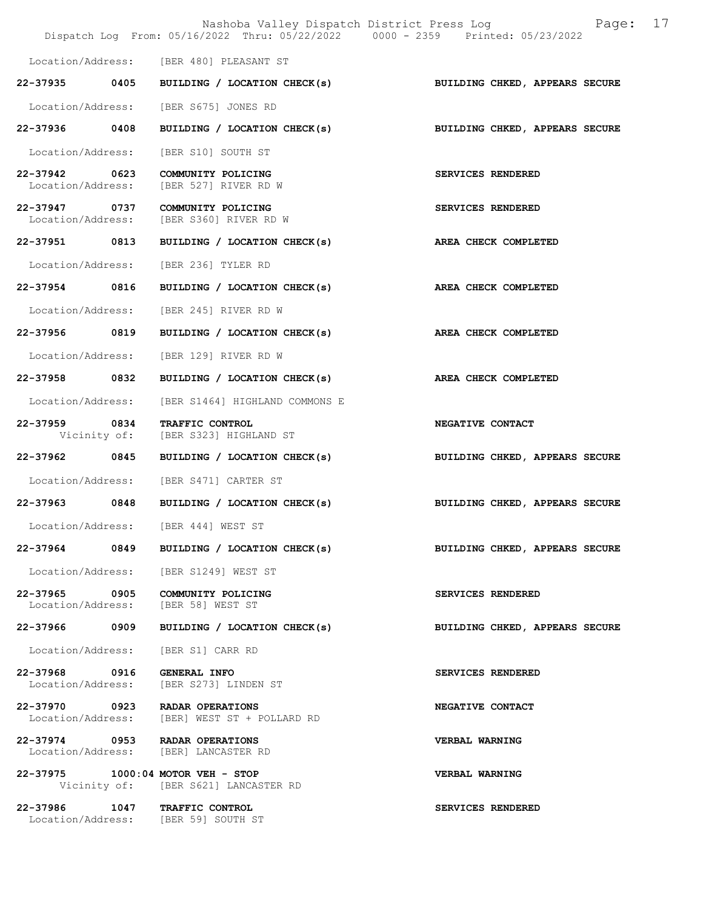Location/Address: [BER 480] PLEASANT ST

| Call # | Time | Call Type | Disposition |
|---|---|---|---|
| 22-37935 | 0405 | BUILDING / LOCATION CHECK(s) | BUILDING CHKED, APPEARS SECURE |
| | | Location/Address: [BER S675] JONES RD | |
| 22-37936 | 0408 | BUILDING / LOCATION CHECK(s) | BUILDING CHKED, APPEARS SECURE |
| | | Location/Address: [BER S10] SOUTH ST | |
| 22-37942 | 0623 | COMMUNITY POLICING | SERVICES RENDERED |
| | | Location/Address: [BER 527] RIVER RD W | |
| 22-37947 | 0737 | COMMUNITY POLICING | SERVICES RENDERED |
| | | Location/Address: [BER S360] RIVER RD W | |
| 22-37951 | 0813 | BUILDING / LOCATION CHECK(s) | AREA CHECK COMPLETED |
| | | Location/Address: [BER 236] TYLER RD | |
| 22-37954 | 0816 | BUILDING / LOCATION CHECK(s) | AREA CHECK COMPLETED |
| | | Location/Address: [BER 245] RIVER RD W | |
| 22-37956 | 0819 | BUILDING / LOCATION CHECK(s) | AREA CHECK COMPLETED |
| | | Location/Address: [BER 129] RIVER RD W | |
| 22-37958 | 0832 | BUILDING / LOCATION CHECK(s) | AREA CHECK COMPLETED |
| | | Location/Address: [BER S1464] HIGHLAND COMMONS E | |
| 22-37959 | 0834 | TRAFFIC CONTROL | NEGATIVE CONTACT |
| | | Vicinity of: [BER S323] HIGHLAND ST | |
| 22-37962 | 0845 | BUILDING / LOCATION CHECK(s) | BUILDING CHKED, APPEARS SECURE |
| | | Location/Address: [BER S471] CARTER ST | |
| 22-37963 | 0848 | BUILDING / LOCATION CHECK(s) | BUILDING CHKED, APPEARS SECURE |
| | | Location/Address: [BER 444] WEST ST | |
| 22-37964 | 0849 | BUILDING / LOCATION CHECK(s) | BUILDING CHKED, APPEARS SECURE |
| | | Location/Address: [BER S1249] WEST ST | |
| 22-37965 | 0905 | COMMUNITY POLICING | SERVICES RENDERED |
| | | Location/Address: [BER 58] WEST ST | |
| 22-37966 | 0909 | BUILDING / LOCATION CHECK(s) | BUILDING CHKED, APPEARS SECURE |
| | | Location/Address: [BER S1] CARR RD | |
| 22-37968 | 0916 | GENERAL INFO | SERVICES RENDERED |
| | | Location/Address: [BER S273] LINDEN ST | |
| 22-37970 | 0923 | RADAR OPERATIONS | NEGATIVE CONTACT |
| | | Location/Address: [BER] WEST ST + POLLARD RD | |
| 22-37974 | 0953 | RADAR OPERATIONS | VERBAL WARNING |
| | | Location/Address: [BER] LANCASTER RD | |
| 22-37975 | 1000:04 | MOTOR VEH - STOP | VERBAL WARNING |
| | | Vicinity of: [BER S621] LANCASTER RD | |
| 22-37986 | 1047 | TRAFFIC CONTROL | SERVICES RENDERED |
| | | Location/Address: [BER 59] SOUTH ST | |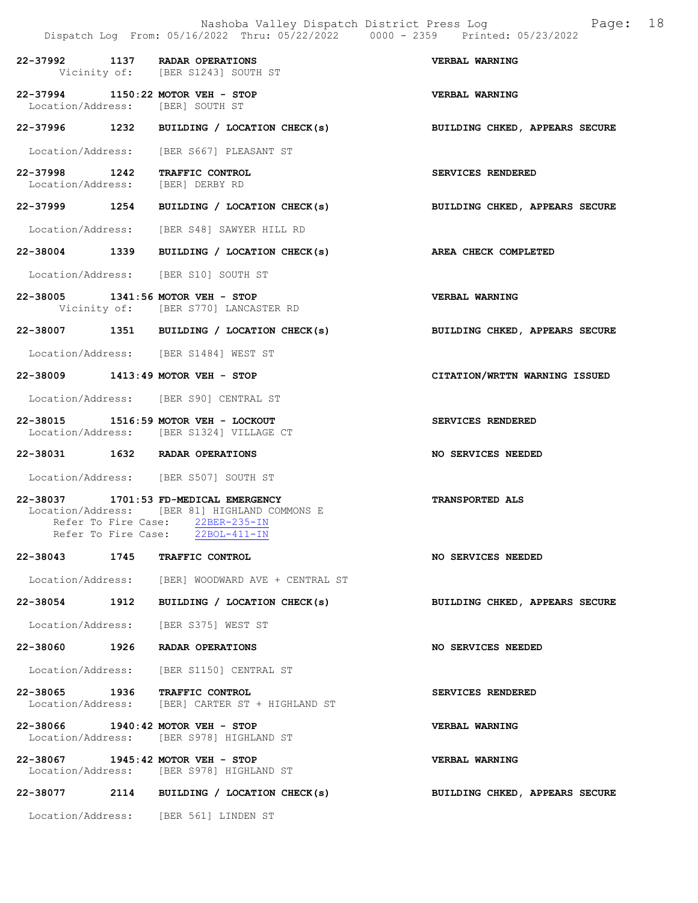22-37992 1137 RADAR OPERATIONS VERBAL WARNING
Vicinity of: [BER S1243] SOUTH ST

22-37994 1150:22 MOTOR VEH - STOP VERBAL WARNING
Location/Address: [BER] SOUTH ST

22-37996 1232 BUILDING / LOCATION CHECK(s) BUILDING CHKED, APPEARS SECURE

Location/Address: [BER S667] PLEASANT ST

22-37998 1242 TRAFFIC CONTROL SERVICES RENDERED
Location/Address: [BER] DERBY RD

22-37999 1254 BUILDING / LOCATION CHECK(s) BUILDING CHKED, APPEARS SECURE

Location/Address: [BER S48] SAWYER HILL RD

22-38004 1339 BUILDING / LOCATION CHECK(s) AREA CHECK COMPLETED

Location/Address: [BER S10] SOUTH ST

22-38005 1341:56 MOTOR VEH - STOP VERBAL WARNING
Vicinity of: [BER S770] LANCASTER RD

22-38007 1351 BUILDING / LOCATION CHECK(s) BUILDING CHKED, APPEARS SECURE

Location/Address: [BER S1484] WEST ST

22-38009 1413:49 MOTOR VEH - STOP CITATION/WRTTN WARNING ISSUED

Location/Address: [BER S90] CENTRAL ST

22-38015 1516:59 MOTOR VEH - LOCKOUT SERVICES RENDERED
Location/Address: [BER S1324] VILLAGE CT

22-38031 1632 RADAR OPERATIONS NO SERVICES NEEDED

Location/Address: [BER S507] SOUTH ST

22-38037 1701:53 FD-MEDICAL EMERGENCY TRANSPORTED ALS
Location/Address: [BER 81] HIGHLAND COMMONS E
Refer To Fire Case: 22BER-235-IN
Refer To Fire Case: 22BOL-411-IN

22-38043 1745 TRAFFIC CONTROL NO SERVICES NEEDED

Location/Address: [BER] WOODWARD AVE + CENTRAL ST

22-38054 1912 BUILDING / LOCATION CHECK(s) BUILDING CHKED, APPEARS SECURE

Location/Address: [BER S375] WEST ST

22-38060 1926 RADAR OPERATIONS NO SERVICES NEEDED

Location/Address: [BER S1150] CENTRAL ST

22-38065 1936 TRAFFIC CONTROL SERVICES RENDERED
Location/Address: [BER] CARTER ST + HIGHLAND ST

22-38066 1940:42 MOTOR VEH - STOP VERBAL WARNING
Location/Address: [BER S978] HIGHLAND ST

22-38067 1945:42 MOTOR VEH - STOP VERBAL WARNING
Location/Address: [BER S978] HIGHLAND ST

22-38077 2114 BUILDING / LOCATION CHECK(s) BUILDING CHKED, APPEARS SECURE

Location/Address: [BER 561] LINDEN ST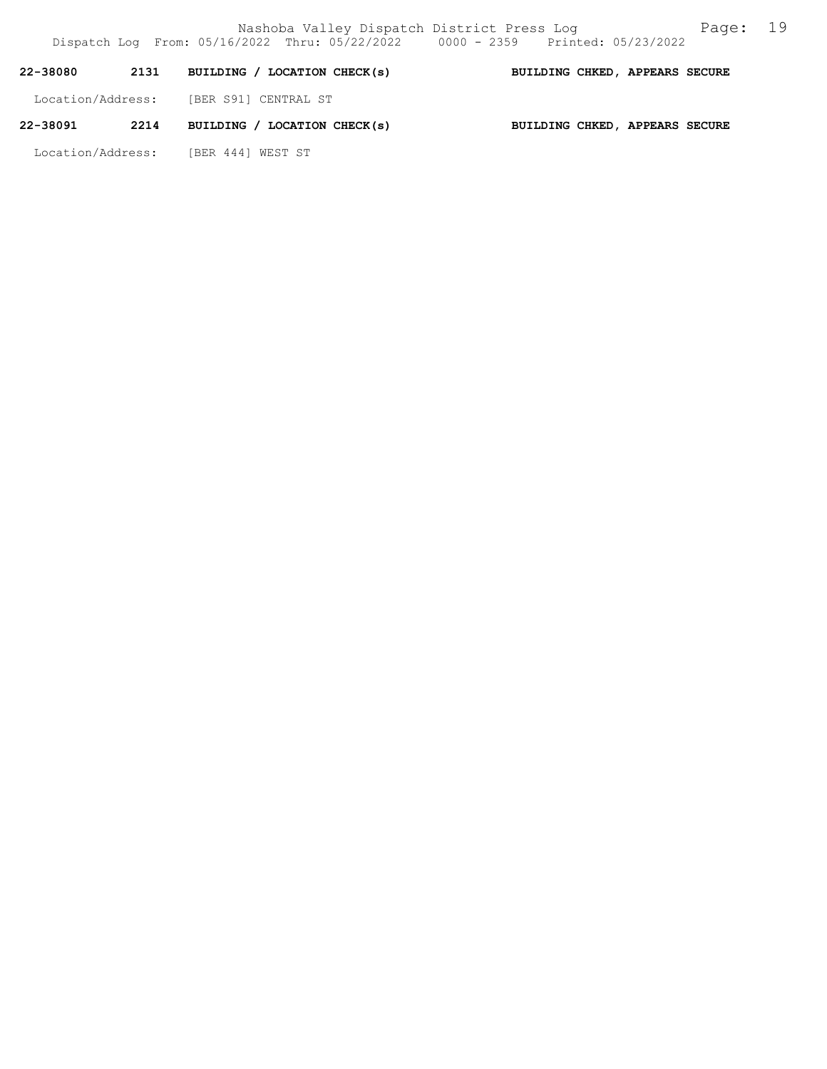**22-38080 2131 BUILDING / LOCATION CHECK(s) BUILDING CHKED, APPEARS SECURE**

Location/Address: [BER S91] CENTRAL ST

**22-38091 2214 BUILDING / LOCATION CHECK(s) BUILDING CHKED, APPEARS SECURE**

Location/Address: [BER 444] WEST ST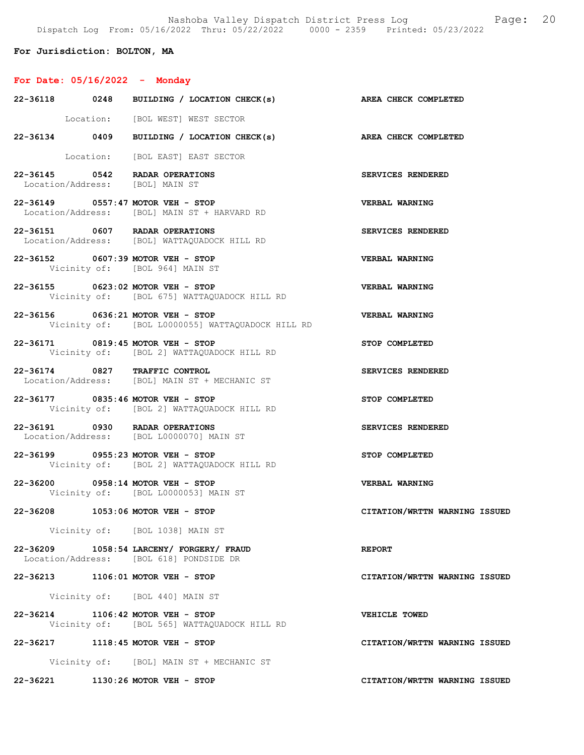**For Jurisdiction: BOLTON, MA**

**For Date: 05/16/2022 - Monday**

**22-36118 0248 BUILDING / LOCATION CHECK(s)** — **AREA CHECK COMPLETED**
Location: [BOL WEST] WEST SECTOR

**22-36134 0409 BUILDING / LOCATION CHECK(s)** — **AREA CHECK COMPLETED**
Location: [BOL EAST] EAST SECTOR

**22-36145 0542 RADAR OPERATIONS** — **SERVICES RENDERED**
Location/Address: [BOL] MAIN ST

**22-36149 0557:47 MOTOR VEH - STOP** — **VERBAL WARNING**
Location/Address: [BOL] MAIN ST + HARVARD RD

**22-36151 0607 RADAR OPERATIONS** — **SERVICES RENDERED**
Location/Address: [BOL] WATTAQUADOCK HILL RD

**22-36152 0607:39 MOTOR VEH - STOP** — **VERBAL WARNING**
Vicinity of: [BOL 964] MAIN ST

**22-36155 0623:02 MOTOR VEH - STOP** — **VERBAL WARNING**
Vicinity of: [BOL 675] WATTAQUADOCK HILL RD

**22-36156 0636:21 MOTOR VEH - STOP** — **VERBAL WARNING**
Vicinity of: [BOL L0000055] WATTAQUADOCK HILL RD

**22-36171 0819:45 MOTOR VEH - STOP** — **STOP COMPLETED**
Vicinity of: [BOL 2] WATTAQUADOCK HILL RD

**22-36174 0827 TRAFFIC CONTROL** — **SERVICES RENDERED**
Location/Address: [BOL] MAIN ST + MECHANIC ST

**22-36177 0835:46 MOTOR VEH - STOP** — **STOP COMPLETED**
Vicinity of: [BOL 2] WATTAQUADOCK HILL RD

**22-36191 0930 RADAR OPERATIONS** — **SERVICES RENDERED**
Location/Address: [BOL L0000070] MAIN ST

**22-36199 0955:23 MOTOR VEH - STOP** — **STOP COMPLETED**
Vicinity of: [BOL 2] WATTAQUADOCK HILL RD

**22-36200 0958:14 MOTOR VEH - STOP** — **VERBAL WARNING**
Vicinity of: [BOL L0000053] MAIN ST

**22-36208 1053:06 MOTOR VEH - STOP** — **CITATION/WRTTN WARNING ISSUED**
Vicinity of: [BOL 1038] MAIN ST

**22-36209 1058:54 LARCENY/ FORGERY/ FRAUD** — **REPORT**
Location/Address: [BOL 618] PONDSIDE DR

**22-36213 1106:01 MOTOR VEH - STOP** — **CITATION/WRTTN WARNING ISSUED**
Vicinity of: [BOL 440] MAIN ST

**22-36214 1106:42 MOTOR VEH - STOP** — **VEHICLE TOWED**
Vicinity of: [BOL 565] WATTAQUADOCK HILL RD

**22-36217 1118:45 MOTOR VEH - STOP** — **CITATION/WRTTN WARNING ISSUED**
Vicinity of: [BOL] MAIN ST + MECHANIC ST

**22-36221 1130:26 MOTOR VEH - STOP** — **CITATION/WRTTN WARNING ISSUED**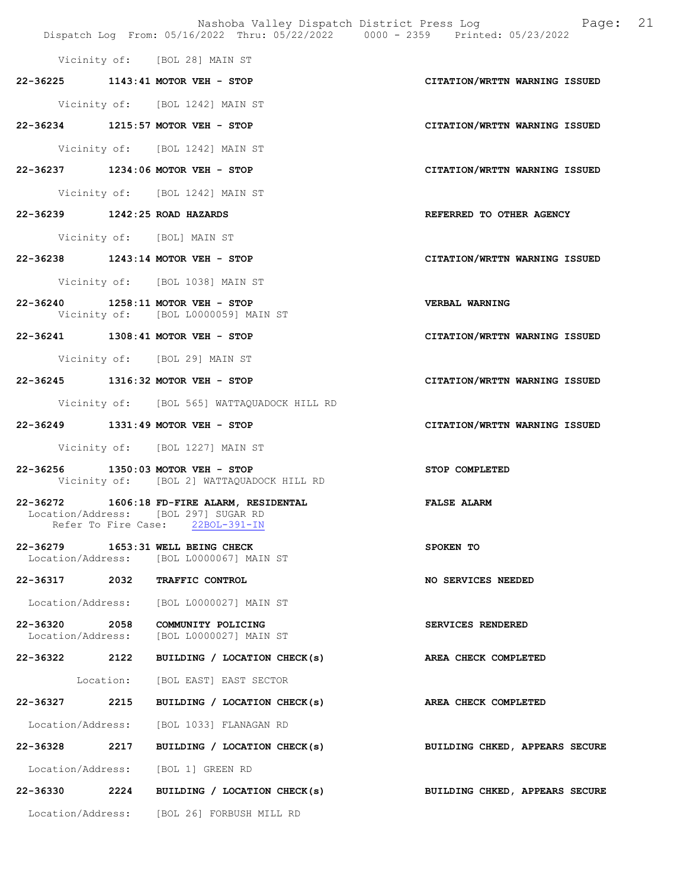Vicinity of: [BOL 28] MAIN ST

**22-36225 1143:41 MOTOR VEH - STOP** — **CITATION/WRTTN WARNING ISSUED**

Vicinity of: [BOL 1242] MAIN ST

**22-36234 1215:57 MOTOR VEH - STOP** — **CITATION/WRTTN WARNING ISSUED**

Vicinity of: [BOL 1242] MAIN ST

**22-36237 1234:06 MOTOR VEH - STOP** — **CITATION/WRTTN WARNING ISSUED**

Vicinity of: [BOL 1242] MAIN ST

**22-36239 1242:25 ROAD HAZARDS** — **REFERRED TO OTHER AGENCY**

Vicinity of: [BOL] MAIN ST

**22-36238 1243:14 MOTOR VEH - STOP** — **CITATION/WRTTN WARNING ISSUED**

Vicinity of: [BOL 1038] MAIN ST

**22-36240 1258:11 MOTOR VEH - STOP** — **VERBAL WARNING**
Vicinity of: [BOL L0000059] MAIN ST

**22-36241 1308:41 MOTOR VEH - STOP** — **CITATION/WRTTN WARNING ISSUED**

Vicinity of: [BOL 29] MAIN ST

**22-36245 1316:32 MOTOR VEH - STOP** — **CITATION/WRTTN WARNING ISSUED**

Vicinity of: [BOL 565] WATTAQUADOCK HILL RD

**22-36249 1331:49 MOTOR VEH - STOP** — **CITATION/WRTTN WARNING ISSUED**

Vicinity of: [BOL 1227] MAIN ST

**22-36256 1350:03 MOTOR VEH - STOP** — **STOP COMPLETED**
Vicinity of: [BOL 2] WATTAQUADOCK HILL RD

**22-36272 1606:18 FD-FIRE ALARM, RESIDENTAL** — **FALSE ALARM**
Location/Address: [BOL 297] SUGAR RD
Refer To Fire Case: 22BOL-391-IN

**22-36279 1653:31 WELL BEING CHECK** — **SPOKEN TO**
Location/Address: [BOL L0000067] MAIN ST

**22-36317 2032 TRAFFIC CONTROL** — **NO SERVICES NEEDED**

Location/Address: [BOL L0000027] MAIN ST

**22-36320 2058 COMMUNITY POLICING** — **SERVICES RENDERED**
Location/Address: [BOL L0000027] MAIN ST

**22-36322 2122 BUILDING / LOCATION CHECK(s)** — **AREA CHECK COMPLETED**

Location: [BOL EAST] EAST SECTOR

**22-36327 2215 BUILDING / LOCATION CHECK(s)** — **AREA CHECK COMPLETED**

Location/Address: [BOL 1033] FLANAGAN RD

**22-36328 2217 BUILDING / LOCATION CHECK(s)** — **BUILDING CHKED, APPEARS SECURE**

Location/Address: [BOL 1] GREEN RD

**22-36330 2224 BUILDING / LOCATION CHECK(s)** — **BUILDING CHKED, APPEARS SECURE**

Location/Address: [BOL 26] FORBUSH MILL RD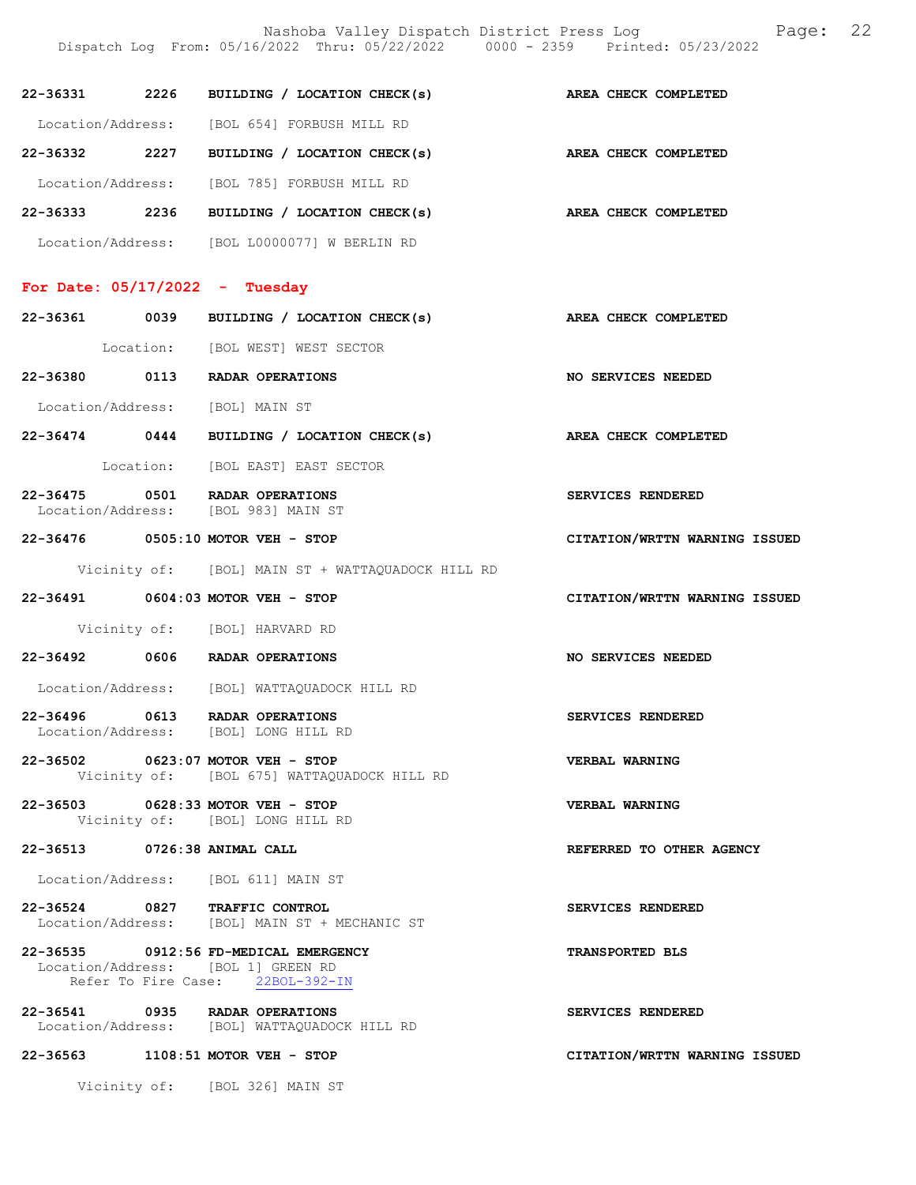22-36331 2226 BUILDING / LOCATION CHECK(s) AREA CHECK COMPLETED

Location/Address: [BOL 654] FORBUSH MILL RD

22-36332 2227 BUILDING / LOCATION CHECK(s) AREA CHECK COMPLETED

Location/Address: [BOL 785] FORBUSH MILL RD

22-36333 2236 BUILDING / LOCATION CHECK(s) AREA CHECK COMPLETED

Location/Address: [BOL L0000077] W BERLIN RD

## For Date: 05/17/2022 - Tuesday

22-36361 0039 BUILDING / LOCATION CHECK(s) AREA CHECK COMPLETED

Location: [BOL WEST] WEST SECTOR

22-36380 0113 RADAR OPERATIONS NO SERVICES NEEDED

Location/Address: [BOL] MAIN ST

22-36474 0444 BUILDING / LOCATION CHECK(s) AREA CHECK COMPLETED

Location: [BOL EAST] EAST SECTOR

22-36475 0501 RADAR OPERATIONS SERVICES RENDERED
Location/Address: [BOL 983] MAIN ST

22-36476 0505:10 MOTOR VEH - STOP CITATION/WRTTN WARNING ISSUED

Vicinity of: [BOL] MAIN ST + WATTAQUADOCK HILL RD

22-36491 0604:03 MOTOR VEH - STOP CITATION/WRTTN WARNING ISSUED

Vicinity of: [BOL] HARVARD RD

22-36492 0606 RADAR OPERATIONS NO SERVICES NEEDED

Location/Address: [BOL] WATTAQUADOCK HILL RD

22-36496 0613 RADAR OPERATIONS SERVICES RENDERED
Location/Address: [BOL] LONG HILL RD

22-36502 0623:07 MOTOR VEH - STOP VERBAL WARNING
Vicinity of: [BOL 675] WATTAQUADOCK HILL RD

22-36503 0628:33 MOTOR VEH - STOP VERBAL WARNING
Vicinity of: [BOL] LONG HILL RD

22-36513 0726:38 ANIMAL CALL REFERRED TO OTHER AGENCY

Location/Address: [BOL 611] MAIN ST

22-36524 0827 TRAFFIC CONTROL SERVICES RENDERED
Location/Address: [BOL] MAIN ST + MECHANIC ST

22-36535 0912:56 FD-MEDICAL EMERGENCY TRANSPORTED BLS
Location/Address: [BOL 1] GREEN RD
Refer To Fire Case: 22BOL-392-IN

22-36541 0935 RADAR OPERATIONS SERVICES RENDERED
Location/Address: [BOL] WATTAQUADOCK HILL RD

22-36563 1108:51 MOTOR VEH - STOP CITATION/WRTTN WARNING ISSUED

Vicinity of: [BOL 326] MAIN ST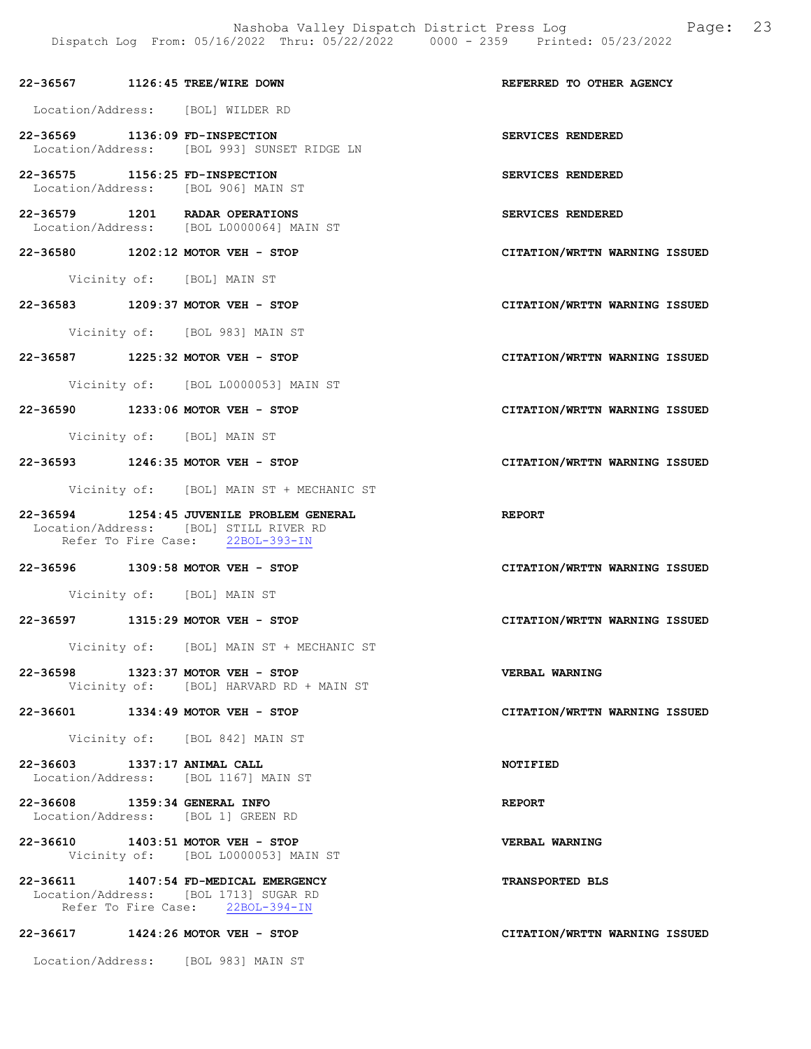**22-36567 1126:45 TREE/WIRE DOWN** — **REFERRED TO OTHER AGENCY**
Location/Address: [BOL] WILDER RD

**22-36569 1136:09 FD-INSPECTION** — **SERVICES RENDERED**
Location/Address: [BOL 993] SUNSET RIDGE LN

**22-36575 1156:25 FD-INSPECTION** — **SERVICES RENDERED**
Location/Address: [BOL 906] MAIN ST

**22-36579 1201 RADAR OPERATIONS** — **SERVICES RENDERED**
Location/Address: [BOL L0000064] MAIN ST

**22-36580 1202:12 MOTOR VEH - STOP** — **CITATION/WRTTN WARNING ISSUED**
Vicinity of: [BOL] MAIN ST

**22-36583 1209:37 MOTOR VEH - STOP** — **CITATION/WRTTN WARNING ISSUED**
Vicinity of: [BOL 983] MAIN ST

**22-36587 1225:32 MOTOR VEH - STOP** — **CITATION/WRTTN WARNING ISSUED**
Vicinity of: [BOL L0000053] MAIN ST

**22-36590 1233:06 MOTOR VEH - STOP** — **CITATION/WRTTN WARNING ISSUED**
Vicinity of: [BOL] MAIN ST

**22-36593 1246:35 MOTOR VEH - STOP** — **CITATION/WRTTN WARNING ISSUED**
Vicinity of: [BOL] MAIN ST + MECHANIC ST

**22-36594 1254:45 JUVENILE PROBLEM GENERAL** — **REPORT**
Location/Address: [BOL] STILL RIVER RD
Refer To Fire Case: 22BOL-393-IN

**22-36596 1309:58 MOTOR VEH - STOP** — **CITATION/WRTTN WARNING ISSUED**
Vicinity of: [BOL] MAIN ST

**22-36597 1315:29 MOTOR VEH - STOP** — **CITATION/WRTTN WARNING ISSUED**
Vicinity of: [BOL] MAIN ST + MECHANIC ST

**22-36598 1323:37 MOTOR VEH - STOP** — **VERBAL WARNING**
Vicinity of: [BOL] HARVARD RD + MAIN ST

**22-36601 1334:49 MOTOR VEH - STOP** — **CITATION/WRTTN WARNING ISSUED**
Vicinity of: [BOL 842] MAIN ST

**22-36603 1337:17 ANIMAL CALL** — **NOTIFIED**
Location/Address: [BOL 1167] MAIN ST

**22-36608 1359:34 GENERAL INFO** — **REPORT**
Location/Address: [BOL 1] GREEN RD

**22-36610 1403:51 MOTOR VEH - STOP** — **VERBAL WARNING**
Vicinity of: [BOL L0000053] MAIN ST

**22-36611 1407:54 FD-MEDICAL EMERGENCY** — **TRANSPORTED BLS**
Location/Address: [BOL 1713] SUGAR RD
Refer To Fire Case: 22BOL-394-IN

**22-36617 1424:26 MOTOR VEH - STOP** — **CITATION/WRTTN WARNING ISSUED**
Location/Address: [BOL 983] MAIN ST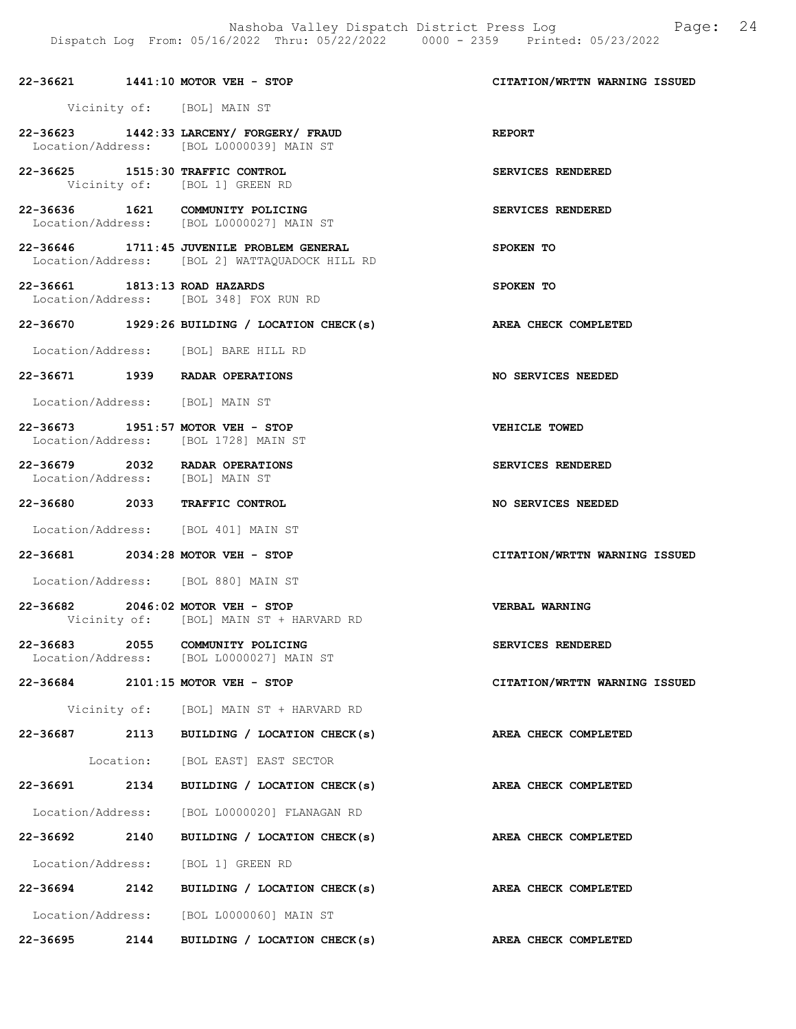**22-36621 1441:10 MOTOR VEH - STOP** **CITATION/WRTTN WARNING ISSUED**

Vicinity of: [BOL] MAIN ST

**22-36623 1442:33 LARCENY/ FORGERY/ FRAUD** **REPORT**
Location/Address: [BOL L0000039] MAIN ST

**22-36625 1515:30 TRAFFIC CONTROL** **SERVICES RENDERED**
Vicinity of: [BOL 1] GREEN RD

**22-36636 1621 COMMUNITY POLICING** **SERVICES RENDERED**
Location/Address: [BOL L0000027] MAIN ST

**22-36646 1711:45 JUVENILE PROBLEM GENERAL** **SPOKEN TO**
Location/Address: [BOL 2] WATTAQUADOCK HILL RD

**22-36661 1813:13 ROAD HAZARDS** **SPOKEN TO**
Location/Address: [BOL 348] FOX RUN RD

**22-36670 1929:26 BUILDING / LOCATION CHECK(s)** **AREA CHECK COMPLETED**

Location/Address: [BOL] BARE HILL RD

**22-36671 1939 RADAR OPERATIONS** **NO SERVICES NEEDED**

Location/Address: [BOL] MAIN ST

**22-36673 1951:57 MOTOR VEH - STOP** **VEHICLE TOWED**
Location/Address: [BOL 1728] MAIN ST

**22-36679 2032 RADAR OPERATIONS** **SERVICES RENDERED**
Location/Address: [BOL] MAIN ST

**22-36680 2033 TRAFFIC CONTROL** **NO SERVICES NEEDED**

Location/Address: [BOL 401] MAIN ST

**22-36681 2034:28 MOTOR VEH - STOP** **CITATION/WRTTN WARNING ISSUED**

Location/Address: [BOL 880] MAIN ST

**22-36682 2046:02 MOTOR VEH - STOP** **VERBAL WARNING**
Vicinity of: [BOL] MAIN ST + HARVARD RD

**22-36683 2055 COMMUNITY POLICING** **SERVICES RENDERED**
Location/Address: [BOL L0000027] MAIN ST

**22-36684 2101:15 MOTOR VEH - STOP** **CITATION/WRTTN WARNING ISSUED**

Vicinity of: [BOL] MAIN ST + HARVARD RD

**22-36687 2113 BUILDING / LOCATION CHECK(s)** **AREA CHECK COMPLETED**

Location: [BOL EAST] EAST SECTOR

**22-36691 2134 BUILDING / LOCATION CHECK(s)** **AREA CHECK COMPLETED**

Location/Address: [BOL L0000020] FLANAGAN RD

**22-36692 2140 BUILDING / LOCATION CHECK(s)** **AREA CHECK COMPLETED**

Location/Address: [BOL 1] GREEN RD

**22-36694 2142 BUILDING / LOCATION CHECK(s)** **AREA CHECK COMPLETED**

Location/Address: [BOL L0000060] MAIN ST

**22-36695 2144 BUILDING / LOCATION CHECK(s)** **AREA CHECK COMPLETED**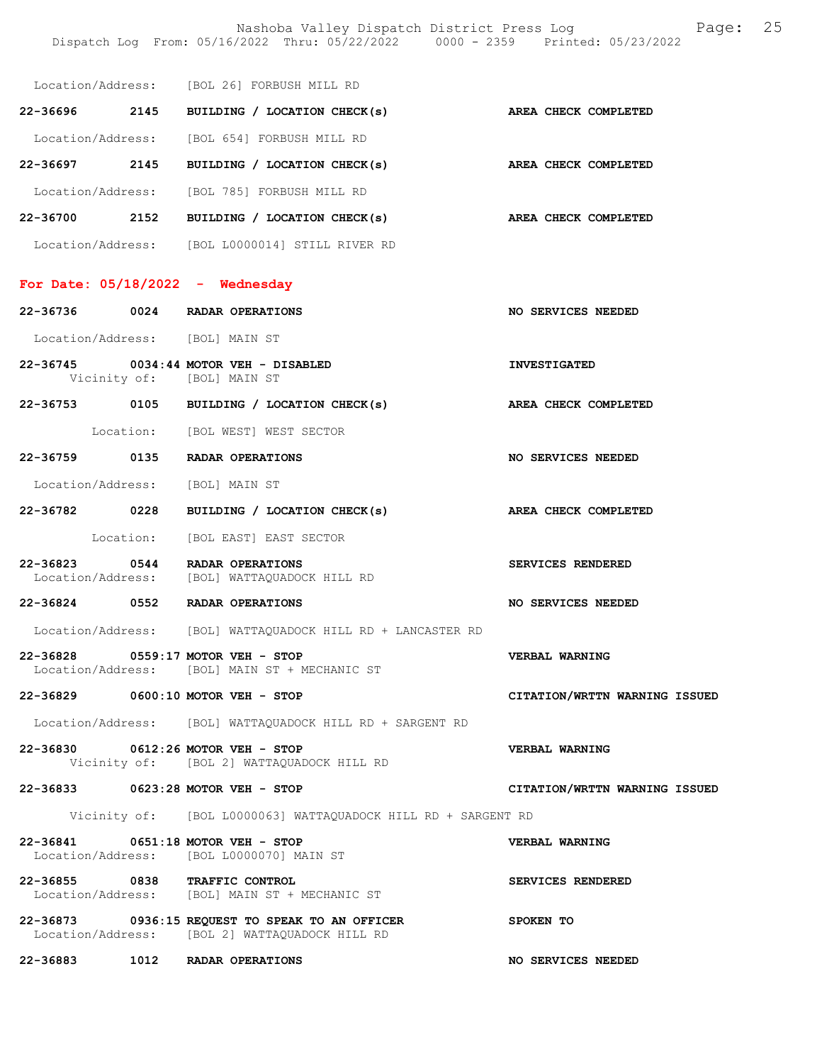Location/Address: [BOL 26] FORBUSH MILL RD

**22-36696 2145 BUILDING / LOCATION CHECK(s) AREA CHECK COMPLETED**

Location/Address: [BOL 654] FORBUSH MILL RD

**22-36697 2145 BUILDING / LOCATION CHECK(s) AREA CHECK COMPLETED**

Location/Address: [BOL 785] FORBUSH MILL RD

**22-36700 2152 BUILDING / LOCATION CHECK(s) AREA CHECK COMPLETED**

Location/Address: [BOL L0000014] STILL RIVER RD

## For Date: 05/18/2022 - Wednesday

**22-36736 0024 RADAR OPERATIONS NO SERVICES NEEDED**

Location/Address: [BOL] MAIN ST

**22-36745 0034:44 MOTOR VEH - DISABLED INVESTIGATED**
Vicinity of: [BOL] MAIN ST

**22-36753 0105 BUILDING / LOCATION CHECK(s) AREA CHECK COMPLETED**

Location: [BOL WEST] WEST SECTOR

**22-36759 0135 RADAR OPERATIONS NO SERVICES NEEDED**

Location/Address: [BOL] MAIN ST

**22-36782 0228 BUILDING / LOCATION CHECK(s) AREA CHECK COMPLETED**

Location: [BOL EAST] EAST SECTOR

**22-36823 0544 RADAR OPERATIONS SERVICES RENDERED**
Location/Address: [BOL] WATTAQUADOCK HILL RD

**22-36824 0552 RADAR OPERATIONS NO SERVICES NEEDED**

Location/Address: [BOL] WATTAQUADOCK HILL RD + LANCASTER RD

**22-36828 0559:17 MOTOR VEH - STOP VERBAL WARNING**
Location/Address: [BOL] MAIN ST + MECHANIC ST

**22-36829 0600:10 MOTOR VEH - STOP CITATION/WRTTN WARNING ISSUED**

Location/Address: [BOL] WATTAQUADOCK HILL RD + SARGENT RD

**22-36830 0612:26 MOTOR VEH - STOP VERBAL WARNING**
Vicinity of: [BOL 2] WATTAQUADOCK HILL RD

**22-36833 0623:28 MOTOR VEH - STOP CITATION/WRTTN WARNING ISSUED**

Vicinity of: [BOL L0000063] WATTAQUADOCK HILL RD + SARGENT RD

**22-36841 0651:18 MOTOR VEH - STOP VERBAL WARNING**
Location/Address: [BOL L0000070] MAIN ST

**22-36855 0838 TRAFFIC CONTROL SERVICES RENDERED**
Location/Address: [BOL] MAIN ST + MECHANIC ST

**22-36873 0936:15 REQUEST TO SPEAK TO AN OFFICER SPOKEN TO**
Location/Address: [BOL 2] WATTAQUADOCK HILL RD

**22-36883 1012 RADAR OPERATIONS NO SERVICES NEEDED**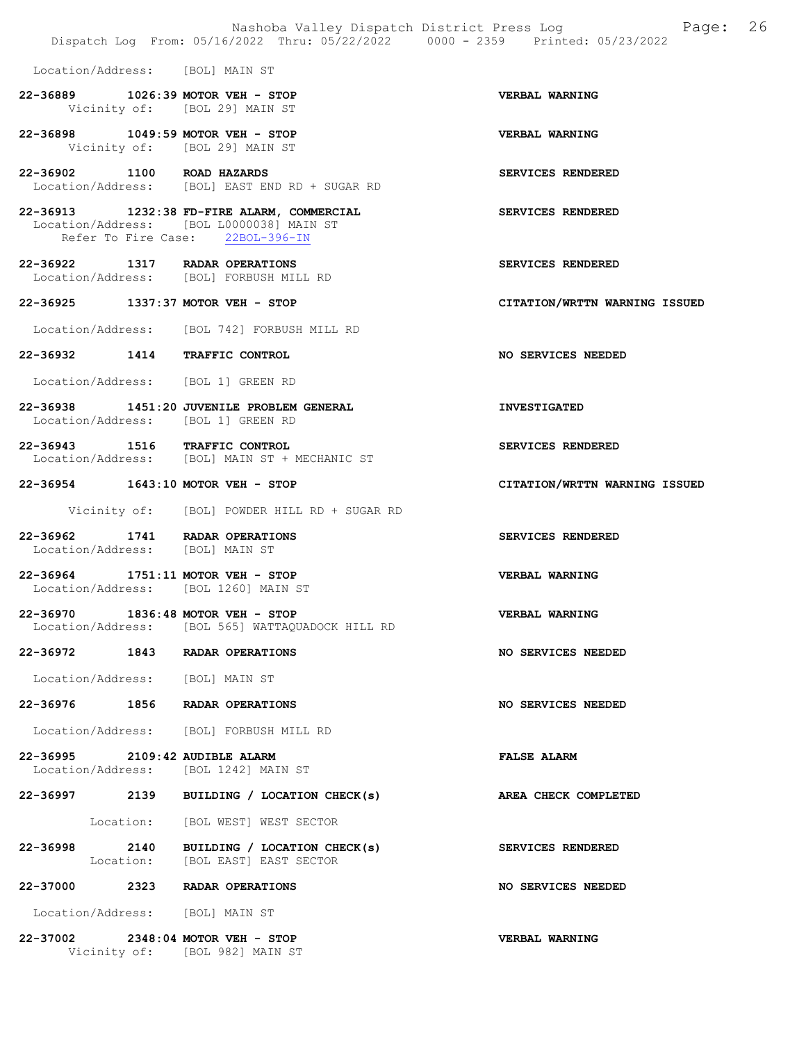Location/Address: [BOL] MAIN ST

**22-36889 1026:39 MOTOR VEH - STOP** — **VERBAL WARNING**
Vicinity of: [BOL 29] MAIN ST

**22-36898 1049:59 MOTOR VEH - STOP** — **VERBAL WARNING**
Vicinity of: [BOL 29] MAIN ST

**22-36902 1100 ROAD HAZARDS** — **SERVICES RENDERED**
Location/Address: [BOL] EAST END RD + SUGAR RD

**22-36913 1232:38 FD-FIRE ALARM, COMMERCIAL** — **SERVICES RENDERED**
Location/Address: [BOL L0000038] MAIN ST
Refer To Fire Case: 22BOL-396-IN

**22-36922 1317 RADAR OPERATIONS** — **SERVICES RENDERED**
Location/Address: [BOL] FORBUSH MILL RD

**22-36925 1337:37 MOTOR VEH - STOP** — **CITATION/WRTTN WARNING ISSUED**
Location/Address: [BOL 742] FORBUSH MILL RD

**22-36932 1414 TRAFFIC CONTROL** — **NO SERVICES NEEDED**
Location/Address: [BOL 1] GREEN RD

**22-36938 1451:20 JUVENILE PROBLEM GENERAL** — **INVESTIGATED**
Location/Address: [BOL 1] GREEN RD

**22-36943 1516 TRAFFIC CONTROL** — **SERVICES RENDERED**
Location/Address: [BOL] MAIN ST + MECHANIC ST

**22-36954 1643:10 MOTOR VEH - STOP** — **CITATION/WRTTN WARNING ISSUED**
Vicinity of: [BOL] POWDER HILL RD + SUGAR RD

**22-36962 1741 RADAR OPERATIONS** — **SERVICES RENDERED**
Location/Address: [BOL] MAIN ST

**22-36964 1751:11 MOTOR VEH - STOP** — **VERBAL WARNING**
Location/Address: [BOL 1260] MAIN ST

**22-36970 1836:48 MOTOR VEH - STOP** — **VERBAL WARNING**
Location/Address: [BOL 565] WATTAQUADOCK HILL RD

**22-36972 1843 RADAR OPERATIONS** — **NO SERVICES NEEDED**
Location/Address: [BOL] MAIN ST

**22-36976 1856 RADAR OPERATIONS** — **NO SERVICES NEEDED**
Location/Address: [BOL] FORBUSH MILL RD

**22-36995 2109:42 AUDIBLE ALARM** — **FALSE ALARM**
Location/Address: [BOL 1242] MAIN ST

**22-36997 2139 BUILDING / LOCATION CHECK(s)** — **AREA CHECK COMPLETED**
Location: [BOL WEST] WEST SECTOR

**22-36998 2140 BUILDING / LOCATION CHECK(s)** — **SERVICES RENDERED**
Location: [BOL EAST] EAST SECTOR

**22-37000 2323 RADAR OPERATIONS** — **NO SERVICES NEEDED**
Location/Address: [BOL] MAIN ST

**22-37002 2348:04 MOTOR VEH - STOP** — **VERBAL WARNING**
Vicinity of: [BOL 982] MAIN ST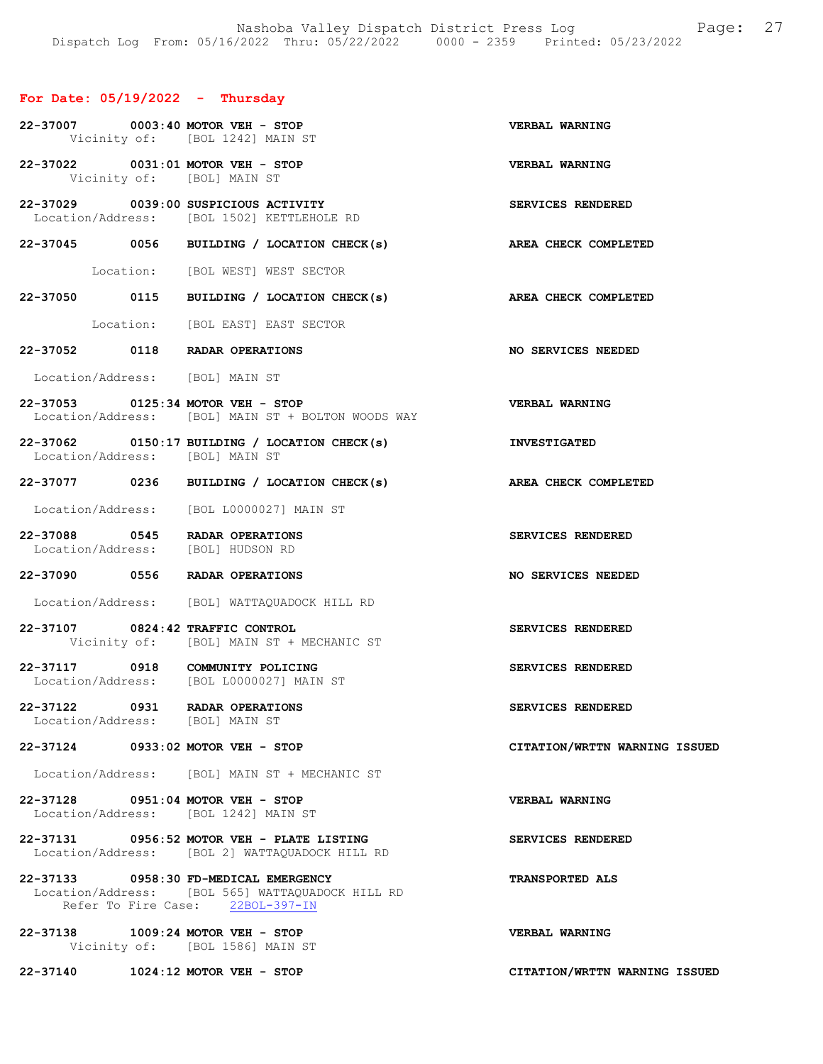**For Date: 05/19/2022 - Thursday**

**22-37007 0003:40 MOTOR VEH - STOP** — **VERBAL WARNING**
Vicinity of: [BOL 1242] MAIN ST

**22-37022 0031:01 MOTOR VEH - STOP** — **VERBAL WARNING**
Vicinity of: [BOL] MAIN ST

**22-37029 0039:00 SUSPICIOUS ACTIVITY** — **SERVICES RENDERED**
Location/Address: [BOL 1502] KETTLEHOLE RD

**22-37045 0056 BUILDING / LOCATION CHECK(s)** — **AREA CHECK COMPLETED**
Location: [BOL WEST] WEST SECTOR

**22-37050 0115 BUILDING / LOCATION CHECK(s)** — **AREA CHECK COMPLETED**
Location: [BOL EAST] EAST SECTOR

**22-37052 0118 RADAR OPERATIONS** — **NO SERVICES NEEDED**
Location/Address: [BOL] MAIN ST

**22-37053 0125:34 MOTOR VEH - STOP** — **VERBAL WARNING**
Location/Address: [BOL] MAIN ST + BOLTON WOODS WAY

**22-37062 0150:17 BUILDING / LOCATION CHECK(s)** — **INVESTIGATED**
Location/Address: [BOL] MAIN ST

**22-37077 0236 BUILDING / LOCATION CHECK(s)** — **AREA CHECK COMPLETED**
Location/Address: [BOL L0000027] MAIN ST

**22-37088 0545 RADAR OPERATIONS** — **SERVICES RENDERED**
Location/Address: [BOL] HUDSON RD

**22-37090 0556 RADAR OPERATIONS** — **NO SERVICES NEEDED**
Location/Address: [BOL] WATTAQUADOCK HILL RD

**22-37107 0824:42 TRAFFIC CONTROL** — **SERVICES RENDERED**
Vicinity of: [BOL] MAIN ST + MECHANIC ST

**22-37117 0918 COMMUNITY POLICING** — **SERVICES RENDERED**
Location/Address: [BOL L0000027] MAIN ST

**22-37122 0931 RADAR OPERATIONS** — **SERVICES RENDERED**
Location/Address: [BOL] MAIN ST

**22-37124 0933:02 MOTOR VEH - STOP** — **CITATION/WRTTN WARNING ISSUED**
Location/Address: [BOL] MAIN ST + MECHANIC ST

**22-37128 0951:04 MOTOR VEH - STOP** — **VERBAL WARNING**
Location/Address: [BOL 1242] MAIN ST

**22-37131 0956:52 MOTOR VEH - PLATE LISTING** — **SERVICES RENDERED**
Location/Address: [BOL 2] WATTAQUADOCK HILL RD

**22-37133 0958:30 FD-MEDICAL EMERGENCY** — **TRANSPORTED ALS**
Location/Address: [BOL 565] WATTAQUADOCK HILL RD
Refer To Fire Case: 22BOL-397-IN

**22-37138 1009:24 MOTOR VEH - STOP** — **VERBAL WARNING**
Vicinity of: [BOL 1586] MAIN ST

**22-37140 1024:12 MOTOR VEH - STOP** — **CITATION/WRTTN WARNING ISSUED**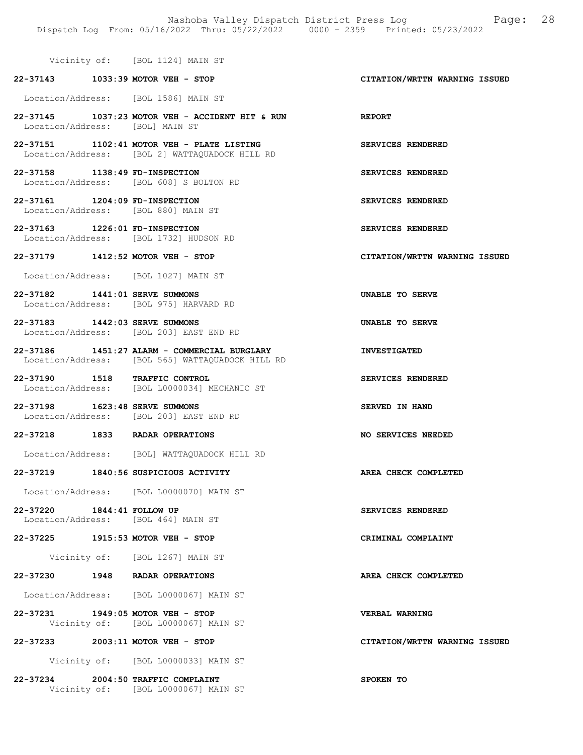Vicinity of: [BOL 1124] MAIN ST

**22-37143 1033:39 MOTOR VEH - STOP** — **CITATION/WRTTN WARNING ISSUED**

Location/Address: [BOL 1586] MAIN ST

**22-37145 1037:23 MOTOR VEH - ACCIDENT HIT & RUN** — **REPORT**
Location/Address: [BOL] MAIN ST

**22-37151 1102:41 MOTOR VEH - PLATE LISTING** — **SERVICES RENDERED**
Location/Address: [BOL 2] WATTAQUADOCK HILL RD

**22-37158 1138:49 FD-INSPECTION** — **SERVICES RENDERED**
Location/Address: [BOL 608] S BOLTON RD

**22-37161 1204:09 FD-INSPECTION** — **SERVICES RENDERED**
Location/Address: [BOL 880] MAIN ST

**22-37163 1226:01 FD-INSPECTION** — **SERVICES RENDERED**
Location/Address: [BOL 1732] HUDSON RD

**22-37179 1412:52 MOTOR VEH - STOP** — **CITATION/WRTTN WARNING ISSUED**

Location/Address: [BOL 1027] MAIN ST

**22-37182 1441:01 SERVE SUMMONS** — **UNABLE TO SERVE**
Location/Address: [BOL 975] HARVARD RD

**22-37183 1442:03 SERVE SUMMONS** — **UNABLE TO SERVE**
Location/Address: [BOL 203] EAST END RD

**22-37186 1451:27 ALARM - COMMERCIAL BURGLARY** — **INVESTIGATED**
Location/Address: [BOL 565] WATTAQUADOCK HILL RD

**22-37190 1518 TRAFFIC CONTROL** — **SERVICES RENDERED**
Location/Address: [BOL L0000034] MECHANIC ST

**22-37198 1623:48 SERVE SUMMONS** — **SERVED IN HAND**
Location/Address: [BOL 203] EAST END RD

**22-37218 1833 RADAR OPERATIONS** — **NO SERVICES NEEDED**

Location/Address: [BOL] WATTAQUADOCK HILL RD

**22-37219 1840:56 SUSPICIOUS ACTIVITY** — **AREA CHECK COMPLETED**

Location/Address: [BOL L0000070] MAIN ST

**22-37220 1844:41 FOLLOW UP** — **SERVICES RENDERED**
Location/Address: [BOL 464] MAIN ST

**22-37225 1915:53 MOTOR VEH - STOP** — **CRIMINAL COMPLAINT**

Vicinity of: [BOL 1267] MAIN ST

**22-37230 1948 RADAR OPERATIONS** — **AREA CHECK COMPLETED**

Location/Address: [BOL L0000067] MAIN ST

**22-37231 1949:05 MOTOR VEH - STOP** — **VERBAL WARNING**
Vicinity of: [BOL L0000067] MAIN ST

**22-37233 2003:11 MOTOR VEH - STOP** — **CITATION/WRTTN WARNING ISSUED**

Vicinity of: [BOL L0000033] MAIN ST

**22-37234 2004:50 TRAFFIC COMPLAINT** — **SPOKEN TO**
Vicinity of: [BOL L0000067] MAIN ST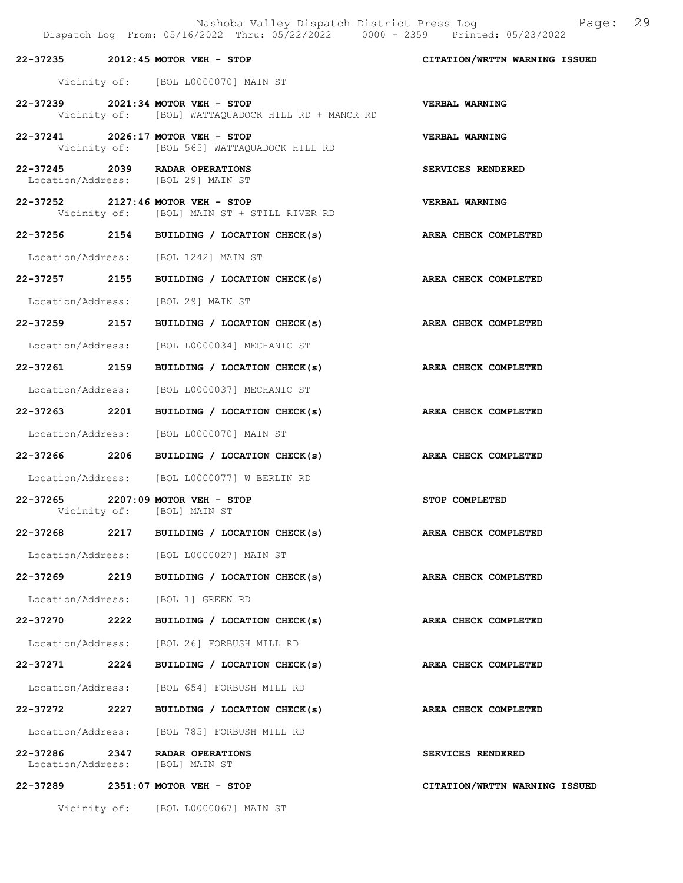| Call # | Time | Call Type | Disposition |
|---|---|---|---|
| 22-37235 | 2012:45 | MOTOR VEH - STOP | CITATION/WRTTN WARNING ISSUED |
| | | Vicinity of: [BOL L0000070] MAIN ST | |
| 22-37239 | 2021:34 | MOTOR VEH - STOP | VERBAL WARNING |
| | | Vicinity of: [BOL] WATTAQUADOCK HILL RD + MANOR RD | |
| 22-37241 | 2026:17 | MOTOR VEH - STOP | VERBAL WARNING |
| | | Vicinity of: [BOL 565] WATTAQUADOCK HILL RD | |
| 22-37245 | 2039 | RADAR OPERATIONS | SERVICES RENDERED |
| | | Location/Address: [BOL 29] MAIN ST | |
| 22-37252 | 2127:46 | MOTOR VEH - STOP | VERBAL WARNING |
| | | Vicinity of: [BOL] MAIN ST + STILL RIVER RD | |
| 22-37256 | 2154 | BUILDING / LOCATION CHECK(s) | AREA CHECK COMPLETED |
| | | Location/Address: [BOL 1242] MAIN ST | |
| 22-37257 | 2155 | BUILDING / LOCATION CHECK(s) | AREA CHECK COMPLETED |
| | | Location/Address: [BOL 29] MAIN ST | |
| 22-37259 | 2157 | BUILDING / LOCATION CHECK(s) | AREA CHECK COMPLETED |
| | | Location/Address: [BOL L0000034] MECHANIC ST | |
| 22-37261 | 2159 | BUILDING / LOCATION CHECK(s) | AREA CHECK COMPLETED |
| | | Location/Address: [BOL L0000037] MECHANIC ST | |
| 22-37263 | 2201 | BUILDING / LOCATION CHECK(s) | AREA CHECK COMPLETED |
| | | Location/Address: [BOL L0000070] MAIN ST | |
| 22-37266 | 2206 | BUILDING / LOCATION CHECK(s) | AREA CHECK COMPLETED |
| | | Location/Address: [BOL L0000077] W BERLIN RD | |
| 22-37265 | 2207:09 | MOTOR VEH - STOP | STOP COMPLETED |
| | | Vicinity of: [BOL] MAIN ST | |
| 22-37268 | 2217 | BUILDING / LOCATION CHECK(s) | AREA CHECK COMPLETED |
| | | Location/Address: [BOL L0000027] MAIN ST | |
| 22-37269 | 2219 | BUILDING / LOCATION CHECK(s) | AREA CHECK COMPLETED |
| | | Location/Address: [BOL 1] GREEN RD | |
| 22-37270 | 2222 | BUILDING / LOCATION CHECK(s) | AREA CHECK COMPLETED |
| | | Location/Address: [BOL 26] FORBUSH MILL RD | |
| 22-37271 | 2224 | BUILDING / LOCATION CHECK(s) | AREA CHECK COMPLETED |
| | | Location/Address: [BOL 654] FORBUSH MILL RD | |
| 22-37272 | 2227 | BUILDING / LOCATION CHECK(s) | AREA CHECK COMPLETED |
| | | Location/Address: [BOL 785] FORBUSH MILL RD | |
| 22-37286 | 2347 | RADAR OPERATIONS | SERVICES RENDERED |
| | | Location/Address: [BOL] MAIN ST | |
| 22-37289 | 2351:07 | MOTOR VEH - STOP | CITATION/WRTTN WARNING ISSUED |
| | | Vicinity of: [BOL L0000067] MAIN ST | |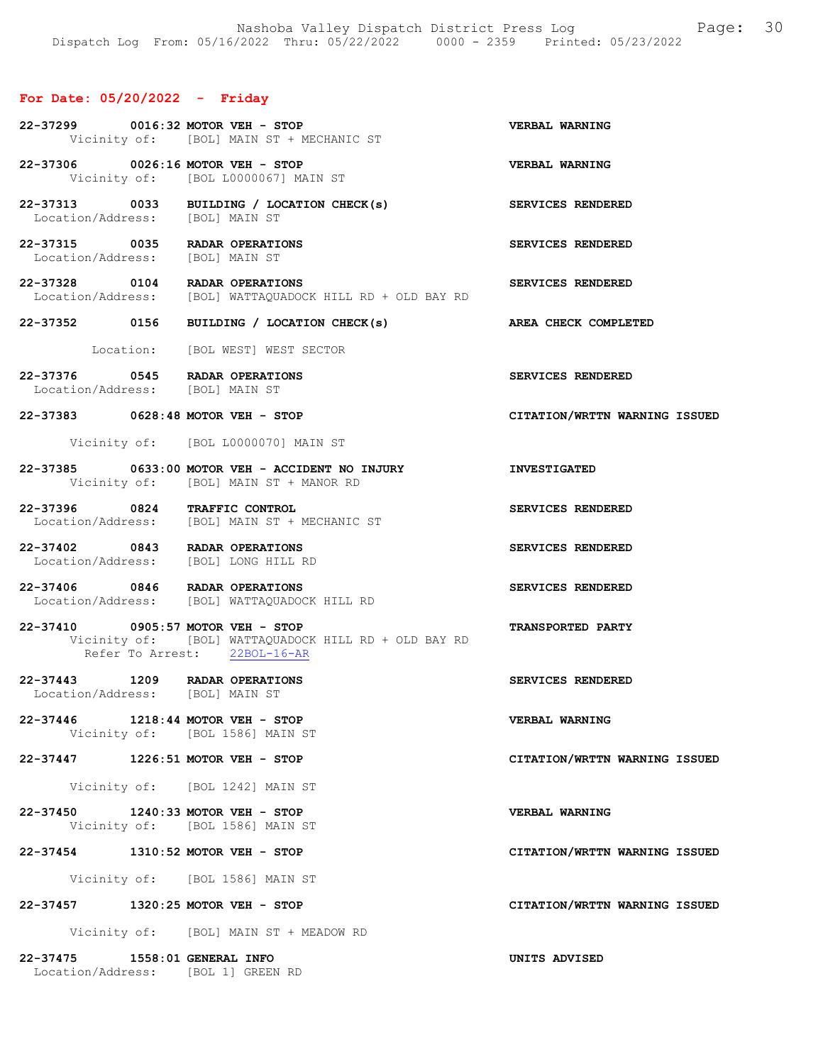## For Date: 05/20/2022 - Friday

**22-37299 0016:32 MOTOR VEH - STOP** — VERBAL WARNING
Vicinity of: [BOL] MAIN ST + MECHANIC ST

**22-37306 0026:16 MOTOR VEH - STOP** — VERBAL WARNING
Vicinity of: [BOL L0000067] MAIN ST

**22-37313 0033 BUILDING / LOCATION CHECK(s)** — SERVICES RENDERED
Location/Address: [BOL] MAIN ST

**22-37315 0035 RADAR OPERATIONS** — SERVICES RENDERED
Location/Address: [BOL] MAIN ST

**22-37328 0104 RADAR OPERATIONS** — SERVICES RENDERED
Location/Address: [BOL] WATTAQUADOCK HILL RD + OLD BAY RD

**22-37352 0156 BUILDING / LOCATION CHECK(s)** — AREA CHECK COMPLETED
Location: [BOL WEST] WEST SECTOR

**22-37376 0545 RADAR OPERATIONS** — SERVICES RENDERED
Location/Address: [BOL] MAIN ST

**22-37383 0628:48 MOTOR VEH - STOP** — CITATION/WRTTN WARNING ISSUED
Vicinity of: [BOL L0000070] MAIN ST

**22-37385 0633:00 MOTOR VEH - ACCIDENT NO INJURY** — INVESTIGATED
Vicinity of: [BOL] MAIN ST + MANOR RD

**22-37396 0824 TRAFFIC CONTROL** — SERVICES RENDERED
Location/Address: [BOL] MAIN ST + MECHANIC ST

**22-37402 0843 RADAR OPERATIONS** — SERVICES RENDERED
Location/Address: [BOL] LONG HILL RD

**22-37406 0846 RADAR OPERATIONS** — SERVICES RENDERED
Location/Address: [BOL] WATTAQUADOCK HILL RD

**22-37410 0905:57 MOTOR VEH - STOP** — TRANSPORTED PARTY
Vicinity of: [BOL] WATTAQUADOCK HILL RD + OLD BAY RD
Refer To Arrest: 22BOL-16-AR

**22-37443 1209 RADAR OPERATIONS** — SERVICES RENDERED
Location/Address: [BOL] MAIN ST

**22-37446 1218:44 MOTOR VEH - STOP** — VERBAL WARNING
Vicinity of: [BOL 1586] MAIN ST

**22-37447 1226:51 MOTOR VEH - STOP** — CITATION/WRTTN WARNING ISSUED
Vicinity of: [BOL 1242] MAIN ST

**22-37450 1240:33 MOTOR VEH - STOP** — VERBAL WARNING
Vicinity of: [BOL 1586] MAIN ST

**22-37454 1310:52 MOTOR VEH - STOP** — CITATION/WRTTN WARNING ISSUED
Vicinity of: [BOL 1586] MAIN ST

**22-37457 1320:25 MOTOR VEH - STOP** — CITATION/WRTTN WARNING ISSUED
Vicinity of: [BOL] MAIN ST + MEADOW RD

**22-37475 1558:01 GENERAL INFO** — UNITS ADVISED
Location/Address: [BOL 1] GREEN RD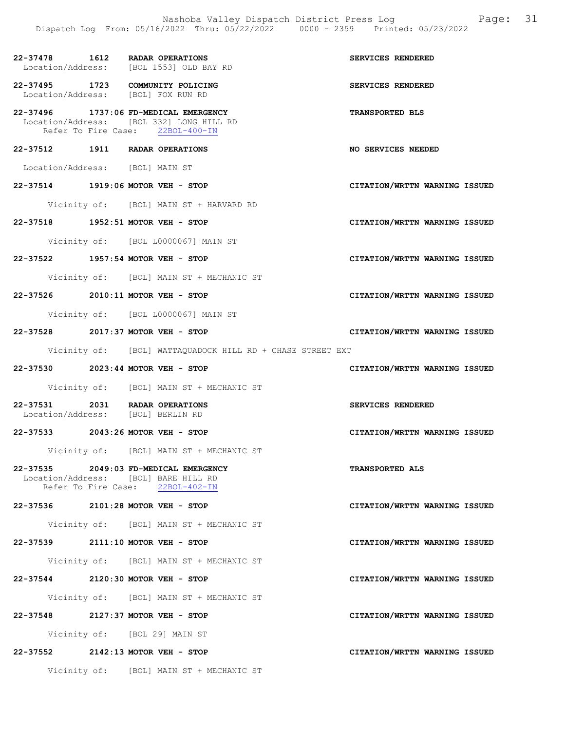22-37478 1612 RADAR OPERATIONS SERVICES RENDERED
Location/Address: [BOL 1553] OLD BAY RD

22-37495 1723 COMMUNITY POLICING SERVICES RENDERED
Location/Address: [BOL] FOX RUN RD

22-37496 1737:06 FD-MEDICAL EMERGENCY TRANSPORTED BLS
Location/Address: [BOL 332] LONG HILL RD
Refer To Fire Case: 22BOL-400-IN

22-37512 1911 RADAR OPERATIONS NO SERVICES NEEDED
Location/Address: [BOL] MAIN ST

22-37514 1919:06 MOTOR VEH - STOP CITATION/WRTTN WARNING ISSUED
Vicinity of: [BOL] MAIN ST + HARVARD RD

22-37518 1952:51 MOTOR VEH - STOP CITATION/WRTTN WARNING ISSUED
Vicinity of: [BOL L0000067] MAIN ST

22-37522 1957:54 MOTOR VEH - STOP CITATION/WRTTN WARNING ISSUED
Vicinity of: [BOL] MAIN ST + MECHANIC ST

22-37526 2010:11 MOTOR VEH - STOP CITATION/WRTTN WARNING ISSUED
Vicinity of: [BOL L0000067] MAIN ST

22-37528 2017:37 MOTOR VEH - STOP CITATION/WRTTN WARNING ISSUED
Vicinity of: [BOL] WATTAQUADOCK HILL RD + CHASE STREET EXT

22-37530 2023:44 MOTOR VEH - STOP CITATION/WRTTN WARNING ISSUED
Vicinity of: [BOL] MAIN ST + MECHANIC ST

22-37531 2031 RADAR OPERATIONS SERVICES RENDERED
Location/Address: [BOL] BERLIN RD

22-37533 2043:26 MOTOR VEH - STOP CITATION/WRTTN WARNING ISSUED
Vicinity of: [BOL] MAIN ST + MECHANIC ST

22-37535 2049:03 FD-MEDICAL EMERGENCY TRANSPORTED ALS
Location/Address: [BOL] BARE HILL RD
Refer To Fire Case: 22BOL-402-IN

22-37536 2101:28 MOTOR VEH - STOP CITATION/WRTTN WARNING ISSUED
Vicinity of: [BOL] MAIN ST + MECHANIC ST

22-37539 2111:10 MOTOR VEH - STOP CITATION/WRTTN WARNING ISSUED
Vicinity of: [BOL] MAIN ST + MECHANIC ST

22-37544 2120:30 MOTOR VEH - STOP CITATION/WRTTN WARNING ISSUED
Vicinity of: [BOL] MAIN ST + MECHANIC ST

22-37548 2127:37 MOTOR VEH - STOP CITATION/WRTTN WARNING ISSUED
Vicinity of: [BOL 29] MAIN ST

22-37552 2142:13 MOTOR VEH - STOP CITATION/WRTTN WARNING ISSUED
Vicinity of: [BOL] MAIN ST + MECHANIC ST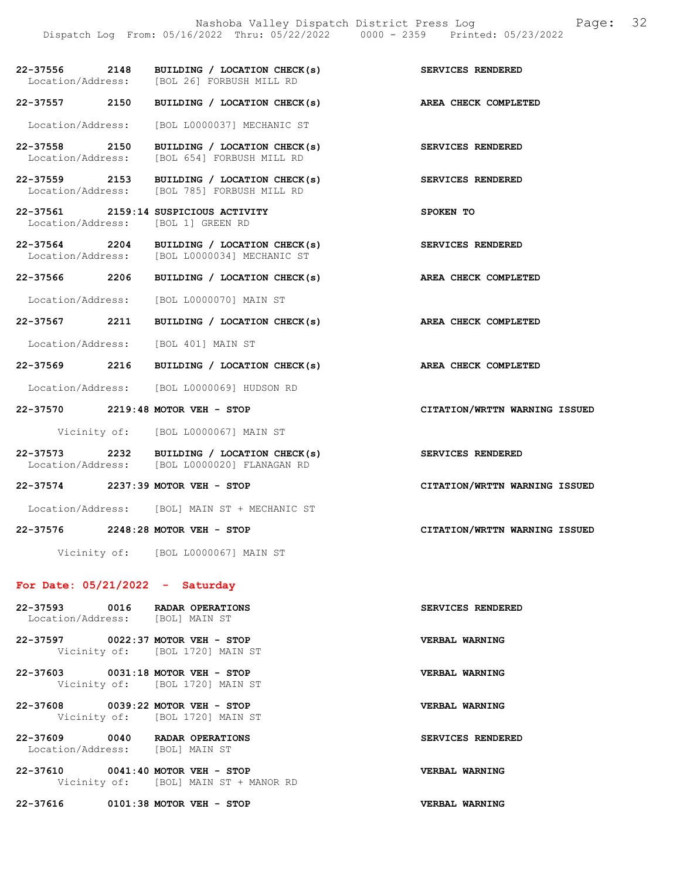22-37556 2148 BUILDING / LOCATION CHECK(s) SERVICES RENDERED
Location/Address: [BOL 26] FORBUSH MILL RD

22-37557 2150 BUILDING / LOCATION CHECK(s) AREA CHECK COMPLETED

Location/Address: [BOL L0000037] MECHANIC ST

22-37558 2150 BUILDING / LOCATION CHECK(s) SERVICES RENDERED
Location/Address: [BOL 654] FORBUSH MILL RD

22-37559 2153 BUILDING / LOCATION CHECK(s) SERVICES RENDERED
Location/Address: [BOL 785] FORBUSH MILL RD

22-37561 2159:14 SUSPICIOUS ACTIVITY SPOKEN TO
Location/Address: [BOL 1] GREEN RD

22-37564 2204 BUILDING / LOCATION CHECK(s) SERVICES RENDERED
Location/Address: [BOL L0000034] MECHANIC ST

22-37566 2206 BUILDING / LOCATION CHECK(s) AREA CHECK COMPLETED

Location/Address: [BOL L0000070] MAIN ST

22-37567 2211 BUILDING / LOCATION CHECK(s) AREA CHECK COMPLETED

Location/Address: [BOL 401] MAIN ST

22-37569 2216 BUILDING / LOCATION CHECK(s) AREA CHECK COMPLETED

Location/Address: [BOL L0000069] HUDSON RD

22-37570 2219:48 MOTOR VEH - STOP CITATION/WRTTN WARNING ISSUED

Vicinity of: [BOL L0000067] MAIN ST

22-37573 2232 BUILDING / LOCATION CHECK(s) SERVICES RENDERED
Location/Address: [BOL L0000020] FLANAGAN RD

22-37574 2237:39 MOTOR VEH - STOP CITATION/WRTTN WARNING ISSUED

Location/Address: [BOL] MAIN ST + MECHANIC ST

22-37576 2248:28 MOTOR VEH - STOP CITATION/WRTTN WARNING ISSUED

Vicinity of: [BOL L0000067] MAIN ST

## For Date: 05/21/2022 - Saturday

22-37593 0016 RADAR OPERATIONS SERVICES RENDERED
Location/Address: [BOL] MAIN ST

22-37597 0022:37 MOTOR VEH - STOP VERBAL WARNING
Vicinity of: [BOL 1720] MAIN ST

22-37603 0031:18 MOTOR VEH - STOP VERBAL WARNING
Vicinity of: [BOL 1720] MAIN ST

22-37608 0039:22 MOTOR VEH - STOP VERBAL WARNING
Vicinity of: [BOL 1720] MAIN ST

22-37609 0040 RADAR OPERATIONS SERVICES RENDERED
Location/Address: [BOL] MAIN ST

22-37610 0041:40 MOTOR VEH - STOP VERBAL WARNING
Vicinity of: [BOL] MAIN ST + MANOR RD

22-37616 0101:38 MOTOR VEH - STOP VERBAL WARNING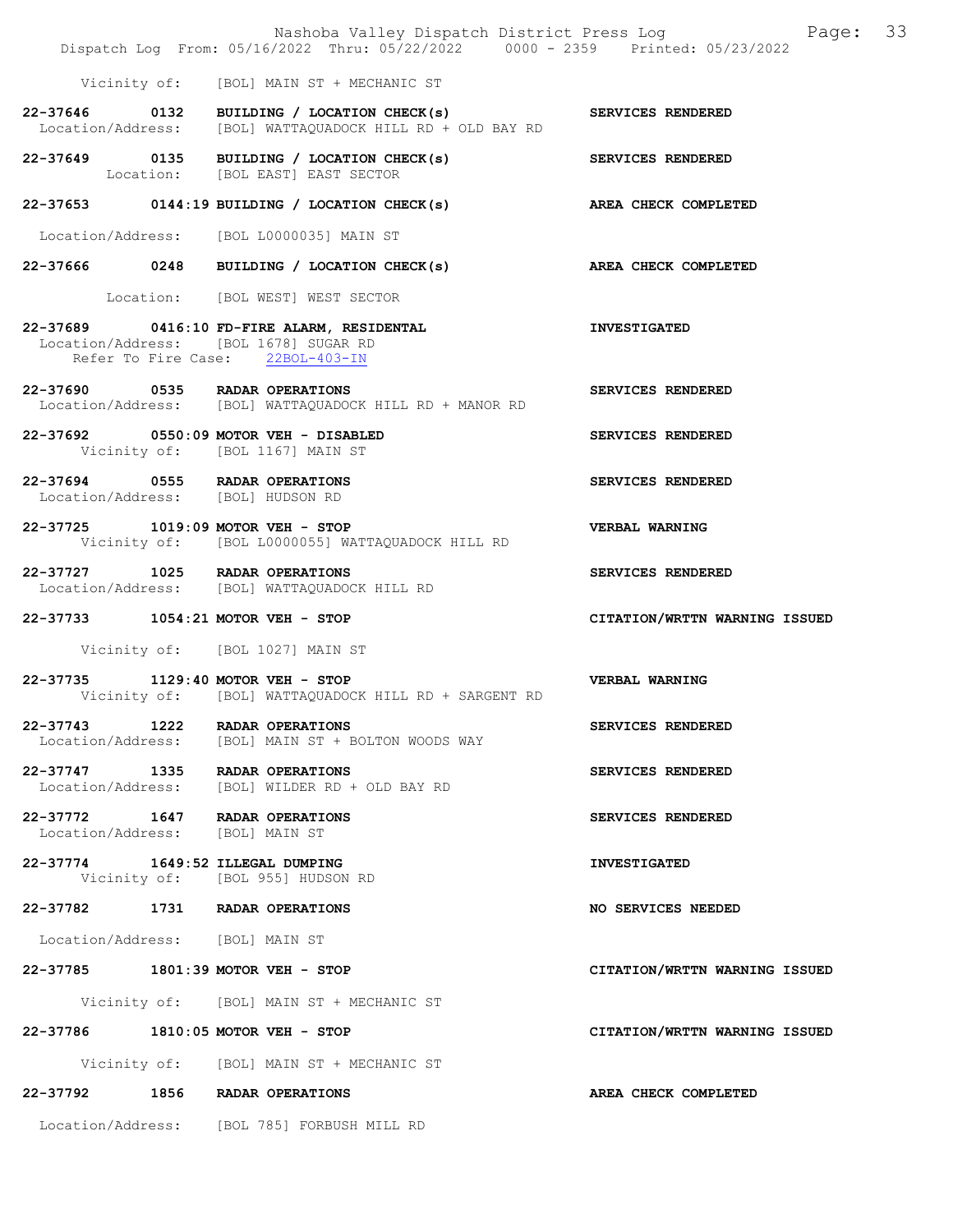Vicinity of: [BOL] MAIN ST + MECHANIC ST

**22-37646 0132 BUILDING / LOCATION CHECK(s)** **SERVICES RENDERED**
Location/Address: [BOL] WATTAQUADOCK HILL RD + OLD BAY RD

**22-37649 0135 BUILDING / LOCATION CHECK(s)** **SERVICES RENDERED**
Location: [BOL EAST] EAST SECTOR

**22-37653 0144:19 BUILDING / LOCATION CHECK(s)** **AREA CHECK COMPLETED**
Location/Address: [BOL L0000035] MAIN ST

**22-37666 0248 BUILDING / LOCATION CHECK(s)** **AREA CHECK COMPLETED**
Location: [BOL WEST] WEST SECTOR

**22-37689 0416:10 FD-FIRE ALARM, RESIDENTAL** **INVESTIGATED**
Location/Address: [BOL 1678] SUGAR RD
Refer To Fire Case: 22BOL-403-IN

**22-37690 0535 RADAR OPERATIONS** **SERVICES RENDERED**
Location/Address: [BOL] WATTAQUADOCK HILL RD + MANOR RD

**22-37692 0550:09 MOTOR VEH - DISABLED** **SERVICES RENDERED**
Vicinity of: [BOL 1167] MAIN ST

**22-37694 0555 RADAR OPERATIONS** **SERVICES RENDERED**
Location/Address: [BOL] HUDSON RD

**22-37725 1019:09 MOTOR VEH - STOP** **VERBAL WARNING**
Vicinity of: [BOL L0000055] WATTAQUADOCK HILL RD

**22-37727 1025 RADAR OPERATIONS** **SERVICES RENDERED**
Location/Address: [BOL] WATTAQUADOCK HILL RD

**22-37733 1054:21 MOTOR VEH - STOP** **CITATION/WRTTN WARNING ISSUED**
Vicinity of: [BOL 1027] MAIN ST

**22-37735 1129:40 MOTOR VEH - STOP** **VERBAL WARNING**
Vicinity of: [BOL] WATTAQUADOCK HILL RD + SARGENT RD

**22-37743 1222 RADAR OPERATIONS** **SERVICES RENDERED**
Location/Address: [BOL] MAIN ST + BOLTON WOODS WAY

**22-37747 1335 RADAR OPERATIONS** **SERVICES RENDERED**
Location/Address: [BOL] WILDER RD + OLD BAY RD

**22-37772 1647 RADAR OPERATIONS** **SERVICES RENDERED**
Location/Address: [BOL] MAIN ST

**22-37774 1649:52 ILLEGAL DUMPING** **INVESTIGATED**
Vicinity of: [BOL 955] HUDSON RD

**22-37782 1731 RADAR OPERATIONS** **NO SERVICES NEEDED**
Location/Address: [BOL] MAIN ST

**22-37785 1801:39 MOTOR VEH - STOP** **CITATION/WRTTN WARNING ISSUED**
Vicinity of: [BOL] MAIN ST + MECHANIC ST

**22-37786 1810:05 MOTOR VEH - STOP** **CITATION/WRTTN WARNING ISSUED**
Vicinity of: [BOL] MAIN ST + MECHANIC ST

**22-37792 1856 RADAR OPERATIONS** **AREA CHECK COMPLETED**
Location/Address: [BOL 785] FORBUSH MILL RD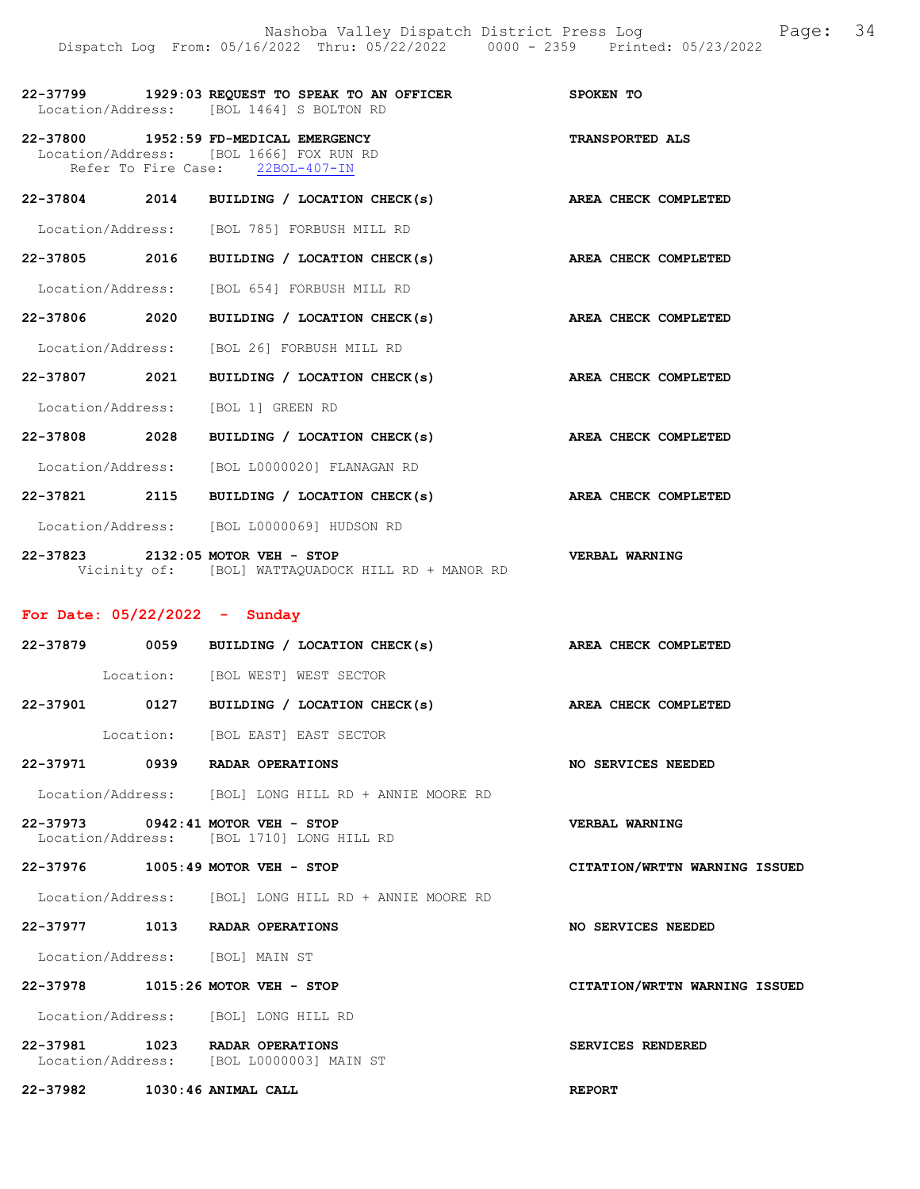22-37799 1929:03 REQUEST TO SPEAK TO AN OFFICER SPOKEN TO
Location/Address: [BOL 1464] S BOLTON RD

22-37800 1952:59 FD-MEDICAL EMERGENCY TRANSPORTED ALS
Location/Address: [BOL 1666] FOX RUN RD
Refer To Fire Case: 22BOL-407-IN

22-37804 2014 BUILDING / LOCATION CHECK(s) AREA CHECK COMPLETED
Location/Address: [BOL 785] FORBUSH MILL RD

22-37805 2016 BUILDING / LOCATION CHECK(s) AREA CHECK COMPLETED
Location/Address: [BOL 654] FORBUSH MILL RD

22-37806 2020 BUILDING / LOCATION CHECK(s) AREA CHECK COMPLETED
Location/Address: [BOL 26] FORBUSH MILL RD

22-37807 2021 BUILDING / LOCATION CHECK(s) AREA CHECK COMPLETED
Location/Address: [BOL 1] GREEN RD

22-37808 2028 BUILDING / LOCATION CHECK(s) AREA CHECK COMPLETED
Location/Address: [BOL L0000020] FLANAGAN RD

22-37821 2115 BUILDING / LOCATION CHECK(s) AREA CHECK COMPLETED
Location/Address: [BOL L0000069] HUDSON RD

22-37823 2132:05 MOTOR VEH - STOP VERBAL WARNING
Vicinity of: [BOL] WATTAQUADOCK HILL RD + MANOR RD

## For Date: 05/22/2022 - Sunday

22-37879 0059 BUILDING / LOCATION CHECK(s) AREA CHECK COMPLETED
Location: [BOL WEST] WEST SECTOR

22-37901 0127 BUILDING / LOCATION CHECK(s) AREA CHECK COMPLETED
Location: [BOL EAST] EAST SECTOR

22-37971 0939 RADAR OPERATIONS NO SERVICES NEEDED
Location/Address: [BOL] LONG HILL RD + ANNIE MOORE RD

22-37973 0942:41 MOTOR VEH - STOP VERBAL WARNING
Location/Address: [BOL 1710] LONG HILL RD

22-37976 1005:49 MOTOR VEH - STOP CITATION/WRTTN WARNING ISSUED
Location/Address: [BOL] LONG HILL RD + ANNIE MOORE RD

22-37977 1013 RADAR OPERATIONS NO SERVICES NEEDED
Location/Address: [BOL] MAIN ST

22-37978 1015:26 MOTOR VEH - STOP CITATION/WRTTN WARNING ISSUED
Location/Address: [BOL] LONG HILL RD

22-37981 1023 RADAR OPERATIONS SERVICES RENDERED
Location/Address: [BOL L0000003] MAIN ST

22-37982 1030:46 ANIMAL CALL REPORT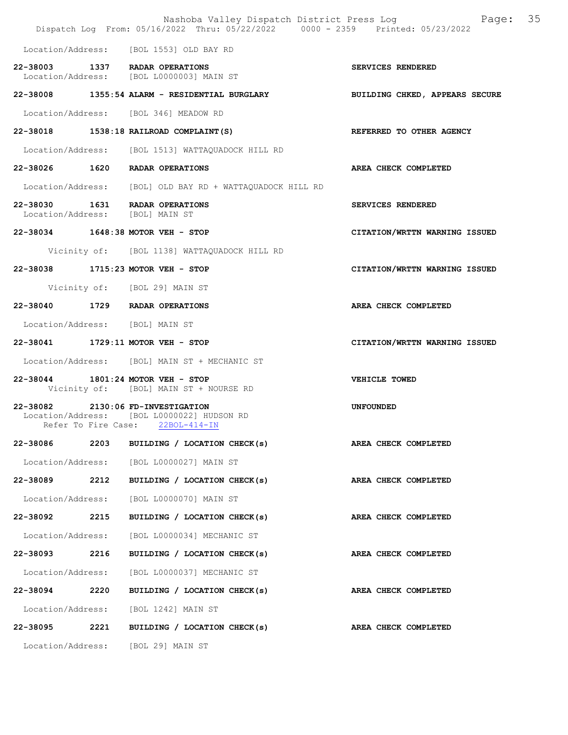Location/Address: [BOL 1553] OLD BAY RD

**22-38003 1337 RADAR OPERATIONS** — SERVICES RENDERED
Location/Address: [BOL L0000003] MAIN ST

**22-38008 1355:54 ALARM - RESIDENTIAL BURGLARY** — BUILDING CHKED, APPEARS SECURE
Location/Address: [BOL 346] MEADOW RD

**22-38018 1538:18 RAILROAD COMPLAINT(S)** — REFERRED TO OTHER AGENCY
Location/Address: [BOL 1513] WATTAQUADOCK HILL RD

**22-38026 1620 RADAR OPERATIONS** — AREA CHECK COMPLETED
Location/Address: [BOL] OLD BAY RD + WATTAQUADOCK HILL RD

**22-38030 1631 RADAR OPERATIONS** — SERVICES RENDERED
Location/Address: [BOL] MAIN ST

**22-38034 1648:38 MOTOR VEH - STOP** — CITATION/WRTTN WARNING ISSUED
Vicinity of: [BOL 1138] WATTAQUADOCK HILL RD

**22-38038 1715:23 MOTOR VEH - STOP** — CITATION/WRTTN WARNING ISSUED
Vicinity of: [BOL 29] MAIN ST

**22-38040 1729 RADAR OPERATIONS** — AREA CHECK COMPLETED
Location/Address: [BOL] MAIN ST

**22-38041 1729:11 MOTOR VEH - STOP** — CITATION/WRTTN WARNING ISSUED
Location/Address: [BOL] MAIN ST + MECHANIC ST

**22-38044 1801:24 MOTOR VEH - STOP** — VEHICLE TOWED
Vicinity of: [BOL] MAIN ST + NOURSE RD

**22-38082 2130:06 FD-INVESTIGATION** — UNFOUNDED
Location/Address: [BOL L0000022] HUDSON RD
Refer To Fire Case: 22BOL-414-IN

**22-38086 2203 BUILDING / LOCATION CHECK(s)** — AREA CHECK COMPLETED
Location/Address: [BOL L0000027] MAIN ST

**22-38089 2212 BUILDING / LOCATION CHECK(s)** — AREA CHECK COMPLETED
Location/Address: [BOL L0000070] MAIN ST

**22-38092 2215 BUILDING / LOCATION CHECK(s)** — AREA CHECK COMPLETED
Location/Address: [BOL L0000034] MECHANIC ST

**22-38093 2216 BUILDING / LOCATION CHECK(s)** — AREA CHECK COMPLETED
Location/Address: [BOL L0000037] MECHANIC ST

**22-38094 2220 BUILDING / LOCATION CHECK(s)** — AREA CHECK COMPLETED
Location/Address: [BOL 1242] MAIN ST

**22-38095 2221 BUILDING / LOCATION CHECK(s)** — AREA CHECK COMPLETED
Location/Address: [BOL 29] MAIN ST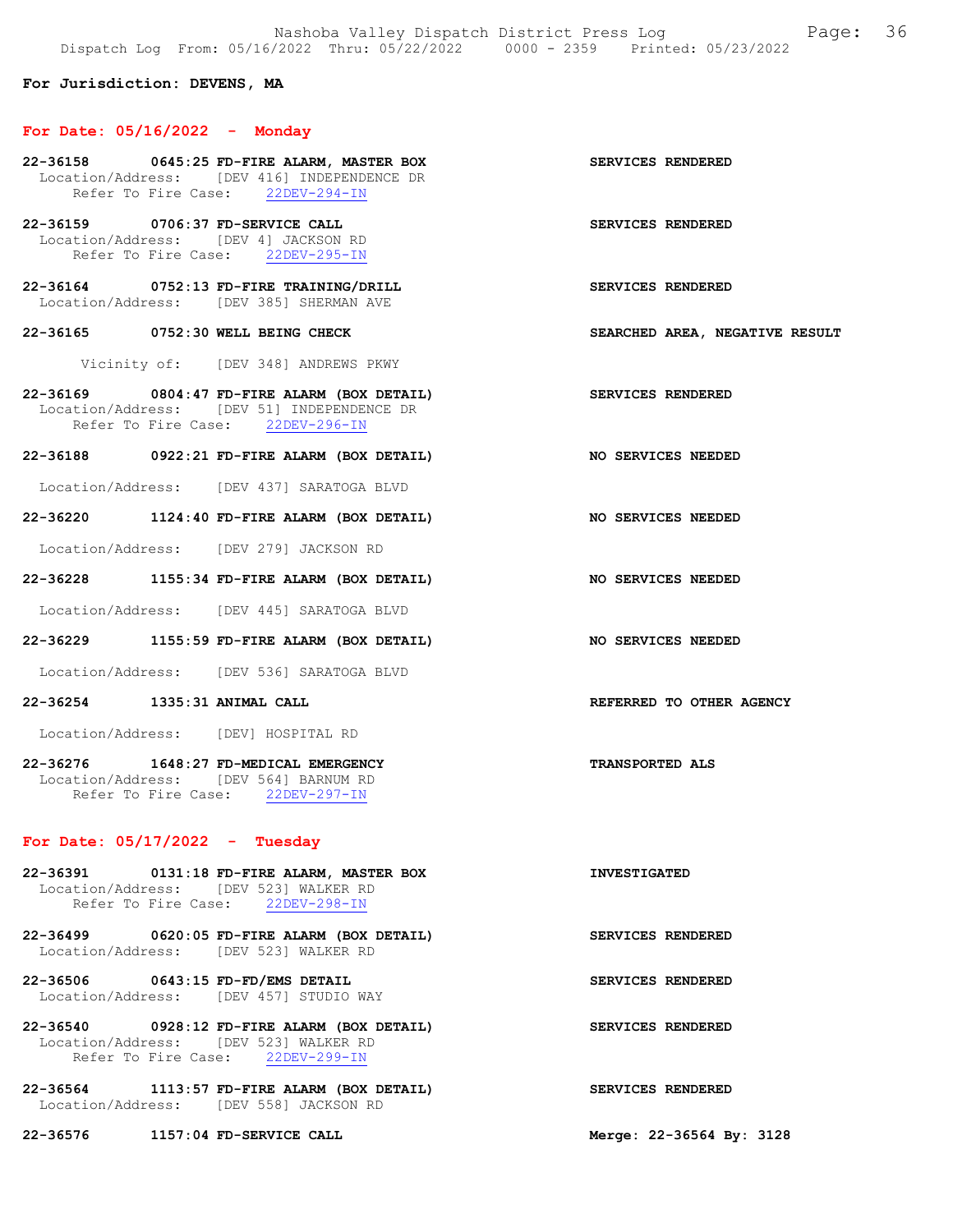**For Jurisdiction: DEVENS, MA**

## For Date: 05/16/2022 - Monday

**22-36158 0645:25 FD-FIRE ALARM, MASTER BOX** — **SERVICES RENDERED**
Location/Address: [DEV 416] INDEPENDENCE DR
Refer To Fire Case: 22DEV-294-IN

**22-36159 0706:37 FD-SERVICE CALL** — **SERVICES RENDERED**
Location/Address: [DEV 4] JACKSON RD
Refer To Fire Case: 22DEV-295-IN

**22-36164 0752:13 FD-FIRE TRAINING/DRILL** — **SERVICES RENDERED**
Location/Address: [DEV 385] SHERMAN AVE

**22-36165 0752:30 WELL BEING CHECK** — **SEARCHED AREA, NEGATIVE RESULT**
Vicinity of: [DEV 348] ANDREWS PKWY

**22-36169 0804:47 FD-FIRE ALARM (BOX DETAIL)** — **SERVICES RENDERED**
Location/Address: [DEV 51] INDEPENDENCE DR
Refer To Fire Case: 22DEV-296-IN

**22-36188 0922:21 FD-FIRE ALARM (BOX DETAIL)** — **NO SERVICES NEEDED**
Location/Address: [DEV 437] SARATOGA BLVD

**22-36220 1124:40 FD-FIRE ALARM (BOX DETAIL)** — **NO SERVICES NEEDED**
Location/Address: [DEV 279] JACKSON RD

**22-36228 1155:34 FD-FIRE ALARM (BOX DETAIL)** — **NO SERVICES NEEDED**
Location/Address: [DEV 445] SARATOGA BLVD

**22-36229 1155:59 FD-FIRE ALARM (BOX DETAIL)** — **NO SERVICES NEEDED**
Location/Address: [DEV 536] SARATOGA BLVD

**22-36254 1335:31 ANIMAL CALL** — **REFERRED TO OTHER AGENCY**
Location/Address: [DEV] HOSPITAL RD

**22-36276 1648:27 FD-MEDICAL EMERGENCY** — **TRANSPORTED ALS**
Location/Address: [DEV 564] BARNUM RD
Refer To Fire Case: 22DEV-297-IN

## For Date: 05/17/2022 - Tuesday

**22-36391 0131:18 FD-FIRE ALARM, MASTER BOX** — **INVESTIGATED**
Location/Address: [DEV 523] WALKER RD
Refer To Fire Case: 22DEV-298-IN

**22-36499 0620:05 FD-FIRE ALARM (BOX DETAIL)** — **SERVICES RENDERED**
Location/Address: [DEV 523] WALKER RD

**22-36506 0643:15 FD-FD/EMS DETAIL** — **SERVICES RENDERED**
Location/Address: [DEV 457] STUDIO WAY

**22-36540 0928:12 FD-FIRE ALARM (BOX DETAIL)** — **SERVICES RENDERED**
Location/Address: [DEV 523] WALKER RD
Refer To Fire Case: 22DEV-299-IN

**22-36564 1113:57 FD-FIRE ALARM (BOX DETAIL)** — **SERVICES RENDERED**
Location/Address: [DEV 558] JACKSON RD

**22-36576 1157:04 FD-SERVICE CALL** — **Merge: 22-36564 By: 3128**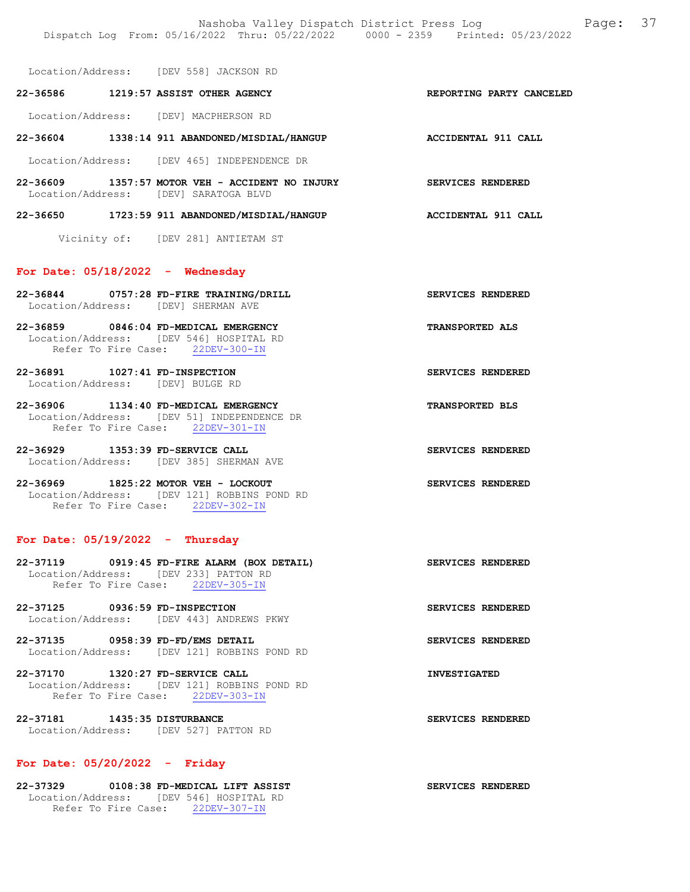Location/Address: [DEV 558] JACKSON RD

**22-36586 1219:57 ASSIST OTHER AGENCY** REPORTING PARTY CANCELED

Location/Address: [DEV] MACPHERSON RD

**22-36604 1338:14 911 ABANDONED/MISDIAL/HANGUP** ACCIDENTAL 911 CALL

Location/Address: [DEV 465] INDEPENDENCE DR

**22-36609 1357:57 MOTOR VEH - ACCIDENT NO INJURY** SERVICES RENDERED
Location/Address: [DEV] SARATOGA BLVD

**22-36650 1723:59 911 ABANDONED/MISDIAL/HANGUP** ACCIDENTAL 911 CALL

Vicinity of: [DEV 281] ANTIETAM ST

## For Date: 05/18/2022 - Wednesday

**22-36844 0757:28 FD-FIRE TRAINING/DRILL** SERVICES RENDERED
Location/Address: [DEV] SHERMAN AVE

**22-36859 0846:04 FD-MEDICAL EMERGENCY** TRANSPORTED ALS
Location/Address: [DEV 546] HOSPITAL RD
Refer To Fire Case: 22DEV-300-IN

**22-36891 1027:41 FD-INSPECTION** SERVICES RENDERED
Location/Address: [DEV] BULGE RD

**22-36906 1134:40 FD-MEDICAL EMERGENCY** TRANSPORTED BLS
Location/Address: [DEV 51] INDEPENDENCE DR
Refer To Fire Case: 22DEV-301-IN

**22-36929 1353:39 FD-SERVICE CALL** SERVICES RENDERED
Location/Address: [DEV 385] SHERMAN AVE

**22-36969 1825:22 MOTOR VEH - LOCKOUT** SERVICES RENDERED
Location/Address: [DEV 121] ROBBINS POND RD
Refer To Fire Case: 22DEV-302-IN

## For Date: 05/19/2022 - Thursday

**22-37119 0919:45 FD-FIRE ALARM (BOX DETAIL)** SERVICES RENDERED
Location/Address: [DEV 233] PATTON RD
Refer To Fire Case: 22DEV-305-IN

**22-37125 0936:59 FD-INSPECTION** SERVICES RENDERED
Location/Address: [DEV 443] ANDREWS PKWY

**22-37135 0958:39 FD-FD/EMS DETAIL** SERVICES RENDERED
Location/Address: [DEV 121] ROBBINS POND RD

**22-37170 1320:27 FD-SERVICE CALL** INVESTIGATED
Location/Address: [DEV 121] ROBBINS POND RD
Refer To Fire Case: 22DEV-303-IN

**22-37181 1435:35 DISTURBANCE** SERVICES RENDERED
Location/Address: [DEV 527] PATTON RD

## For Date: 05/20/2022 - Friday

**22-37329 0108:38 FD-MEDICAL LIFT ASSIST** SERVICES RENDERED
Location/Address: [DEV 546] HOSPITAL RD
Refer To Fire Case: 22DEV-307-IN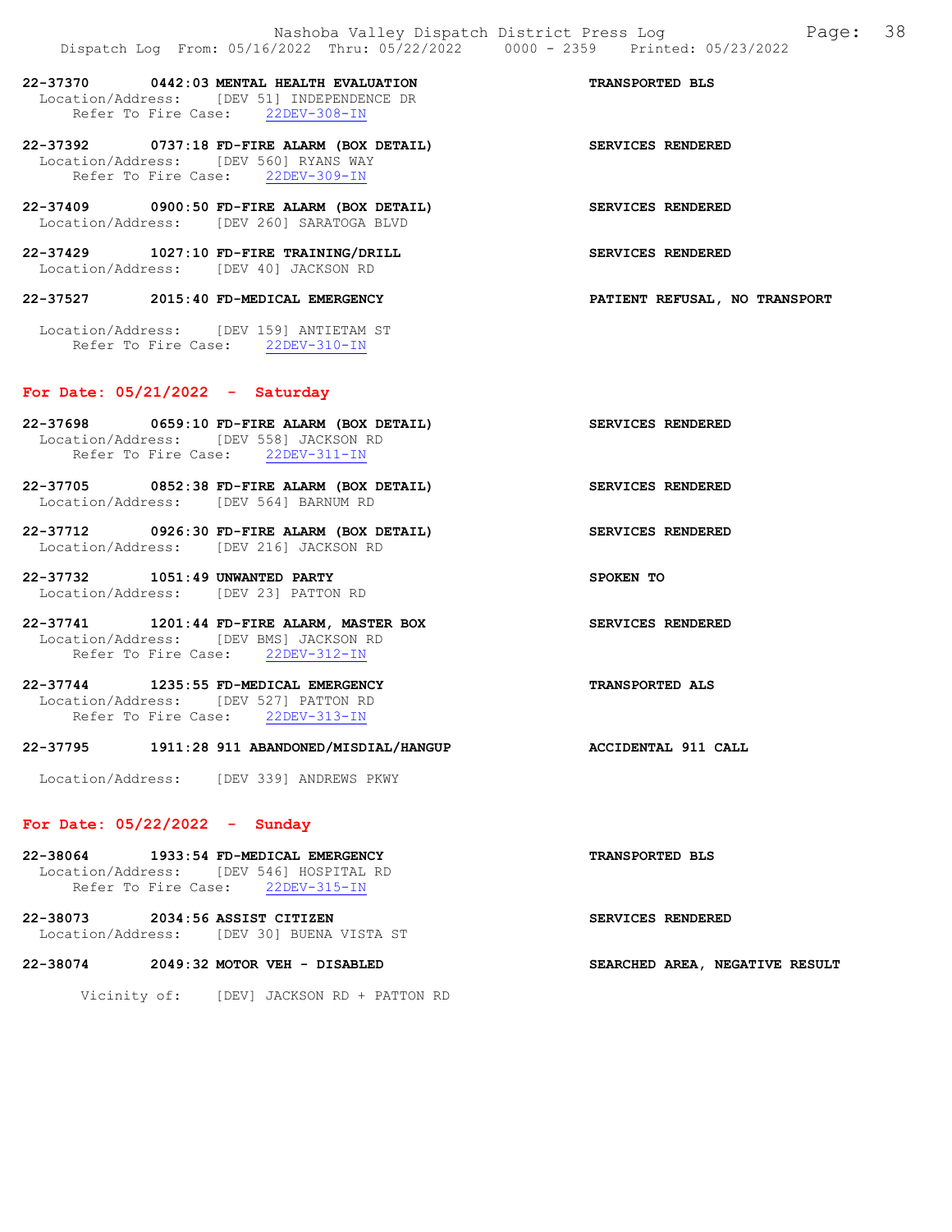**22-37370 0442:03 MENTAL HEALTH EVALUATION** — **TRANSPORTED BLS**
Location/Address: [DEV 51] INDEPENDENCE DR
Refer To Fire Case: 22DEV-308-IN

**22-37392 0737:18 FD-FIRE ALARM (BOX DETAIL)** — **SERVICES RENDERED**
Location/Address: [DEV 560] RYANS WAY
Refer To Fire Case: 22DEV-309-IN

**22-37409 0900:50 FD-FIRE ALARM (BOX DETAIL)** — **SERVICES RENDERED**
Location/Address: [DEV 260] SARATOGA BLVD

**22-37429 1027:10 FD-FIRE TRAINING/DRILL** — **SERVICES RENDERED**
Location/Address: [DEV 40] JACKSON RD

**22-37527 2015:40 FD-MEDICAL EMERGENCY** — **PATIENT REFUSAL, NO TRANSPORT**
Location/Address: [DEV 159] ANTIETAM ST
Refer To Fire Case: 22DEV-310-IN

## For Date: 05/21/2022 - Saturday

**22-37698 0659:10 FD-FIRE ALARM (BOX DETAIL)** — **SERVICES RENDERED**
Location/Address: [DEV 558] JACKSON RD
Refer To Fire Case: 22DEV-311-IN

**22-37705 0852:38 FD-FIRE ALARM (BOX DETAIL)** — **SERVICES RENDERED**
Location/Address: [DEV 564] BARNUM RD

**22-37712 0926:30 FD-FIRE ALARM (BOX DETAIL)** — **SERVICES RENDERED**
Location/Address: [DEV 216] JACKSON RD

**22-37732 1051:49 UNWANTED PARTY** — **SPOKEN TO**
Location/Address: [DEV 23] PATTON RD

**22-37741 1201:44 FD-FIRE ALARM, MASTER BOX** — **SERVICES RENDERED**
Location/Address: [DEV BMS] JACKSON RD
Refer To Fire Case: 22DEV-312-IN

**22-37744 1235:55 FD-MEDICAL EMERGENCY** — **TRANSPORTED ALS**
Location/Address: [DEV 527] PATTON RD
Refer To Fire Case: 22DEV-313-IN

**22-37795 1911:28 911 ABANDONED/MISDIAL/HANGUP** — **ACCIDENTAL 911 CALL**
Location/Address: [DEV 339] ANDREWS PKWY

## For Date: 05/22/2022 - Sunday

**22-38064 1933:54 FD-MEDICAL EMERGENCY** — **TRANSPORTED BLS**
Location/Address: [DEV 546] HOSPITAL RD
Refer To Fire Case: 22DEV-315-IN

**22-38073 2034:56 ASSIST CITIZEN** — **SERVICES RENDERED**
Location/Address: [DEV 30] BUENA VISTA ST

**22-38074 2049:32 MOTOR VEH - DISABLED** — **SEARCHED AREA, NEGATIVE RESULT**
Vicinity of: [DEV] JACKSON RD + PATTON RD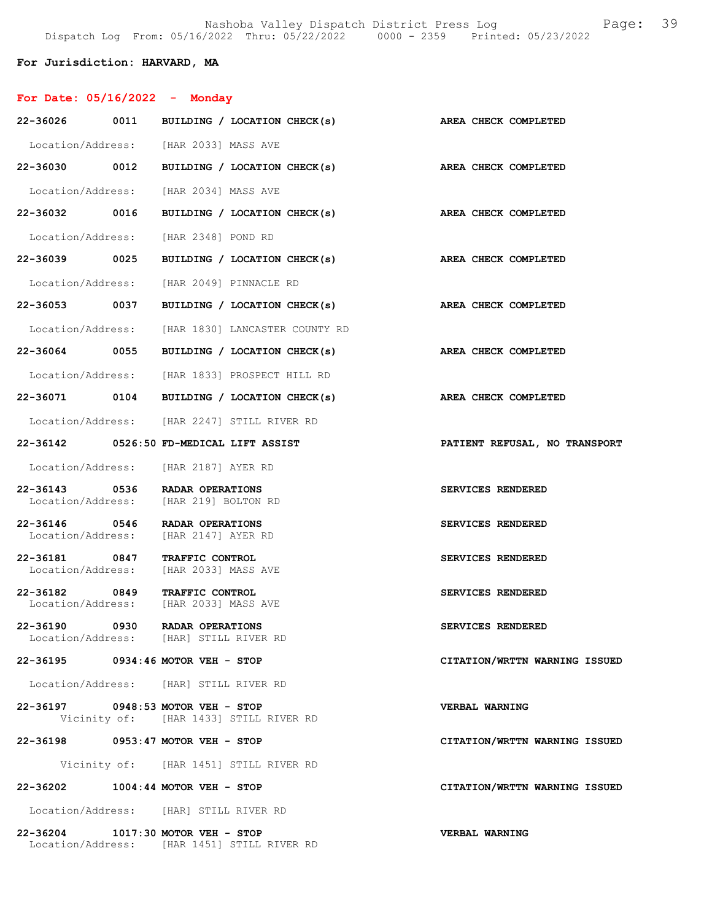For Jurisdiction: HARVARD, MA

## For Date: 05/16/2022 - Monday

| Call # | Time | Type | Disposition |
|---|---|---|---|
| 22-36026 | 0011 | BUILDING / LOCATION CHECK(s) | AREA CHECK COMPLETED |
| | | Location/Address: [HAR 2033] MASS AVE | |
| 22-36030 | 0012 | BUILDING / LOCATION CHECK(s) | AREA CHECK COMPLETED |
| | | Location/Address: [HAR 2034] MASS AVE | |
| 22-36032 | 0016 | BUILDING / LOCATION CHECK(s) | AREA CHECK COMPLETED |
| | | Location/Address: [HAR 2348] POND RD | |
| 22-36039 | 0025 | BUILDING / LOCATION CHECK(s) | AREA CHECK COMPLETED |
| | | Location/Address: [HAR 2049] PINNACLE RD | |
| 22-36053 | 0037 | BUILDING / LOCATION CHECK(s) | AREA CHECK COMPLETED |
| | | Location/Address: [HAR 1830] LANCASTER COUNTY RD | |
| 22-36064 | 0055 | BUILDING / LOCATION CHECK(s) | AREA CHECK COMPLETED |
| | | Location/Address: [HAR 1833] PROSPECT HILL RD | |
| 22-36071 | 0104 | BUILDING / LOCATION CHECK(s) | AREA CHECK COMPLETED |
| | | Location/Address: [HAR 2247] STILL RIVER RD | |
| 22-36142 | 0526:50 | FD-MEDICAL LIFT ASSIST | PATIENT REFUSAL, NO TRANSPORT |
| | | Location/Address: [HAR 2187] AYER RD | |
| 22-36143 | 0536 | RADAR OPERATIONS | SERVICES RENDERED |
| | | Location/Address: [HAR 219] BOLTON RD | |
| 22-36146 | 0546 | RADAR OPERATIONS | SERVICES RENDERED |
| | | Location/Address: [HAR 2147] AYER RD | |
| 22-36181 | 0847 | TRAFFIC CONTROL | SERVICES RENDERED |
| | | Location/Address: [HAR 2033] MASS AVE | |
| 22-36182 | 0849 | TRAFFIC CONTROL | SERVICES RENDERED |
| | | Location/Address: [HAR 2033] MASS AVE | |
| 22-36190 | 0930 | RADAR OPERATIONS | SERVICES RENDERED |
| | | Location/Address: [HAR] STILL RIVER RD | |
| 22-36195 | 0934:46 | MOTOR VEH - STOP | CITATION/WRTTN WARNING ISSUED |
| | | Location/Address: [HAR] STILL RIVER RD | |
| 22-36197 | 0948:53 | MOTOR VEH - STOP | VERBAL WARNING |
| | | Vicinity of: [HAR 1433] STILL RIVER RD | |
| 22-36198 | 0953:47 | MOTOR VEH - STOP | CITATION/WRTTN WARNING ISSUED |
| | | Vicinity of: [HAR 1451] STILL RIVER RD | |
| 22-36202 | 1004:44 | MOTOR VEH - STOP | CITATION/WRTTN WARNING ISSUED |
| | | Location/Address: [HAR] STILL RIVER RD | |
| 22-36204 | 1017:30 | MOTOR VEH - STOP | VERBAL WARNING |
| | | Location/Address: [HAR 1451] STILL RIVER RD | |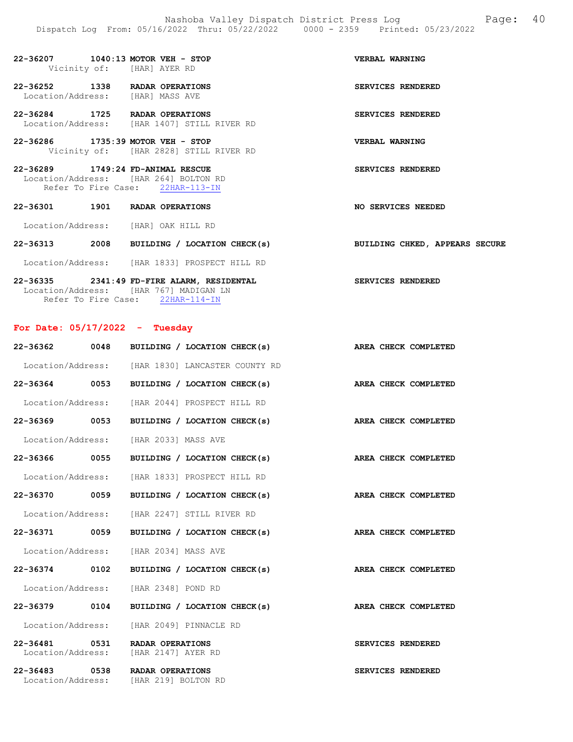22-36207 1040:13 MOTOR VEH - STOP VERBAL WARNING
Vicinity of: [HAR] AYER RD

22-36252 1338 RADAR OPERATIONS SERVICES RENDERED
Location/Address: [HAR] MASS AVE

22-36284 1725 RADAR OPERATIONS SERVICES RENDERED
Location/Address: [HAR 1407] STILL RIVER RD

22-36286 1735:39 MOTOR VEH - STOP VERBAL WARNING
Vicinity of: [HAR 2828] STILL RIVER RD

22-36289 1749:24 FD-ANIMAL RESCUE SERVICES RENDERED
Location/Address: [HAR 264] BOLTON RD
Refer To Fire Case: 22HAR-113-IN

22-36301 1901 RADAR OPERATIONS NO SERVICES NEEDED
Location/Address: [HAR] OAK HILL RD

22-36313 2008 BUILDING / LOCATION CHECK(s) BUILDING CHKED, APPEARS SECURE
Location/Address: [HAR 1833] PROSPECT HILL RD

22-36335 2341:49 FD-FIRE ALARM, RESIDENTAL SERVICES RENDERED
Location/Address: [HAR 767] MADIGAN LN
Refer To Fire Case: 22HAR-114-IN

## For Date: 05/17/2022 - Tuesday

22-36362 0048 BUILDING / LOCATION CHECK(s) AREA CHECK COMPLETED
Location/Address: [HAR 1830] LANCASTER COUNTY RD

22-36364 0053 BUILDING / LOCATION CHECK(s) AREA CHECK COMPLETED
Location/Address: [HAR 2044] PROSPECT HILL RD

22-36369 0053 BUILDING / LOCATION CHECK(s) AREA CHECK COMPLETED
Location/Address: [HAR 2033] MASS AVE

22-36366 0055 BUILDING / LOCATION CHECK(s) AREA CHECK COMPLETED
Location/Address: [HAR 1833] PROSPECT HILL RD

22-36370 0059 BUILDING / LOCATION CHECK(s) AREA CHECK COMPLETED
Location/Address: [HAR 2247] STILL RIVER RD

22-36371 0059 BUILDING / LOCATION CHECK(s) AREA CHECK COMPLETED
Location/Address: [HAR 2034] MASS AVE

22-36374 0102 BUILDING / LOCATION CHECK(s) AREA CHECK COMPLETED
Location/Address: [HAR 2348] POND RD

22-36379 0104 BUILDING / LOCATION CHECK(s) AREA CHECK COMPLETED
Location/Address: [HAR 2049] PINNACLE RD

22-36481 0531 RADAR OPERATIONS SERVICES RENDERED
Location/Address: [HAR 2147] AYER RD

22-36483 0538 RADAR OPERATIONS SERVICES RENDERED
Location/Address: [HAR 219] BOLTON RD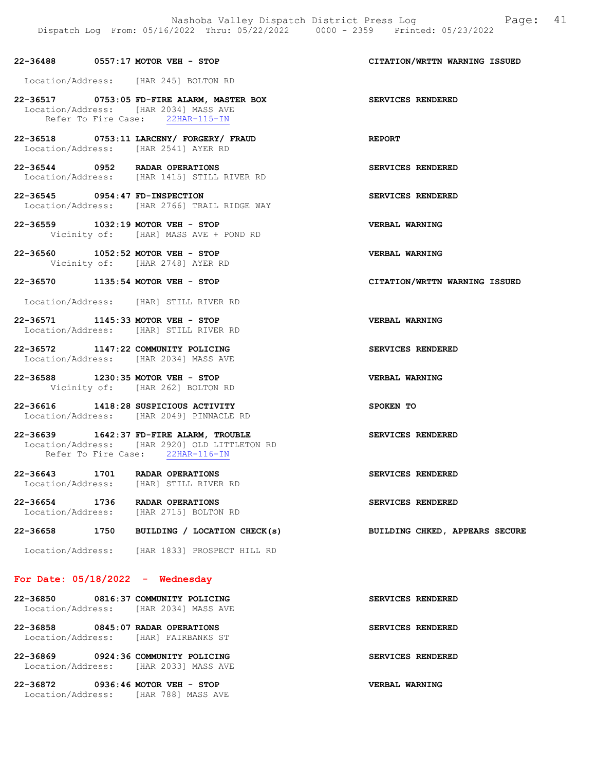22-36488 0557:17 MOTOR VEH - STOP CITATION/WRTTN WARNING ISSUED

Location/Address: [HAR 245] BOLTON RD

22-36517 0753:05 FD-FIRE ALARM, MASTER BOX SERVICES RENDERED
Location/Address: [HAR 2034] MASS AVE
Refer To Fire Case: 22HAR-115-IN

22-36518 0753:11 LARCENY/ FORGERY/ FRAUD REPORT
Location/Address: [HAR 2541] AYER RD

22-36544 0952 RADAR OPERATIONS SERVICES RENDERED
Location/Address: [HAR 1415] STILL RIVER RD

22-36545 0954:47 FD-INSPECTION SERVICES RENDERED
Location/Address: [HAR 2766] TRAIL RIDGE WAY

22-36559 1032:19 MOTOR VEH - STOP VERBAL WARNING
Vicinity of: [HAR] MASS AVE + POND RD

22-36560 1052:52 MOTOR VEH - STOP VERBAL WARNING
Vicinity of: [HAR 2748] AYER RD

22-36570 1135:54 MOTOR VEH - STOP CITATION/WRTTN WARNING ISSUED

Location/Address: [HAR] STILL RIVER RD

22-36571 1145:33 MOTOR VEH - STOP VERBAL WARNING
Location/Address: [HAR] STILL RIVER RD

22-36572 1147:22 COMMUNITY POLICING SERVICES RENDERED
Location/Address: [HAR 2034] MASS AVE

22-36588 1230:35 MOTOR VEH - STOP VERBAL WARNING
Vicinity of: [HAR 262] BOLTON RD

22-36616 1418:28 SUSPICIOUS ACTIVITY SPOKEN TO
Location/Address: [HAR 2049] PINNACLE RD

22-36639 1642:37 FD-FIRE ALARM, TROUBLE SERVICES RENDERED
Location/Address: [HAR 2920] OLD LITTLETON RD
Refer To Fire Case: 22HAR-116-IN

22-36643 1701 RADAR OPERATIONS SERVICES RENDERED
Location/Address: [HAR] STILL RIVER RD

22-36654 1736 RADAR OPERATIONS SERVICES RENDERED
Location/Address: [HAR 2715] BOLTON RD

22-36658 1750 BUILDING / LOCATION CHECK(s) BUILDING CHKED, APPEARS SECURE

Location/Address: [HAR 1833] PROSPECT HILL RD

## For Date: 05/18/2022 - Wednesday

22-36850 0816:37 COMMUNITY POLICING SERVICES RENDERED
Location/Address: [HAR 2034] MASS AVE

22-36858 0845:07 RADAR OPERATIONS SERVICES RENDERED
Location/Address: [HAR] FAIRBANKS ST

22-36869 0924:36 COMMUNITY POLICING SERVICES RENDERED
Location/Address: [HAR 2033] MASS AVE

22-36872 0936:46 MOTOR VEH - STOP VERBAL WARNING
Location/Address: [HAR 788] MASS AVE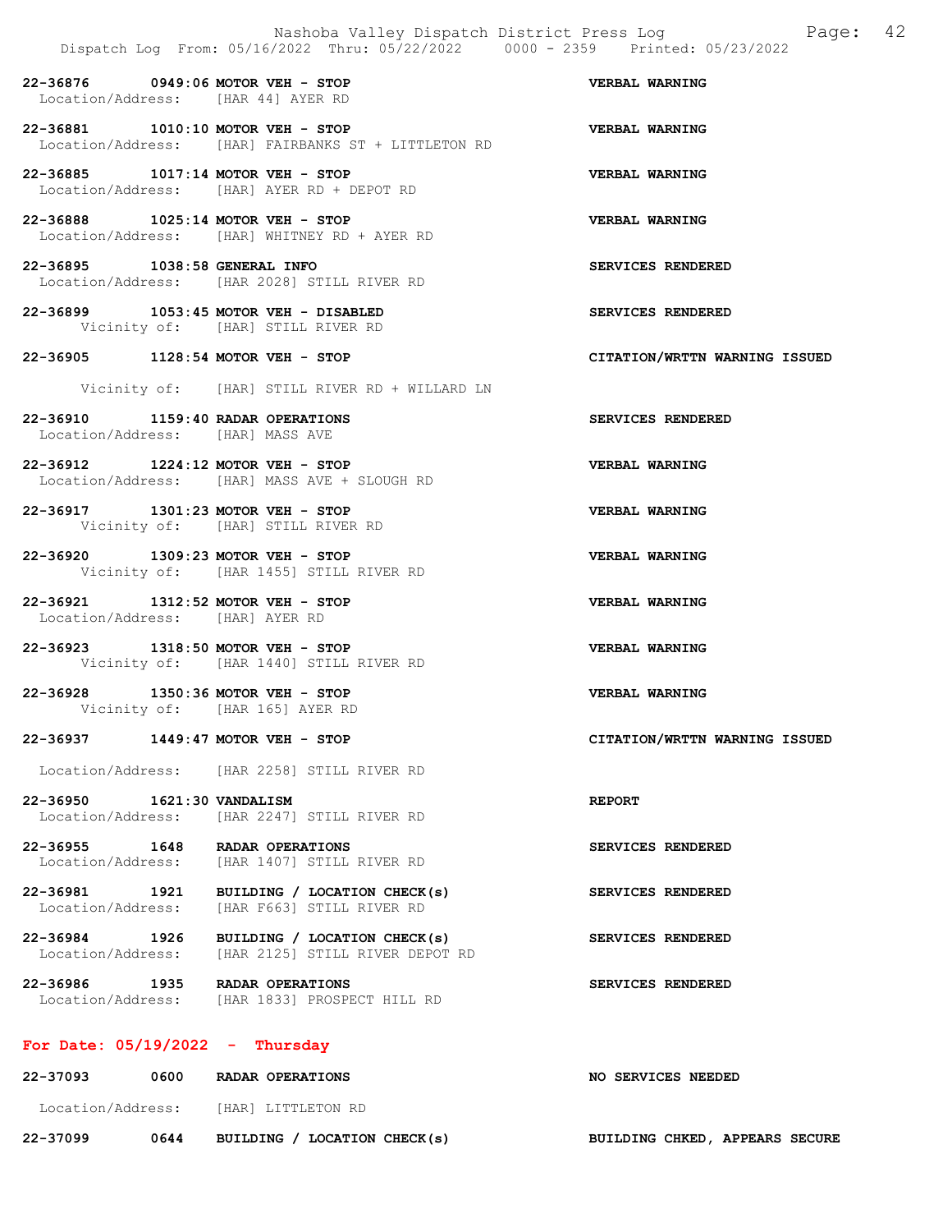22-36876 0949:06 MOTOR VEH - STOP VERBAL WARNING
Location/Address: [HAR 44] AYER RD

22-36881 1010:10 MOTOR VEH - STOP VERBAL WARNING
Location/Address: [HAR] FAIRBANKS ST + LITTLETON RD

22-36885 1017:14 MOTOR VEH - STOP VERBAL WARNING
Location/Address: [HAR] AYER RD + DEPOT RD

22-36888 1025:14 MOTOR VEH - STOP VERBAL WARNING
Location/Address: [HAR] WHITNEY RD + AYER RD

22-36895 1038:58 GENERAL INFO SERVICES RENDERED
Location/Address: [HAR 2028] STILL RIVER RD

22-36899 1053:45 MOTOR VEH - DISABLED SERVICES RENDERED
Vicinity of: [HAR] STILL RIVER RD

22-36905 1128:54 MOTOR VEH - STOP CITATION/WRTTN WARNING ISSUED
Vicinity of: [HAR] STILL RIVER RD + WILLARD LN

22-36910 1159:40 RADAR OPERATIONS SERVICES RENDERED
Location/Address: [HAR] MASS AVE

22-36912 1224:12 MOTOR VEH - STOP VERBAL WARNING
Location/Address: [HAR] MASS AVE + SLOUGH RD

22-36917 1301:23 MOTOR VEH - STOP VERBAL WARNING
Vicinity of: [HAR] STILL RIVER RD

22-36920 1309:23 MOTOR VEH - STOP VERBAL WARNING
Vicinity of: [HAR 1455] STILL RIVER RD

22-36921 1312:52 MOTOR VEH - STOP VERBAL WARNING
Location/Address: [HAR] AYER RD

22-36923 1318:50 MOTOR VEH - STOP VERBAL WARNING
Vicinity of: [HAR 1440] STILL RIVER RD

22-36928 1350:36 MOTOR VEH - STOP VERBAL WARNING
Vicinity of: [HAR 165] AYER RD

22-36937 1449:47 MOTOR VEH - STOP CITATION/WRTTN WARNING ISSUED
Location/Address: [HAR 2258] STILL RIVER RD

22-36950 1621:30 VANDALISM REPORT
Location/Address: [HAR 2247] STILL RIVER RD

22-36955 1648 RADAR OPERATIONS SERVICES RENDERED
Location/Address: [HAR 1407] STILL RIVER RD

22-36981 1921 BUILDING / LOCATION CHECK(s) SERVICES RENDERED
Location/Address: [HAR F663] STILL RIVER RD

22-36984 1926 BUILDING / LOCATION CHECK(s) SERVICES RENDERED
Location/Address: [HAR 2125] STILL RIVER DEPOT RD

22-36986 1935 RADAR OPERATIONS SERVICES RENDERED
Location/Address: [HAR 1833] PROSPECT HILL RD

## For Date: 05/19/2022 - Thursday

22-37093 0600 RADAR OPERATIONS NO SERVICES NEEDED
Location/Address: [HAR] LITTLETON RD

22-37099 0644 BUILDING / LOCATION CHECK(s) BUILDING CHKED, APPEARS SECURE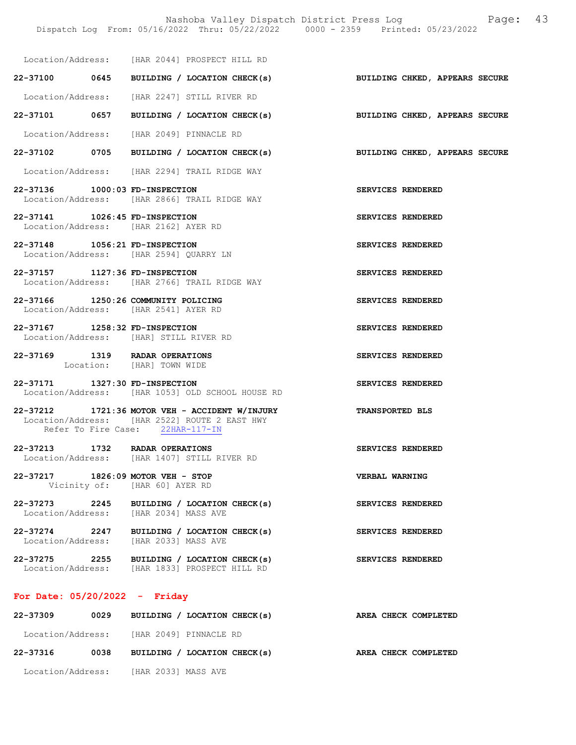Location/Address: [HAR 2044] PROSPECT HILL RD

**22-37100 0645 BUILDING / LOCATION CHECK(s)** BUILDING CHKED, APPEARS SECURE

Location/Address: [HAR 2247] STILL RIVER RD

**22-37101 0657 BUILDING / LOCATION CHECK(s)** BUILDING CHKED, APPEARS SECURE

Location/Address: [HAR 2049] PINNACLE RD

**22-37102 0705 BUILDING / LOCATION CHECK(s)** BUILDING CHKED, APPEARS SECURE

Location/Address: [HAR 2294] TRAIL RIDGE WAY

**22-37136 1000:03 FD-INSPECTION** SERVICES RENDERED
Location/Address: [HAR 2866] TRAIL RIDGE WAY

**22-37141 1026:45 FD-INSPECTION** SERVICES RENDERED
Location/Address: [HAR 2162] AYER RD

**22-37148 1056:21 FD-INSPECTION** SERVICES RENDERED
Location/Address: [HAR 2594] QUARRY LN

**22-37157 1127:36 FD-INSPECTION** SERVICES RENDERED
Location/Address: [HAR 2766] TRAIL RIDGE WAY

**22-37166 1250:26 COMMUNITY POLICING** SERVICES RENDERED
Location/Address: [HAR 2541] AYER RD

**22-37167 1258:32 FD-INSPECTION** SERVICES RENDERED
Location/Address: [HAR] STILL RIVER RD

**22-37169 1319 RADAR OPERATIONS** SERVICES RENDERED
Location: [HAR] TOWN WIDE

**22-37171 1327:30 FD-INSPECTION** SERVICES RENDERED
Location/Address: [HAR 1053] OLD SCHOOL HOUSE RD

**22-37212 1721:36 MOTOR VEH - ACCIDENT W/INJURY** TRANSPORTED BLS
Location/Address: [HAR 2522] ROUTE 2 EAST HWY
Refer To Fire Case: 22HAR-117-IN

**22-37213 1732 RADAR OPERATIONS** SERVICES RENDERED
Location/Address: [HAR 1407] STILL RIVER RD

**22-37217 1826:09 MOTOR VEH - STOP** VERBAL WARNING
Vicinity of: [HAR 60] AYER RD

**22-37273 2245 BUILDING / LOCATION CHECK(s)** SERVICES RENDERED
Location/Address: [HAR 2034] MASS AVE

**22-37274 2247 BUILDING / LOCATION CHECK(s)** SERVICES RENDERED
Location/Address: [HAR 2033] MASS AVE

**22-37275 2255 BUILDING / LOCATION CHECK(s)** SERVICES RENDERED
Location/Address: [HAR 1833] PROSPECT HILL RD

## For Date: 05/20/2022 - Friday

**22-37309 0029 BUILDING / LOCATION CHECK(s)** AREA CHECK COMPLETED

Location/Address: [HAR 2049] PINNACLE RD

**22-37316 0038 BUILDING / LOCATION CHECK(s)** AREA CHECK COMPLETED

Location/Address: [HAR 2033] MASS AVE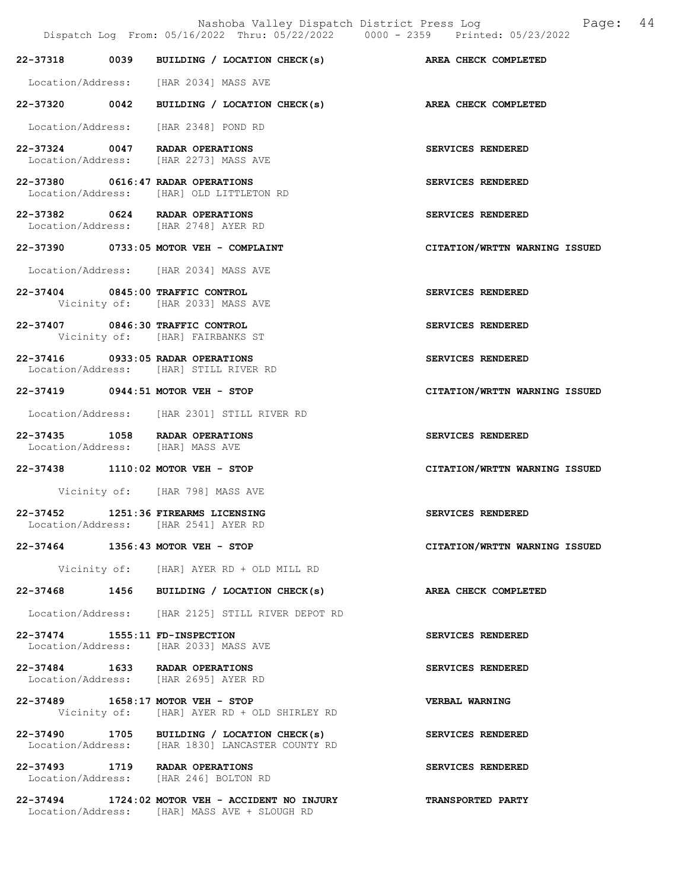| Call # | Time | Call Type / Location | Disposition |
|---|---|---|---|
| 22-37318 | 0039 | BUILDING / LOCATION CHECK(s) | AREA CHECK COMPLETED |
| | | Location/Address: [HAR 2034] MASS AVE | |
| 22-37320 | 0042 | BUILDING / LOCATION CHECK(s) | AREA CHECK COMPLETED |
| | | Location/Address: [HAR 2348] POND RD | |
| 22-37324 | 0047 | RADAR OPERATIONS | SERVICES RENDERED |
| | | Location/Address: [HAR 2273] MASS AVE | |
| 22-37380 | 0616:47 | RADAR OPERATIONS | SERVICES RENDERED |
| | | Location/Address: [HAR] OLD LITTLETON RD | |
| 22-37382 | 0624 | RADAR OPERATIONS | SERVICES RENDERED |
| | | Location/Address: [HAR 2748] AYER RD | |
| 22-37390 | 0733:05 | MOTOR VEH - COMPLAINT | CITATION/WRTTN WARNING ISSUED |
| | | Location/Address: [HAR 2034] MASS AVE | |
| 22-37404 | 0845:00 | TRAFFIC CONTROL | SERVICES RENDERED |
| | | Vicinity of: [HAR 2033] MASS AVE | |
| 22-37407 | 0846:30 | TRAFFIC CONTROL | SERVICES RENDERED |
| | | Vicinity of: [HAR] FAIRBANKS ST | |
| 22-37416 | 0933:05 | RADAR OPERATIONS | SERVICES RENDERED |
| | | Location/Address: [HAR] STILL RIVER RD | |
| 22-37419 | 0944:51 | MOTOR VEH - STOP | CITATION/WRTTN WARNING ISSUED |
| | | Location/Address: [HAR 2301] STILL RIVER RD | |
| 22-37435 | 1058 | RADAR OPERATIONS | SERVICES RENDERED |
| | | Location/Address: [HAR] MASS AVE | |
| 22-37438 | 1110:02 | MOTOR VEH - STOP | CITATION/WRTTN WARNING ISSUED |
| | | Vicinity of: [HAR 798] MASS AVE | |
| 22-37452 | 1251:36 | FIREARMS LICENSING | SERVICES RENDERED |
| | | Location/Address: [HAR 2541] AYER RD | |
| 22-37464 | 1356:43 | MOTOR VEH - STOP | CITATION/WRTTN WARNING ISSUED |
| | | Vicinity of: [HAR] AYER RD + OLD MILL RD | |
| 22-37468 | 1456 | BUILDING / LOCATION CHECK(s) | AREA CHECK COMPLETED |
| | | Location/Address: [HAR 2125] STILL RIVER DEPOT RD | |
| 22-37474 | 1555:11 | FD-INSPECTION | SERVICES RENDERED |
| | | Location/Address: [HAR 2033] MASS AVE | |
| 22-37484 | 1633 | RADAR OPERATIONS | SERVICES RENDERED |
| | | Location/Address: [HAR 2695] AYER RD | |
| 22-37489 | 1658:17 | MOTOR VEH - STOP | VERBAL WARNING |
| | | Vicinity of: [HAR] AYER RD + OLD SHIRLEY RD | |
| 22-37490 | 1705 | BUILDING / LOCATION CHECK(s) | SERVICES RENDERED |
| | | Location/Address: [HAR 1830] LANCASTER COUNTY RD | |
| 22-37493 | 1719 | RADAR OPERATIONS | SERVICES RENDERED |
| | | Location/Address: [HAR 246] BOLTON RD | |
| 22-37494 | 1724:02 | MOTOR VEH - ACCIDENT NO INJURY | TRANSPORTED PARTY |
| | | Location/Address: [HAR] MASS AVE + SLOUGH RD | |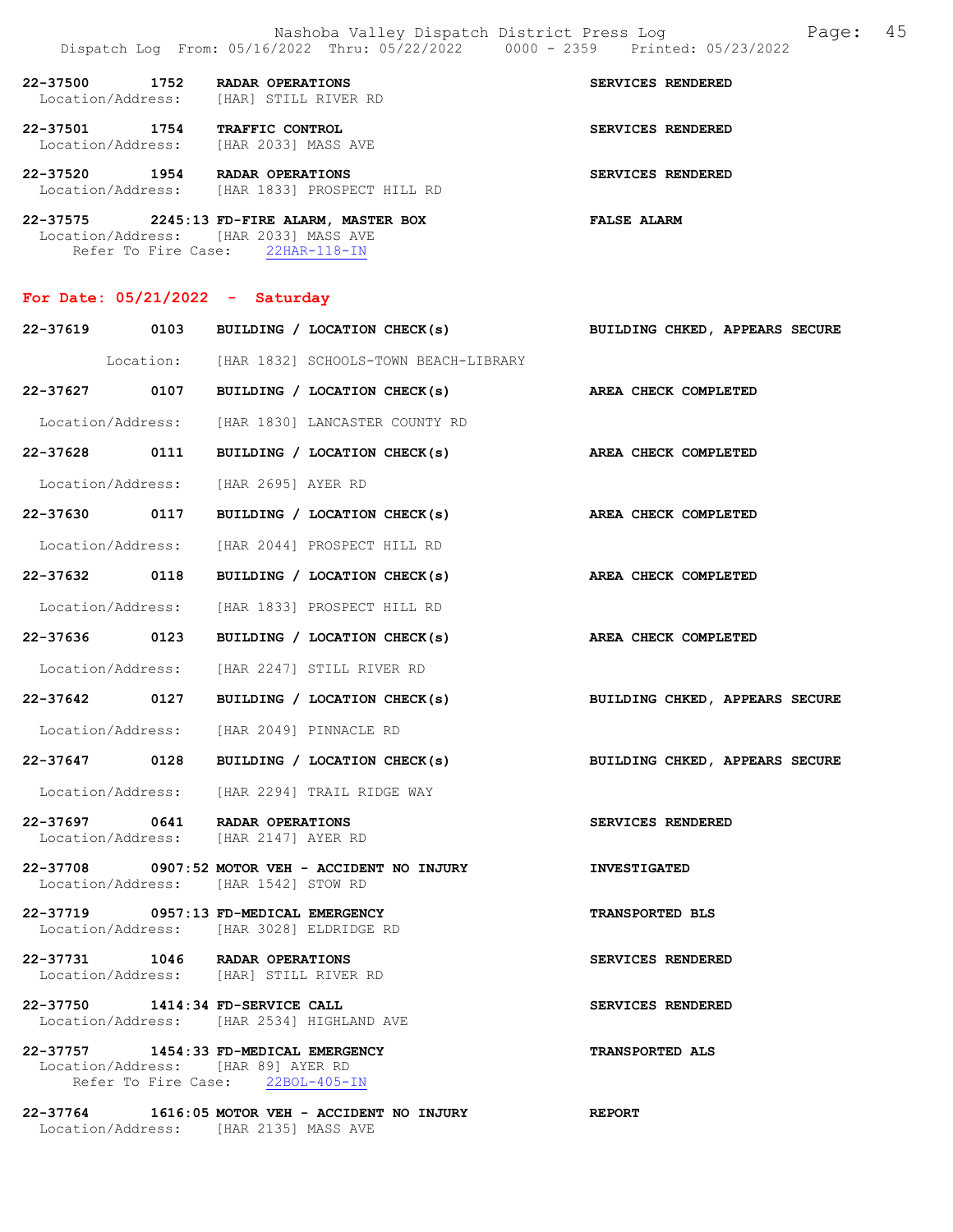22-37500 1752 RADAR OPERATIONS SERVICES RENDERED
Location/Address: [HAR] STILL RIVER RD

22-37501 1754 TRAFFIC CONTROL SERVICES RENDERED
Location/Address: [HAR 2033] MASS AVE

22-37520 1954 RADAR OPERATIONS SERVICES RENDERED
Location/Address: [HAR 1833] PROSPECT HILL RD

22-37575 2245:13 FD-FIRE ALARM, MASTER BOX FALSE ALARM
Location/Address: [HAR 2033] MASS AVE
Refer To Fire Case: 22HAR-118-IN

## For Date: 05/21/2022 - Saturday

22-37619 0103 BUILDING / LOCATION CHECK(s) BUILDING CHKED, APPEARS SECURE
Location: [HAR 1832] SCHOOLS-TOWN BEACH-LIBRARY

22-37627 0107 BUILDING / LOCATION CHECK(s) AREA CHECK COMPLETED
Location/Address: [HAR 1830] LANCASTER COUNTY RD

22-37628 0111 BUILDING / LOCATION CHECK(s) AREA CHECK COMPLETED
Location/Address: [HAR 2695] AYER RD

22-37630 0117 BUILDING / LOCATION CHECK(s) AREA CHECK COMPLETED
Location/Address: [HAR 2044] PROSPECT HILL RD

22-37632 0118 BUILDING / LOCATION CHECK(s) AREA CHECK COMPLETED
Location/Address: [HAR 1833] PROSPECT HILL RD

22-37636 0123 BUILDING / LOCATION CHECK(s) AREA CHECK COMPLETED
Location/Address: [HAR 2247] STILL RIVER RD

22-37642 0127 BUILDING / LOCATION CHECK(s) BUILDING CHKED, APPEARS SECURE
Location/Address: [HAR 2049] PINNACLE RD

22-37647 0128 BUILDING / LOCATION CHECK(s) BUILDING CHKED, APPEARS SECURE
Location/Address: [HAR 2294] TRAIL RIDGE WAY

22-37697 0641 RADAR OPERATIONS SERVICES RENDERED
Location/Address: [HAR 2147] AYER RD

22-37708 0907:52 MOTOR VEH - ACCIDENT NO INJURY INVESTIGATED
Location/Address: [HAR 1542] STOW RD

22-37719 0957:13 FD-MEDICAL EMERGENCY TRANSPORTED BLS
Location/Address: [HAR 3028] ELDRIDGE RD

22-37731 1046 RADAR OPERATIONS SERVICES RENDERED
Location/Address: [HAR] STILL RIVER RD

22-37750 1414:34 FD-SERVICE CALL SERVICES RENDERED
Location/Address: [HAR 2534] HIGHLAND AVE

22-37757 1454:33 FD-MEDICAL EMERGENCY TRANSPORTED ALS
Location/Address: [HAR 89] AYER RD
Refer To Fire Case: 22BOL-405-IN

22-37764 1616:05 MOTOR VEH - ACCIDENT NO INJURY REPORT
Location/Address: [HAR 2135] MASS AVE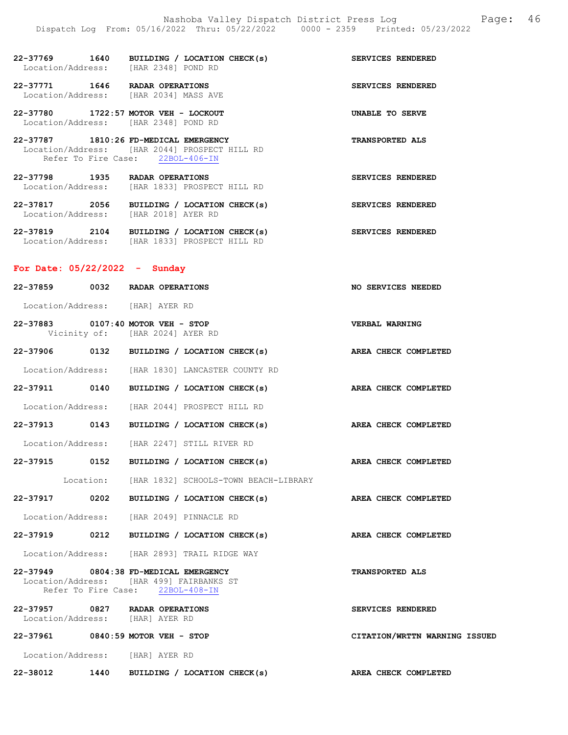22-37769 1640 BUILDING / LOCATION CHECK(s) SERVICES RENDERED
Location/Address: [HAR 2348] POND RD

22-37771 1646 RADAR OPERATIONS SERVICES RENDERED
Location/Address: [HAR 2034] MASS AVE

22-37780 1722:57 MOTOR VEH - LOCKOUT UNABLE TO SERVE
Location/Address: [HAR 2348] POND RD

22-37787 1810:26 FD-MEDICAL EMERGENCY TRANSPORTED ALS
Location/Address: [HAR 2044] PROSPECT HILL RD
Refer To Fire Case: 22BOL-406-IN

22-37798 1935 RADAR OPERATIONS SERVICES RENDERED
Location/Address: [HAR 1833] PROSPECT HILL RD

22-37817 2056 BUILDING / LOCATION CHECK(s) SERVICES RENDERED
Location/Address: [HAR 2018] AYER RD

22-37819 2104 BUILDING / LOCATION CHECK(s) SERVICES RENDERED
Location/Address: [HAR 1833] PROSPECT HILL RD

## For Date: 05/22/2022 - Sunday

22-37859 0032 RADAR OPERATIONS NO SERVICES NEEDED
Location/Address: [HAR] AYER RD

22-37883 0107:40 MOTOR VEH - STOP VERBAL WARNING
Vicinity of: [HAR 2024] AYER RD

22-37906 0132 BUILDING / LOCATION CHECK(s) AREA CHECK COMPLETED
Location/Address: [HAR 1830] LANCASTER COUNTY RD

22-37911 0140 BUILDING / LOCATION CHECK(s) AREA CHECK COMPLETED
Location/Address: [HAR 2044] PROSPECT HILL RD

22-37913 0143 BUILDING / LOCATION CHECK(s) AREA CHECK COMPLETED
Location/Address: [HAR 2247] STILL RIVER RD

22-37915 0152 BUILDING / LOCATION CHECK(s) AREA CHECK COMPLETED
Location: [HAR 1832] SCHOOLS-TOWN BEACH-LIBRARY

22-37917 0202 BUILDING / LOCATION CHECK(s) AREA CHECK COMPLETED
Location/Address: [HAR 2049] PINNACLE RD

22-37919 0212 BUILDING / LOCATION CHECK(s) AREA CHECK COMPLETED
Location/Address: [HAR 2893] TRAIL RIDGE WAY

22-37949 0804:38 FD-MEDICAL EMERGENCY TRANSPORTED ALS
Location/Address: [HAR 499] FAIRBANKS ST
Refer To Fire Case: 22BOL-408-IN

22-37957 0827 RADAR OPERATIONS SERVICES RENDERED
Location/Address: [HAR] AYER RD

22-37961 0840:59 MOTOR VEH - STOP CITATION/WRTTN WARNING ISSUED
Location/Address: [HAR] AYER RD

22-38012 1440 BUILDING / LOCATION CHECK(s) AREA CHECK COMPLETED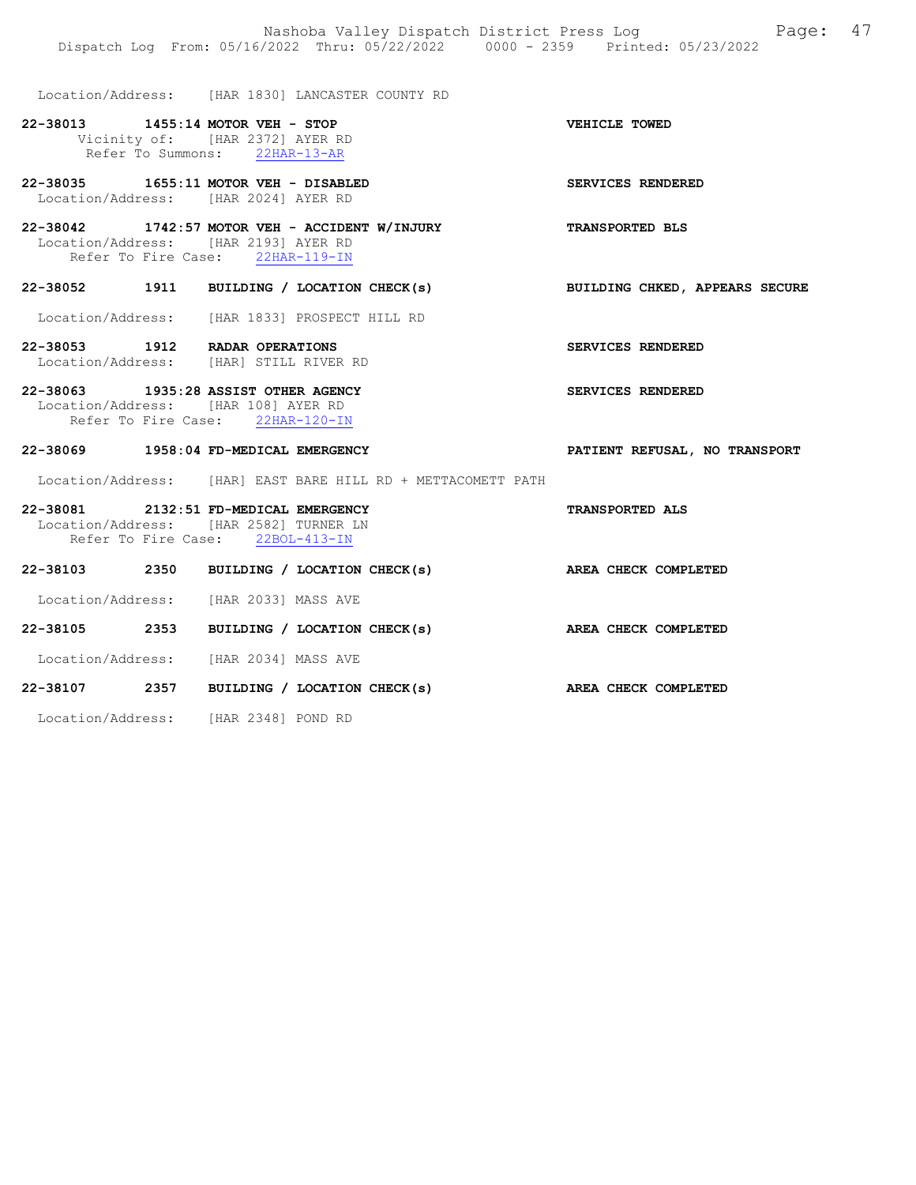Location/Address: [HAR 1830] LANCASTER COUNTY RD

**22-38013 1455:14 MOTOR VEH - STOP** — **VEHICLE TOWED**
Vicinity of: [HAR 2372] AYER RD
Refer To Summons: 22HAR-13-AR

**22-38035 1655:11 MOTOR VEH - DISABLED** — **SERVICES RENDERED**
Location/Address: [HAR 2024] AYER RD

**22-38042 1742:57 MOTOR VEH - ACCIDENT W/INJURY** — **TRANSPORTED BLS**
Location/Address: [HAR 2193] AYER RD
Refer To Fire Case: 22HAR-119-IN

**22-38052 1911 BUILDING / LOCATION CHECK(s)** — **BUILDING CHKED, APPEARS SECURE**
Location/Address: [HAR 1833] PROSPECT HILL RD

**22-38053 1912 RADAR OPERATIONS** — **SERVICES RENDERED**
Location/Address: [HAR] STILL RIVER RD

**22-38063 1935:28 ASSIST OTHER AGENCY** — **SERVICES RENDERED**
Location/Address: [HAR 108] AYER RD
Refer To Fire Case: 22HAR-120-IN

**22-38069 1958:04 FD-MEDICAL EMERGENCY** — **PATIENT REFUSAL, NO TRANSPORT**
Location/Address: [HAR] EAST BARE HILL RD + METTACOMETT PATH

**22-38081 2132:51 FD-MEDICAL EMERGENCY** — **TRANSPORTED ALS**
Location/Address: [HAR 2582] TURNER LN
Refer To Fire Case: 22BOL-413-IN

**22-38103 2350 BUILDING / LOCATION CHECK(s)** — **AREA CHECK COMPLETED**
Location/Address: [HAR 2033] MASS AVE

**22-38105 2353 BUILDING / LOCATION CHECK(s)** — **AREA CHECK COMPLETED**
Location/Address: [HAR 2034] MASS AVE

**22-38107 2357 BUILDING / LOCATION CHECK(s)** — **AREA CHECK COMPLETED**
Location/Address: [HAR 2348] POND RD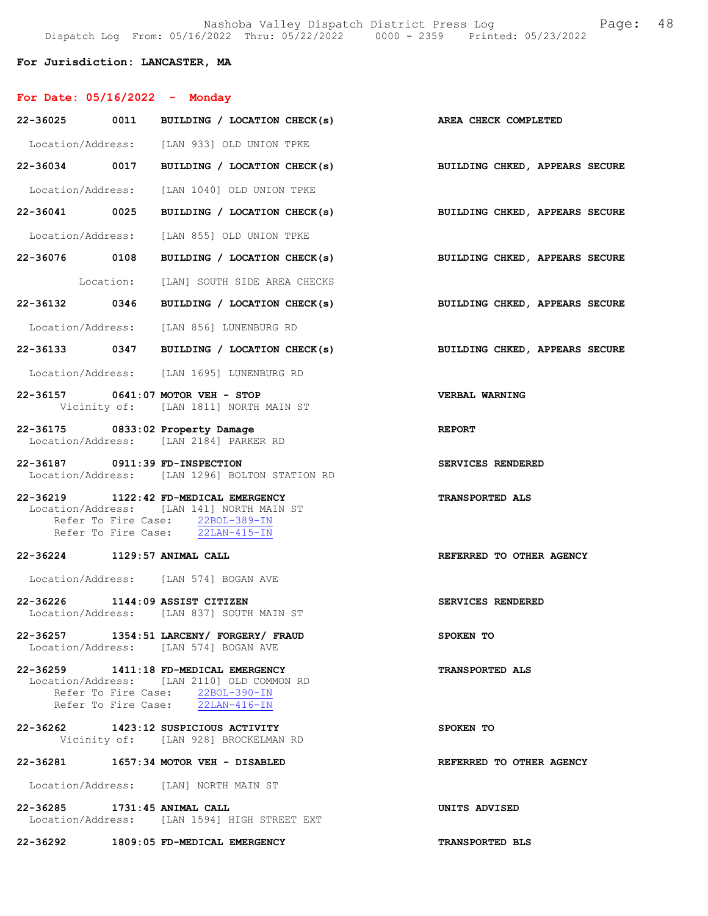**For Jurisdiction: LANCASTER, MA**

**For Date: 05/16/2022 - Monday**

**22-36025 0011 BUILDING / LOCATION CHECK(s)** — **AREA CHECK COMPLETED**
Location/Address: [LAN 933] OLD UNION TPKE

**22-36034 0017 BUILDING / LOCATION CHECK(s)** — **BUILDING CHKED, APPEARS SECURE**
Location/Address: [LAN 1040] OLD UNION TPKE

**22-36041 0025 BUILDING / LOCATION CHECK(s)** — **BUILDING CHKED, APPEARS SECURE**
Location/Address: [LAN 855] OLD UNION TPKE

**22-36076 0108 BUILDING / LOCATION CHECK(s)** — **BUILDING CHKED, APPEARS SECURE**
Location: [LAN] SOUTH SIDE AREA CHECKS

**22-36132 0346 BUILDING / LOCATION CHECK(s)** — **BUILDING CHKED, APPEARS SECURE**
Location/Address: [LAN 856] LUNENBURG RD

**22-36133 0347 BUILDING / LOCATION CHECK(s)** — **BUILDING CHKED, APPEARS SECURE**
Location/Address: [LAN 1695] LUNENBURG RD

**22-36157 0641:07 MOTOR VEH - STOP** — **VERBAL WARNING**
Vicinity of: [LAN 1811] NORTH MAIN ST

**22-36175 0833:02 Property Damage** — **REPORT**
Location/Address: [LAN 2184] PARKER RD

**22-36187 0911:39 FD-INSPECTION** — **SERVICES RENDERED**
Location/Address: [LAN 1296] BOLTON STATION RD

**22-36219 1122:42 FD-MEDICAL EMERGENCY** — **TRANSPORTED ALS**
Location/Address: [LAN 141] NORTH MAIN ST
Refer To Fire Case: 22BOL-389-IN
Refer To Fire Case: 22LAN-415-IN

**22-36224 1129:57 ANIMAL CALL** — **REFERRED TO OTHER AGENCY**
Location/Address: [LAN 574] BOGAN AVE

**22-36226 1144:09 ASSIST CITIZEN** — **SERVICES RENDERED**
Location/Address: [LAN 837] SOUTH MAIN ST

**22-36257 1354:51 LARCENY/ FORGERY/ FRAUD** — **SPOKEN TO**
Location/Address: [LAN 574] BOGAN AVE

**22-36259 1411:18 FD-MEDICAL EMERGENCY** — **TRANSPORTED ALS**
Location/Address: [LAN 2110] OLD COMMON RD
Refer To Fire Case: 22BOL-390-IN
Refer To Fire Case: 22LAN-416-IN

**22-36262 1423:12 SUSPICIOUS ACTIVITY** — **SPOKEN TO**
Vicinity of: [LAN 928] BROCKELMAN RD

**22-36281 1657:34 MOTOR VEH - DISABLED** — **REFERRED TO OTHER AGENCY**
Location/Address: [LAN] NORTH MAIN ST

**22-36285 1731:45 ANIMAL CALL** — **UNITS ADVISED**
Location/Address: [LAN 1594] HIGH STREET EXT

**22-36292 1809:05 FD-MEDICAL EMERGENCY** — **TRANSPORTED BLS**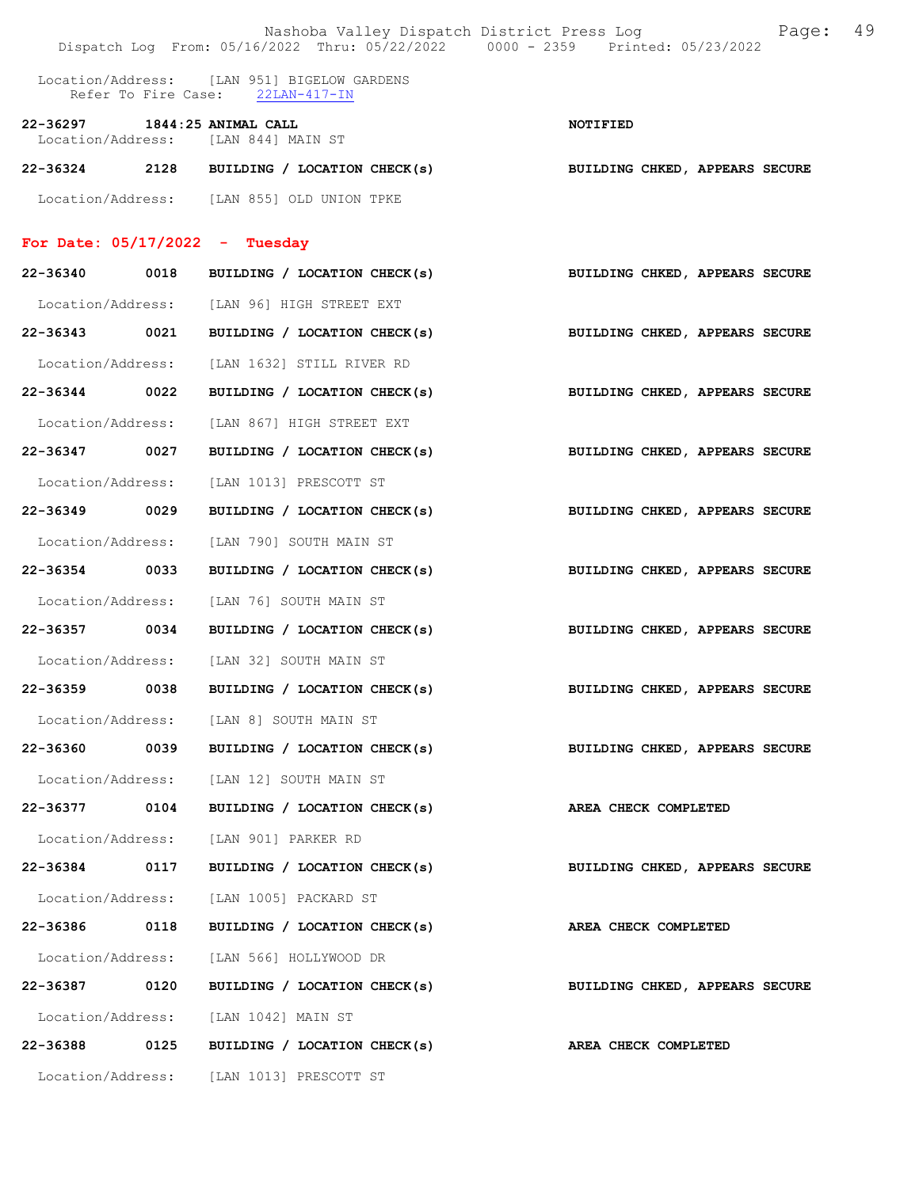Location/Address: [LAN 951] BIGELOW GARDENS
Refer To Fire Case: 22LAN-417-IN

**22-36297 1844:25 ANIMAL CALL** **NOTIFIED**
Location/Address: [LAN 844] MAIN ST

**22-36324 2128 BUILDING / LOCATION CHECK(s)** **BUILDING CHKED, APPEARS SECURE**
Location/Address: [LAN 855] OLD UNION TPKE

## For Date: 05/17/2022 - Tuesday

**22-36340 0018 BUILDING / LOCATION CHECK(s)** **BUILDING CHKED, APPEARS SECURE**
Location/Address: [LAN 96] HIGH STREET EXT

**22-36343 0021 BUILDING / LOCATION CHECK(s)** **BUILDING CHKED, APPEARS SECURE**
Location/Address: [LAN 1632] STILL RIVER RD

**22-36344 0022 BUILDING / LOCATION CHECK(s)** **BUILDING CHKED, APPEARS SECURE**
Location/Address: [LAN 867] HIGH STREET EXT

**22-36347 0027 BUILDING / LOCATION CHECK(s)** **BUILDING CHKED, APPEARS SECURE**
Location/Address: [LAN 1013] PRESCOTT ST

**22-36349 0029 BUILDING / LOCATION CHECK(s)** **BUILDING CHKED, APPEARS SECURE**
Location/Address: [LAN 790] SOUTH MAIN ST

**22-36354 0033 BUILDING / LOCATION CHECK(s)** **BUILDING CHKED, APPEARS SECURE**
Location/Address: [LAN 76] SOUTH MAIN ST

**22-36357 0034 BUILDING / LOCATION CHECK(s)** **BUILDING CHKED, APPEARS SECURE**
Location/Address: [LAN 32] SOUTH MAIN ST

**22-36359 0038 BUILDING / LOCATION CHECK(s)** **BUILDING CHKED, APPEARS SECURE**
Location/Address: [LAN 8] SOUTH MAIN ST

**22-36360 0039 BUILDING / LOCATION CHECK(s)** **BUILDING CHKED, APPEARS SECURE**
Location/Address: [LAN 12] SOUTH MAIN ST

**22-36377 0104 BUILDING / LOCATION CHECK(s)** **AREA CHECK COMPLETED**
Location/Address: [LAN 901] PARKER RD

**22-36384 0117 BUILDING / LOCATION CHECK(s)** **BUILDING CHKED, APPEARS SECURE**
Location/Address: [LAN 1005] PACKARD ST

**22-36386 0118 BUILDING / LOCATION CHECK(s)** **AREA CHECK COMPLETED**
Location/Address: [LAN 566] HOLLYWOOD DR

**22-36387 0120 BUILDING / LOCATION CHECK(s)** **BUILDING CHKED, APPEARS SECURE**
Location/Address: [LAN 1042] MAIN ST

**22-36388 0125 BUILDING / LOCATION CHECK(s)** **AREA CHECK COMPLETED**
Location/Address: [LAN 1013] PRESCOTT ST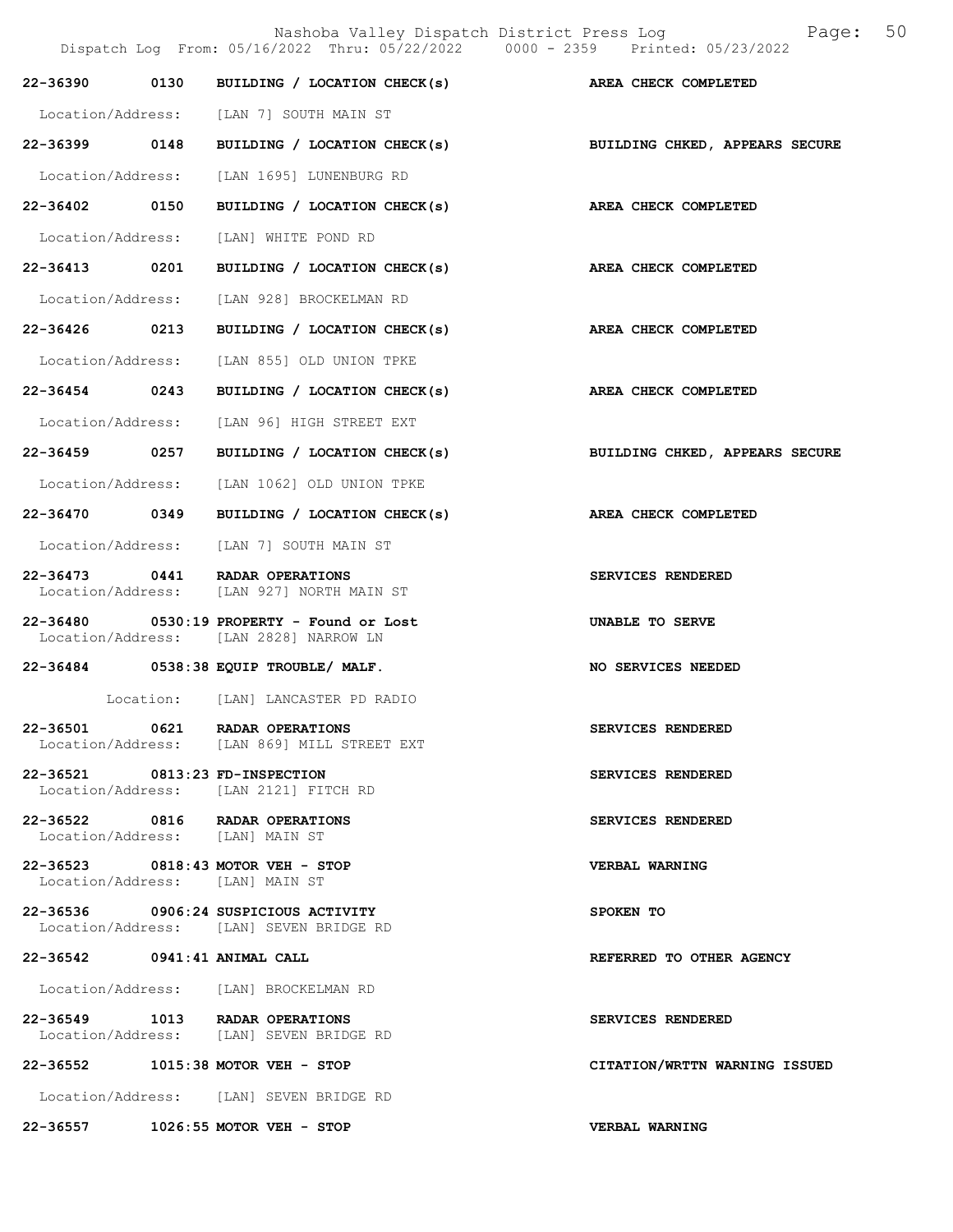| Call # | Time | Call Type | Disposition |
|---|---|---|---|
| 22-36390 | 0130 | BUILDING / LOCATION CHECK(s) | AREA CHECK COMPLETED |
| | | Location/Address: [LAN 7] SOUTH MAIN ST | |
| 22-36399 | 0148 | BUILDING / LOCATION CHECK(s) | BUILDING CHKED, APPEARS SECURE |
| | | Location/Address: [LAN 1695] LUNENBURG RD | |
| 22-36402 | 0150 | BUILDING / LOCATION CHECK(s) | AREA CHECK COMPLETED |
| | | Location/Address: [LAN] WHITE POND RD | |
| 22-36413 | 0201 | BUILDING / LOCATION CHECK(s) | AREA CHECK COMPLETED |
| | | Location/Address: [LAN 928] BROCKELMAN RD | |
| 22-36426 | 0213 | BUILDING / LOCATION CHECK(s) | AREA CHECK COMPLETED |
| | | Location/Address: [LAN 855] OLD UNION TPKE | |
| 22-36454 | 0243 | BUILDING / LOCATION CHECK(s) | AREA CHECK COMPLETED |
| | | Location/Address: [LAN 96] HIGH STREET EXT | |
| 22-36459 | 0257 | BUILDING / LOCATION CHECK(s) | BUILDING CHKED, APPEARS SECURE |
| | | Location/Address: [LAN 1062] OLD UNION TPKE | |
| 22-36470 | 0349 | BUILDING / LOCATION CHECK(s) | AREA CHECK COMPLETED |
| | | Location/Address: [LAN 7] SOUTH MAIN ST | |
| 22-36473 | 0441 | RADAR OPERATIONS | SERVICES RENDERED |
| | | Location/Address: [LAN 927] NORTH MAIN ST | |
| 22-36480 | 0530:19 | PROPERTY - Found or Lost | UNABLE TO SERVE |
| | | Location/Address: [LAN 2828] NARROW LN | |
| 22-36484 | 0538:38 | EQUIP TROUBLE/ MALF. | NO SERVICES NEEDED |
| | | Location: [LAN] LANCASTER PD RADIO | |
| 22-36501 | 0621 | RADAR OPERATIONS | SERVICES RENDERED |
| | | Location/Address: [LAN 869] MILL STREET EXT | |
| 22-36521 | 0813:23 | FD-INSPECTION | SERVICES RENDERED |
| | | Location/Address: [LAN 2121] FITCH RD | |
| 22-36522 | 0816 | RADAR OPERATIONS | SERVICES RENDERED |
| | | Location/Address: [LAN] MAIN ST | |
| 22-36523 | 0818:43 | MOTOR VEH - STOP | VERBAL WARNING |
| | | Location/Address: [LAN] MAIN ST | |
| 22-36536 | 0906:24 | SUSPICIOUS ACTIVITY | SPOKEN TO |
| | | Location/Address: [LAN] SEVEN BRIDGE RD | |
| 22-36542 | 0941:41 | ANIMAL CALL | REFERRED TO OTHER AGENCY |
| | | Location/Address: [LAN] BROCKELMAN RD | |
| 22-36549 | 1013 | RADAR OPERATIONS | SERVICES RENDERED |
| | | Location/Address: [LAN] SEVEN BRIDGE RD | |
| 22-36552 | 1015:38 | MOTOR VEH - STOP | CITATION/WRTTN WARNING ISSUED |
| | | Location/Address: [LAN] SEVEN BRIDGE RD | |
| 22-36557 | 1026:55 | MOTOR VEH - STOP | VERBAL WARNING |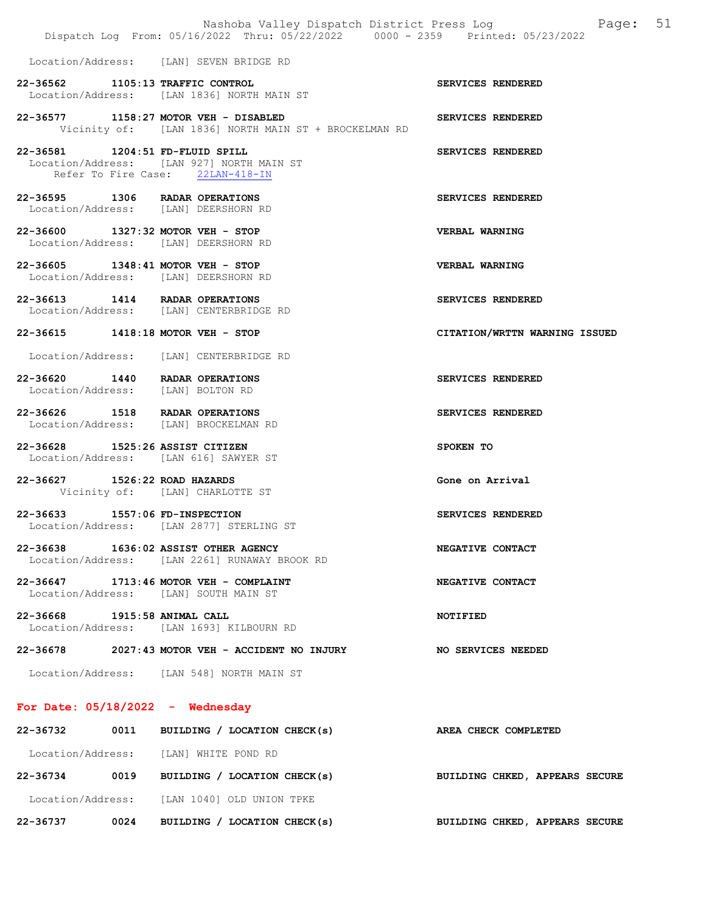Location/Address: [LAN] SEVEN BRIDGE RD

**22-36562 1105:13 TRAFFIC CONTROL** — SERVICES RENDERED
Location/Address: [LAN 1836] NORTH MAIN ST

**22-36577 1158:27 MOTOR VEH - DISABLED** — SERVICES RENDERED
Vicinity of: [LAN 1836] NORTH MAIN ST + BROCKELMAN RD

**22-36581 1204:51 FD-FLUID SPILL** — SERVICES RENDERED
Location/Address: [LAN 927] NORTH MAIN ST
Refer To Fire Case: 22LAN-418-IN

**22-36595 1306 RADAR OPERATIONS** — SERVICES RENDERED
Location/Address: [LAN] DEERSHORN RD

**22-36600 1327:32 MOTOR VEH - STOP** — VERBAL WARNING
Location/Address: [LAN] DEERSHORN RD

**22-36605 1348:41 MOTOR VEH - STOP** — VERBAL WARNING
Location/Address: [LAN] DEERSHORN RD

**22-36613 1414 RADAR OPERATIONS** — SERVICES RENDERED
Location/Address: [LAN] CENTERBRIDGE RD

**22-36615 1418:18 MOTOR VEH - STOP** — CITATION/WRTTN WARNING ISSUED
Location/Address: [LAN] CENTERBRIDGE RD

**22-36620 1440 RADAR OPERATIONS** — SERVICES RENDERED
Location/Address: [LAN] BOLTON RD

**22-36626 1518 RADAR OPERATIONS** — SERVICES RENDERED
Location/Address: [LAN] BROCKELMAN RD

**22-36628 1525:26 ASSIST CITIZEN** — SPOKEN TO
Location/Address: [LAN 616] SAWYER ST

**22-36627 1526:22 ROAD HAZARDS** — Gone on Arrival
Vicinity of: [LAN] CHARLOTTE ST

**22-36633 1557:06 FD-INSPECTION** — SERVICES RENDERED
Location/Address: [LAN 2877] STERLING ST

**22-36638 1636:02 ASSIST OTHER AGENCY** — NEGATIVE CONTACT
Location/Address: [LAN 2261] RUNAWAY BROOK RD

**22-36647 1713:46 MOTOR VEH - COMPLAINT** — NEGATIVE CONTACT
Location/Address: [LAN] SOUTH MAIN ST

**22-36668 1915:58 ANIMAL CALL** — NOTIFIED
Location/Address: [LAN 1693] KILBOURN RD

**22-36678 2027:43 MOTOR VEH - ACCIDENT NO INJURY** — NO SERVICES NEEDED
Location/Address: [LAN 548] NORTH MAIN ST

## For Date: 05/18/2022 - Wednesday

**22-36732 0011 BUILDING / LOCATION CHECK(s)** — AREA CHECK COMPLETED
Location/Address: [LAN] WHITE POND RD

**22-36734 0019 BUILDING / LOCATION CHECK(s)** — BUILDING CHKED, APPEARS SECURE
Location/Address: [LAN 1040] OLD UNION TPKE

**22-36737 0024 BUILDING / LOCATION CHECK(s)** — BUILDING CHKED, APPEARS SECURE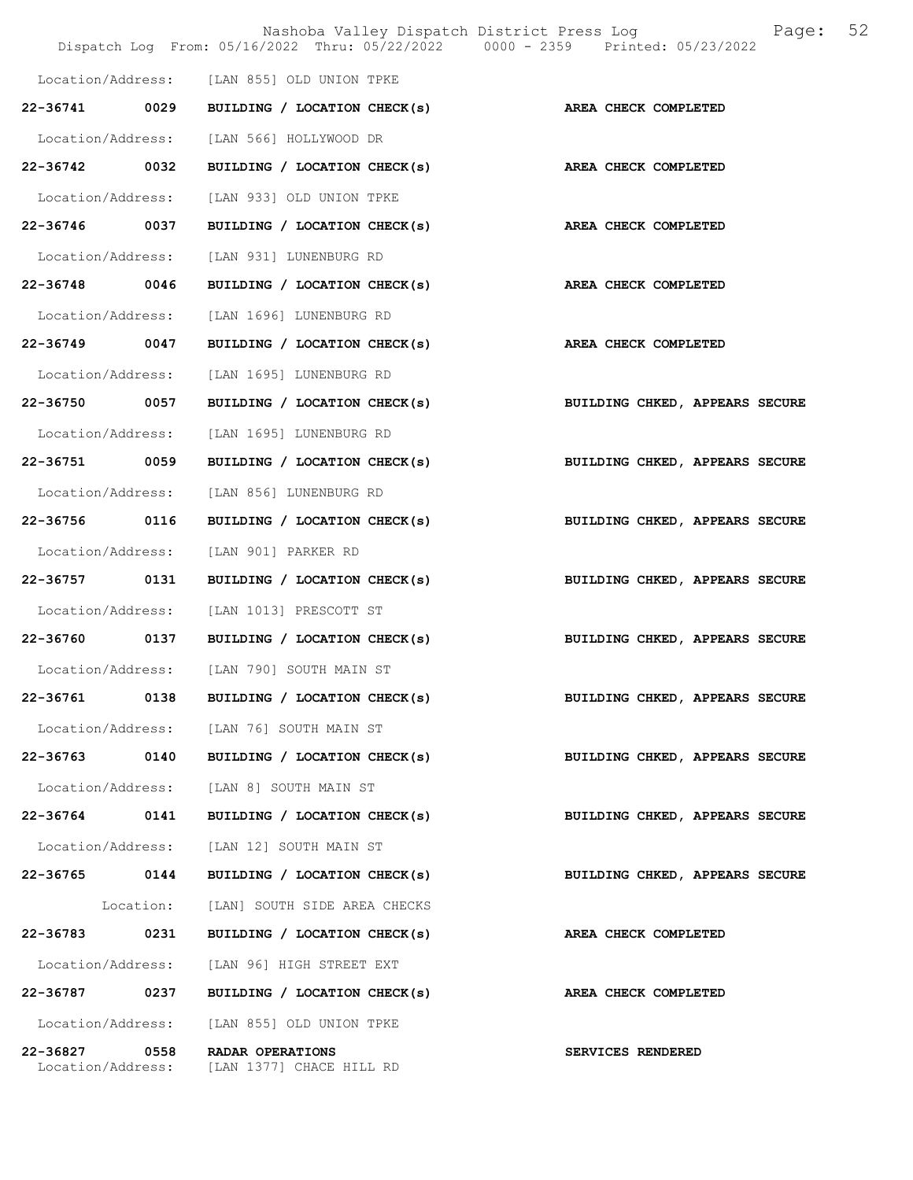Location/Address: [LAN 855] OLD UNION TPKE

**22-36741 0029 BUILDING / LOCATION CHECK(s) AREA CHECK COMPLETED**

Location/Address: [LAN 566] HOLLYWOOD DR

**22-36742 0032 BUILDING / LOCATION CHECK(s) AREA CHECK COMPLETED**

Location/Address: [LAN 933] OLD UNION TPKE

**22-36746 0037 BUILDING / LOCATION CHECK(s) AREA CHECK COMPLETED**

Location/Address: [LAN 931] LUNENBURG RD

**22-36748 0046 BUILDING / LOCATION CHECK(s) AREA CHECK COMPLETED**

Location/Address: [LAN 1696] LUNENBURG RD

**22-36749 0047 BUILDING / LOCATION CHECK(s) AREA CHECK COMPLETED**

Location/Address: [LAN 1695] LUNENBURG RD

**22-36750 0057 BUILDING / LOCATION CHECK(s) BUILDING CHKED, APPEARS SECURE**

Location/Address: [LAN 1695] LUNENBURG RD

**22-36751 0059 BUILDING / LOCATION CHECK(s) BUILDING CHKED, APPEARS SECURE**

Location/Address: [LAN 856] LUNENBURG RD

**22-36756 0116 BUILDING / LOCATION CHECK(s) BUILDING CHKED, APPEARS SECURE**

Location/Address: [LAN 901] PARKER RD

**22-36757 0131 BUILDING / LOCATION CHECK(s) BUILDING CHKED, APPEARS SECURE**

Location/Address: [LAN 1013] PRESCOTT ST

**22-36760 0137 BUILDING / LOCATION CHECK(s) BUILDING CHKED, APPEARS SECURE**

Location/Address: [LAN 790] SOUTH MAIN ST

**22-36761 0138 BUILDING / LOCATION CHECK(s) BUILDING CHKED, APPEARS SECURE**

Location/Address: [LAN 76] SOUTH MAIN ST

**22-36763 0140 BUILDING / LOCATION CHECK(s) BUILDING CHKED, APPEARS SECURE**

Location/Address: [LAN 8] SOUTH MAIN ST

**22-36764 0141 BUILDING / LOCATION CHECK(s) BUILDING CHKED, APPEARS SECURE**

Location/Address: [LAN 12] SOUTH MAIN ST

**22-36765 0144 BUILDING / LOCATION CHECK(s) BUILDING CHKED, APPEARS SECURE**

Location: [LAN] SOUTH SIDE AREA CHECKS

**22-36783 0231 BUILDING / LOCATION CHECK(s) AREA CHECK COMPLETED**

Location/Address: [LAN 96] HIGH STREET EXT

**22-36787 0237 BUILDING / LOCATION CHECK(s) AREA CHECK COMPLETED**

Location/Address: [LAN 855] OLD UNION TPKE

**22-36827 0558 RADAR OPERATIONS SERVICES RENDERED**

Location/Address: [LAN 1377] CHACE HILL RD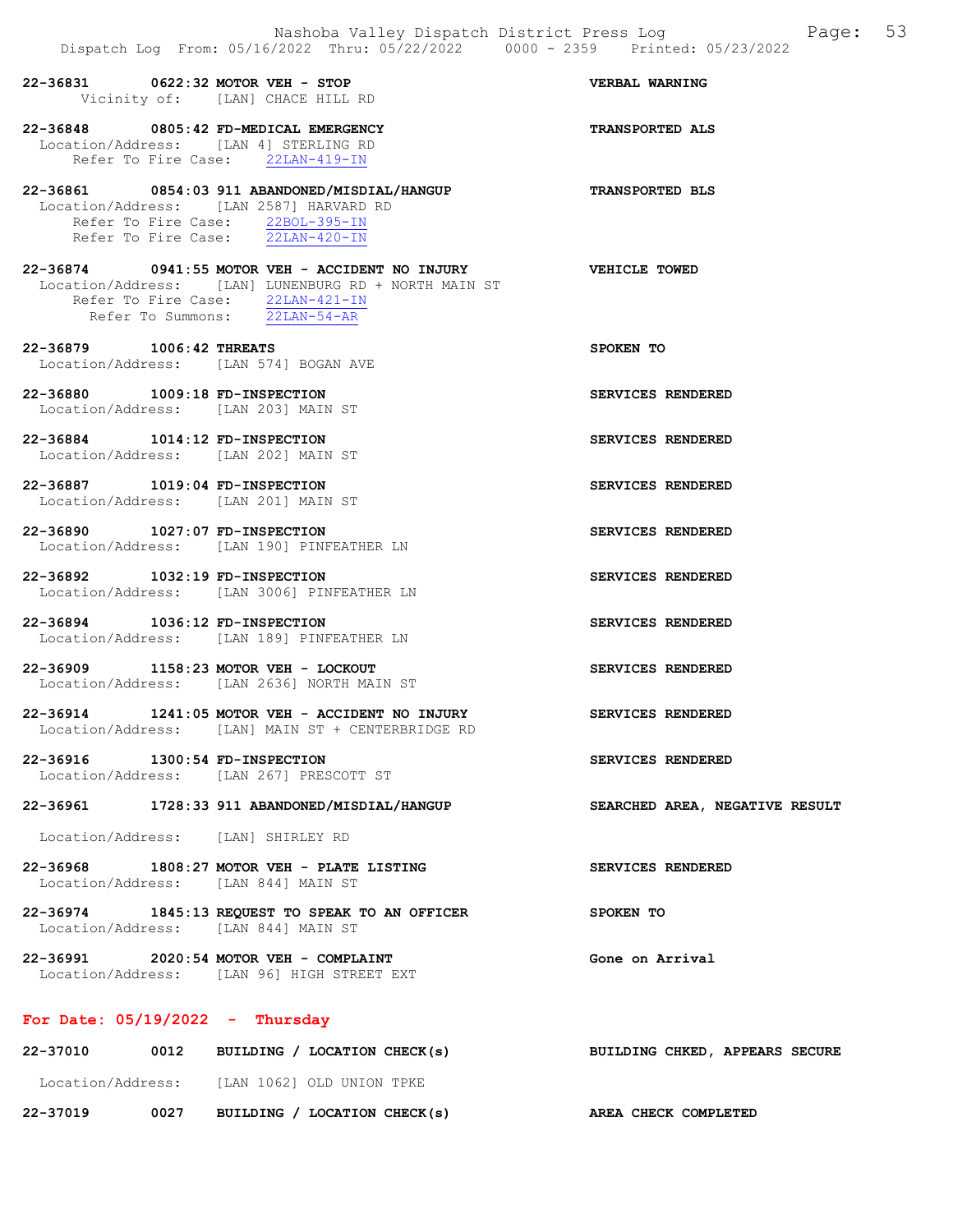22-36831 0622:32 MOTOR VEH - STOP VERBAL WARNING
Vicinity of: [LAN] CHACE HILL RD

22-36848 0805:42 FD-MEDICAL EMERGENCY TRANSPORTED ALS
Location/Address: [LAN 4] STERLING RD
Refer To Fire Case: 22LAN-419-IN

22-36861 0854:03 911 ABANDONED/MISDIAL/HANGUP TRANSPORTED BLS
Location/Address: [LAN 2587] HARVARD RD
Refer To Fire Case: 22BOL-395-IN
Refer To Fire Case: 22LAN-420-IN

22-36874 0941:55 MOTOR VEH - ACCIDENT NO INJURY VEHICLE TOWED
Location/Address: [LAN] LUNENBURG RD + NORTH MAIN ST
Refer To Fire Case: 22LAN-421-IN
Refer To Summons: 22LAN-54-AR

22-36879 1006:42 THREATS SPOKEN TO
Location/Address: [LAN 574] BOGAN AVE

22-36880 1009:18 FD-INSPECTION SERVICES RENDERED
Location/Address: [LAN 203] MAIN ST

22-36884 1014:12 FD-INSPECTION SERVICES RENDERED
Location/Address: [LAN 202] MAIN ST

22-36887 1019:04 FD-INSPECTION SERVICES RENDERED
Location/Address: [LAN 201] MAIN ST

22-36890 1027:07 FD-INSPECTION SERVICES RENDERED
Location/Address: [LAN 190] PINFEATHER LN

22-36892 1032:19 FD-INSPECTION SERVICES RENDERED
Location/Address: [LAN 3006] PINFEATHER LN

22-36894 1036:12 FD-INSPECTION SERVICES RENDERED
Location/Address: [LAN 189] PINFEATHER LN

22-36909 1158:23 MOTOR VEH - LOCKOUT SERVICES RENDERED
Location/Address: [LAN 2636] NORTH MAIN ST

22-36914 1241:05 MOTOR VEH - ACCIDENT NO INJURY SERVICES RENDERED
Location/Address: [LAN] MAIN ST + CENTERBRIDGE RD

22-36916 1300:54 FD-INSPECTION SERVICES RENDERED
Location/Address: [LAN 267] PRESCOTT ST

22-36961 1728:33 911 ABANDONED/MISDIAL/HANGUP SEARCHED AREA, NEGATIVE RESULT
Location/Address: [LAN] SHIRLEY RD

22-36968 1808:27 MOTOR VEH - PLATE LISTING SERVICES RENDERED
Location/Address: [LAN 844] MAIN ST

22-36974 1845:13 REQUEST TO SPEAK TO AN OFFICER SPOKEN TO
Location/Address: [LAN 844] MAIN ST

22-36991 2020:54 MOTOR VEH - COMPLAINT Gone on Arrival
Location/Address: [LAN 96] HIGH STREET EXT

## For Date: 05/19/2022 - Thursday

22-37010 0012 BUILDING / LOCATION CHECK(s) BUILDING CHKED, APPEARS SECURE
Location/Address: [LAN 1062] OLD UNION TPKE

22-37019 0027 BUILDING / LOCATION CHECK(s) AREA CHECK COMPLETED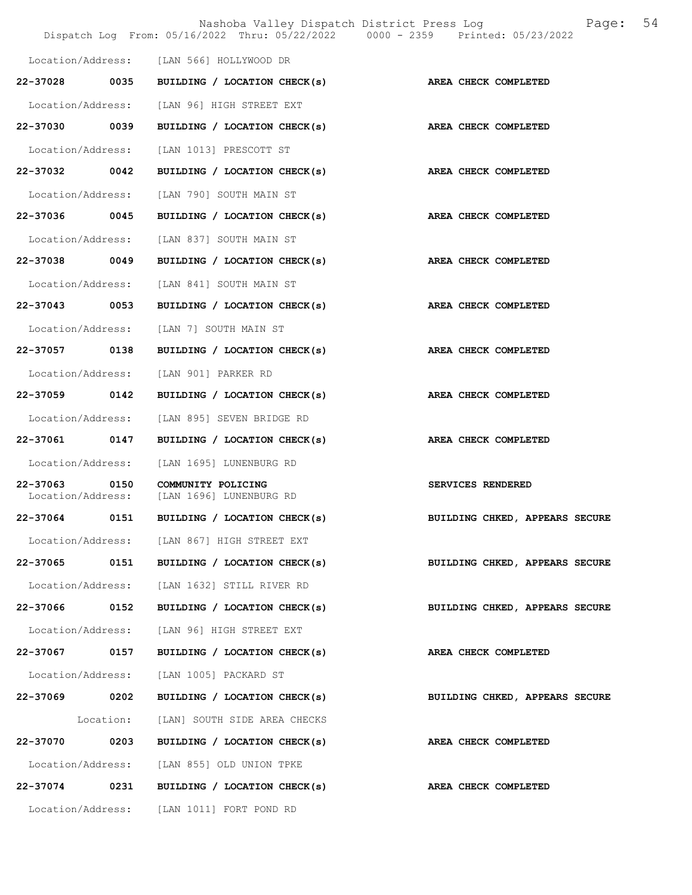Location/Address: [LAN 566] HOLLYWOOD DR

**22-37028 0035 BUILDING / LOCATION CHECK(s) AREA CHECK COMPLETED**

Location/Address: [LAN 96] HIGH STREET EXT

**22-37030 0039 BUILDING / LOCATION CHECK(s) AREA CHECK COMPLETED**

Location/Address: [LAN 1013] PRESCOTT ST

**22-37032 0042 BUILDING / LOCATION CHECK(s) AREA CHECK COMPLETED**

Location/Address: [LAN 790] SOUTH MAIN ST

**22-37036 0045 BUILDING / LOCATION CHECK(s) AREA CHECK COMPLETED**

Location/Address: [LAN 837] SOUTH MAIN ST

**22-37038 0049 BUILDING / LOCATION CHECK(s) AREA CHECK COMPLETED**

Location/Address: [LAN 841] SOUTH MAIN ST

**22-37043 0053 BUILDING / LOCATION CHECK(s) AREA CHECK COMPLETED**

Location/Address: [LAN 7] SOUTH MAIN ST

**22-37057 0138 BUILDING / LOCATION CHECK(s) AREA CHECK COMPLETED**

Location/Address: [LAN 901] PARKER RD

**22-37059 0142 BUILDING / LOCATION CHECK(s) AREA CHECK COMPLETED**

Location/Address: [LAN 895] SEVEN BRIDGE RD

**22-37061 0147 BUILDING / LOCATION CHECK(s) AREA CHECK COMPLETED**

Location/Address: [LAN 1695] LUNENBURG RD

**22-37063 0150 COMMUNITY POLICING SERVICES RENDERED**
Location/Address: [LAN 1696] LUNENBURG RD

**22-37064 0151 BUILDING / LOCATION CHECK(s) BUILDING CHKED, APPEARS SECURE**

Location/Address: [LAN 867] HIGH STREET EXT

**22-37065 0151 BUILDING / LOCATION CHECK(s) BUILDING CHKED, APPEARS SECURE**

Location/Address: [LAN 1632] STILL RIVER RD

**22-37066 0152 BUILDING / LOCATION CHECK(s) BUILDING CHKED, APPEARS SECURE**

Location/Address: [LAN 96] HIGH STREET EXT

**22-37067 0157 BUILDING / LOCATION CHECK(s) AREA CHECK COMPLETED**

Location/Address: [LAN 1005] PACKARD ST

**22-37069 0202 BUILDING / LOCATION CHECK(s) BUILDING CHKED, APPEARS SECURE**

Location: [LAN] SOUTH SIDE AREA CHECKS

**22-37070 0203 BUILDING / LOCATION CHECK(s) AREA CHECK COMPLETED**

Location/Address: [LAN 855] OLD UNION TPKE

**22-37074 0231 BUILDING / LOCATION CHECK(s) AREA CHECK COMPLETED**

Location/Address: [LAN 1011] FORT POND RD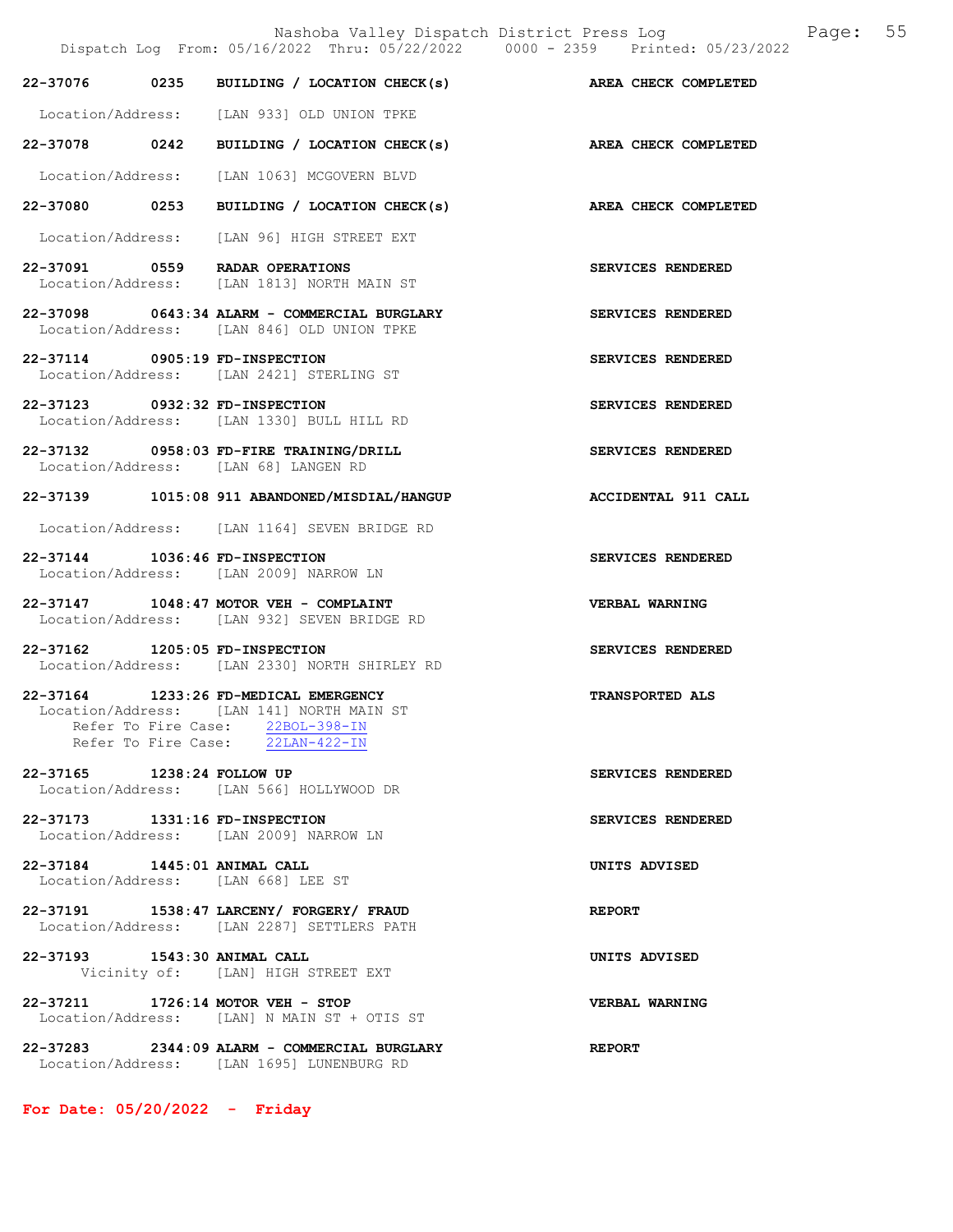22-37076 0235 BUILDING / LOCATION CHECK(s) AREA CHECK COMPLETED

Location/Address: [LAN 933] OLD UNION TPKE

22-37078 0242 BUILDING / LOCATION CHECK(s) AREA CHECK COMPLETED

Location/Address: [LAN 1063] MCGOVERN BLVD

22-37080 0253 BUILDING / LOCATION CHECK(s) AREA CHECK COMPLETED

Location/Address: [LAN 96] HIGH STREET EXT

22-37091 0559 RADAR OPERATIONS SERVICES RENDERED
Location/Address: [LAN 1813] NORTH MAIN ST

22-37098 0643:34 ALARM - COMMERCIAL BURGLARY SERVICES RENDERED
Location/Address: [LAN 846] OLD UNION TPKE

22-37114 0905:19 FD-INSPECTION SERVICES RENDERED
Location/Address: [LAN 2421] STERLING ST

22-37123 0932:32 FD-INSPECTION SERVICES RENDERED
Location/Address: [LAN 1330] BULL HILL RD

22-37132 0958:03 FD-FIRE TRAINING/DRILL SERVICES RENDERED
Location/Address: [LAN 68] LANGEN RD

22-37139 1015:08 911 ABANDONED/MISDIAL/HANGUP ACCIDENTAL 911 CALL

Location/Address: [LAN 1164] SEVEN BRIDGE RD

22-37144 1036:46 FD-INSPECTION SERVICES RENDERED
Location/Address: [LAN 2009] NARROW LN

22-37147 1048:47 MOTOR VEH - COMPLAINT VERBAL WARNING
Location/Address: [LAN 932] SEVEN BRIDGE RD

22-37162 1205:05 FD-INSPECTION SERVICES RENDERED
Location/Address: [LAN 2330] NORTH SHIRLEY RD

22-37164 1233:26 FD-MEDICAL EMERGENCY TRANSPORTED ALS
Location/Address: [LAN 141] NORTH MAIN ST
Refer To Fire Case: 22BOL-398-IN
Refer To Fire Case: 22LAN-422-IN

22-37165 1238:24 FOLLOW UP SERVICES RENDERED
Location/Address: [LAN 566] HOLLYWOOD DR

22-37173 1331:16 FD-INSPECTION SERVICES RENDERED
Location/Address: [LAN 2009] NARROW LN

22-37184 1445:01 ANIMAL CALL UNITS ADVISED
Location/Address: [LAN 668] LEE ST

22-37191 1538:47 LARCENY/ FORGERY/ FRAUD REPORT
Location/Address: [LAN 2287] SETTLERS PATH

22-37193 1543:30 ANIMAL CALL UNITS ADVISED
Vicinity of: [LAN] HIGH STREET EXT

22-37211 1726:14 MOTOR VEH - STOP VERBAL WARNING
Location/Address: [LAN] N MAIN ST + OTIS ST

22-37283 2344:09 ALARM - COMMERCIAL BURGLARY REPORT
Location/Address: [LAN 1695] LUNENBURG RD

**For Date: 05/20/2022 - Friday**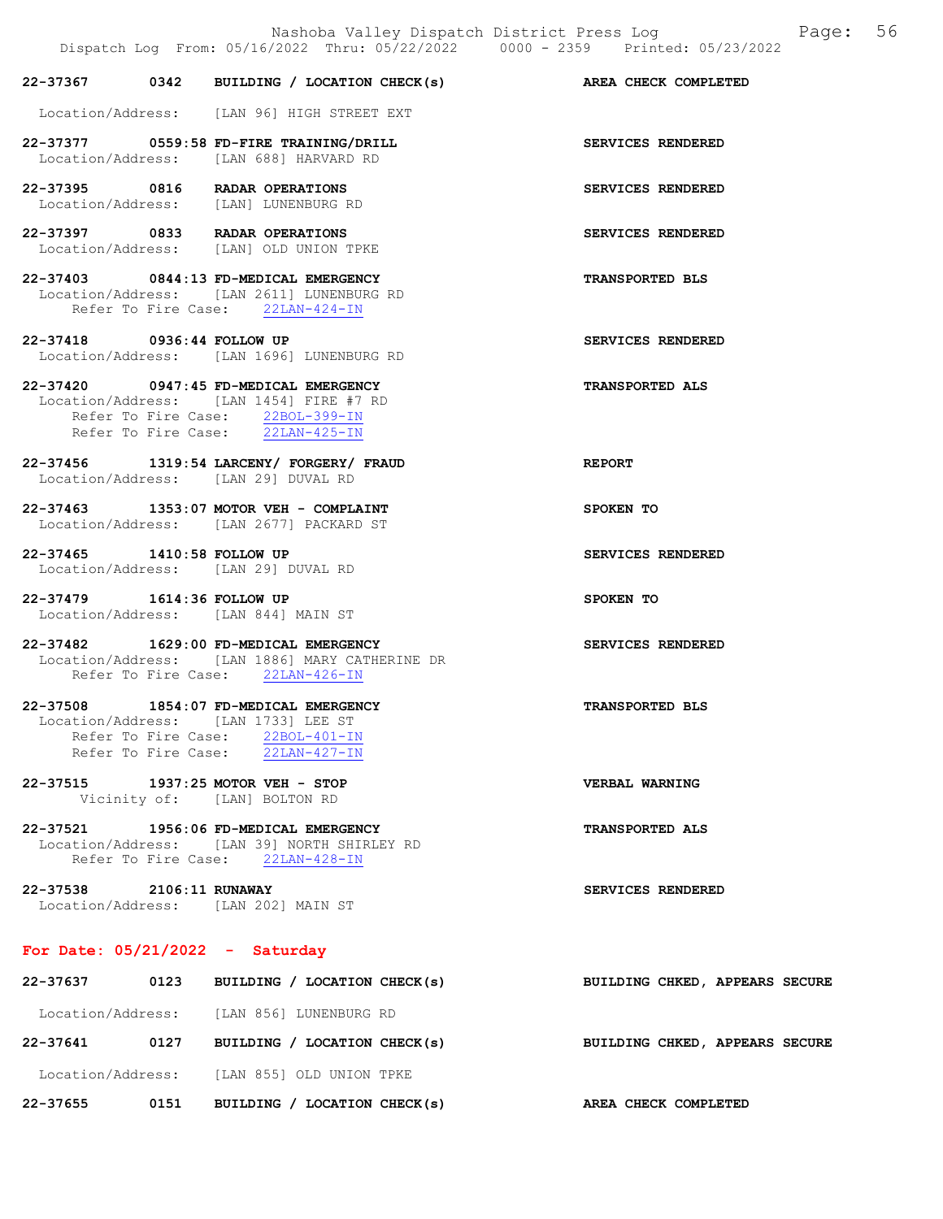22-37367 0342 BUILDING / LOCATION CHECK(s) AREA CHECK COMPLETED

Location/Address: [LAN 96] HIGH STREET EXT

22-37377 0559:58 FD-FIRE TRAINING/DRILL SERVICES RENDERED
Location/Address: [LAN 688] HARVARD RD

22-37395 0816 RADAR OPERATIONS SERVICES RENDERED
Location/Address: [LAN] LUNENBURG RD

22-37397 0833 RADAR OPERATIONS SERVICES RENDERED
Location/Address: [LAN] OLD UNION TPKE

22-37403 0844:13 FD-MEDICAL EMERGENCY TRANSPORTED BLS
Location/Address: [LAN 2611] LUNENBURG RD
Refer To Fire Case: 22LAN-424-IN

22-37418 0936:44 FOLLOW UP SERVICES RENDERED
Location/Address: [LAN 1696] LUNENBURG RD

22-37420 0947:45 FD-MEDICAL EMERGENCY TRANSPORTED ALS
Location/Address: [LAN 1454] FIRE #7 RD
Refer To Fire Case: 22BOL-399-IN
Refer To Fire Case: 22LAN-425-IN

22-37456 1319:54 LARCENY/ FORGERY/ FRAUD REPORT
Location/Address: [LAN 29] DUVAL RD

22-37463 1353:07 MOTOR VEH - COMPLAINT SPOKEN TO
Location/Address: [LAN 2677] PACKARD ST

22-37465 1410:58 FOLLOW UP SERVICES RENDERED
Location/Address: [LAN 29] DUVAL RD

22-37479 1614:36 FOLLOW UP SPOKEN TO
Location/Address: [LAN 844] MAIN ST

22-37482 1629:00 FD-MEDICAL EMERGENCY SERVICES RENDERED
Location/Address: [LAN 1886] MARY CATHERINE DR
Refer To Fire Case: 22LAN-426-IN

22-37508 1854:07 FD-MEDICAL EMERGENCY TRANSPORTED BLS
Location/Address: [LAN 1733] LEE ST
Refer To Fire Case: 22BOL-401-IN
Refer To Fire Case: 22LAN-427-IN

22-37515 1937:25 MOTOR VEH - STOP VERBAL WARNING
Vicinity of: [LAN] BOLTON RD

22-37521 1956:06 FD-MEDICAL EMERGENCY TRANSPORTED ALS
Location/Address: [LAN 39] NORTH SHIRLEY RD
Refer To Fire Case: 22LAN-428-IN

22-37538 2106:11 RUNAWAY SERVICES RENDERED
Location/Address: [LAN 202] MAIN ST

## For Date: 05/21/2022 - Saturday

22-37637 0123 BUILDING / LOCATION CHECK(s) BUILDING CHKED, APPEARS SECURE

Location/Address: [LAN 856] LUNENBURG RD

22-37641 0127 BUILDING / LOCATION CHECK(s) BUILDING CHKED, APPEARS SECURE

Location/Address: [LAN 855] OLD UNION TPKE

22-37655 0151 BUILDING / LOCATION CHECK(s) AREA CHECK COMPLETED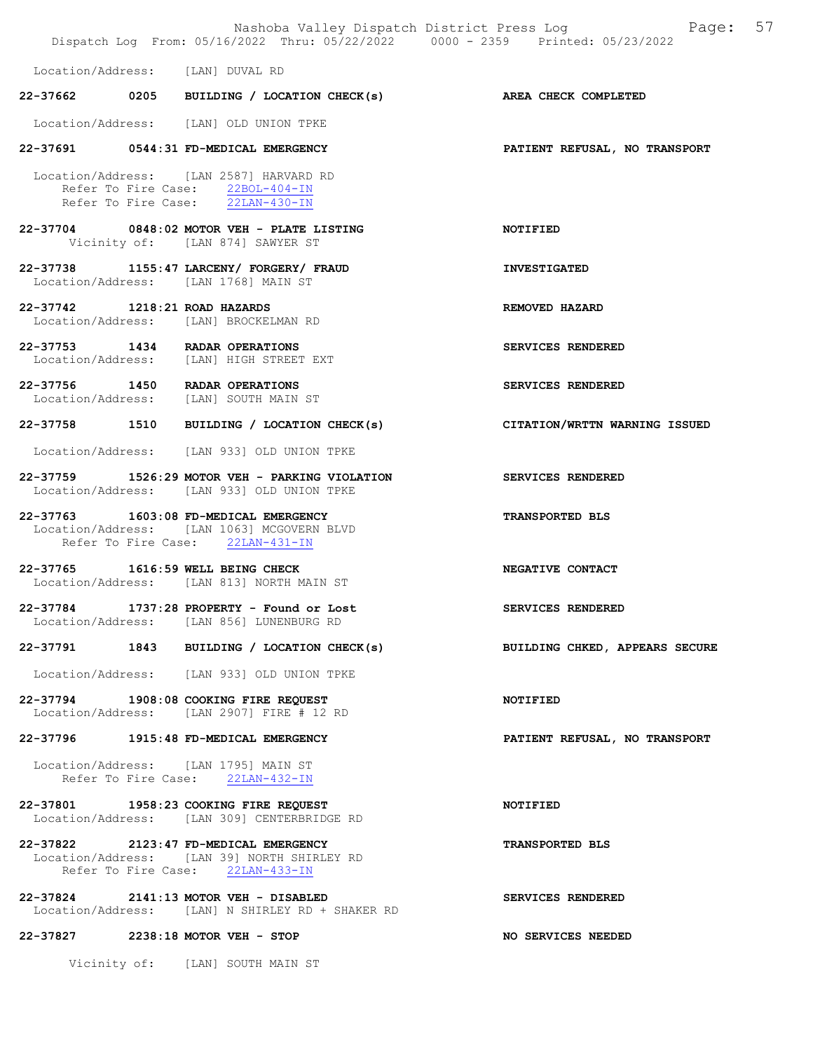Location/Address: [LAN] DUVAL RD

**22-37662 0205 BUILDING / LOCATION CHECK(s)** **AREA CHECK COMPLETED**

Location/Address: [LAN] OLD UNION TPKE

**22-37691 0544:31 FD-MEDICAL EMERGENCY** **PATIENT REFUSAL, NO TRANSPORT**

Location/Address: [LAN 2587] HARVARD RD
Refer To Fire Case: 22BOL-404-IN
Refer To Fire Case: 22LAN-430-IN

**22-37704 0848:02 MOTOR VEH - PLATE LISTING** **NOTIFIED**
Vicinity of: [LAN 874] SAWYER ST

**22-37738 1155:47 LARCENY/ FORGERY/ FRAUD** **INVESTIGATED**
Location/Address: [LAN 1768] MAIN ST

**22-37742 1218:21 ROAD HAZARDS** **REMOVED HAZARD**
Location/Address: [LAN] BROCKELMAN RD

**22-37753 1434 RADAR OPERATIONS** **SERVICES RENDERED**
Location/Address: [LAN] HIGH STREET EXT

**22-37756 1450 RADAR OPERATIONS** **SERVICES RENDERED**
Location/Address: [LAN] SOUTH MAIN ST

**22-37758 1510 BUILDING / LOCATION CHECK(s)** **CITATION/WRTTN WARNING ISSUED**

Location/Address: [LAN 933] OLD UNION TPKE

**22-37759 1526:29 MOTOR VEH - PARKING VIOLATION** **SERVICES RENDERED**
Location/Address: [LAN 933] OLD UNION TPKE

**22-37763 1603:08 FD-MEDICAL EMERGENCY** **TRANSPORTED BLS**
Location/Address: [LAN 1063] MCGOVERN BLVD
Refer To Fire Case: 22LAN-431-IN

**22-37765 1616:59 WELL BEING CHECK** **NEGATIVE CONTACT**
Location/Address: [LAN 813] NORTH MAIN ST

**22-37784 1737:28 PROPERTY - Found or Lost** **SERVICES RENDERED**
Location/Address: [LAN 856] LUNENBURG RD

**22-37791 1843 BUILDING / LOCATION CHECK(s)** **BUILDING CHKED, APPEARS SECURE**

Location/Address: [LAN 933] OLD UNION TPKE

**22-37794 1908:08 COOKING FIRE REQUEST** **NOTIFIED**
Location/Address: [LAN 2907] FIRE # 12 RD

**22-37796 1915:48 FD-MEDICAL EMERGENCY** **PATIENT REFUSAL, NO TRANSPORT**

Location/Address: [LAN 1795] MAIN ST
Refer To Fire Case: 22LAN-432-IN

**22-37801 1958:23 COOKING FIRE REQUEST** **NOTIFIED**
Location/Address: [LAN 309] CENTERBRIDGE RD

**22-37822 2123:47 FD-MEDICAL EMERGENCY** **TRANSPORTED BLS**
Location/Address: [LAN 39] NORTH SHIRLEY RD
Refer To Fire Case: 22LAN-433-IN

**22-37824 2141:13 MOTOR VEH - DISABLED** **SERVICES RENDERED**
Location/Address: [LAN] N SHIRLEY RD + SHAKER RD

**22-37827 2238:18 MOTOR VEH - STOP** **NO SERVICES NEEDED**

Vicinity of: [LAN] SOUTH MAIN ST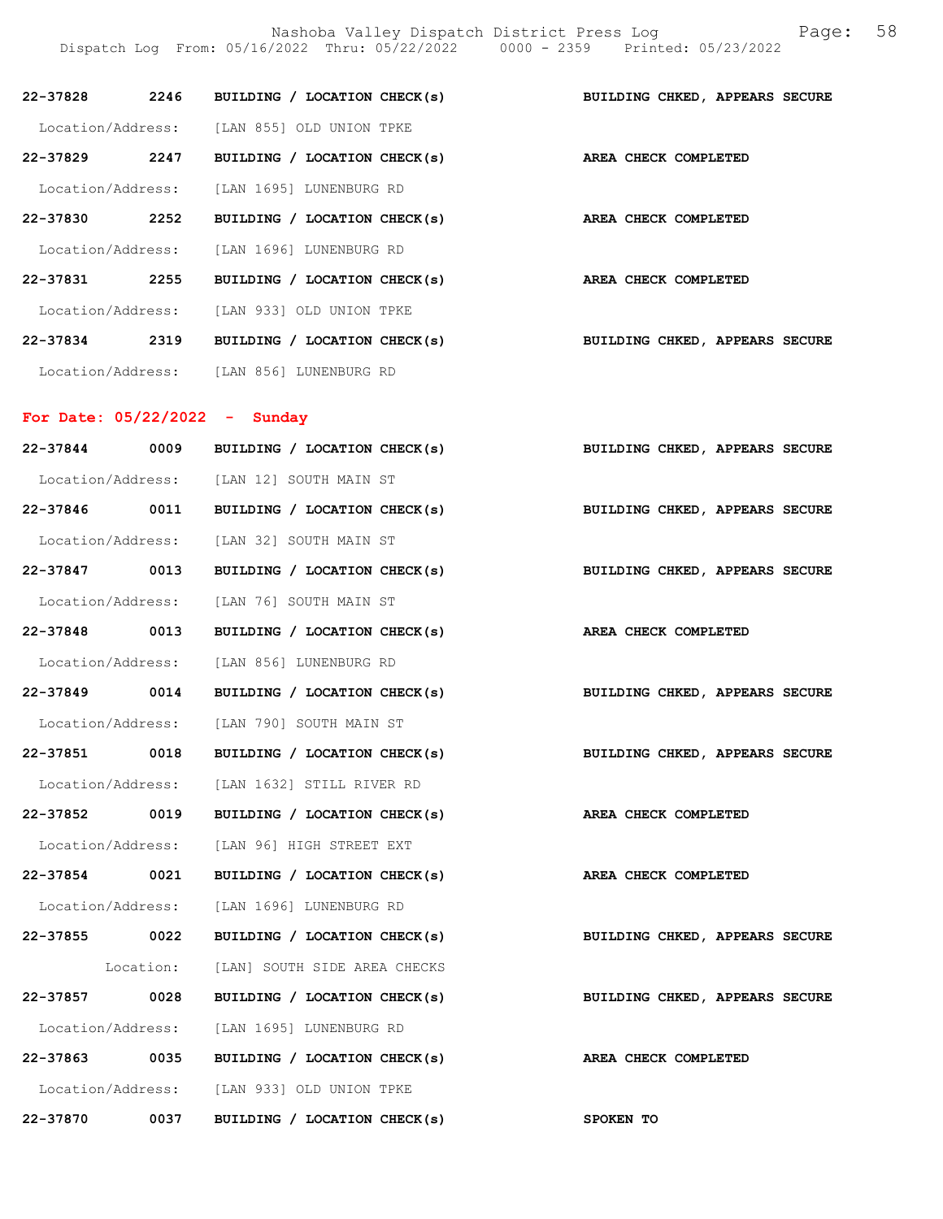**22-37828 2246 BUILDING / LOCATION CHECK(s) BUILDING CHKED, APPEARS SECURE**

Location/Address: [LAN 855] OLD UNION TPKE

**22-37829 2247 BUILDING / LOCATION CHECK(s) AREA CHECK COMPLETED**

Location/Address: [LAN 1695] LUNENBURG RD

**22-37830 2252 BUILDING / LOCATION CHECK(s) AREA CHECK COMPLETED**

Location/Address: [LAN 1696] LUNENBURG RD

**22-37831 2255 BUILDING / LOCATION CHECK(s) AREA CHECK COMPLETED**

Location/Address: [LAN 933] OLD UNION TPKE

**22-37834 2319 BUILDING / LOCATION CHECK(s) BUILDING CHKED, APPEARS SECURE**

Location/Address: [LAN 856] LUNENBURG RD

## For Date: 05/22/2022 - Sunday

**22-37844 0009 BUILDING / LOCATION CHECK(s) BUILDING CHKED, APPEARS SECURE**

Location/Address: [LAN 12] SOUTH MAIN ST

**22-37846 0011 BUILDING / LOCATION CHECK(s) BUILDING CHKED, APPEARS SECURE**

Location/Address: [LAN 32] SOUTH MAIN ST

**22-37847 0013 BUILDING / LOCATION CHECK(s) BUILDING CHKED, APPEARS SECURE**

Location/Address: [LAN 76] SOUTH MAIN ST

**22-37848 0013 BUILDING / LOCATION CHECK(s) AREA CHECK COMPLETED**

Location/Address: [LAN 856] LUNENBURG RD

**22-37849 0014 BUILDING / LOCATION CHECK(s) BUILDING CHKED, APPEARS SECURE**

Location/Address: [LAN 790] SOUTH MAIN ST

**22-37851 0018 BUILDING / LOCATION CHECK(s) BUILDING CHKED, APPEARS SECURE**

Location/Address: [LAN 1632] STILL RIVER RD

**22-37852 0019 BUILDING / LOCATION CHECK(s) AREA CHECK COMPLETED**

Location/Address: [LAN 96] HIGH STREET EXT

**22-37854 0021 BUILDING / LOCATION CHECK(s) AREA CHECK COMPLETED**

Location/Address: [LAN 1696] LUNENBURG RD

**22-37855 0022 BUILDING / LOCATION CHECK(s) BUILDING CHKED, APPEARS SECURE**

Location: [LAN] SOUTH SIDE AREA CHECKS

**22-37857 0028 BUILDING / LOCATION CHECK(s) BUILDING CHKED, APPEARS SECURE**

Location/Address: [LAN 1695] LUNENBURG RD

**22-37863 0035 BUILDING / LOCATION CHECK(s) AREA CHECK COMPLETED**

Location/Address: [LAN 933] OLD UNION TPKE

**22-37870 0037 BUILDING / LOCATION CHECK(s) SPOKEN TO**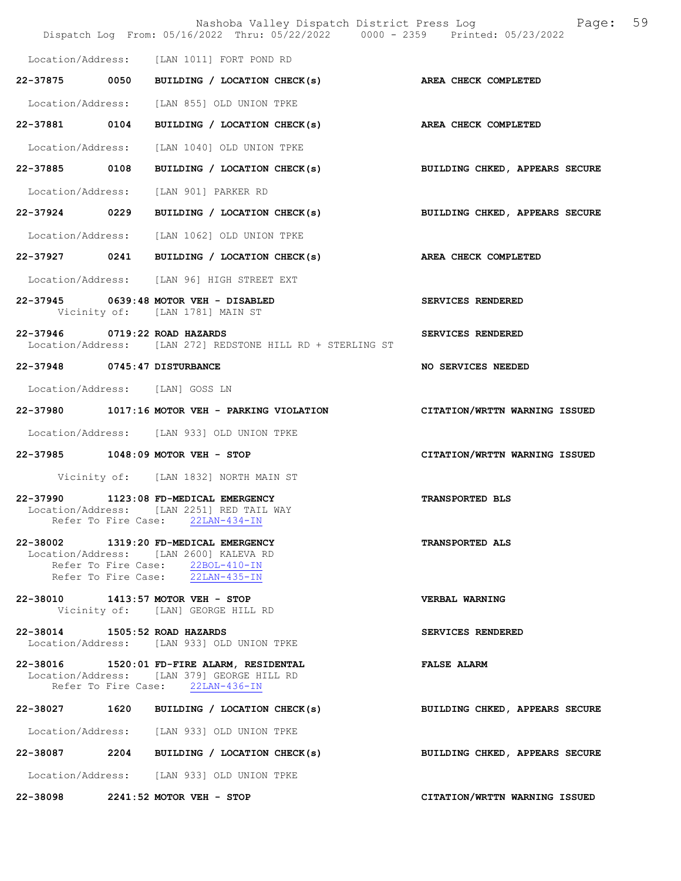Location/Address: [LAN 1011] FORT POND RD

**22-37875 0050 BUILDING / LOCATION CHECK(s)** — **AREA CHECK COMPLETED**

Location/Address: [LAN 855] OLD UNION TPKE

**22-37881 0104 BUILDING / LOCATION CHECK(s)** — **AREA CHECK COMPLETED**

Location/Address: [LAN 1040] OLD UNION TPKE

**22-37885 0108 BUILDING / LOCATION CHECK(s)** — **BUILDING CHKED, APPEARS SECURE**

Location/Address: [LAN 901] PARKER RD

**22-37924 0229 BUILDING / LOCATION CHECK(s)** — **BUILDING CHKED, APPEARS SECURE**

Location/Address: [LAN 1062] OLD UNION TPKE

**22-37927 0241 BUILDING / LOCATION CHECK(s)** — **AREA CHECK COMPLETED**

Location/Address: [LAN 96] HIGH STREET EXT

**22-37945 0639:48 MOTOR VEH - DISABLED** — **SERVICES RENDERED**
Vicinity of: [LAN 1781] MAIN ST

**22-37946 0719:22 ROAD HAZARDS** — **SERVICES RENDERED**
Location/Address: [LAN 272] REDSTONE HILL RD + STERLING ST

**22-37948 0745:47 DISTURBANCE** — **NO SERVICES NEEDED**

Location/Address: [LAN] GOSS LN

**22-37980 1017:16 MOTOR VEH - PARKING VIOLATION** — **CITATION/WRTTN WARNING ISSUED**

Location/Address: [LAN 933] OLD UNION TPKE

**22-37985 1048:09 MOTOR VEH - STOP** — **CITATION/WRTTN WARNING ISSUED**

Vicinity of: [LAN 1832] NORTH MAIN ST

**22-37990 1123:08 FD-MEDICAL EMERGENCY** — **TRANSPORTED BLS**
Location/Address: [LAN 2251] RED TAIL WAY
Refer To Fire Case: 22LAN-434-IN

**22-38002 1319:20 FD-MEDICAL EMERGENCY** — **TRANSPORTED ALS**
Location/Address: [LAN 2600] KALEVA RD
Refer To Fire Case: 22BOL-410-IN
Refer To Fire Case: 22LAN-435-IN

**22-38010 1413:57 MOTOR VEH - STOP** — **VERBAL WARNING**
Vicinity of: [LAN] GEORGE HILL RD

**22-38014 1505:52 ROAD HAZARDS** — **SERVICES RENDERED**
Location/Address: [LAN 933] OLD UNION TPKE

**22-38016 1520:01 FD-FIRE ALARM, RESIDENTAL** — **FALSE ALARM**
Location/Address: [LAN 379] GEORGE HILL RD
Refer To Fire Case: 22LAN-436-IN

**22-38027 1620 BUILDING / LOCATION CHECK(s)** — **BUILDING CHKED, APPEARS SECURE**

Location/Address: [LAN 933] OLD UNION TPKE

**22-38087 2204 BUILDING / LOCATION CHECK(s)** — **BUILDING CHKED, APPEARS SECURE**

Location/Address: [LAN 933] OLD UNION TPKE

**22-38098 2241:52 MOTOR VEH - STOP** — **CITATION/WRTTN WARNING ISSUED**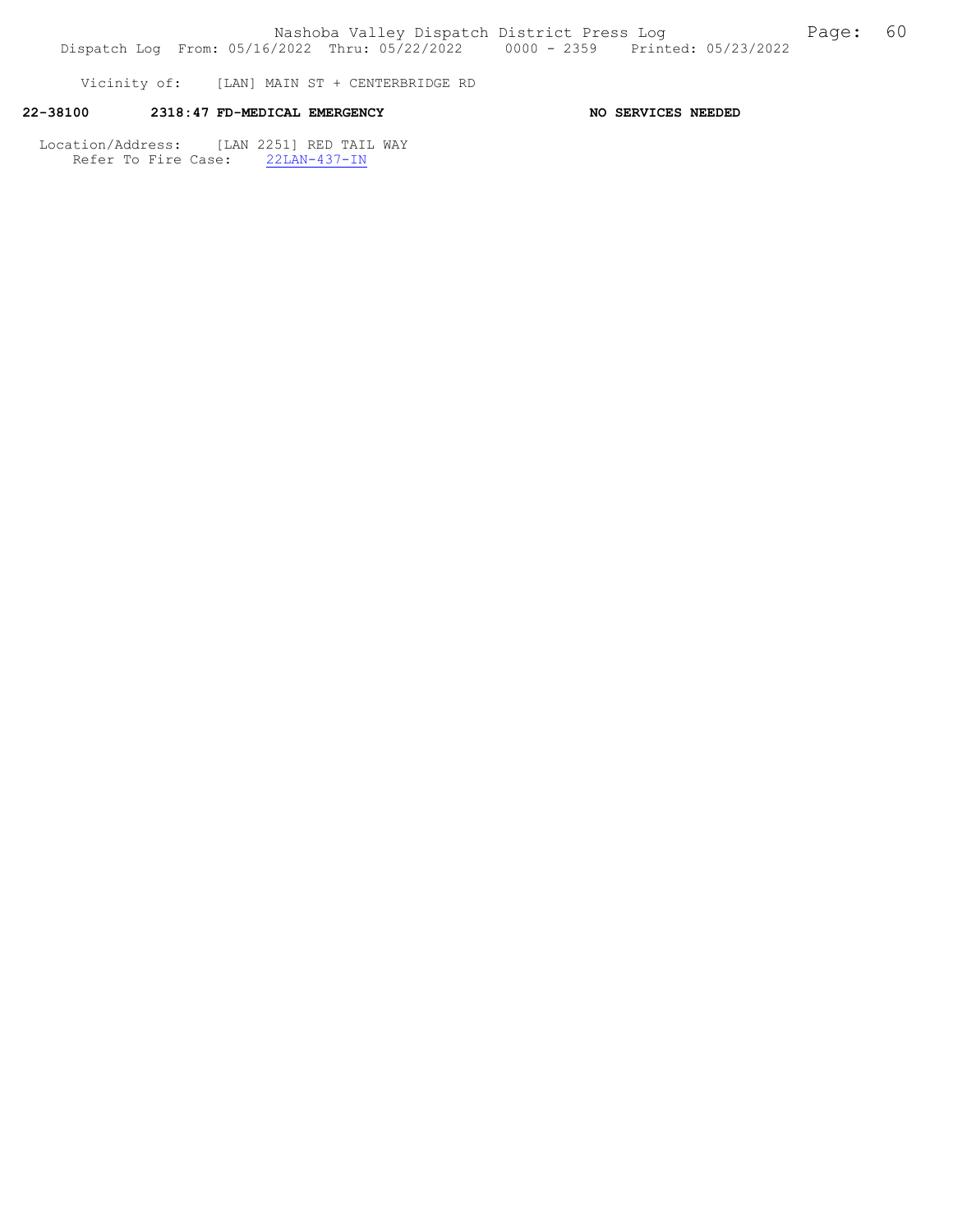Vicinity of: [LAN] MAIN ST + CENTERBRIDGE RD

**22-38100 2318:47 FD-MEDICAL EMERGENCY NO SERVICES NEEDED**

Location/Address: [LAN 2251] RED TAIL WAY
Refer To Fire Case: 22LAN-437-IN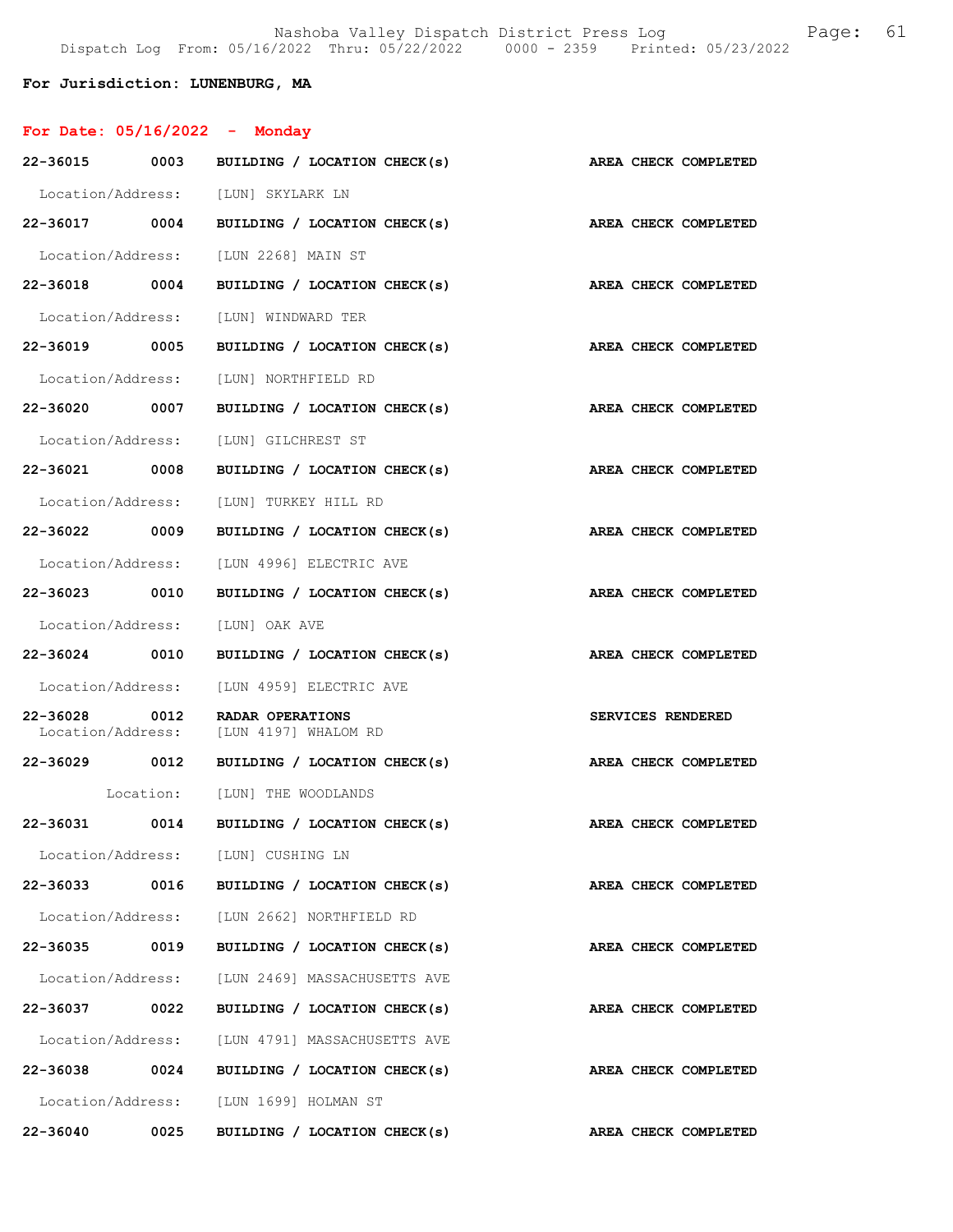**For Jurisdiction: LUNENBURG, MA**

**For Date: 05/16/2022 - Monday**

**22-36015 0003 BUILDING / LOCATION CHECK(s) AREA CHECK COMPLETED**

Location/Address: [LUN] SKYLARK LN

**22-36017 0004 BUILDING / LOCATION CHECK(s) AREA CHECK COMPLETED**

Location/Address: [LUN 2268] MAIN ST

**22-36018 0004 BUILDING / LOCATION CHECK(s) AREA CHECK COMPLETED**

Location/Address: [LUN] WINDWARD TER

**22-36019 0005 BUILDING / LOCATION CHECK(s) AREA CHECK COMPLETED**

Location/Address: [LUN] NORTHFIELD RD

**22-36020 0007 BUILDING / LOCATION CHECK(s) AREA CHECK COMPLETED**

Location/Address: [LUN] GILCHREST ST

**22-36021 0008 BUILDING / LOCATION CHECK(s) AREA CHECK COMPLETED**

Location/Address: [LUN] TURKEY HILL RD

**22-36022 0009 BUILDING / LOCATION CHECK(s) AREA CHECK COMPLETED**

Location/Address: [LUN 4996] ELECTRIC AVE

**22-36023 0010 BUILDING / LOCATION CHECK(s) AREA CHECK COMPLETED**

Location/Address: [LUN] OAK AVE

**22-36024 0010 BUILDING / LOCATION CHECK(s) AREA CHECK COMPLETED**

Location/Address: [LUN 4959] ELECTRIC AVE

**22-36028 0012 RADAR OPERATIONS SERVICES RENDERED**

Location/Address: [LUN 4197] WHALOM RD

**22-36029 0012 BUILDING / LOCATION CHECK(s) AREA CHECK COMPLETED**

Location: [LUN] THE WOODLANDS

**22-36031 0014 BUILDING / LOCATION CHECK(s) AREA CHECK COMPLETED**

Location/Address: [LUN] CUSHING LN

**22-36033 0016 BUILDING / LOCATION CHECK(s) AREA CHECK COMPLETED**

Location/Address: [LUN 2662] NORTHFIELD RD

**22-36035 0019 BUILDING / LOCATION CHECK(s) AREA CHECK COMPLETED**

Location/Address: [LUN 2469] MASSACHUSETTS AVE

**22-36037 0022 BUILDING / LOCATION CHECK(s) AREA CHECK COMPLETED**

Location/Address: [LUN 4791] MASSACHUSETTS AVE

**22-36038 0024 BUILDING / LOCATION CHECK(s) AREA CHECK COMPLETED**

Location/Address: [LUN 1699] HOLMAN ST

**22-36040 0025 BUILDING / LOCATION CHECK(s) AREA CHECK COMPLETED**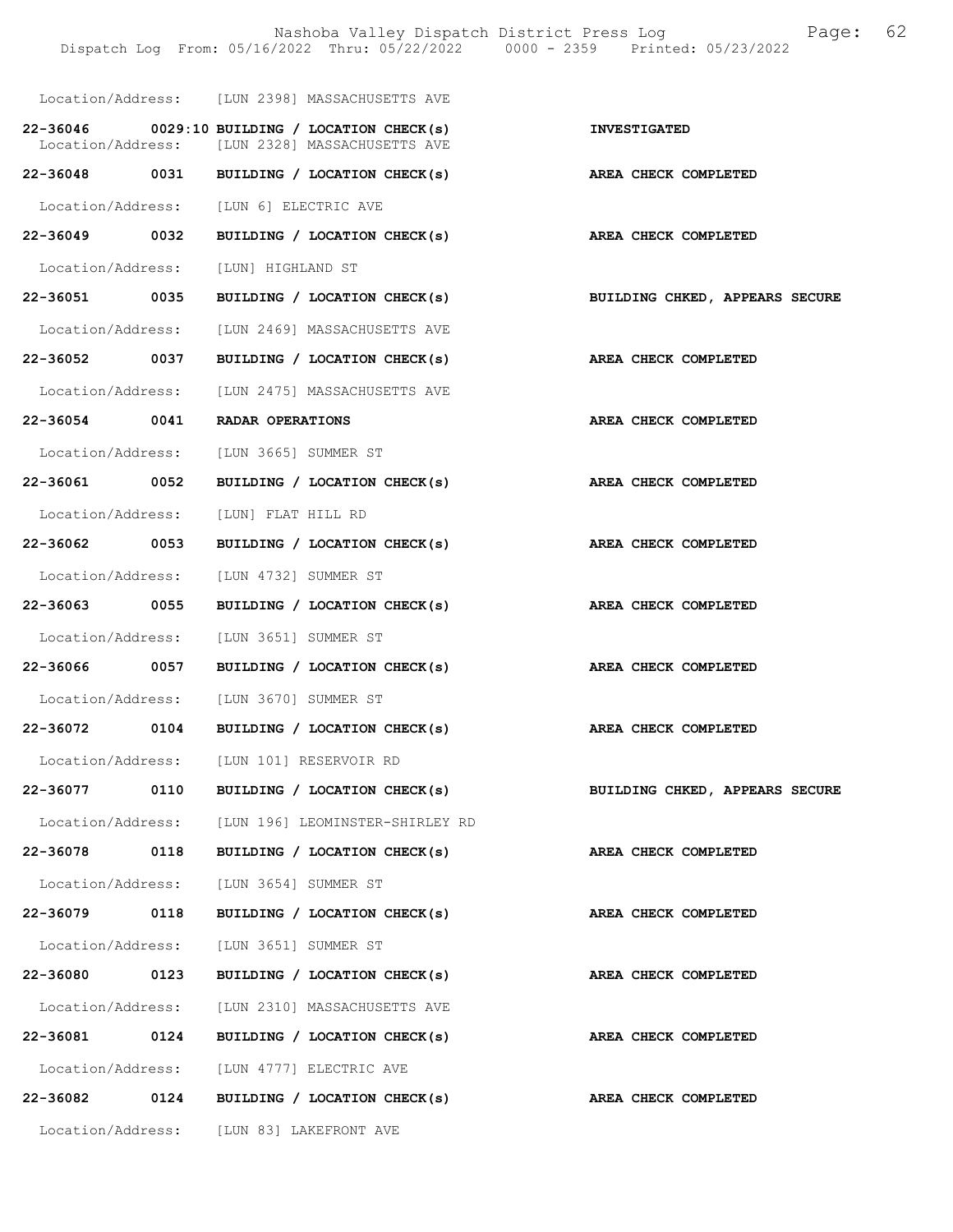Location/Address: [LUN 2398] MASSACHUSETTS AVE

**22-36046 0029:10 BUILDING / LOCATION CHECK(s) INVESTIGATED**
Location/Address: [LUN 2328] MASSACHUSETTS AVE

**22-36048 0031 BUILDING / LOCATION CHECK(s) AREA CHECK COMPLETED**
Location/Address: [LUN 6] ELECTRIC AVE

**22-36049 0032 BUILDING / LOCATION CHECK(s) AREA CHECK COMPLETED**
Location/Address: [LUN] HIGHLAND ST

**22-36051 0035 BUILDING / LOCATION CHECK(s) BUILDING CHKED, APPEARS SECURE**
Location/Address: [LUN 2469] MASSACHUSETTS AVE

**22-36052 0037 BUILDING / LOCATION CHECK(s) AREA CHECK COMPLETED**
Location/Address: [LUN 2475] MASSACHUSETTS AVE

**22-36054 0041 RADAR OPERATIONS AREA CHECK COMPLETED**
Location/Address: [LUN 3665] SUMMER ST

**22-36061 0052 BUILDING / LOCATION CHECK(s) AREA CHECK COMPLETED**
Location/Address: [LUN] FLAT HILL RD

**22-36062 0053 BUILDING / LOCATION CHECK(s) AREA CHECK COMPLETED**
Location/Address: [LUN 4732] SUMMER ST

**22-36063 0055 BUILDING / LOCATION CHECK(s) AREA CHECK COMPLETED**
Location/Address: [LUN 3651] SUMMER ST

**22-36066 0057 BUILDING / LOCATION CHECK(s) AREA CHECK COMPLETED**
Location/Address: [LUN 3670] SUMMER ST

**22-36072 0104 BUILDING / LOCATION CHECK(s) AREA CHECK COMPLETED**
Location/Address: [LUN 101] RESERVOIR RD

**22-36077 0110 BUILDING / LOCATION CHECK(s) BUILDING CHKED, APPEARS SECURE**
Location/Address: [LUN 196] LEOMINSTER-SHIRLEY RD

**22-36078 0118 BUILDING / LOCATION CHECK(s) AREA CHECK COMPLETED**
Location/Address: [LUN 3654] SUMMER ST

**22-36079 0118 BUILDING / LOCATION CHECK(s) AREA CHECK COMPLETED**
Location/Address: [LUN 3651] SUMMER ST

**22-36080 0123 BUILDING / LOCATION CHECK(s) AREA CHECK COMPLETED**
Location/Address: [LUN 2310] MASSACHUSETTS AVE

**22-36081 0124 BUILDING / LOCATION CHECK(s) AREA CHECK COMPLETED**
Location/Address: [LUN 4777] ELECTRIC AVE

**22-36082 0124 BUILDING / LOCATION CHECK(s) AREA CHECK COMPLETED**
Location/Address: [LUN 83] LAKEFRONT AVE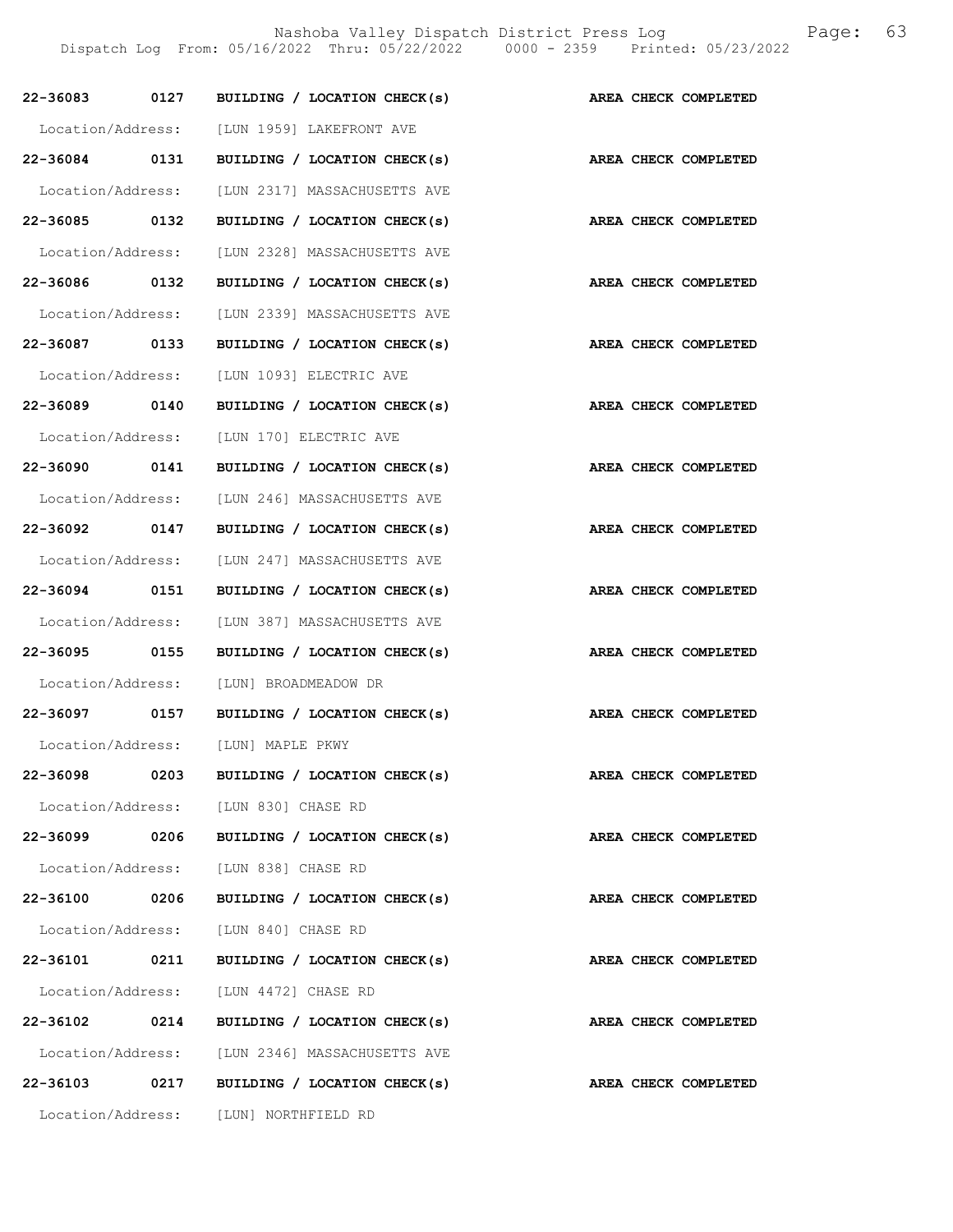**22-36083 0127 BUILDING / LOCATION CHECK(s) AREA CHECK COMPLETED**

Location/Address: [LUN 1959] LAKEFRONT AVE

**22-36084 0131 BUILDING / LOCATION CHECK(s) AREA CHECK COMPLETED**

Location/Address: [LUN 2317] MASSACHUSETTS AVE

**22-36085 0132 BUILDING / LOCATION CHECK(s) AREA CHECK COMPLETED**

Location/Address: [LUN 2328] MASSACHUSETTS AVE

**22-36086 0132 BUILDING / LOCATION CHECK(s) AREA CHECK COMPLETED**

Location/Address: [LUN 2339] MASSACHUSETTS AVE

**22-36087 0133 BUILDING / LOCATION CHECK(s) AREA CHECK COMPLETED**

Location/Address: [LUN 1093] ELECTRIC AVE

**22-36089 0140 BUILDING / LOCATION CHECK(s) AREA CHECK COMPLETED**

Location/Address: [LUN 170] ELECTRIC AVE

**22-36090 0141 BUILDING / LOCATION CHECK(s) AREA CHECK COMPLETED**

Location/Address: [LUN 246] MASSACHUSETTS AVE

**22-36092 0147 BUILDING / LOCATION CHECK(s) AREA CHECK COMPLETED**

Location/Address: [LUN 247] MASSACHUSETTS AVE

**22-36094 0151 BUILDING / LOCATION CHECK(s) AREA CHECK COMPLETED**

Location/Address: [LUN 387] MASSACHUSETTS AVE

**22-36095 0155 BUILDING / LOCATION CHECK(s) AREA CHECK COMPLETED**

Location/Address: [LUN] BROADMEADOW DR

**22-36097 0157 BUILDING / LOCATION CHECK(s) AREA CHECK COMPLETED**

Location/Address: [LUN] MAPLE PKWY

**22-36098 0203 BUILDING / LOCATION CHECK(s) AREA CHECK COMPLETED**

Location/Address: [LUN 830] CHASE RD

**22-36099 0206 BUILDING / LOCATION CHECK(s) AREA CHECK COMPLETED**

Location/Address: [LUN 838] CHASE RD

**22-36100 0206 BUILDING / LOCATION CHECK(s) AREA CHECK COMPLETED**

Location/Address: [LUN 840] CHASE RD

**22-36101 0211 BUILDING / LOCATION CHECK(s) AREA CHECK COMPLETED**

Location/Address: [LUN 4472] CHASE RD

**22-36102 0214 BUILDING / LOCATION CHECK(s) AREA CHECK COMPLETED**

Location/Address: [LUN 2346] MASSACHUSETTS AVE

**22-36103 0217 BUILDING / LOCATION CHECK(s) AREA CHECK COMPLETED**

Location/Address: [LUN] NORTHFIELD RD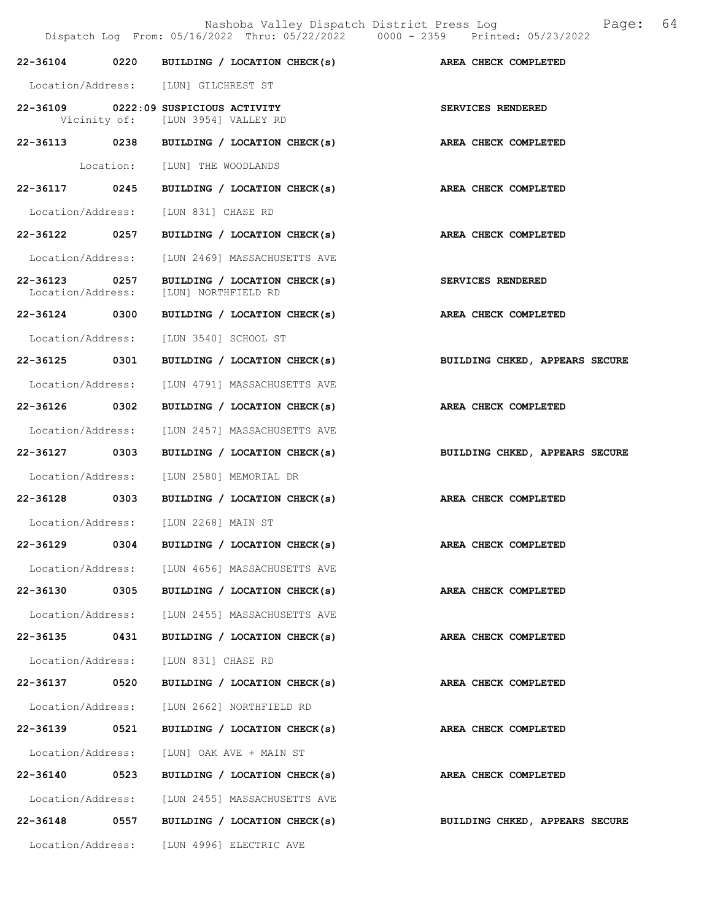| Call Number | Time | Call Type | Disposition |
|---|---|---|---|
| 22-36104 | 0220 | BUILDING / LOCATION CHECK(s) | AREA CHECK COMPLETED |
| Location/Address: | | [LUN] GILCHREST ST | |
| 22-36109 | 0222:09 | SUSPICIOUS ACTIVITY | SERVICES RENDERED |
| Vicinity of: | | [LUN 3954] VALLEY RD | |
| 22-36113 | 0238 | BUILDING / LOCATION CHECK(s) | AREA CHECK COMPLETED |
| Location: | | [LUN] THE WOODLANDS | |
| 22-36117 | 0245 | BUILDING / LOCATION CHECK(s) | AREA CHECK COMPLETED |
| Location/Address: | | [LUN 831] CHASE RD | |
| 22-36122 | 0257 | BUILDING / LOCATION CHECK(s) | AREA CHECK COMPLETED |
| Location/Address: | | [LUN 2469] MASSACHUSETTS AVE | |
| 22-36123 | 0257 | BUILDING / LOCATION CHECK(s) | SERVICES RENDERED |
| Location/Address: | | [LUN] NORTHFIELD RD | |
| 22-36124 | 0300 | BUILDING / LOCATION CHECK(s) | AREA CHECK COMPLETED |
| Location/Address: | | [LUN 3540] SCHOOL ST | |
| 22-36125 | 0301 | BUILDING / LOCATION CHECK(s) | BUILDING CHKED, APPEARS SECURE |
| Location/Address: | | [LUN 4791] MASSACHUSETTS AVE | |
| 22-36126 | 0302 | BUILDING / LOCATION CHECK(s) | AREA CHECK COMPLETED |
| Location/Address: | | [LUN 2457] MASSACHUSETTS AVE | |
| 22-36127 | 0303 | BUILDING / LOCATION CHECK(s) | BUILDING CHKED, APPEARS SECURE |
| Location/Address: | | [LUN 2580] MEMORIAL DR | |
| 22-36128 | 0303 | BUILDING / LOCATION CHECK(s) | AREA CHECK COMPLETED |
| Location/Address: | | [LUN 2268] MAIN ST | |
| 22-36129 | 0304 | BUILDING / LOCATION CHECK(s) | AREA CHECK COMPLETED |
| Location/Address: | | [LUN 4656] MASSACHUSETTS AVE | |
| 22-36130 | 0305 | BUILDING / LOCATION CHECK(s) | AREA CHECK COMPLETED |
| Location/Address: | | [LUN 2455] MASSACHUSETTS AVE | |
| 22-36135 | 0431 | BUILDING / LOCATION CHECK(s) | AREA CHECK COMPLETED |
| Location/Address: | | [LUN 831] CHASE RD | |
| 22-36137 | 0520 | BUILDING / LOCATION CHECK(s) | AREA CHECK COMPLETED |
| Location/Address: | | [LUN 2662] NORTHFIELD RD | |
| 22-36139 | 0521 | BUILDING / LOCATION CHECK(s) | AREA CHECK COMPLETED |
| Location/Address: | | [LUN] OAK AVE + MAIN ST | |
| 22-36140 | 0523 | BUILDING / LOCATION CHECK(s) | AREA CHECK COMPLETED |
| Location/Address: | | [LUN 2455] MASSACHUSETTS AVE | |
| 22-36148 | 0557 | BUILDING / LOCATION CHECK(s) | BUILDING CHKED, APPEARS SECURE |
| Location/Address: | | [LUN 4996] ELECTRIC AVE | |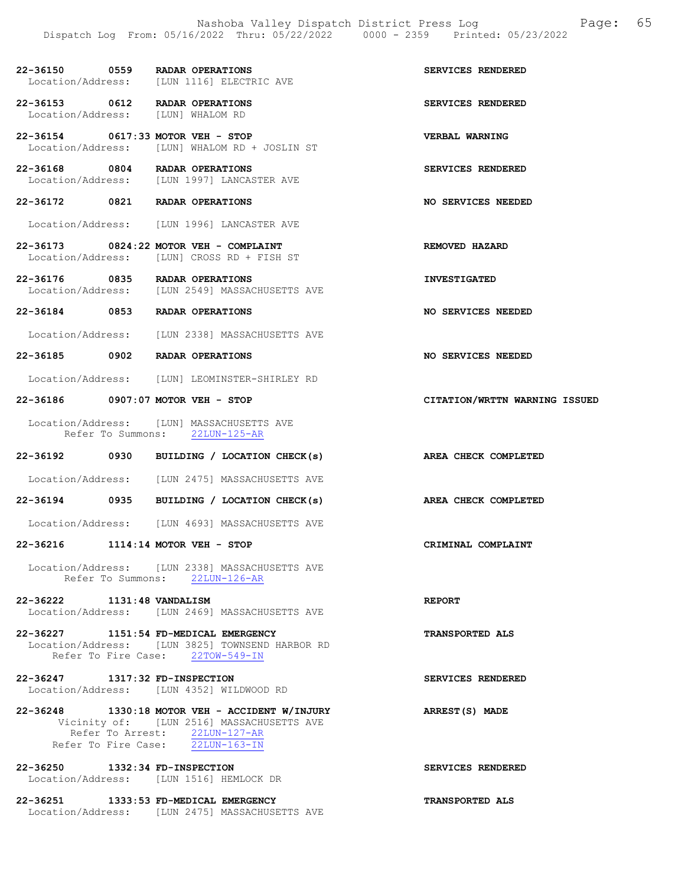22-36150 0559 RADAR OPERATIONS SERVICES RENDERED
Location/Address: [LUN 1116] ELECTRIC AVE

22-36153 0612 RADAR OPERATIONS SERVICES RENDERED
Location/Address: [LUN] WHALOM RD

22-36154 0617:33 MOTOR VEH - STOP VERBAL WARNING
Location/Address: [LUN] WHALOM RD + JOSLIN ST

22-36168 0804 RADAR OPERATIONS SERVICES RENDERED
Location/Address: [LUN 1997] LANCASTER AVE

22-36172 0821 RADAR OPERATIONS NO SERVICES NEEDED
Location/Address: [LUN 1996] LANCASTER AVE

22-36173 0824:22 MOTOR VEH - COMPLAINT REMOVED HAZARD
Location/Address: [LUN] CROSS RD + FISH ST

22-36176 0835 RADAR OPERATIONS INVESTIGATED
Location/Address: [LUN 2549] MASSACHUSETTS AVE

22-36184 0853 RADAR OPERATIONS NO SERVICES NEEDED
Location/Address: [LUN 2338] MASSACHUSETTS AVE

22-36185 0902 RADAR OPERATIONS NO SERVICES NEEDED
Location/Address: [LUN] LEOMINSTER-SHIRLEY RD

22-36186 0907:07 MOTOR VEH - STOP CITATION/WRTTN WARNING ISSUED
Location/Address: [LUN] MASSACHUSETTS AVE
Refer To Summons: 22LUN-125-AR

22-36192 0930 BUILDING / LOCATION CHECK(s) AREA CHECK COMPLETED
Location/Address: [LUN 2475] MASSACHUSETTS AVE

22-36194 0935 BUILDING / LOCATION CHECK(s) AREA CHECK COMPLETED
Location/Address: [LUN 4693] MASSACHUSETTS AVE

22-36216 1114:14 MOTOR VEH - STOP CRIMINAL COMPLAINT
Location/Address: [LUN 2338] MASSACHUSETTS AVE
Refer To Summons: 22LUN-126-AR

22-36222 1131:48 VANDALISM REPORT
Location/Address: [LUN 2469] MASSACHUSETTS AVE

22-36227 1151:54 FD-MEDICAL EMERGENCY TRANSPORTED ALS
Location/Address: [LUN 3825] TOWNSEND HARBOR RD
Refer To Fire Case: 22TOW-549-IN

22-36247 1317:32 FD-INSPECTION SERVICES RENDERED
Location/Address: [LUN 4352] WILDWOOD RD

22-36248 1330:18 MOTOR VEH - ACCIDENT W/INJURY ARREST(S) MADE
Vicinity of: [LUN 2516] MASSACHUSETTS AVE
Refer To Arrest: 22LUN-127-AR
Refer To Fire Case: 22LUN-163-IN

22-36250 1332:34 FD-INSPECTION SERVICES RENDERED
Location/Address: [LUN 1516] HEMLOCK DR

22-36251 1333:53 FD-MEDICAL EMERGENCY TRANSPORTED ALS
Location/Address: [LUN 2475] MASSACHUSETTS AVE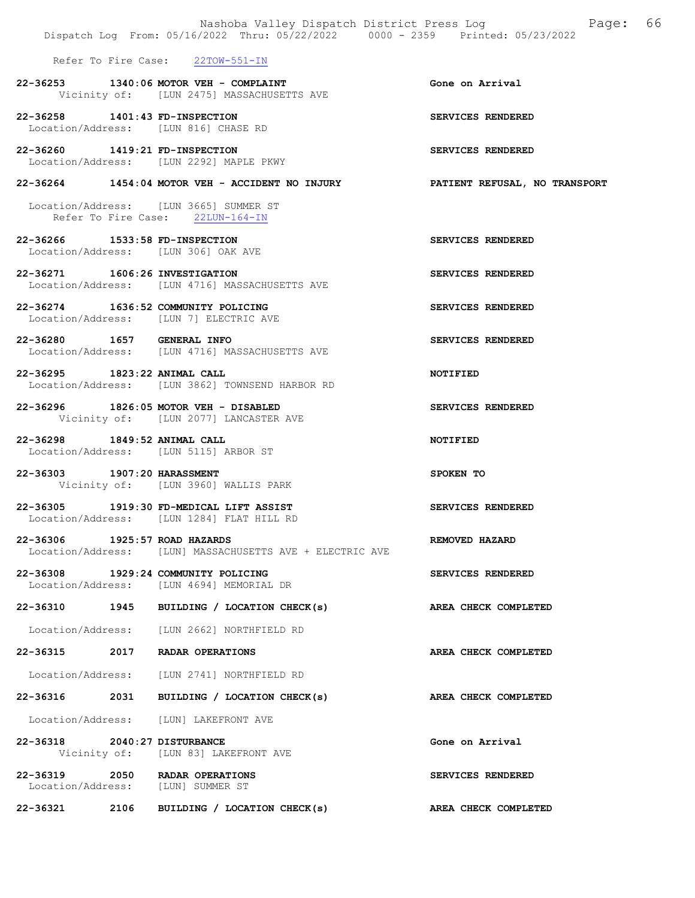Refer To Fire Case: 22TOW-551-IN

**22-36253 1340:06 MOTOR VEH - COMPLAINT** — Gone on Arrival
Vicinity of: [LUN 2475] MASSACHUSETTS AVE

**22-36258 1401:43 FD-INSPECTION** — SERVICES RENDERED
Location/Address: [LUN 816] CHASE RD

**22-36260 1419:21 FD-INSPECTION** — SERVICES RENDERED
Location/Address: [LUN 2292] MAPLE PKWY

**22-36264 1454:04 MOTOR VEH - ACCIDENT NO INJURY** — PATIENT REFUSAL, NO TRANSPORT
Location/Address: [LUN 3665] SUMMER ST
Refer To Fire Case: 22LUN-164-IN

**22-36266 1533:58 FD-INSPECTION** — SERVICES RENDERED
Location/Address: [LUN 306] OAK AVE

**22-36271 1606:26 INVESTIGATION** — SERVICES RENDERED
Location/Address: [LUN 4716] MASSACHUSETTS AVE

**22-36274 1636:52 COMMUNITY POLICING** — SERVICES RENDERED
Location/Address: [LUN 7] ELECTRIC AVE

**22-36280 1657 GENERAL INFO** — SERVICES RENDERED
Location/Address: [LUN 4716] MASSACHUSETTS AVE

**22-36295 1823:22 ANIMAL CALL** — NOTIFIED
Location/Address: [LUN 3862] TOWNSEND HARBOR RD

**22-36296 1826:05 MOTOR VEH - DISABLED** — SERVICES RENDERED
Vicinity of: [LUN 2077] LANCASTER AVE

**22-36298 1849:52 ANIMAL CALL** — NOTIFIED
Location/Address: [LUN 5115] ARBOR ST

**22-36303 1907:20 HARASSMENT** — SPOKEN TO
Vicinity of: [LUN 3960] WALLIS PARK

**22-36305 1919:30 FD-MEDICAL LIFT ASSIST** — SERVICES RENDERED
Location/Address: [LUN 1284] FLAT HILL RD

**22-36306 1925:57 ROAD HAZARDS** — REMOVED HAZARD
Location/Address: [LUN] MASSACHUSETTS AVE + ELECTRIC AVE

**22-36308 1929:24 COMMUNITY POLICING** — SERVICES RENDERED
Location/Address: [LUN 4694] MEMORIAL DR

**22-36310 1945 BUILDING / LOCATION CHECK(s)** — AREA CHECK COMPLETED
Location/Address: [LUN 2662] NORTHFIELD RD

**22-36315 2017 RADAR OPERATIONS** — AREA CHECK COMPLETED
Location/Address: [LUN 2741] NORTHFIELD RD

**22-36316 2031 BUILDING / LOCATION CHECK(s)** — AREA CHECK COMPLETED
Location/Address: [LUN] LAKEFRONT AVE

**22-36318 2040:27 DISTURBANCE** — Gone on Arrival
Vicinity of: [LUN 83] LAKEFRONT AVE

**22-36319 2050 RADAR OPERATIONS** — SERVICES RENDERED
Location/Address: [LUN] SUMMER ST

**22-36321 2106 BUILDING / LOCATION CHECK(s)** — AREA CHECK COMPLETED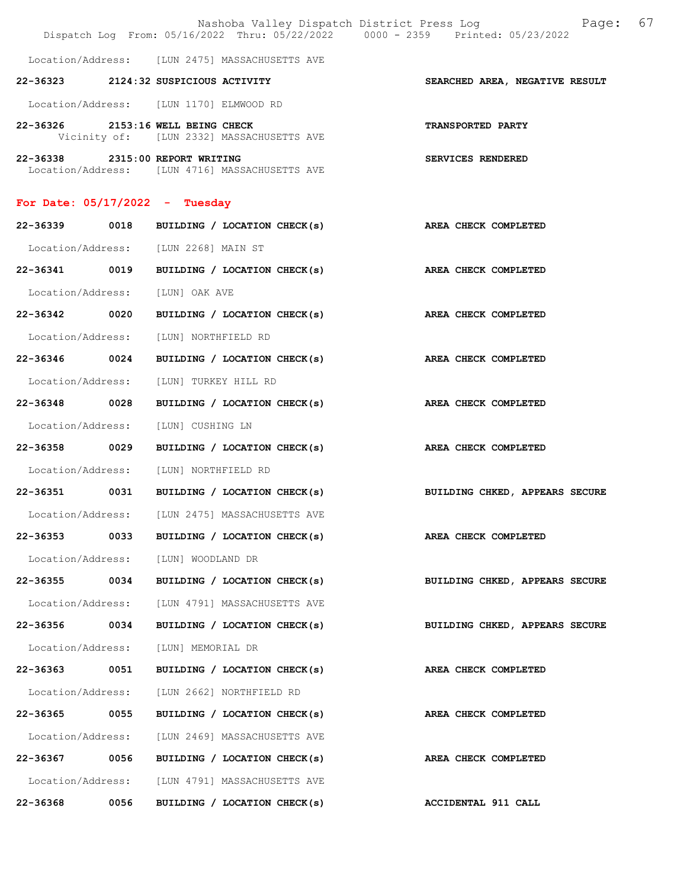Location/Address: [LUN 2475] MASSACHUSETTS AVE

**22-36323 2124:32 SUSPICIOUS ACTIVITY** — **SEARCHED AREA, NEGATIVE RESULT**

Location/Address: [LUN 1170] ELMWOOD RD

**22-36326 2153:16 WELL BEING CHECK** — **TRANSPORTED PARTY**
Vicinity of: [LUN 2332] MASSACHUSETTS AVE

**22-36338 2315:00 REPORT WRITING** — **SERVICES RENDERED**
Location/Address: [LUN 4716] MASSACHUSETTS AVE

## For Date: 05/17/2022 - Tuesday

**22-36339 0018 BUILDING / LOCATION CHECK(s)** — **AREA CHECK COMPLETED**

Location/Address: [LUN 2268] MAIN ST

**22-36341 0019 BUILDING / LOCATION CHECK(s)** — **AREA CHECK COMPLETED**

Location/Address: [LUN] OAK AVE

**22-36342 0020 BUILDING / LOCATION CHECK(s)** — **AREA CHECK COMPLETED**

Location/Address: [LUN] NORTHFIELD RD

**22-36346 0024 BUILDING / LOCATION CHECK(s)** — **AREA CHECK COMPLETED**

Location/Address: [LUN] TURKEY HILL RD

**22-36348 0028 BUILDING / LOCATION CHECK(s)** — **AREA CHECK COMPLETED**

Location/Address: [LUN] CUSHING LN

**22-36358 0029 BUILDING / LOCATION CHECK(s)** — **AREA CHECK COMPLETED**

Location/Address: [LUN] NORTHFIELD RD

**22-36351 0031 BUILDING / LOCATION CHECK(s)** — **BUILDING CHKED, APPEARS SECURE**

Location/Address: [LUN 2475] MASSACHUSETTS AVE

**22-36353 0033 BUILDING / LOCATION CHECK(s)** — **AREA CHECK COMPLETED**

Location/Address: [LUN] WOODLAND DR

**22-36355 0034 BUILDING / LOCATION CHECK(s)** — **BUILDING CHKED, APPEARS SECURE**

Location/Address: [LUN 4791] MASSACHUSETTS AVE

**22-36356 0034 BUILDING / LOCATION CHECK(s)** — **BUILDING CHKED, APPEARS SECURE**

Location/Address: [LUN] MEMORIAL DR

**22-36363 0051 BUILDING / LOCATION CHECK(s)** — **AREA CHECK COMPLETED**

Location/Address: [LUN 2662] NORTHFIELD RD

**22-36365 0055 BUILDING / LOCATION CHECK(s)** — **AREA CHECK COMPLETED**

Location/Address: [LUN 2469] MASSACHUSETTS AVE

**22-36367 0056 BUILDING / LOCATION CHECK(s)** — **AREA CHECK COMPLETED**

Location/Address: [LUN 4791] MASSACHUSETTS AVE

**22-36368 0056 BUILDING / LOCATION CHECK(s)** — **ACCIDENTAL 911 CALL**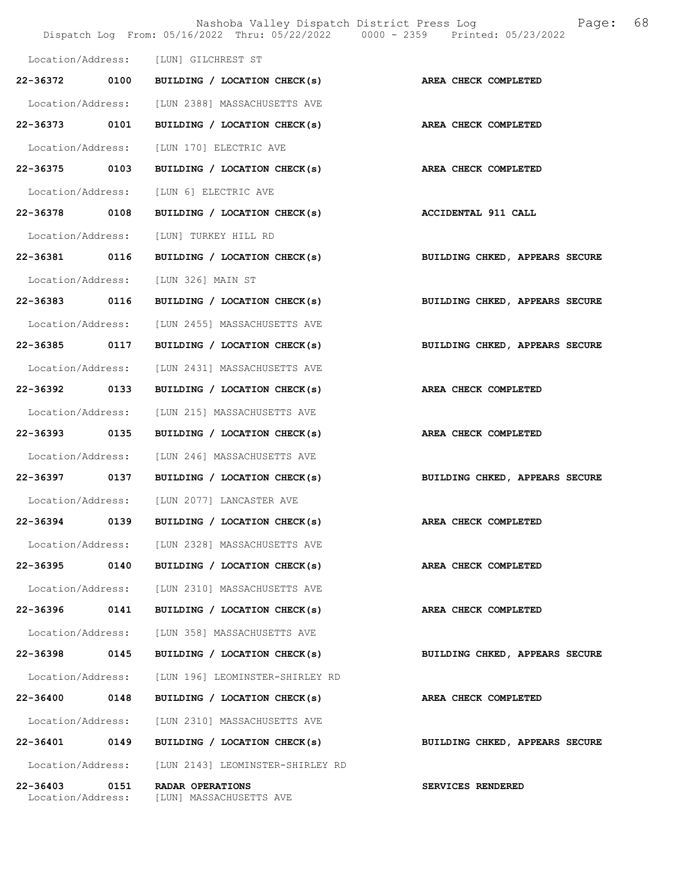Location/Address: [LUN] GILCHREST ST

| Call # | Time | Call Type | Disposition |
|---|---|---|---|
| 22-36372 | 0100 | **BUILDING / LOCATION CHECK(s)** | **AREA CHECK COMPLETED** |
| Location/Address: | | [LUN 2388] MASSACHUSETTS AVE | |
| 22-36373 | 0101 | **BUILDING / LOCATION CHECK(s)** | **AREA CHECK COMPLETED** |
| Location/Address: | | [LUN 170] ELECTRIC AVE | |
| 22-36375 | 0103 | **BUILDING / LOCATION CHECK(s)** | **AREA CHECK COMPLETED** |
| Location/Address: | | [LUN 6] ELECTRIC AVE | |
| 22-36378 | 0108 | **BUILDING / LOCATION CHECK(s)** | **ACCIDENTAL 911 CALL** |
| Location/Address: | | [LUN] TURKEY HILL RD | |
| 22-36381 | 0116 | **BUILDING / LOCATION CHECK(s)** | **BUILDING CHKED, APPEARS SECURE** |
| Location/Address: | | [LUN 326] MAIN ST | |
| 22-36383 | 0116 | **BUILDING / LOCATION CHECK(s)** | **BUILDING CHKED, APPEARS SECURE** |
| Location/Address: | | [LUN 2455] MASSACHUSETTS AVE | |
| 22-36385 | 0117 | **BUILDING / LOCATION CHECK(s)** | **BUILDING CHKED, APPEARS SECURE** |
| Location/Address: | | [LUN 2431] MASSACHUSETTS AVE | |
| 22-36392 | 0133 | **BUILDING / LOCATION CHECK(s)** | **AREA CHECK COMPLETED** |
| Location/Address: | | [LUN 215] MASSACHUSETTS AVE | |
| 22-36393 | 0135 | **BUILDING / LOCATION CHECK(s)** | **AREA CHECK COMPLETED** |
| Location/Address: | | [LUN 246] MASSACHUSETTS AVE | |
| 22-36397 | 0137 | **BUILDING / LOCATION CHECK(s)** | **BUILDING CHKED, APPEARS SECURE** |
| Location/Address: | | [LUN 2077] LANCASTER AVE | |
| 22-36394 | 0139 | **BUILDING / LOCATION CHECK(s)** | **AREA CHECK COMPLETED** |
| Location/Address: | | [LUN 2328] MASSACHUSETTS AVE | |
| 22-36395 | 0140 | **BUILDING / LOCATION CHECK(s)** | **AREA CHECK COMPLETED** |
| Location/Address: | | [LUN 2310] MASSACHUSETTS AVE | |
| 22-36396 | 0141 | **BUILDING / LOCATION CHECK(s)** | **AREA CHECK COMPLETED** |
| Location/Address: | | [LUN 358] MASSACHUSETTS AVE | |
| 22-36398 | 0145 | **BUILDING / LOCATION CHECK(s)** | **BUILDING CHKED, APPEARS SECURE** |
| Location/Address: | | [LUN 196] LEOMINSTER-SHIRLEY RD | |
| 22-36400 | 0148 | **BUILDING / LOCATION CHECK(s)** | **AREA CHECK COMPLETED** |
| Location/Address: | | [LUN 2310] MASSACHUSETTS AVE | |
| 22-36401 | 0149 | **BUILDING / LOCATION CHECK(s)** | **BUILDING CHKED, APPEARS SECURE** |
| Location/Address: | | [LUN 2143] LEOMINSTER-SHIRLEY RD | |
| 22-36403 | 0151 | **RADAR OPERATIONS** | **SERVICES RENDERED** |
| Location/Address: | | [LUN] MASSACHUSETTS AVE | |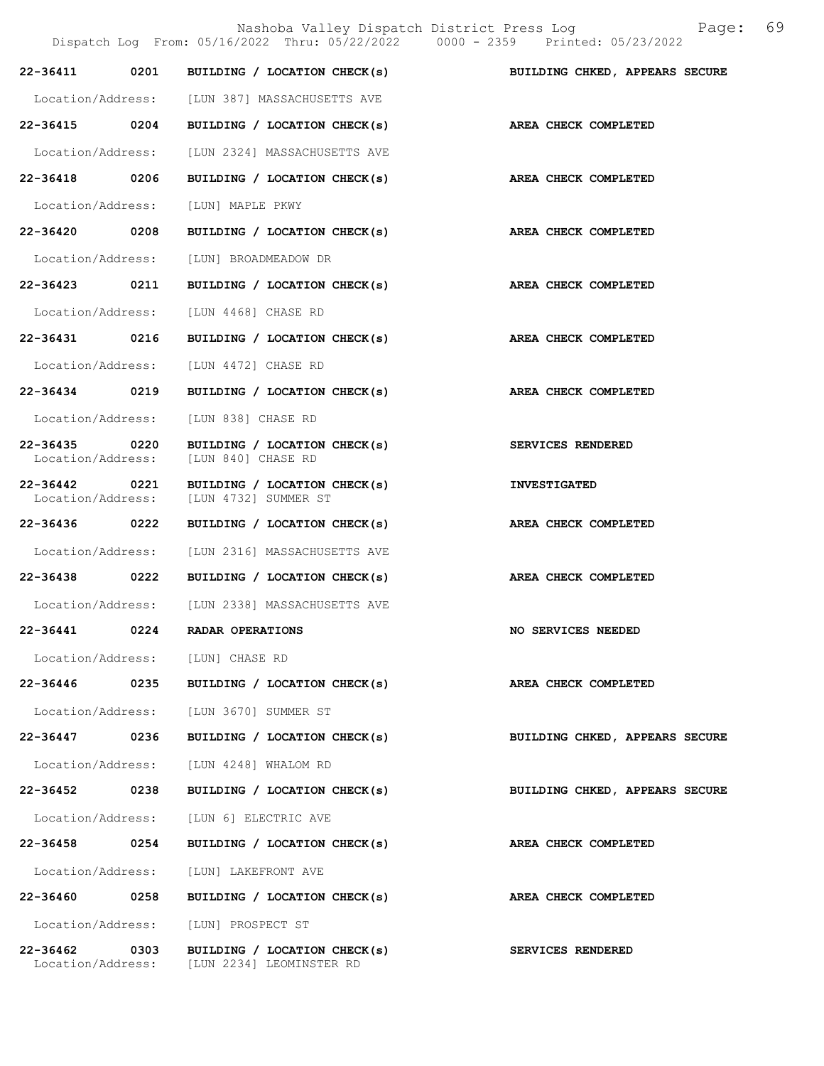| Call Number | Time | Call Reason | Action |
|---|---|---|---|
| 22-36411 | 0201 | BUILDING / LOCATION CHECK(s) | BUILDING CHKED, APPEARS SECURE |
| Location/Address: | | [LUN 387] MASSACHUSETTS AVE | |
| 22-36415 | 0204 | BUILDING / LOCATION CHECK(s) | AREA CHECK COMPLETED |
| Location/Address: | | [LUN 2324] MASSACHUSETTS AVE | |
| 22-36418 | 0206 | BUILDING / LOCATION CHECK(s) | AREA CHECK COMPLETED |
| Location/Address: | | [LUN] MAPLE PKWY | |
| 22-36420 | 0208 | BUILDING / LOCATION CHECK(s) | AREA CHECK COMPLETED |
| Location/Address: | | [LUN] BROADMEADOW DR | |
| 22-36423 | 0211 | BUILDING / LOCATION CHECK(s) | AREA CHECK COMPLETED |
| Location/Address: | | [LUN 4468] CHASE RD | |
| 22-36431 | 0216 | BUILDING / LOCATION CHECK(s) | AREA CHECK COMPLETED |
| Location/Address: | | [LUN 4472] CHASE RD | |
| 22-36434 | 0219 | BUILDING / LOCATION CHECK(s) | AREA CHECK COMPLETED |
| Location/Address: | | [LUN 838] CHASE RD | |
| 22-36435 | 0220 | BUILDING / LOCATION CHECK(s) | SERVICES RENDERED |
| Location/Address: | | [LUN 840] CHASE RD | |
| 22-36442 | 0221 | BUILDING / LOCATION CHECK(s) | INVESTIGATED |
| Location/Address: | | [LUN 4732] SUMMER ST | |
| 22-36436 | 0222 | BUILDING / LOCATION CHECK(s) | AREA CHECK COMPLETED |
| Location/Address: | | [LUN 2316] MASSACHUSETTS AVE | |
| 22-36438 | 0222 | BUILDING / LOCATION CHECK(s) | AREA CHECK COMPLETED |
| Location/Address: | | [LUN 2338] MASSACHUSETTS AVE | |
| 22-36441 | 0224 | RADAR OPERATIONS | NO SERVICES NEEDED |
| Location/Address: | | [LUN] CHASE RD | |
| 22-36446 | 0235 | BUILDING / LOCATION CHECK(s) | AREA CHECK COMPLETED |
| Location/Address: | | [LUN 3670] SUMMER ST | |
| 22-36447 | 0236 | BUILDING / LOCATION CHECK(s) | BUILDING CHKED, APPEARS SECURE |
| Location/Address: | | [LUN 4248] WHALOM RD | |
| 22-36452 | 0238 | BUILDING / LOCATION CHECK(s) | BUILDING CHKED, APPEARS SECURE |
| Location/Address: | | [LUN 6] ELECTRIC AVE | |
| 22-36458 | 0254 | BUILDING / LOCATION CHECK(s) | AREA CHECK COMPLETED |
| Location/Address: | | [LUN] LAKEFRONT AVE | |
| 22-36460 | 0258 | BUILDING / LOCATION CHECK(s) | AREA CHECK COMPLETED |
| Location/Address: | | [LUN] PROSPECT ST | |
| 22-36462 | 0303 | BUILDING / LOCATION CHECK(s) | SERVICES RENDERED |
| Location/Address: | | [LUN 2234] LEOMINSTER RD | |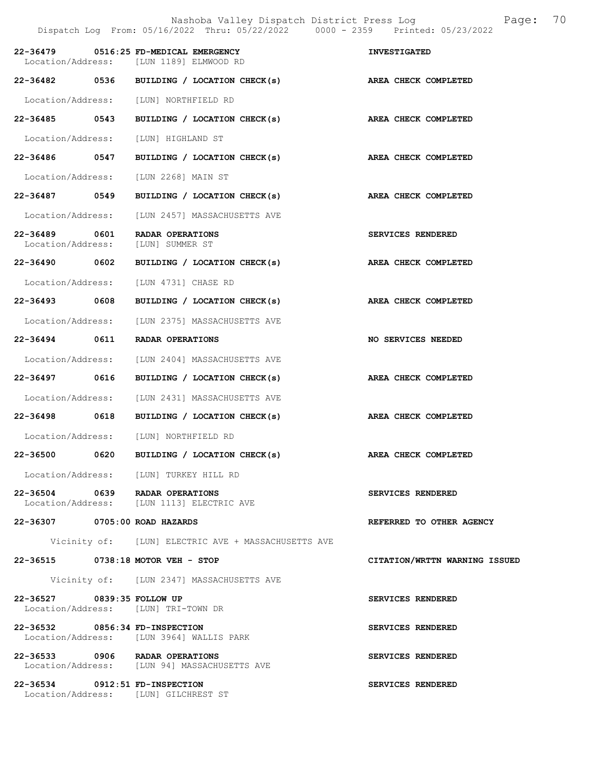| | | | |
|---|---|---|---|
| 22-36479 | 0516:25 | FD-MEDICAL EMERGENCY | INVESTIGATED |
| Location/Address: | | [LUN 1189] ELMWOOD RD | |
| 22-36482 | 0536 | BUILDING / LOCATION CHECK(s) | AREA CHECK COMPLETED |
| Location/Address: | | [LUN] NORTHFIELD RD | |
| 22-36485 | 0543 | BUILDING / LOCATION CHECK(s) | AREA CHECK COMPLETED |
| Location/Address: | | [LUN] HIGHLAND ST | |
| 22-36486 | 0547 | BUILDING / LOCATION CHECK(s) | AREA CHECK COMPLETED |
| Location/Address: | | [LUN 2268] MAIN ST | |
| 22-36487 | 0549 | BUILDING / LOCATION CHECK(s) | AREA CHECK COMPLETED |
| Location/Address: | | [LUN 2457] MASSACHUSETTS AVE | |
| 22-36489 | 0601 | RADAR OPERATIONS | SERVICES RENDERED |
| Location/Address: | | [LUN] SUMMER ST | |
| 22-36490 | 0602 | BUILDING / LOCATION CHECK(s) | AREA CHECK COMPLETED |
| Location/Address: | | [LUN 4731] CHASE RD | |
| 22-36493 | 0608 | BUILDING / LOCATION CHECK(s) | AREA CHECK COMPLETED |
| Location/Address: | | [LUN 2375] MASSACHUSETTS AVE | |
| 22-36494 | 0611 | RADAR OPERATIONS | NO SERVICES NEEDED |
| Location/Address: | | [LUN 2404] MASSACHUSETTS AVE | |
| 22-36497 | 0616 | BUILDING / LOCATION CHECK(s) | AREA CHECK COMPLETED |
| Location/Address: | | [LUN 2431] MASSACHUSETTS AVE | |
| 22-36498 | 0618 | BUILDING / LOCATION CHECK(s) | AREA CHECK COMPLETED |
| Location/Address: | | [LUN] NORTHFIELD RD | |
| 22-36500 | 0620 | BUILDING / LOCATION CHECK(s) | AREA CHECK COMPLETED |
| Location/Address: | | [LUN] TURKEY HILL RD | |
| 22-36504 | 0639 | RADAR OPERATIONS | SERVICES RENDERED |
| Location/Address: | | [LUN 1113] ELECTRIC AVE | |
| 22-36307 | 0705:00 | ROAD HAZARDS | REFERRED TO OTHER AGENCY |
| Vicinity of: | | [LUN] ELECTRIC AVE + MASSACHUSETTS AVE | |
| 22-36515 | 0738:18 | MOTOR VEH - STOP | CITATION/WRTTN WARNING ISSUED |
| Vicinity of: | | [LUN 2347] MASSACHUSETTS AVE | |
| 22-36527 | 0839:35 | FOLLOW UP | SERVICES RENDERED |
| Location/Address: | | [LUN] TRI-TOWN DR | |
| 22-36532 | 0856:34 | FD-INSPECTION | SERVICES RENDERED |
| Location/Address: | | [LUN 3964] WALLIS PARK | |
| 22-36533 | 0906 | RADAR OPERATIONS | SERVICES RENDERED |
| Location/Address: | | [LUN 94] MASSACHUSETTS AVE | |
| 22-36534 | 0912:51 | FD-INSPECTION | SERVICES RENDERED |
| Location/Address: | | [LUN] GILCHREST ST | |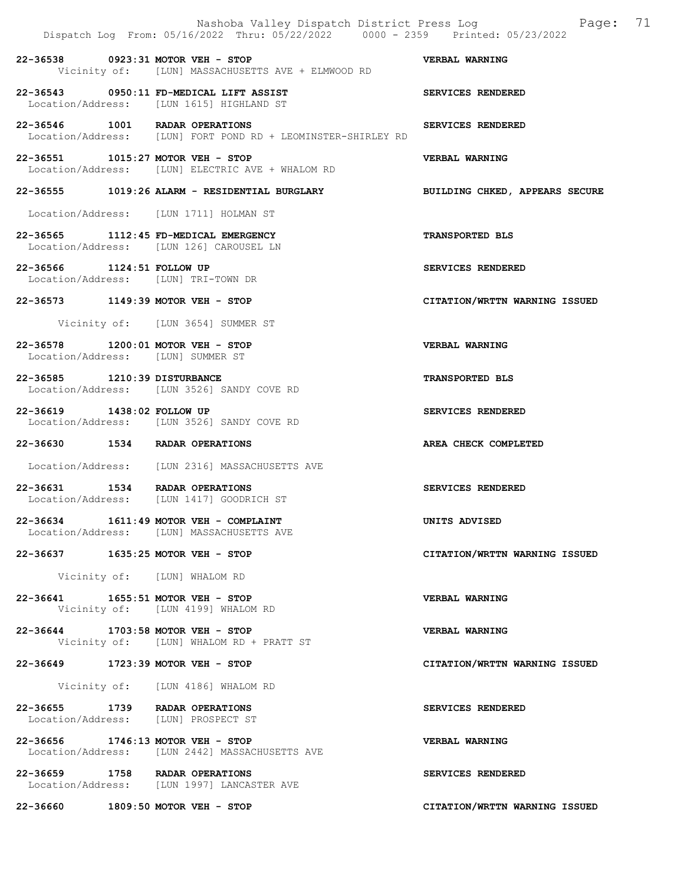22-36538 0923:31 MOTOR VEH - STOP VERBAL WARNING
Vicinity of: [LUN] MASSACHUSETTS AVE + ELMWOOD RD

22-36543 0950:11 FD-MEDICAL LIFT ASSIST SERVICES RENDERED
Location/Address: [LUN 1615] HIGHLAND ST

22-36546 1001 RADAR OPERATIONS SERVICES RENDERED
Location/Address: [LUN] FORT POND RD + LEOMINSTER-SHIRLEY RD

22-36551 1015:27 MOTOR VEH - STOP VERBAL WARNING
Location/Address: [LUN] ELECTRIC AVE + WHALOM RD

22-36555 1019:26 ALARM - RESIDENTIAL BURGLARY BUILDING CHKED, APPEARS SECURE
Location/Address: [LUN 1711] HOLMAN ST

22-36565 1112:45 FD-MEDICAL EMERGENCY TRANSPORTED BLS
Location/Address: [LUN 126] CAROUSEL LN

22-36566 1124:51 FOLLOW UP SERVICES RENDERED
Location/Address: [LUN] TRI-TOWN DR

22-36573 1149:39 MOTOR VEH - STOP CITATION/WRTTN WARNING ISSUED
Vicinity of: [LUN 3654] SUMMER ST

22-36578 1200:01 MOTOR VEH - STOP VERBAL WARNING
Location/Address: [LUN] SUMMER ST

22-36585 1210:39 DISTURBANCE TRANSPORTED BLS
Location/Address: [LUN 3526] SANDY COVE RD

22-36619 1438:02 FOLLOW UP SERVICES RENDERED
Location/Address: [LUN 3526] SANDY COVE RD

22-36630 1534 RADAR OPERATIONS AREA CHECK COMPLETED
Location/Address: [LUN 2316] MASSACHUSETTS AVE

22-36631 1534 RADAR OPERATIONS SERVICES RENDERED
Location/Address: [LUN 1417] GOODRICH ST

22-36634 1611:49 MOTOR VEH - COMPLAINT UNITS ADVISED
Location/Address: [LUN] MASSACHUSETTS AVE

22-36637 1635:25 MOTOR VEH - STOP CITATION/WRTTN WARNING ISSUED
Vicinity of: [LUN] WHALOM RD

22-36641 1655:51 MOTOR VEH - STOP VERBAL WARNING
Vicinity of: [LUN 4199] WHALOM RD

22-36644 1703:58 MOTOR VEH - STOP VERBAL WARNING
Vicinity of: [LUN] WHALOM RD + PRATT ST

22-36649 1723:39 MOTOR VEH - STOP CITATION/WRTTN WARNING ISSUED
Vicinity of: [LUN 4186] WHALOM RD

22-36655 1739 RADAR OPERATIONS SERVICES RENDERED
Location/Address: [LUN] PROSPECT ST

22-36656 1746:13 MOTOR VEH - STOP VERBAL WARNING
Location/Address: [LUN 2442] MASSACHUSETTS AVE

22-36659 1758 RADAR OPERATIONS SERVICES RENDERED
Location/Address: [LUN 1997] LANCASTER AVE

22-36660 1809:50 MOTOR VEH - STOP CITATION/WRTTN WARNING ISSUED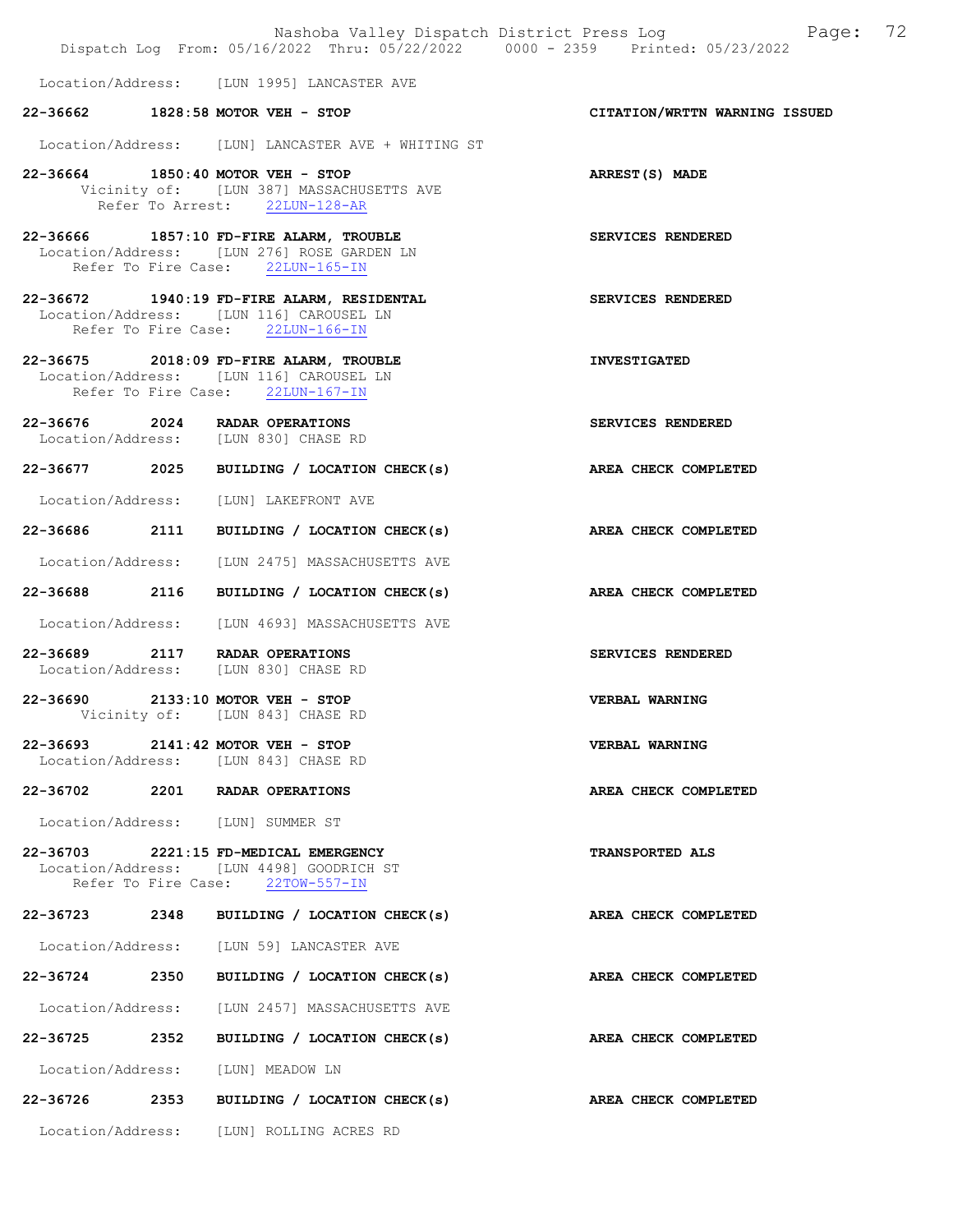Location/Address: [LUN 1995] LANCASTER AVE

**22-36662 1828:58 MOTOR VEH - STOP** — **CITATION/WRTTN WARNING ISSUED**

Location/Address: [LUN] LANCASTER AVE + WHITING ST

**22-36664 1850:40 MOTOR VEH - STOP** — **ARREST(S) MADE**
Vicinity of: [LUN 387] MASSACHUSETTS AVE
Refer To Arrest: 22LUN-128-AR

**22-36666 1857:10 FD-FIRE ALARM, TROUBLE** — **SERVICES RENDERED**
Location/Address: [LUN 276] ROSE GARDEN LN
Refer To Fire Case: 22LUN-165-IN

**22-36672 1940:19 FD-FIRE ALARM, RESIDENTAL** — **SERVICES RENDERED**
Location/Address: [LUN 116] CAROUSEL LN
Refer To Fire Case: 22LUN-166-IN

**22-36675 2018:09 FD-FIRE ALARM, TROUBLE** — **INVESTIGATED**
Location/Address: [LUN 116] CAROUSEL LN
Refer To Fire Case: 22LUN-167-IN

**22-36676 2024 RADAR OPERATIONS** — **SERVICES RENDERED**
Location/Address: [LUN 830] CHASE RD

**22-36677 2025 BUILDING / LOCATION CHECK(s)** — **AREA CHECK COMPLETED**

Location/Address: [LUN] LAKEFRONT AVE

**22-36686 2111 BUILDING / LOCATION CHECK(s)** — **AREA CHECK COMPLETED**

Location/Address: [LUN 2475] MASSACHUSETTS AVE

**22-36688 2116 BUILDING / LOCATION CHECK(s)** — **AREA CHECK COMPLETED**

Location/Address: [LUN 4693] MASSACHUSETTS AVE

**22-36689 2117 RADAR OPERATIONS** — **SERVICES RENDERED**
Location/Address: [LUN 830] CHASE RD

**22-36690 2133:10 MOTOR VEH - STOP** — **VERBAL WARNING**
Vicinity of: [LUN 843] CHASE RD

**22-36693 2141:42 MOTOR VEH - STOP** — **VERBAL WARNING**
Location/Address: [LUN 843] CHASE RD

**22-36702 2201 RADAR OPERATIONS** — **AREA CHECK COMPLETED**

Location/Address: [LUN] SUMMER ST

**22-36703 2221:15 FD-MEDICAL EMERGENCY** — **TRANSPORTED ALS**
Location/Address: [LUN 4498] GOODRICH ST
Refer To Fire Case: 22TOW-557-IN

**22-36723 2348 BUILDING / LOCATION CHECK(s)** — **AREA CHECK COMPLETED**

Location/Address: [LUN 59] LANCASTER AVE

**22-36724 2350 BUILDING / LOCATION CHECK(s)** — **AREA CHECK COMPLETED**

Location/Address: [LUN 2457] MASSACHUSETTS AVE

**22-36725 2352 BUILDING / LOCATION CHECK(s)** — **AREA CHECK COMPLETED**

Location/Address: [LUN] MEADOW LN

**22-36726 2353 BUILDING / LOCATION CHECK(s)** — **AREA CHECK COMPLETED**

Location/Address: [LUN] ROLLING ACRES RD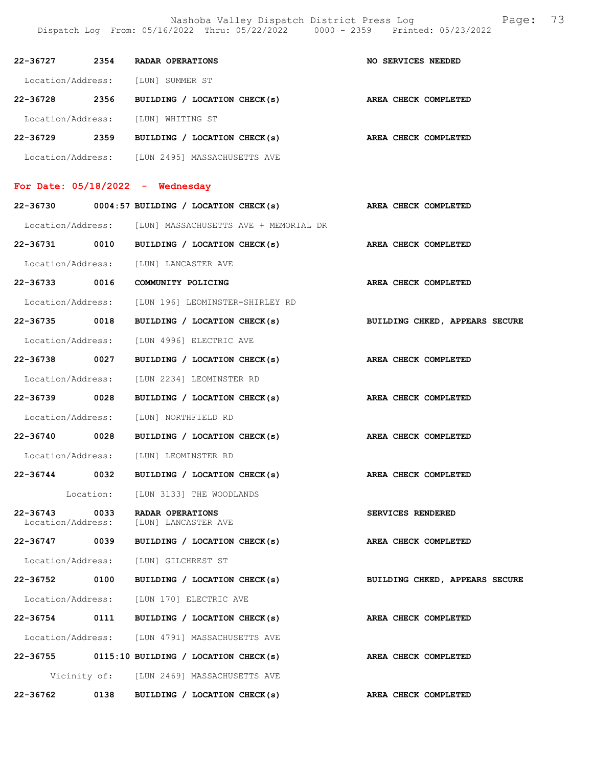22-36727 2354 **RADAR OPERATIONS** **NO SERVICES NEEDED**

Location/Address: [LUN] SUMMER ST

22-36728 2356 **BUILDING / LOCATION CHECK(s)** **AREA CHECK COMPLETED**

Location/Address: [LUN] WHITING ST

22-36729 2359 **BUILDING / LOCATION CHECK(s)** **AREA CHECK COMPLETED**

Location/Address: [LUN 2495] MASSACHUSETTS AVE

## For Date: 05/18/2022 - Wednesday

22-36730 0004:57 **BUILDING / LOCATION CHECK(s)** **AREA CHECK COMPLETED**

Location/Address: [LUN] MASSACHUSETTS AVE + MEMORIAL DR

22-36731 0010 **BUILDING / LOCATION CHECK(s)** **AREA CHECK COMPLETED**

Location/Address: [LUN] LANCASTER AVE

22-36733 0016 **COMMUNITY POLICING** **AREA CHECK COMPLETED**

Location/Address: [LUN 196] LEOMINSTER-SHIRLEY RD

22-36735 0018 **BUILDING / LOCATION CHECK(s)** **BUILDING CHKED, APPEARS SECURE**

Location/Address: [LUN 4996] ELECTRIC AVE

22-36738 0027 **BUILDING / LOCATION CHECK(s)** **AREA CHECK COMPLETED**

Location/Address: [LUN 2234] LEOMINSTER RD

22-36739 0028 **BUILDING / LOCATION CHECK(s)** **AREA CHECK COMPLETED**

Location/Address: [LUN] NORTHFIELD RD

22-36740 0028 **BUILDING / LOCATION CHECK(s)** **AREA CHECK COMPLETED**

Location/Address: [LUN] LEOMINSTER RD

22-36744 0032 **BUILDING / LOCATION CHECK(s)** **AREA CHECK COMPLETED**

Location: [LUN 3133] THE WOODLANDS

22-36743 0033 **RADAR OPERATIONS** **SERVICES RENDERED**

Location/Address: [LUN] LANCASTER AVE

22-36747 0039 **BUILDING / LOCATION CHECK(s)** **AREA CHECK COMPLETED**

Location/Address: [LUN] GILCHREST ST

22-36752 0100 **BUILDING / LOCATION CHECK(s)** **BUILDING CHKED, APPEARS SECURE**

Location/Address: [LUN 170] ELECTRIC AVE

22-36754 0111 **BUILDING / LOCATION CHECK(s)** **AREA CHECK COMPLETED**

Location/Address: [LUN 4791] MASSACHUSETTS AVE

22-36755 0115:10 **BUILDING / LOCATION CHECK(s)** **AREA CHECK COMPLETED**

Vicinity of: [LUN 2469] MASSACHUSETTS AVE

22-36762 0138 **BUILDING / LOCATION CHECK(s)** **AREA CHECK COMPLETED**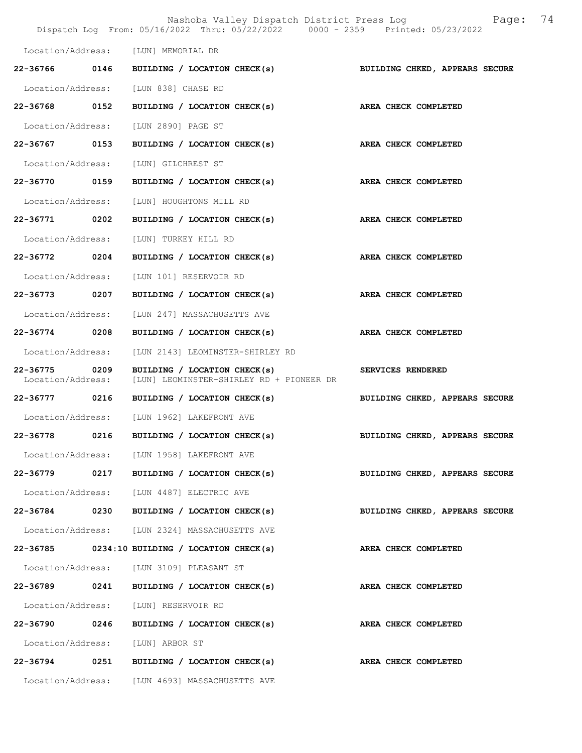Location/Address: [LUN] MEMORIAL DR

| Call # | Time | Call Reason | Action |
|---|---|---|---|
| 22-36766 | 0146 | BUILDING / LOCATION CHECK(s) | BUILDING CHKED, APPEARS SECURE |

Location/Address: [LUN 838] CHASE RD

| 22-36768 | 0152 | BUILDING / LOCATION CHECK(s) | AREA CHECK COMPLETED |
|---|---|---|---|

Location/Address: [LUN 2890] PAGE ST

| 22-36767 | 0153 | BUILDING / LOCATION CHECK(s) | AREA CHECK COMPLETED |
|---|---|---|---|

Location/Address: [LUN] GILCHREST ST

| 22-36770 | 0159 | BUILDING / LOCATION CHECK(s) | AREA CHECK COMPLETED |
|---|---|---|---|

Location/Address: [LUN] HOUGHTONS MILL RD

| 22-36771 | 0202 | BUILDING / LOCATION CHECK(s) | AREA CHECK COMPLETED |
|---|---|---|---|

Location/Address: [LUN] TURKEY HILL RD

| 22-36772 | 0204 | BUILDING / LOCATION CHECK(s) | AREA CHECK COMPLETED |
|---|---|---|---|

Location/Address: [LUN 101] RESERVOIR RD

| 22-36773 | 0207 | BUILDING / LOCATION CHECK(s) | AREA CHECK COMPLETED |
|---|---|---|---|

Location/Address: [LUN 247] MASSACHUSETTS AVE

| 22-36774 | 0208 | BUILDING / LOCATION CHECK(s) | AREA CHECK COMPLETED |
|---|---|---|---|

Location/Address: [LUN 2143] LEOMINSTER-SHIRLEY RD

| 22-36775 | 0209 | BUILDING / LOCATION CHECK(s) | SERVICES RENDERED |
|---|---|---|---|

Location/Address: [LUN] LEOMINSTER-SHIRLEY RD + PIONEER DR

| 22-36777 | 0216 | BUILDING / LOCATION CHECK(s) | BUILDING CHKED, APPEARS SECURE |
|---|---|---|---|

Location/Address: [LUN 1962] LAKEFRONT AVE

| 22-36778 | 0216 | BUILDING / LOCATION CHECK(s) | BUILDING CHKED, APPEARS SECURE |
|---|---|---|---|

Location/Address: [LUN 1958] LAKEFRONT AVE

| 22-36779 | 0217 | BUILDING / LOCATION CHECK(s) | BUILDING CHKED, APPEARS SECURE |
|---|---|---|---|

Location/Address: [LUN 4487] ELECTRIC AVE

| 22-36784 | 0230 | BUILDING / LOCATION CHECK(s) | BUILDING CHKED, APPEARS SECURE |
|---|---|---|---|

Location/Address: [LUN 2324] MASSACHUSETTS AVE

| 22-36785 | 0234:10 | BUILDING / LOCATION CHECK(s) | AREA CHECK COMPLETED |
|---|---|---|---|

Location/Address: [LUN 3109] PLEASANT ST

| 22-36789 | 0241 | BUILDING / LOCATION CHECK(s) | AREA CHECK COMPLETED |
|---|---|---|---|

Location/Address: [LUN] RESERVOIR RD

| 22-36790 | 0246 | BUILDING / LOCATION CHECK(s) | AREA CHECK COMPLETED |
|---|---|---|---|

Location/Address: [LUN] ARBOR ST

| 22-36794 | 0251 | BUILDING / LOCATION CHECK(s) | AREA CHECK COMPLETED |
|---|---|---|---|

Location/Address: [LUN 4693] MASSACHUSETTS AVE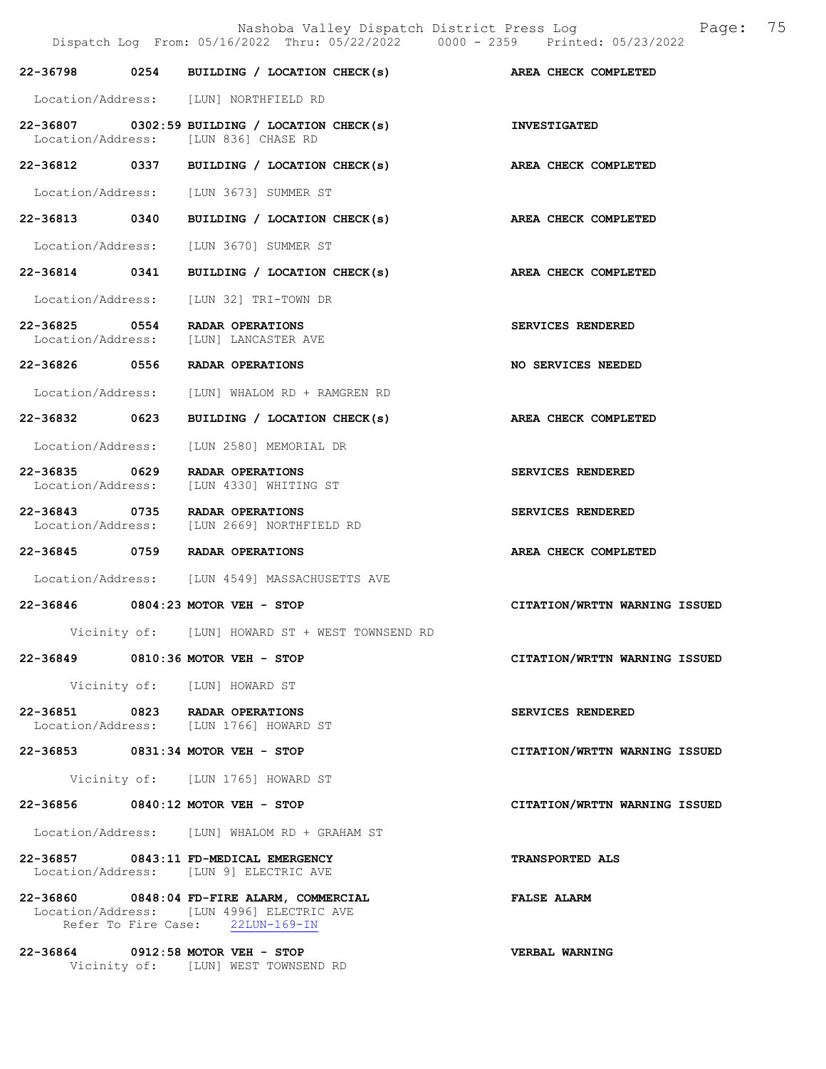| Call Number | Time | Call Reason | Action |
|---|---|---|---|
| 22-36798 | 0254 | BUILDING / LOCATION CHECK(s) | AREA CHECK COMPLETED |

Location/Address: [LUN] NORTHFIELD RD

**22-36807 0302:59 BUILDING / LOCATION CHECK(s)** — INVESTIGATED
Location/Address: [LUN 836] CHASE RD

**22-36812 0337 BUILDING / LOCATION CHECK(s)** — AREA CHECK COMPLETED
Location/Address: [LUN 3673] SUMMER ST

**22-36813 0340 BUILDING / LOCATION CHECK(s)** — AREA CHECK COMPLETED
Location/Address: [LUN 3670] SUMMER ST

**22-36814 0341 BUILDING / LOCATION CHECK(s)** — AREA CHECK COMPLETED
Location/Address: [LUN 32] TRI-TOWN DR

**22-36825 0554 RADAR OPERATIONS** — SERVICES RENDERED
Location/Address: [LUN] LANCASTER AVE

**22-36826 0556 RADAR OPERATIONS** — NO SERVICES NEEDED
Location/Address: [LUN] WHALOM RD + RAMGREN RD

**22-36832 0623 BUILDING / LOCATION CHECK(s)** — AREA CHECK COMPLETED
Location/Address: [LUN 2580] MEMORIAL DR

**22-36835 0629 RADAR OPERATIONS** — SERVICES RENDERED
Location/Address: [LUN 4330] WHITING ST

**22-36843 0735 RADAR OPERATIONS** — SERVICES RENDERED
Location/Address: [LUN 2669] NORTHFIELD RD

**22-36845 0759 RADAR OPERATIONS** — AREA CHECK COMPLETED
Location/Address: [LUN 4549] MASSACHUSETTS AVE

**22-36846 0804:23 MOTOR VEH - STOP** — CITATION/WRTTN WARNING ISSUED
Vicinity of: [LUN] HOWARD ST + WEST TOWNSEND RD

**22-36849 0810:36 MOTOR VEH - STOP** — CITATION/WRTTN WARNING ISSUED
Vicinity of: [LUN] HOWARD ST

**22-36851 0823 RADAR OPERATIONS** — SERVICES RENDERED
Location/Address: [LUN 1766] HOWARD ST

**22-36853 0831:34 MOTOR VEH - STOP** — CITATION/WRTTN WARNING ISSUED
Vicinity of: [LUN 1765] HOWARD ST

**22-36856 0840:12 MOTOR VEH - STOP** — CITATION/WRTTN WARNING ISSUED
Location/Address: [LUN] WHALOM RD + GRAHAM ST

**22-36857 0843:11 FD-MEDICAL EMERGENCY** — TRANSPORTED ALS
Location/Address: [LUN 9] ELECTRIC AVE

**22-36860 0848:04 FD-FIRE ALARM, COMMERCIAL** — FALSE ALARM
Location/Address: [LUN 4996] ELECTRIC AVE
Refer To Fire Case: 22LUN-169-IN

**22-36864 0912:58 MOTOR VEH - STOP** — VERBAL WARNING
Vicinity of: [LUN] WEST TOWNSEND RD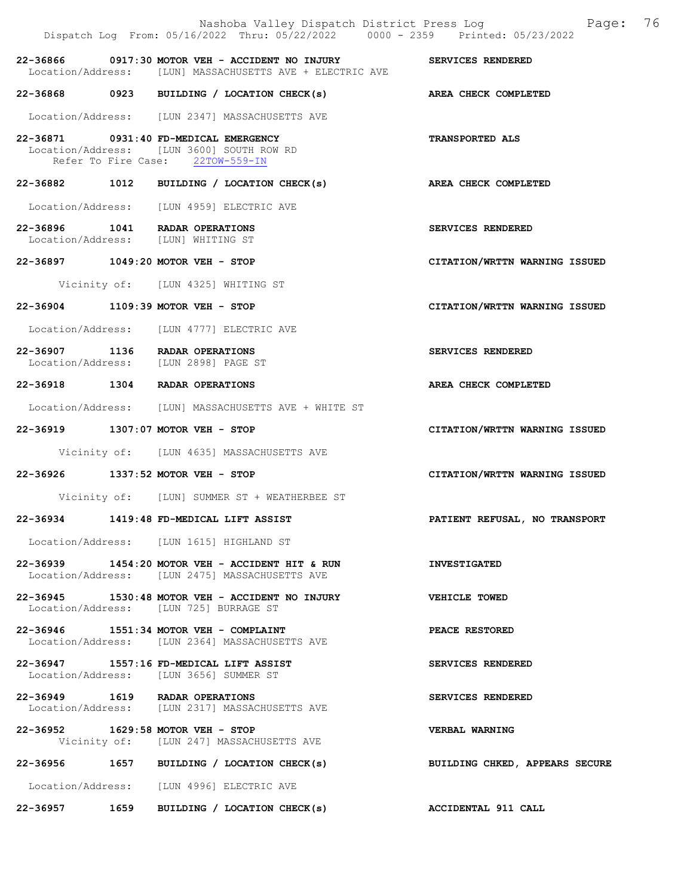| Call # | Time | Call Type | Disposition |
|---|---|---|---|
| 22-36866 | 0917:30 | MOTOR VEH - ACCIDENT NO INJURY | SERVICES RENDERED |

Location/Address: [LUN] MASSACHUSETTS AVE + ELECTRIC AVE

**22-36868 0923 BUILDING / LOCATION CHECK(s)** — AREA CHECK COMPLETED

Location/Address: [LUN 2347] MASSACHUSETTS AVE

**22-36871 0931:40 FD-MEDICAL EMERGENCY** — TRANSPORTED ALS

Location/Address: [LUN 3600] SOUTH ROW RD
Refer To Fire Case: 22TOW-559-IN

**22-36882 1012 BUILDING / LOCATION CHECK(s)** — AREA CHECK COMPLETED

Location/Address: [LUN 4959] ELECTRIC AVE

**22-36896 1041 RADAR OPERATIONS** — SERVICES RENDERED

Location/Address: [LUN] WHITING ST

**22-36897 1049:20 MOTOR VEH - STOP** — CITATION/WRTTN WARNING ISSUED

Vicinity of: [LUN 4325] WHITING ST

**22-36904 1109:39 MOTOR VEH - STOP** — CITATION/WRTTN WARNING ISSUED

Location/Address: [LUN 4777] ELECTRIC AVE

**22-36907 1136 RADAR OPERATIONS** — SERVICES RENDERED

Location/Address: [LUN 2898] PAGE ST

**22-36918 1304 RADAR OPERATIONS** — AREA CHECK COMPLETED

Location/Address: [LUN] MASSACHUSETTS AVE + WHITE ST

**22-36919 1307:07 MOTOR VEH - STOP** — CITATION/WRTTN WARNING ISSUED

Vicinity of: [LUN 4635] MASSACHUSETTS AVE

**22-36926 1337:52 MOTOR VEH - STOP** — CITATION/WRTTN WARNING ISSUED

Vicinity of: [LUN] SUMMER ST + WEATHERBEE ST

**22-36934 1419:48 FD-MEDICAL LIFT ASSIST** — PATIENT REFUSAL, NO TRANSPORT

Location/Address: [LUN 1615] HIGHLAND ST

**22-36939 1454:20 MOTOR VEH - ACCIDENT HIT & RUN** — INVESTIGATED

Location/Address: [LUN 2475] MASSACHUSETTS AVE

**22-36945 1530:48 MOTOR VEH - ACCIDENT NO INJURY** — VEHICLE TOWED

Location/Address: [LUN 725] BURRAGE ST

**22-36946 1551:34 MOTOR VEH - COMPLAINT** — PEACE RESTORED

Location/Address: [LUN 2364] MASSACHUSETTS AVE

**22-36947 1557:16 FD-MEDICAL LIFT ASSIST** — SERVICES RENDERED

Location/Address: [LUN 3656] SUMMER ST

**22-36949 1619 RADAR OPERATIONS** — SERVICES RENDERED

Location/Address: [LUN 2317] MASSACHUSETTS AVE

**22-36952 1629:58 MOTOR VEH - STOP** — VERBAL WARNING

Vicinity of: [LUN 247] MASSACHUSETTS AVE

**22-36956 1657 BUILDING / LOCATION CHECK(s)** — BUILDING CHKED, APPEARS SECURE

Location/Address: [LUN 4996] ELECTRIC AVE

**22-36957 1659 BUILDING / LOCATION CHECK(s)** — ACCIDENTAL 911 CALL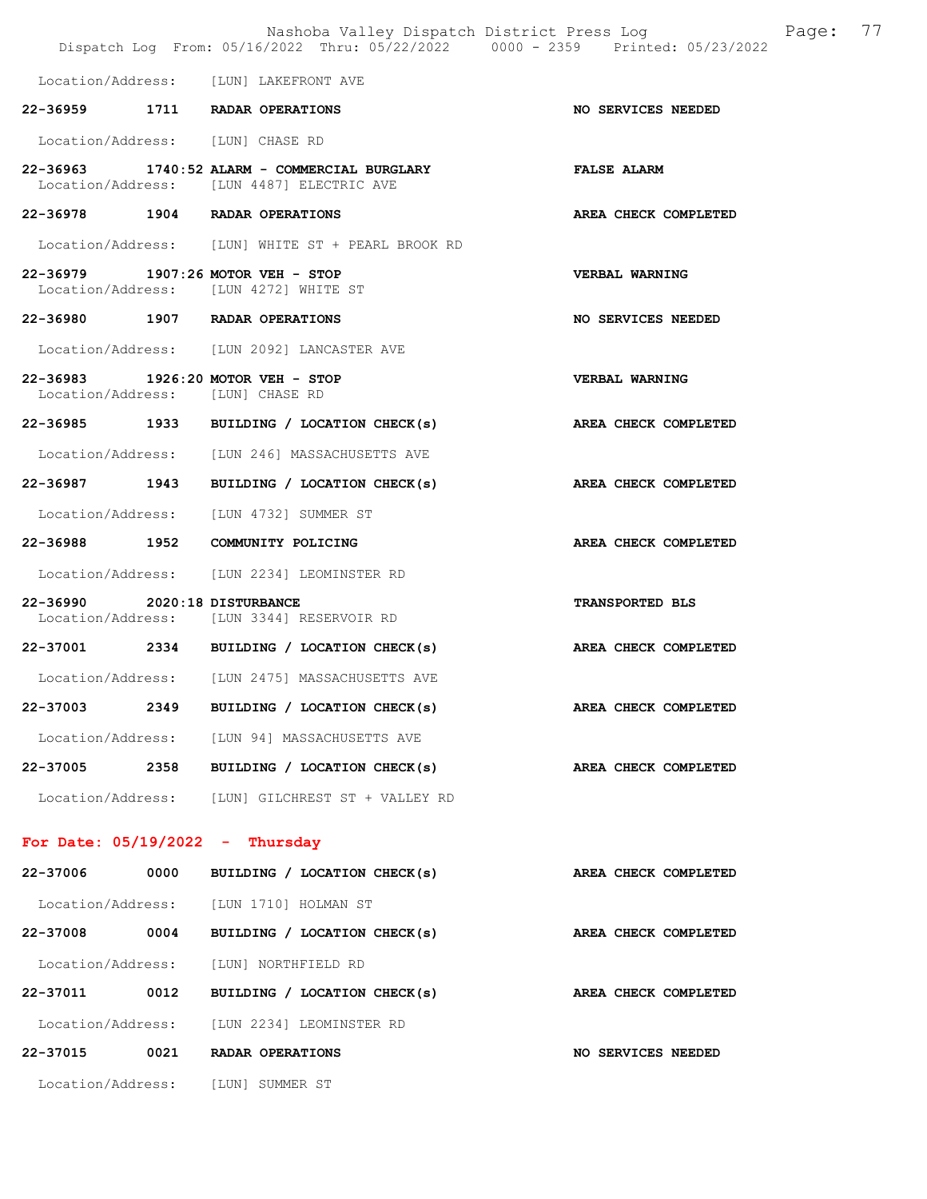Location/Address: [LUN] LAKEFRONT AVE

**22-36959 1711 RADAR OPERATIONS** — **NO SERVICES NEEDED**

Location/Address: [LUN] CHASE RD

**22-36963 1740:52 ALARM - COMMERCIAL BURGLARY** — **FALSE ALARM**
Location/Address: [LUN 4487] ELECTRIC AVE

**22-36978 1904 RADAR OPERATIONS** — **AREA CHECK COMPLETED**

Location/Address: [LUN] WHITE ST + PEARL BROOK RD

**22-36979 1907:26 MOTOR VEH - STOP** — **VERBAL WARNING**
Location/Address: [LUN 4272] WHITE ST

**22-36980 1907 RADAR OPERATIONS** — **NO SERVICES NEEDED**

Location/Address: [LUN 2092] LANCASTER AVE

**22-36983 1926:20 MOTOR VEH - STOP** — **VERBAL WARNING**
Location/Address: [LUN] CHASE RD

**22-36985 1933 BUILDING / LOCATION CHECK(s)** — **AREA CHECK COMPLETED**

Location/Address: [LUN 246] MASSACHUSETTS AVE

**22-36987 1943 BUILDING / LOCATION CHECK(s)** — **AREA CHECK COMPLETED**

Location/Address: [LUN 4732] SUMMER ST

**22-36988 1952 COMMUNITY POLICING** — **AREA CHECK COMPLETED**

Location/Address: [LUN 2234] LEOMINSTER RD

**22-36990 2020:18 DISTURBANCE** — **TRANSPORTED BLS**
Location/Address: [LUN 3344] RESERVOIR RD

**22-37001 2334 BUILDING / LOCATION CHECK(s)** — **AREA CHECK COMPLETED**

Location/Address: [LUN 2475] MASSACHUSETTS AVE

**22-37003 2349 BUILDING / LOCATION CHECK(s)** — **AREA CHECK COMPLETED**

Location/Address: [LUN 94] MASSACHUSETTS AVE

**22-37005 2358 BUILDING / LOCATION CHECK(s)** — **AREA CHECK COMPLETED**

Location/Address: [LUN] GILCHREST ST + VALLEY RD

## For Date: 05/19/2022 - Thursday

**22-37006 0000 BUILDING / LOCATION CHECK(s)** — **AREA CHECK COMPLETED**

Location/Address: [LUN 1710] HOLMAN ST

**22-37008 0004 BUILDING / LOCATION CHECK(s)** — **AREA CHECK COMPLETED**

Location/Address: [LUN] NORTHFIELD RD

**22-37011 0012 BUILDING / LOCATION CHECK(s)** — **AREA CHECK COMPLETED**

Location/Address: [LUN 2234] LEOMINSTER RD

**22-37015 0021 RADAR OPERATIONS** — **NO SERVICES NEEDED**

Location/Address: [LUN] SUMMER ST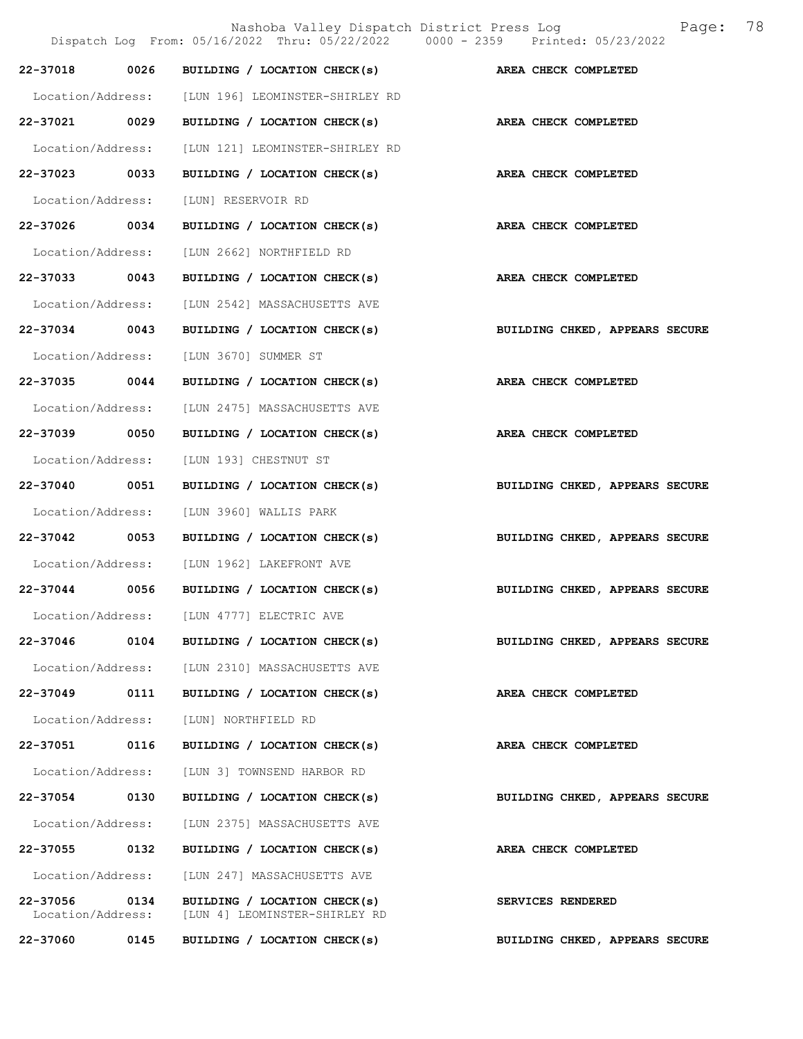| Call # | Time | Call Reason | Action |
|---|---|---|---|
| 22-37018 | 0026 | BUILDING / LOCATION CHECK(s) | AREA CHECK COMPLETED |
| Location/Address: | | [LUN 196] LEOMINSTER-SHIRLEY RD | |
| 22-37021 | 0029 | BUILDING / LOCATION CHECK(s) | AREA CHECK COMPLETED |
| Location/Address: | | [LUN 121] LEOMINSTER-SHIRLEY RD | |
| 22-37023 | 0033 | BUILDING / LOCATION CHECK(s) | AREA CHECK COMPLETED |
| Location/Address: | | [LUN] RESERVOIR RD | |
| 22-37026 | 0034 | BUILDING / LOCATION CHECK(s) | AREA CHECK COMPLETED |
| Location/Address: | | [LUN 2662] NORTHFIELD RD | |
| 22-37033 | 0043 | BUILDING / LOCATION CHECK(s) | AREA CHECK COMPLETED |
| Location/Address: | | [LUN 2542] MASSACHUSETTS AVE | |
| 22-37034 | 0043 | BUILDING / LOCATION CHECK(s) | BUILDING CHKED, APPEARS SECURE |
| Location/Address: | | [LUN 3670] SUMMER ST | |
| 22-37035 | 0044 | BUILDING / LOCATION CHECK(s) | AREA CHECK COMPLETED |
| Location/Address: | | [LUN 2475] MASSACHUSETTS AVE | |
| 22-37039 | 0050 | BUILDING / LOCATION CHECK(s) | AREA CHECK COMPLETED |
| Location/Address: | | [LUN 193] CHESTNUT ST | |
| 22-37040 | 0051 | BUILDING / LOCATION CHECK(s) | BUILDING CHKED, APPEARS SECURE |
| Location/Address: | | [LUN 3960] WALLIS PARK | |
| 22-37042 | 0053 | BUILDING / LOCATION CHECK(s) | BUILDING CHKED, APPEARS SECURE |
| Location/Address: | | [LUN 1962] LAKEFRONT AVE | |
| 22-37044 | 0056 | BUILDING / LOCATION CHECK(s) | BUILDING CHKED, APPEARS SECURE |
| Location/Address: | | [LUN 4777] ELECTRIC AVE | |
| 22-37046 | 0104 | BUILDING / LOCATION CHECK(s) | BUILDING CHKED, APPEARS SECURE |
| Location/Address: | | [LUN 2310] MASSACHUSETTS AVE | |
| 22-37049 | 0111 | BUILDING / LOCATION CHECK(s) | AREA CHECK COMPLETED |
| Location/Address: | | [LUN] NORTHFIELD RD | |
| 22-37051 | 0116 | BUILDING / LOCATION CHECK(s) | AREA CHECK COMPLETED |
| Location/Address: | | [LUN 3] TOWNSEND HARBOR RD | |
| 22-37054 | 0130 | BUILDING / LOCATION CHECK(s) | BUILDING CHKED, APPEARS SECURE |
| Location/Address: | | [LUN 2375] MASSACHUSETTS AVE | |
| 22-37055 | 0132 | BUILDING / LOCATION CHECK(s) | AREA CHECK COMPLETED |
| Location/Address: | | [LUN 247] MASSACHUSETTS AVE | |
| 22-37056 | 0134 | BUILDING / LOCATION CHECK(s) | SERVICES RENDERED |
| Location/Address: | | [LUN 4] LEOMINSTER-SHIRLEY RD | |
| 22-37060 | 0145 | BUILDING / LOCATION CHECK(s) | BUILDING CHKED, APPEARS SECURE |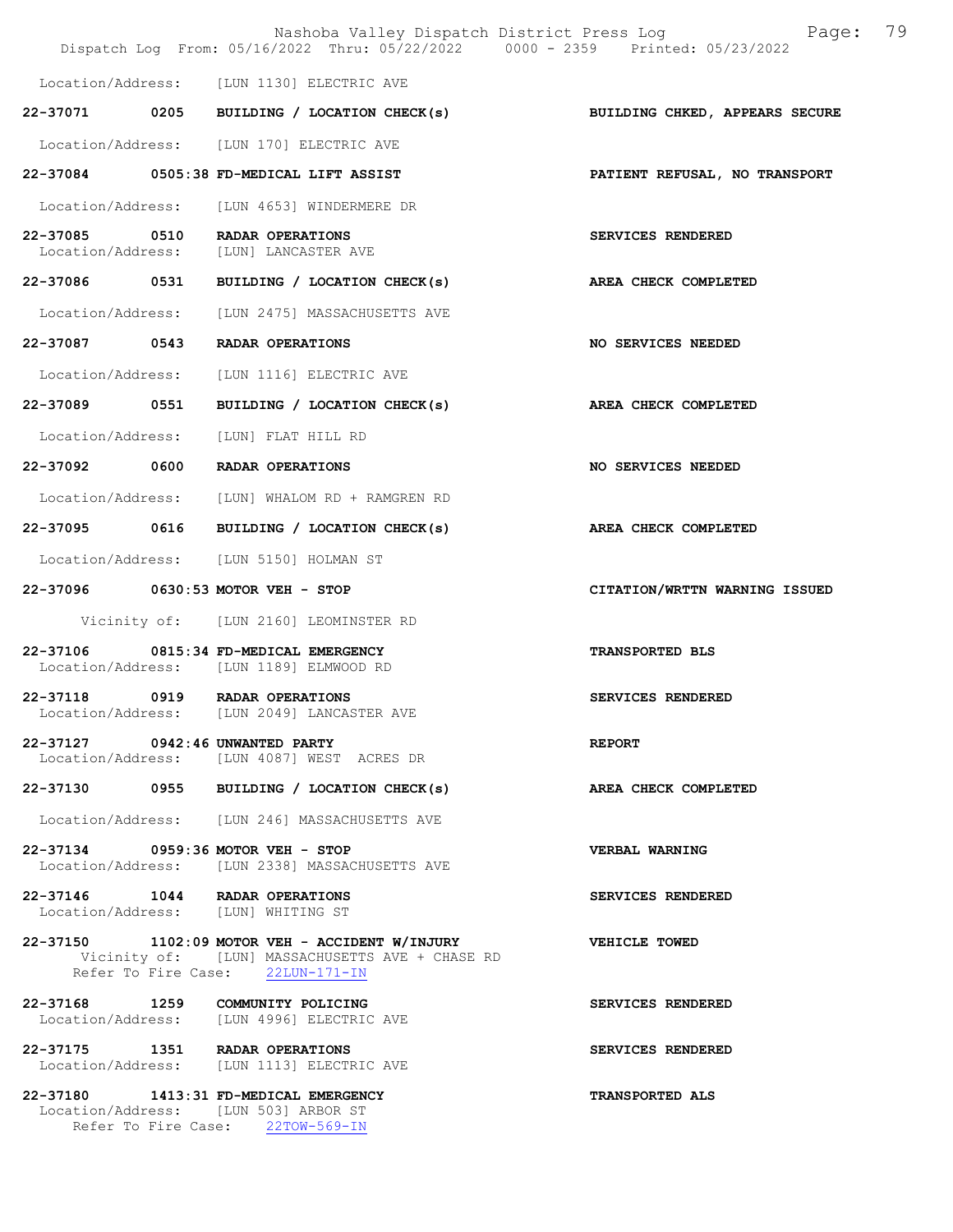Location/Address: [LUN 1130] ELECTRIC AVE

**22-37071 0205 BUILDING / LOCATION CHECK(s)** — BUILDING CHKED, APPEARS SECURE
Location/Address: [LUN 170] ELECTRIC AVE

**22-37084 0505:38 FD-MEDICAL LIFT ASSIST** — PATIENT REFUSAL, NO TRANSPORT
Location/Address: [LUN 4653] WINDERMERE DR

**22-37085 0510 RADAR OPERATIONS** — SERVICES RENDERED
Location/Address: [LUN] LANCASTER AVE

**22-37086 0531 BUILDING / LOCATION CHECK(s)** — AREA CHECK COMPLETED
Location/Address: [LUN 2475] MASSACHUSETTS AVE

**22-37087 0543 RADAR OPERATIONS** — NO SERVICES NEEDED
Location/Address: [LUN 1116] ELECTRIC AVE

**22-37089 0551 BUILDING / LOCATION CHECK(s)** — AREA CHECK COMPLETED
Location/Address: [LUN] FLAT HILL RD

**22-37092 0600 RADAR OPERATIONS** — NO SERVICES NEEDED
Location/Address: [LUN] WHALOM RD + RAMGREN RD

**22-37095 0616 BUILDING / LOCATION CHECK(s)** — AREA CHECK COMPLETED
Location/Address: [LUN 5150] HOLMAN ST

**22-37096 0630:53 MOTOR VEH - STOP** — CITATION/WRTTN WARNING ISSUED
Vicinity of: [LUN 2160] LEOMINSTER RD

**22-37106 0815:34 FD-MEDICAL EMERGENCY** — TRANSPORTED BLS
Location/Address: [LUN 1189] ELMWOOD RD

**22-37118 0919 RADAR OPERATIONS** — SERVICES RENDERED
Location/Address: [LUN 2049] LANCASTER AVE

**22-37127 0942:46 UNWANTED PARTY** — REPORT
Location/Address: [LUN 4087] WEST ACRES DR

**22-37130 0955 BUILDING / LOCATION CHECK(s)** — AREA CHECK COMPLETED
Location/Address: [LUN 246] MASSACHUSETTS AVE

**22-37134 0959:36 MOTOR VEH - STOP** — VERBAL WARNING
Location/Address: [LUN 2338] MASSACHUSETTS AVE

**22-37146 1044 RADAR OPERATIONS** — SERVICES RENDERED
Location/Address: [LUN] WHITING ST

**22-37150 1102:09 MOTOR VEH - ACCIDENT W/INJURY** — VEHICLE TOWED
Vicinity of: [LUN] MASSACHUSETTS AVE + CHASE RD
Refer To Fire Case: 22LUN-171-IN

**22-37168 1259 COMMUNITY POLICING** — SERVICES RENDERED
Location/Address: [LUN 4996] ELECTRIC AVE

**22-37175 1351 RADAR OPERATIONS** — SERVICES RENDERED
Location/Address: [LUN 1113] ELECTRIC AVE

**22-37180 1413:31 FD-MEDICAL EMERGENCY** — TRANSPORTED ALS
Location/Address: [LUN 503] ARBOR ST
Refer To Fire Case: 22TOW-569-IN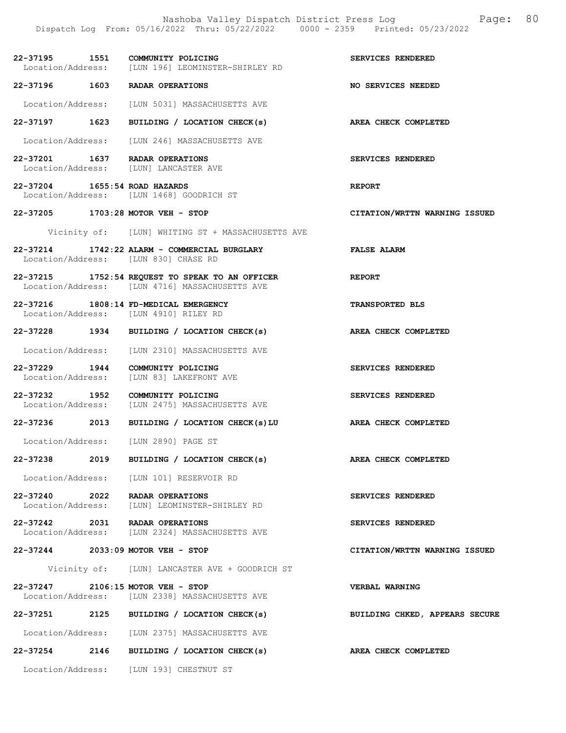22-37195 1551 COMMUNITY POLICING SERVICES RENDERED
Location/Address: [LUN 196] LEOMINSTER-SHIRLEY RD

22-37196 1603 RADAR OPERATIONS NO SERVICES NEEDED
Location/Address: [LUN 5031] MASSACHUSETTS AVE

22-37197 1623 BUILDING / LOCATION CHECK(s) AREA CHECK COMPLETED
Location/Address: [LUN 246] MASSACHUSETTS AVE

22-37201 1637 RADAR OPERATIONS SERVICES RENDERED
Location/Address: [LUN] LANCASTER AVE

22-37204 1655:54 ROAD HAZARDS REPORT
Location/Address: [LUN 1468] GOODRICH ST

22-37205 1703:28 MOTOR VEH - STOP CITATION/WRTTN WARNING ISSUED
Vicinity of: [LUN] WHITING ST + MASSACHUSETTS AVE

22-37214 1742:22 ALARM - COMMERCIAL BURGLARY FALSE ALARM
Location/Address: [LUN 830] CHASE RD

22-37215 1752:54 REQUEST TO SPEAK TO AN OFFICER REPORT
Location/Address: [LUN 4716] MASSACHUSETTS AVE

22-37216 1808:14 FD-MEDICAL EMERGENCY TRANSPORTED BLS
Location/Address: [LUN 4910] RILEY RD

22-37228 1934 BUILDING / LOCATION CHECK(s) AREA CHECK COMPLETED
Location/Address: [LUN 2310] MASSACHUSETTS AVE

22-37229 1944 COMMUNITY POLICING SERVICES RENDERED
Location/Address: [LUN 83] LAKEFRONT AVE

22-37232 1952 COMMUNITY POLICING SERVICES RENDERED
Location/Address: [LUN 2475] MASSACHUSETTS AVE

22-37236 2013 BUILDING / LOCATION CHECK(s)LU AREA CHECK COMPLETED
Location/Address: [LUN 2890] PAGE ST

22-37238 2019 BUILDING / LOCATION CHECK(s) AREA CHECK COMPLETED
Location/Address: [LUN 101] RESERVOIR RD

22-37240 2022 RADAR OPERATIONS SERVICES RENDERED
Location/Address: [LUN] LEOMINSTER-SHIRLEY RD

22-37242 2031 RADAR OPERATIONS SERVICES RENDERED
Location/Address: [LUN 2324] MASSACHUSETTS AVE

22-37244 2033:09 MOTOR VEH - STOP CITATION/WRTTN WARNING ISSUED
Vicinity of: [LUN] LANCASTER AVE + GOODRICH ST

22-37247 2106:15 MOTOR VEH - STOP VERBAL WARNING
Location/Address: [LUN 2338] MASSACHUSETTS AVE

22-37251 2125 BUILDING / LOCATION CHECK(s) BUILDING CHKED, APPEARS SECURE
Location/Address: [LUN 2375] MASSACHUSETTS AVE

22-37254 2146 BUILDING / LOCATION CHECK(s) AREA CHECK COMPLETED
Location/Address: [LUN 193] CHESTNUT ST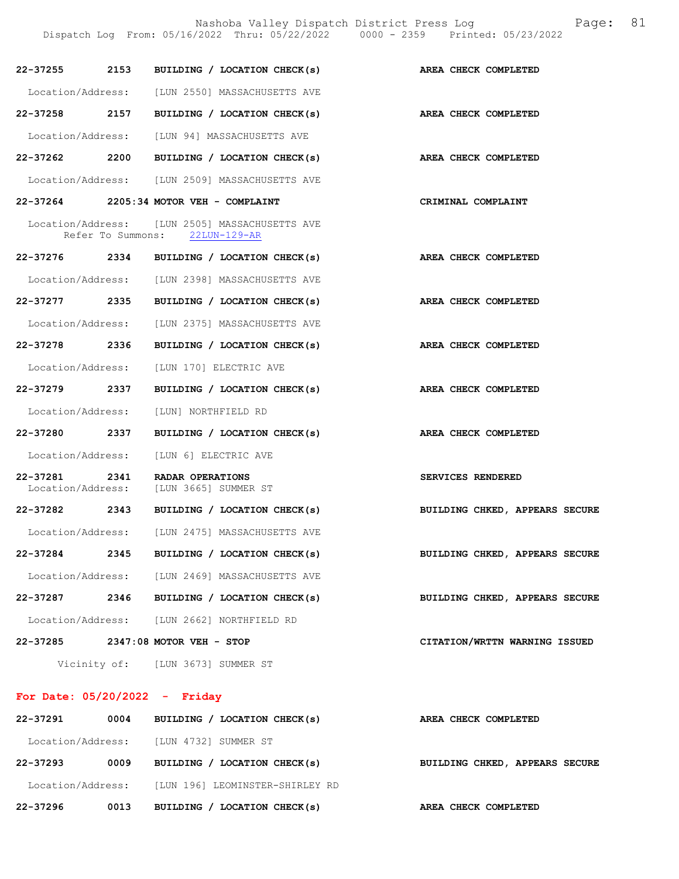22-37255 2153 BUILDING / LOCATION CHECK(s) AREA CHECK COMPLETED

Location/Address: [LUN 2550] MASSACHUSETTS AVE

22-37258 2157 BUILDING / LOCATION CHECK(s) AREA CHECK COMPLETED

Location/Address: [LUN 94] MASSACHUSETTS AVE

22-37262 2200 BUILDING / LOCATION CHECK(s) AREA CHECK COMPLETED

Location/Address: [LUN 2509] MASSACHUSETTS AVE

22-37264 2205:34 MOTOR VEH - COMPLAINT CRIMINAL COMPLAINT

Location/Address: [LUN 2505] MASSACHUSETTS AVE
Refer To Summons: 22LUN-129-AR

22-37276 2334 BUILDING / LOCATION CHECK(s) AREA CHECK COMPLETED

Location/Address: [LUN 2398] MASSACHUSETTS AVE

22-37277 2335 BUILDING / LOCATION CHECK(s) AREA CHECK COMPLETED

Location/Address: [LUN 2375] MASSACHUSETTS AVE

22-37278 2336 BUILDING / LOCATION CHECK(s) AREA CHECK COMPLETED

Location/Address: [LUN 170] ELECTRIC AVE

22-37279 2337 BUILDING / LOCATION CHECK(s) AREA CHECK COMPLETED

Location/Address: [LUN] NORTHFIELD RD

22-37280 2337 BUILDING / LOCATION CHECK(s) AREA CHECK COMPLETED

Location/Address: [LUN 6] ELECTRIC AVE

22-37281 2341 RADAR OPERATIONS SERVICES RENDERED
Location/Address: [LUN 3665] SUMMER ST

22-37282 2343 BUILDING / LOCATION CHECK(s) BUILDING CHKED, APPEARS SECURE

Location/Address: [LUN 2475] MASSACHUSETTS AVE

22-37284 2345 BUILDING / LOCATION CHECK(s) BUILDING CHKED, APPEARS SECURE

Location/Address: [LUN 2469] MASSACHUSETTS AVE

22-37287 2346 BUILDING / LOCATION CHECK(s) BUILDING CHKED, APPEARS SECURE

Location/Address: [LUN 2662] NORTHFIELD RD

22-37285 2347:08 MOTOR VEH - STOP CITATION/WRTTN WARNING ISSUED

Vicinity of: [LUN 3673] SUMMER ST

**For Date: 05/20/2022 - Friday**

22-37291 0004 BUILDING / LOCATION CHECK(s) AREA CHECK COMPLETED

Location/Address: [LUN 4732] SUMMER ST

22-37293 0009 BUILDING / LOCATION CHECK(s) BUILDING CHKED, APPEARS SECURE

Location/Address: [LUN 196] LEOMINSTER-SHIRLEY RD

22-37296 0013 BUILDING / LOCATION CHECK(s) AREA CHECK COMPLETED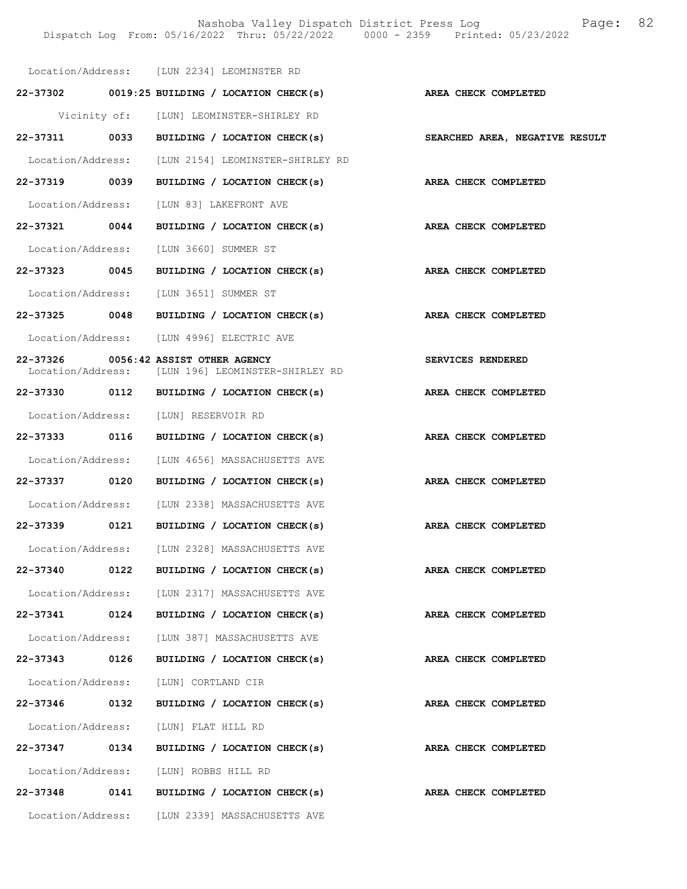Location/Address: [LUN 2234] LEOMINSTER RD

**22-37302 0019:25 BUILDING / LOCATION CHECK(s) AREA CHECK COMPLETED**

Vicinity of: [LUN] LEOMINSTER-SHIRLEY RD

**22-37311 0033 BUILDING / LOCATION CHECK(s) SEARCHED AREA, NEGATIVE RESULT**

Location/Address: [LUN 2154] LEOMINSTER-SHIRLEY RD

**22-37319 0039 BUILDING / LOCATION CHECK(s) AREA CHECK COMPLETED**

Location/Address: [LUN 83] LAKEFRONT AVE

**22-37321 0044 BUILDING / LOCATION CHECK(s) AREA CHECK COMPLETED**

Location/Address: [LUN 3660] SUMMER ST

**22-37323 0045 BUILDING / LOCATION CHECK(s) AREA CHECK COMPLETED**

Location/Address: [LUN 3651] SUMMER ST

**22-37325 0048 BUILDING / LOCATION CHECK(s) AREA CHECK COMPLETED**

Location/Address: [LUN 4996] ELECTRIC AVE

**22-37326 0056:42 ASSIST OTHER AGENCY SERVICES RENDERED**
Location/Address: [LUN 196] LEOMINSTER-SHIRLEY RD

**22-37330 0112 BUILDING / LOCATION CHECK(s) AREA CHECK COMPLETED**

Location/Address: [LUN] RESERVOIR RD

**22-37333 0116 BUILDING / LOCATION CHECK(s) AREA CHECK COMPLETED**

Location/Address: [LUN 4656] MASSACHUSETTS AVE

**22-37337 0120 BUILDING / LOCATION CHECK(s) AREA CHECK COMPLETED**

Location/Address: [LUN 2338] MASSACHUSETTS AVE

**22-37339 0121 BUILDING / LOCATION CHECK(s) AREA CHECK COMPLETED**

Location/Address: [LUN 2328] MASSACHUSETTS AVE

**22-37340 0122 BUILDING / LOCATION CHECK(s) AREA CHECK COMPLETED**

Location/Address: [LUN 2317] MASSACHUSETTS AVE

**22-37341 0124 BUILDING / LOCATION CHECK(s) AREA CHECK COMPLETED**

Location/Address: [LUN 387] MASSACHUSETTS AVE

**22-37343 0126 BUILDING / LOCATION CHECK(s) AREA CHECK COMPLETED**

Location/Address: [LUN] CORTLAND CIR

**22-37346 0132 BUILDING / LOCATION CHECK(s) AREA CHECK COMPLETED**

Location/Address: [LUN] FLAT HILL RD

**22-37347 0134 BUILDING / LOCATION CHECK(s) AREA CHECK COMPLETED**

Location/Address: [LUN] ROBBS HILL RD

**22-37348 0141 BUILDING / LOCATION CHECK(s) AREA CHECK COMPLETED**

Location/Address: [LUN 2339] MASSACHUSETTS AVE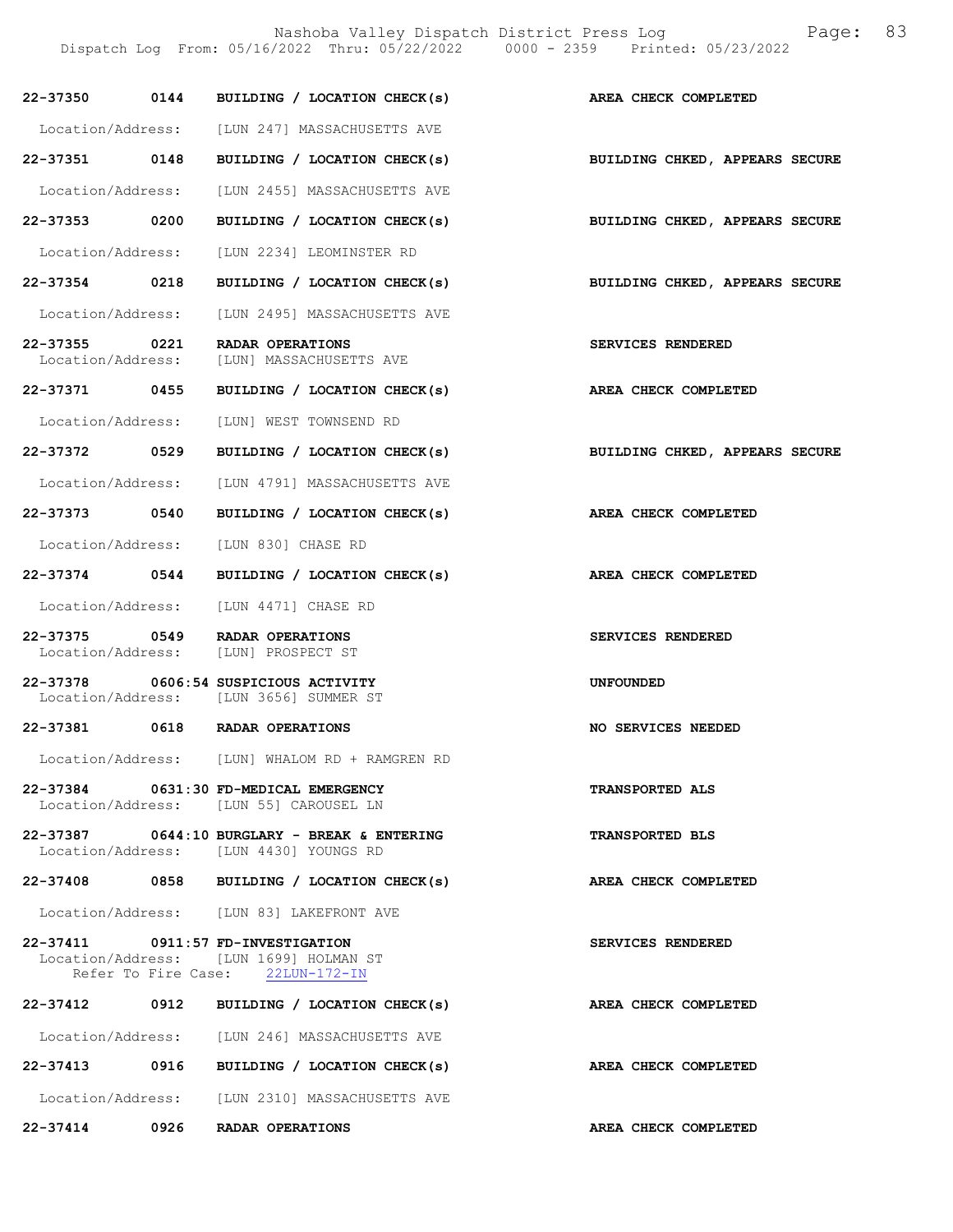| Call Number | Time | Call Type | Disposition |
|---|---|---|---|
| 22-37350 | 0144 | BUILDING / LOCATION CHECK(s) | AREA CHECK COMPLETED |
| Location/Address: | | [LUN 247] MASSACHUSETTS AVE | |
| 22-37351 | 0148 | BUILDING / LOCATION CHECK(s) | BUILDING CHKED, APPEARS SECURE |
| Location/Address: | | [LUN 2455] MASSACHUSETTS AVE | |
| 22-37353 | 0200 | BUILDING / LOCATION CHECK(s) | BUILDING CHKED, APPEARS SECURE |
| Location/Address: | | [LUN 2234] LEOMINSTER RD | |
| 22-37354 | 0218 | BUILDING / LOCATION CHECK(s) | BUILDING CHKED, APPEARS SECURE |
| Location/Address: | | [LUN 2495] MASSACHUSETTS AVE | |
| 22-37355 | 0221 | RADAR OPERATIONS | SERVICES RENDERED |
| Location/Address: | | [LUN] MASSACHUSETTS AVE | |
| 22-37371 | 0455 | BUILDING / LOCATION CHECK(s) | AREA CHECK COMPLETED |
| Location/Address: | | [LUN] WEST TOWNSEND RD | |
| 22-37372 | 0529 | BUILDING / LOCATION CHECK(s) | BUILDING CHKED, APPEARS SECURE |
| Location/Address: | | [LUN 4791] MASSACHUSETTS AVE | |
| 22-37373 | 0540 | BUILDING / LOCATION CHECK(s) | AREA CHECK COMPLETED |
| Location/Address: | | [LUN 830] CHASE RD | |
| 22-37374 | 0544 | BUILDING / LOCATION CHECK(s) | AREA CHECK COMPLETED |
| Location/Address: | | [LUN 4471] CHASE RD | |
| 22-37375 | 0549 | RADAR OPERATIONS | SERVICES RENDERED |
| Location/Address: | | [LUN] PROSPECT ST | |
| 22-37378 | 0606:54 | SUSPICIOUS ACTIVITY | UNFOUNDED |
| Location/Address: | | [LUN 3656] SUMMER ST | |
| 22-37381 | 0618 | RADAR OPERATIONS | NO SERVICES NEEDED |
| Location/Address: | | [LUN] WHALOM RD + RAMGREN RD | |
| 22-37384 | 0631:30 | FD-MEDICAL EMERGENCY | TRANSPORTED ALS |
| Location/Address: | | [LUN 55] CAROUSEL LN | |
| 22-37387 | 0644:10 | BURGLARY - BREAK & ENTERING | TRANSPORTED BLS |
| Location/Address: | | [LUN 4430] YOUNGS RD | |
| 22-37408 | 0858 | BUILDING / LOCATION CHECK(s) | AREA CHECK COMPLETED |
| Location/Address: | | [LUN 83] LAKEFRONT AVE | |
| 22-37411 | 0911:57 | FD-INVESTIGATION | SERVICES RENDERED |
| Location/Address: | | [LUN 1699] HOLMAN ST | |
| Refer To Fire Case: | | 22LUN-172-IN | |
| 22-37412 | 0912 | BUILDING / LOCATION CHECK(s) | AREA CHECK COMPLETED |
| Location/Address: | | [LUN 246] MASSACHUSETTS AVE | |
| 22-37413 | 0916 | BUILDING / LOCATION CHECK(s) | AREA CHECK COMPLETED |
| Location/Address: | | [LUN 2310] MASSACHUSETTS AVE | |
| 22-37414 | 0926 | RADAR OPERATIONS | AREA CHECK COMPLETED |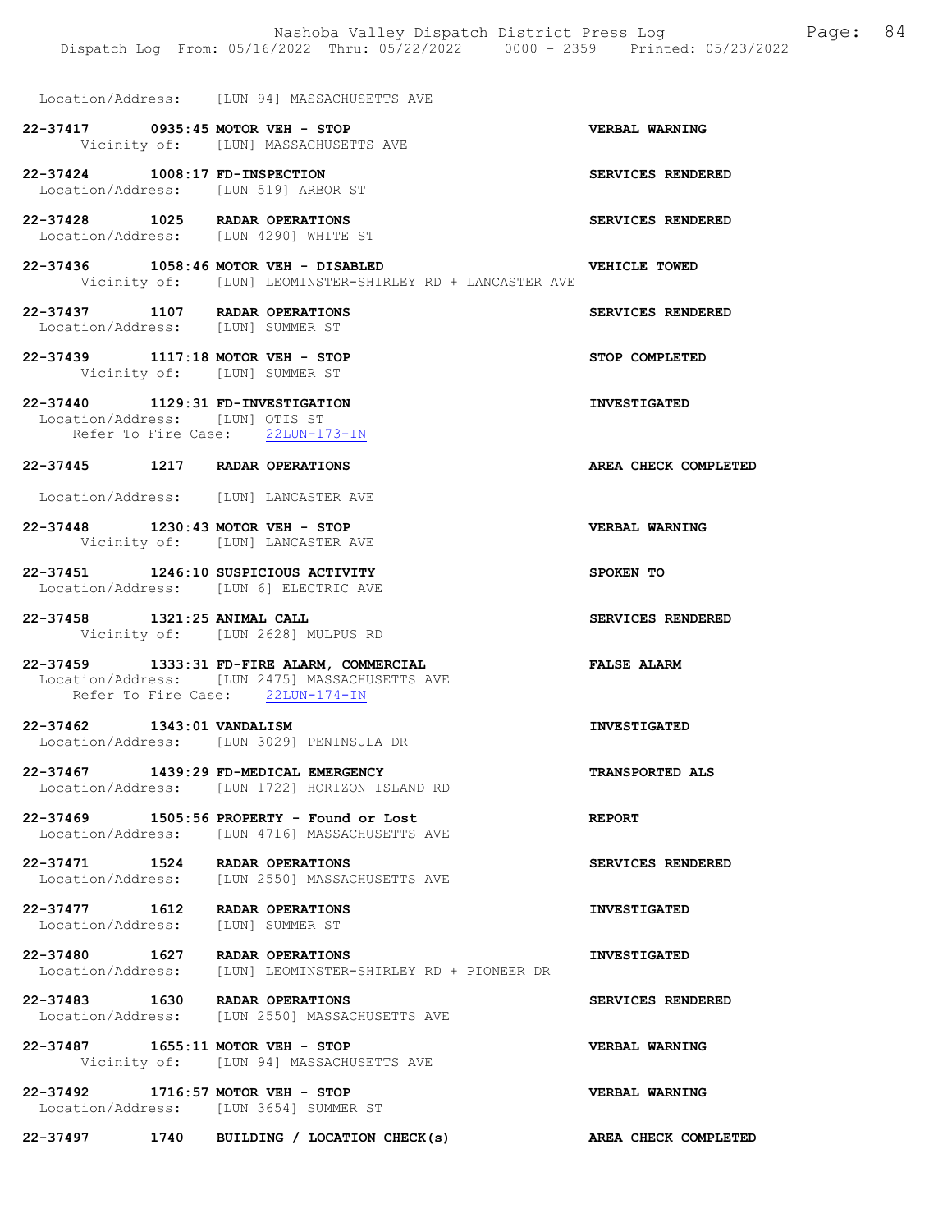Location/Address: [LUN 94] MASSACHUSETTS AVE

**22-37417 0935:45 MOTOR VEH - STOP** VERBAL WARNING
Vicinity of: [LUN] MASSACHUSETTS AVE

**22-37424 1008:17 FD-INSPECTION** SERVICES RENDERED
Location/Address: [LUN 519] ARBOR ST

**22-37428 1025 RADAR OPERATIONS** SERVICES RENDERED
Location/Address: [LUN 4290] WHITE ST

**22-37436 1058:46 MOTOR VEH - DISABLED** VEHICLE TOWED
Vicinity of: [LUN] LEOMINSTER-SHIRLEY RD + LANCASTER AVE

**22-37437 1107 RADAR OPERATIONS** SERVICES RENDERED
Location/Address: [LUN] SUMMER ST

**22-37439 1117:18 MOTOR VEH - STOP** STOP COMPLETED
Vicinity of: [LUN] SUMMER ST

**22-37440 1129:31 FD-INVESTIGATION** INVESTIGATED
Location/Address: [LUN] OTIS ST
Refer To Fire Case: 22LUN-173-IN

**22-37445 1217 RADAR OPERATIONS** AREA CHECK COMPLETED

Location/Address: [LUN] LANCASTER AVE

**22-37448 1230:43 MOTOR VEH - STOP** VERBAL WARNING
Vicinity of: [LUN] LANCASTER AVE

**22-37451 1246:10 SUSPICIOUS ACTIVITY** SPOKEN TO
Location/Address: [LUN 6] ELECTRIC AVE

**22-37458 1321:25 ANIMAL CALL** SERVICES RENDERED
Vicinity of: [LUN 2628] MULPUS RD

**22-37459 1333:31 FD-FIRE ALARM, COMMERCIAL** FALSE ALARM
Location/Address: [LUN 2475] MASSACHUSETTS AVE
Refer To Fire Case: 22LUN-174-IN

**22-37462 1343:01 VANDALISM** INVESTIGATED
Location/Address: [LUN 3029] PENINSULA DR

**22-37467 1439:29 FD-MEDICAL EMERGENCY** TRANSPORTED ALS
Location/Address: [LUN 1722] HORIZON ISLAND RD

**22-37469 1505:56 PROPERTY - Found or Lost** REPORT
Location/Address: [LUN 4716] MASSACHUSETTS AVE

**22-37471 1524 RADAR OPERATIONS** SERVICES RENDERED
Location/Address: [LUN 2550] MASSACHUSETTS AVE

**22-37477 1612 RADAR OPERATIONS** INVESTIGATED
Location/Address: [LUN] SUMMER ST

**22-37480 1627 RADAR OPERATIONS** INVESTIGATED
Location/Address: [LUN] LEOMINSTER-SHIRLEY RD + PIONEER DR

**22-37483 1630 RADAR OPERATIONS** SERVICES RENDERED
Location/Address: [LUN 2550] MASSACHUSETTS AVE

**22-37487 1655:11 MOTOR VEH - STOP** VERBAL WARNING
Vicinity of: [LUN 94] MASSACHUSETTS AVE

**22-37492 1716:57 MOTOR VEH - STOP** VERBAL WARNING
Location/Address: [LUN 3654] SUMMER ST

**22-37497 1740 BUILDING / LOCATION CHECK(s)** AREA CHECK COMPLETED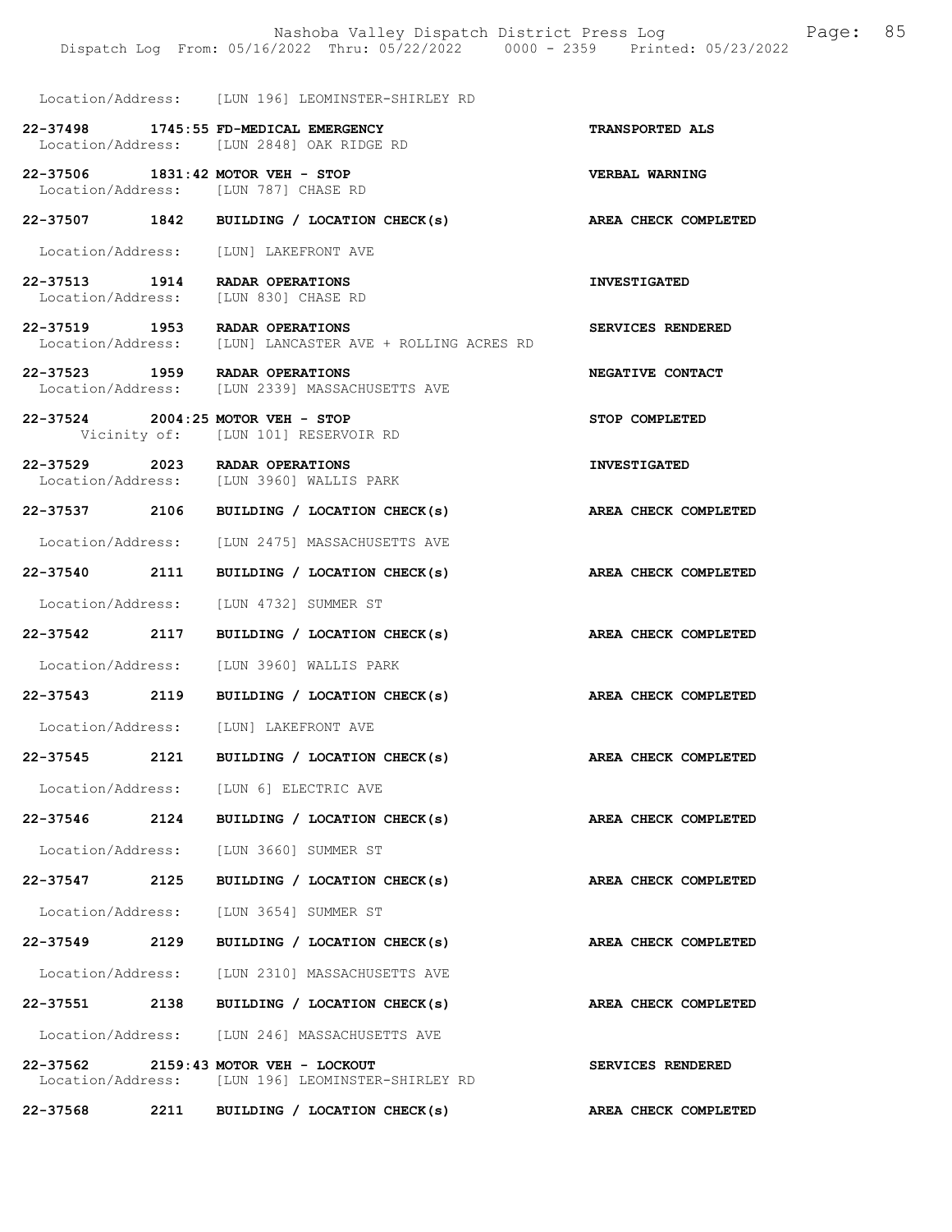Location/Address: [LUN 196] LEOMINSTER-SHIRLEY RD

**22-37498 1745:55 FD-MEDICAL EMERGENCY** **TRANSPORTED ALS**
Location/Address: [LUN 2848] OAK RIDGE RD

**22-37506 1831:42 MOTOR VEH - STOP** **VERBAL WARNING**
Location/Address: [LUN 787] CHASE RD

**22-37507 1842 BUILDING / LOCATION CHECK(s)** **AREA CHECK COMPLETED**
Location/Address: [LUN] LAKEFRONT AVE

**22-37513 1914 RADAR OPERATIONS** **INVESTIGATED**
Location/Address: [LUN 830] CHASE RD

**22-37519 1953 RADAR OPERATIONS** **SERVICES RENDERED**
Location/Address: [LUN] LANCASTER AVE + ROLLING ACRES RD

**22-37523 1959 RADAR OPERATIONS** **NEGATIVE CONTACT**
Location/Address: [LUN 2339] MASSACHUSETTS AVE

**22-37524 2004:25 MOTOR VEH - STOP** **STOP COMPLETED**
Vicinity of: [LUN 101] RESERVOIR RD

**22-37529 2023 RADAR OPERATIONS** **INVESTIGATED**
Location/Address: [LUN 3960] WALLIS PARK

**22-37537 2106 BUILDING / LOCATION CHECK(s)** **AREA CHECK COMPLETED**
Location/Address: [LUN 2475] MASSACHUSETTS AVE

**22-37540 2111 BUILDING / LOCATION CHECK(s)** **AREA CHECK COMPLETED**
Location/Address: [LUN 4732] SUMMER ST

**22-37542 2117 BUILDING / LOCATION CHECK(s)** **AREA CHECK COMPLETED**
Location/Address: [LUN 3960] WALLIS PARK

**22-37543 2119 BUILDING / LOCATION CHECK(s)** **AREA CHECK COMPLETED**
Location/Address: [LUN] LAKEFRONT AVE

**22-37545 2121 BUILDING / LOCATION CHECK(s)** **AREA CHECK COMPLETED**
Location/Address: [LUN 6] ELECTRIC AVE

**22-37546 2124 BUILDING / LOCATION CHECK(s)** **AREA CHECK COMPLETED**
Location/Address: [LUN 3660] SUMMER ST

**22-37547 2125 BUILDING / LOCATION CHECK(s)** **AREA CHECK COMPLETED**
Location/Address: [LUN 3654] SUMMER ST

**22-37549 2129 BUILDING / LOCATION CHECK(s)** **AREA CHECK COMPLETED**
Location/Address: [LUN 2310] MASSACHUSETTS AVE

**22-37551 2138 BUILDING / LOCATION CHECK(s)** **AREA CHECK COMPLETED**
Location/Address: [LUN 246] MASSACHUSETTS AVE

**22-37562 2159:43 MOTOR VEH - LOCKOUT** **SERVICES RENDERED**
Location/Address: [LUN 196] LEOMINSTER-SHIRLEY RD

**22-37568 2211 BUILDING / LOCATION CHECK(s)** **AREA CHECK COMPLETED**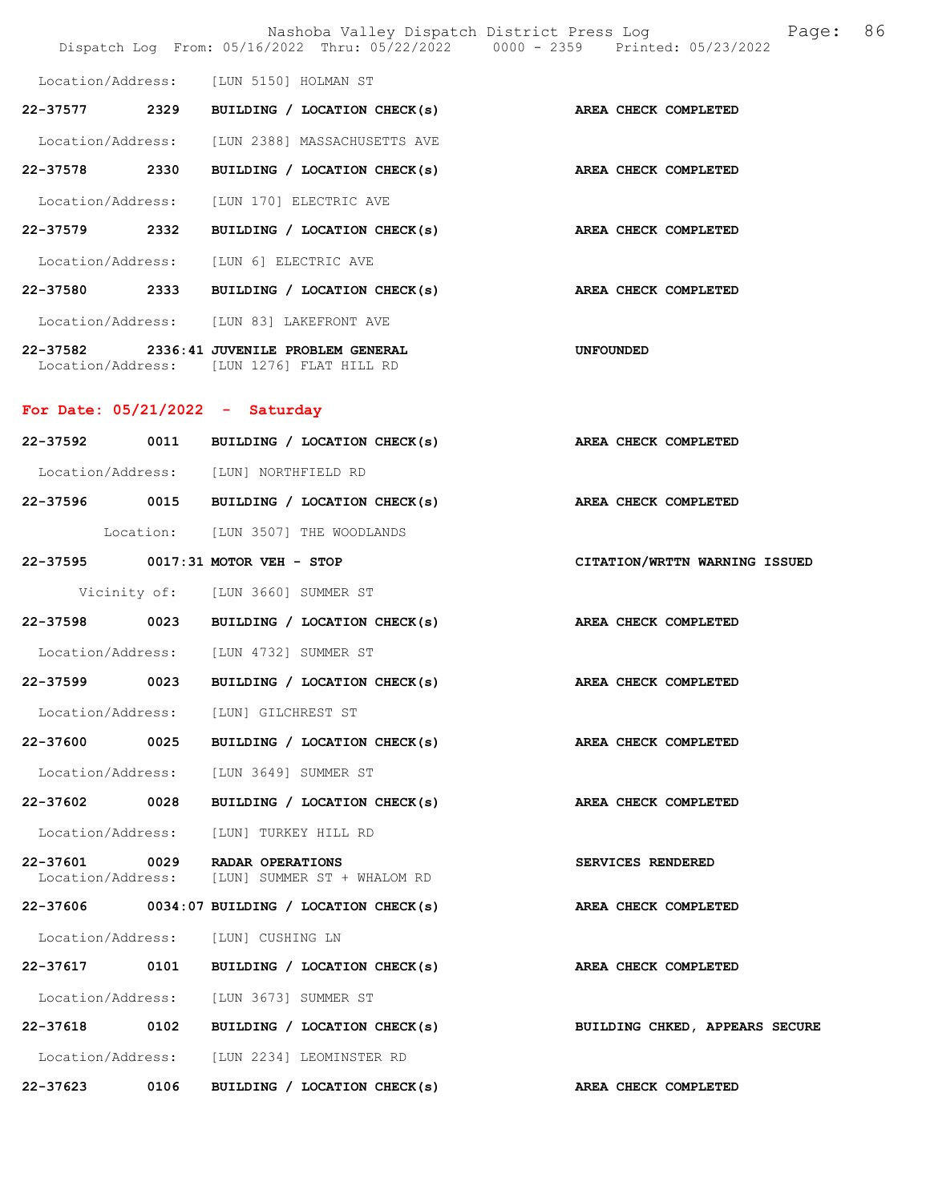Location/Address: [LUN 5150] HOLMAN ST

**22-37577 2329 BUILDING / LOCATION CHECK(s) AREA CHECK COMPLETED**

Location/Address: [LUN 2388] MASSACHUSETTS AVE

**22-37578 2330 BUILDING / LOCATION CHECK(s) AREA CHECK COMPLETED**

Location/Address: [LUN 170] ELECTRIC AVE

**22-37579 2332 BUILDING / LOCATION CHECK(s) AREA CHECK COMPLETED**

Location/Address: [LUN 6] ELECTRIC AVE

**22-37580 2333 BUILDING / LOCATION CHECK(s) AREA CHECK COMPLETED**

Location/Address: [LUN 83] LAKEFRONT AVE

**22-37582 2336:41 JUVENILE PROBLEM GENERAL UNFOUNDED**
Location/Address: [LUN 1276] FLAT HILL RD

## For Date: 05/21/2022 - Saturday

**22-37592 0011 BUILDING / LOCATION CHECK(s) AREA CHECK COMPLETED**

Location/Address: [LUN] NORTHFIELD RD

**22-37596 0015 BUILDING / LOCATION CHECK(s) AREA CHECK COMPLETED**

Location: [LUN 3507] THE WOODLANDS

**22-37595 0017:31 MOTOR VEH - STOP CITATION/WRTTN WARNING ISSUED**

Vicinity of: [LUN 3660] SUMMER ST

**22-37598 0023 BUILDING / LOCATION CHECK(s) AREA CHECK COMPLETED**

Location/Address: [LUN 4732] SUMMER ST

**22-37599 0023 BUILDING / LOCATION CHECK(s) AREA CHECK COMPLETED**

Location/Address: [LUN] GILCHREST ST

**22-37600 0025 BUILDING / LOCATION CHECK(s) AREA CHECK COMPLETED**

Location/Address: [LUN 3649] SUMMER ST

**22-37602 0028 BUILDING / LOCATION CHECK(s) AREA CHECK COMPLETED**

Location/Address: [LUN] TURKEY HILL RD

**22-37601 0029 RADAR OPERATIONS SERVICES RENDERED**
Location/Address: [LUN] SUMMER ST + WHALOM RD

**22-37606 0034:07 BUILDING / LOCATION CHECK(s) AREA CHECK COMPLETED**

Location/Address: [LUN] CUSHING LN

**22-37617 0101 BUILDING / LOCATION CHECK(s) AREA CHECK COMPLETED**

Location/Address: [LUN 3673] SUMMER ST

**22-37618 0102 BUILDING / LOCATION CHECK(s) BUILDING CHKED, APPEARS SECURE**

Location/Address: [LUN 2234] LEOMINSTER RD

**22-37623 0106 BUILDING / LOCATION CHECK(s) AREA CHECK COMPLETED**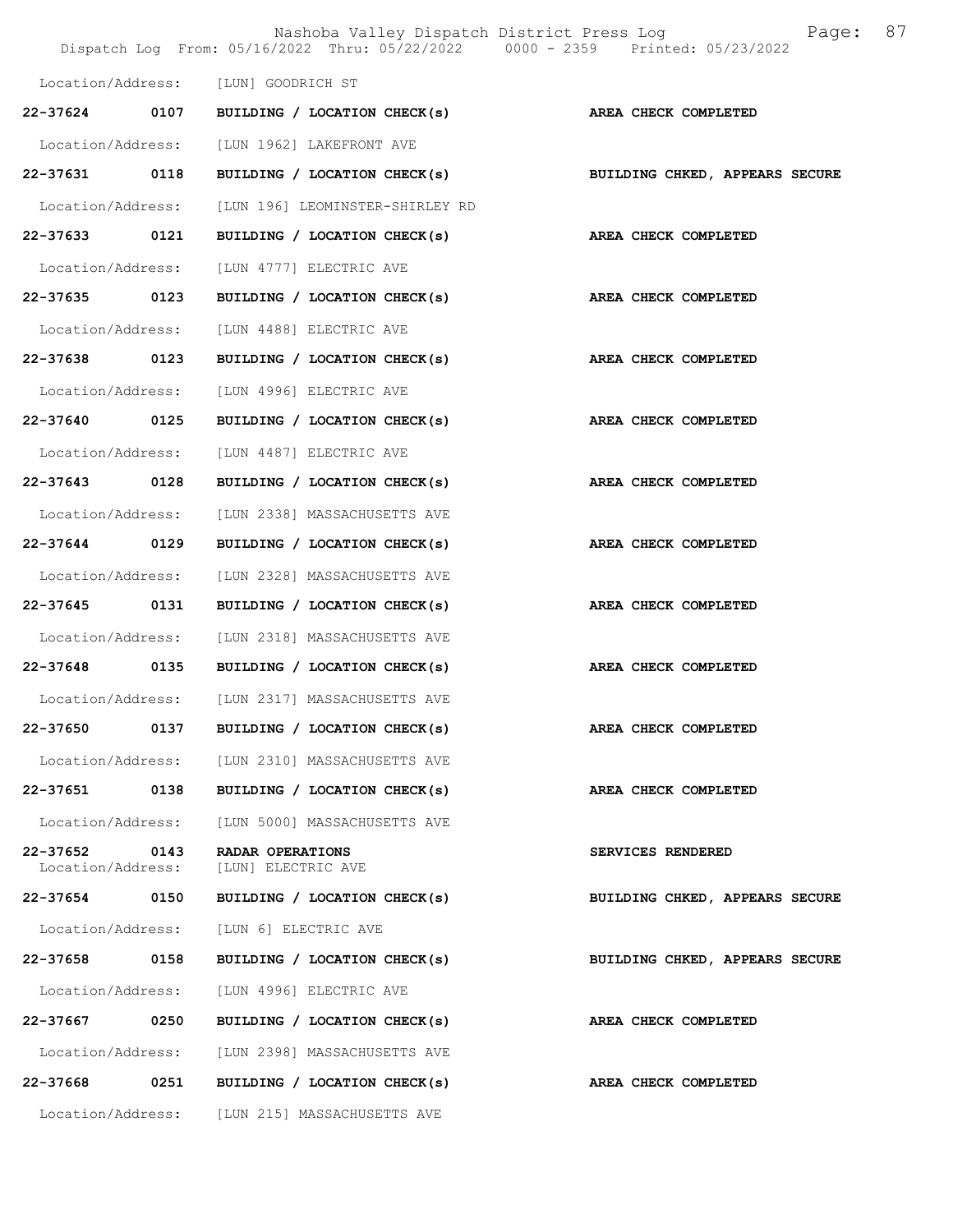Location/Address: [LUN] GOODRICH ST

**22-37624 0107 BUILDING / LOCATION CHECK(s) AREA CHECK COMPLETED**

Location/Address: [LUN 1962] LAKEFRONT AVE

**22-37631 0118 BUILDING / LOCATION CHECK(s) BUILDING CHKED, APPEARS SECURE**

Location/Address: [LUN 196] LEOMINSTER-SHIRLEY RD

**22-37633 0121 BUILDING / LOCATION CHECK(s) AREA CHECK COMPLETED**

Location/Address: [LUN 4777] ELECTRIC AVE

**22-37635 0123 BUILDING / LOCATION CHECK(s) AREA CHECK COMPLETED**

Location/Address: [LUN 4488] ELECTRIC AVE

**22-37638 0123 BUILDING / LOCATION CHECK(s) AREA CHECK COMPLETED**

Location/Address: [LUN 4996] ELECTRIC AVE

**22-37640 0125 BUILDING / LOCATION CHECK(s) AREA CHECK COMPLETED**

Location/Address: [LUN 4487] ELECTRIC AVE

**22-37643 0128 BUILDING / LOCATION CHECK(s) AREA CHECK COMPLETED**

Location/Address: [LUN 2338] MASSACHUSETTS AVE

**22-37644 0129 BUILDING / LOCATION CHECK(s) AREA CHECK COMPLETED**

Location/Address: [LUN 2328] MASSACHUSETTS AVE

**22-37645 0131 BUILDING / LOCATION CHECK(s) AREA CHECK COMPLETED**

Location/Address: [LUN 2318] MASSACHUSETTS AVE

**22-37648 0135 BUILDING / LOCATION CHECK(s) AREA CHECK COMPLETED**

Location/Address: [LUN 2317] MASSACHUSETTS AVE

**22-37650 0137 BUILDING / LOCATION CHECK(s) AREA CHECK COMPLETED**

Location/Address: [LUN 2310] MASSACHUSETTS AVE

**22-37651 0138 BUILDING / LOCATION CHECK(s) AREA CHECK COMPLETED**

Location/Address: [LUN 5000] MASSACHUSETTS AVE

**22-37652 0143 RADAR OPERATIONS SERVICES RENDERED**
Location/Address: [LUN] ELECTRIC AVE

**22-37654 0150 BUILDING / LOCATION CHECK(s) BUILDING CHKED, APPEARS SECURE**

Location/Address: [LUN 6] ELECTRIC AVE

**22-37658 0158 BUILDING / LOCATION CHECK(s) BUILDING CHKED, APPEARS SECURE**

Location/Address: [LUN 4996] ELECTRIC AVE

**22-37667 0250 BUILDING / LOCATION CHECK(s) AREA CHECK COMPLETED**

Location/Address: [LUN 2398] MASSACHUSETTS AVE

**22-37668 0251 BUILDING / LOCATION CHECK(s) AREA CHECK COMPLETED**

Location/Address: [LUN 215] MASSACHUSETTS AVE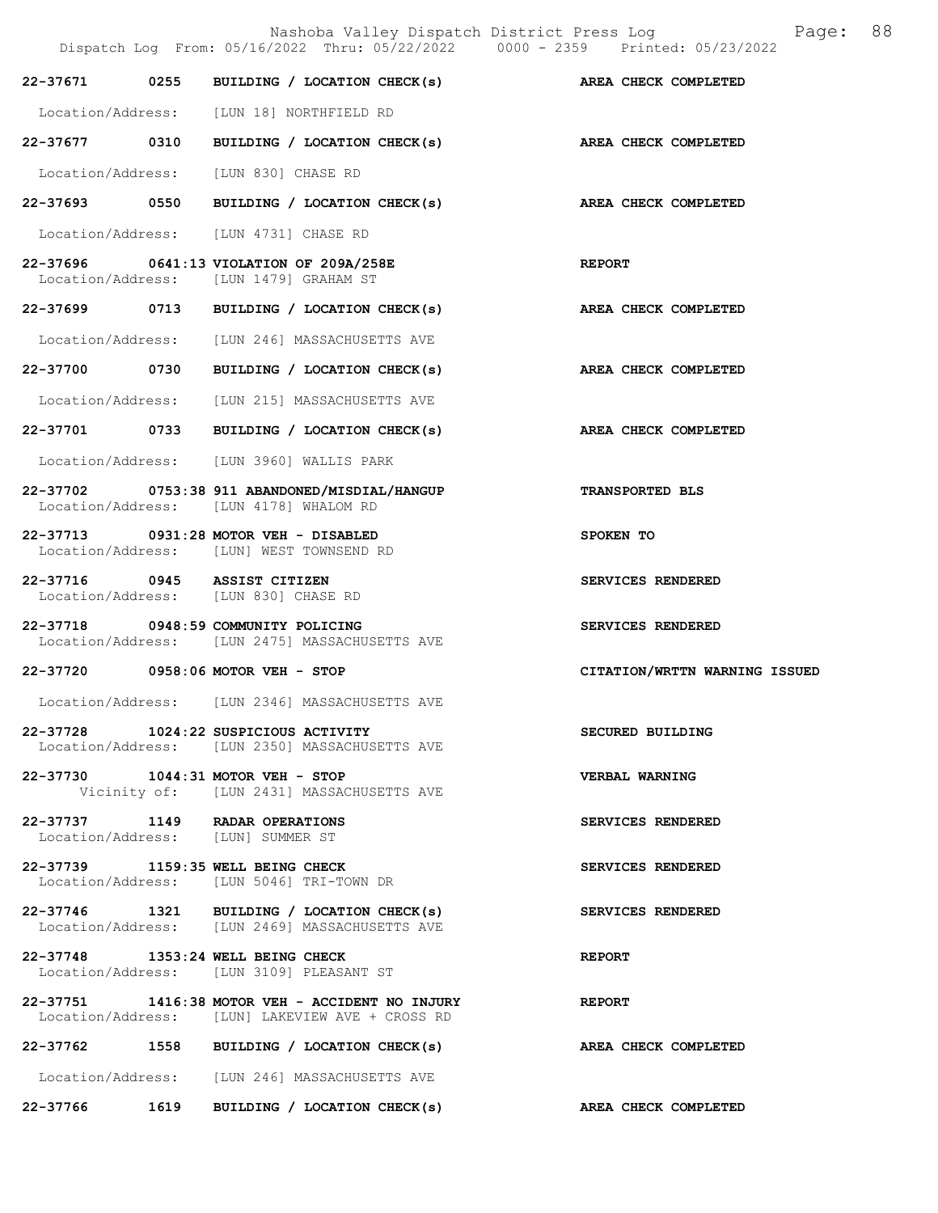22-37671 0255 BUILDING / LOCATION CHECK(s) AREA CHECK COMPLETED

Location/Address: [LUN 18] NORTHFIELD RD

22-37677 0310 BUILDING / LOCATION CHECK(s) AREA CHECK COMPLETED

Location/Address: [LUN 830] CHASE RD

22-37693 0550 BUILDING / LOCATION CHECK(s) AREA CHECK COMPLETED

Location/Address: [LUN 4731] CHASE RD

22-37696 0641:13 VIOLATION OF 209A/258E REPORT
Location/Address: [LUN 1479] GRAHAM ST

22-37699 0713 BUILDING / LOCATION CHECK(s) AREA CHECK COMPLETED

Location/Address: [LUN 246] MASSACHUSETTS AVE

22-37700 0730 BUILDING / LOCATION CHECK(s) AREA CHECK COMPLETED

Location/Address: [LUN 215] MASSACHUSETTS AVE

22-37701 0733 BUILDING / LOCATION CHECK(s) AREA CHECK COMPLETED

Location/Address: [LUN 3960] WALLIS PARK

22-37702 0753:38 911 ABANDONED/MISDIAL/HANGUP TRANSPORTED BLS
Location/Address: [LUN 4178] WHALOM RD

22-37713 0931:28 MOTOR VEH - DISABLED SPOKEN TO
Location/Address: [LUN] WEST TOWNSEND RD

22-37716 0945 ASSIST CITIZEN SERVICES RENDERED
Location/Address: [LUN 830] CHASE RD

22-37718 0948:59 COMMUNITY POLICING SERVICES RENDERED
Location/Address: [LUN 2475] MASSACHUSETTS AVE

22-37720 0958:06 MOTOR VEH - STOP CITATION/WRTTN WARNING ISSUED

Location/Address: [LUN 2346] MASSACHUSETTS AVE

22-37728 1024:22 SUSPICIOUS ACTIVITY SECURED BUILDING
Location/Address: [LUN 2350] MASSACHUSETTS AVE

22-37730 1044:31 MOTOR VEH - STOP VERBAL WARNING
Vicinity of: [LUN 2431] MASSACHUSETTS AVE

22-37737 1149 RADAR OPERATIONS SERVICES RENDERED
Location/Address: [LUN] SUMMER ST

22-37739 1159:35 WELL BEING CHECK SERVICES RENDERED
Location/Address: [LUN 5046] TRI-TOWN DR

22-37746 1321 BUILDING / LOCATION CHECK(s) SERVICES RENDERED
Location/Address: [LUN 2469] MASSACHUSETTS AVE

22-37748 1353:24 WELL BEING CHECK REPORT
Location/Address: [LUN 3109] PLEASANT ST

22-37751 1416:38 MOTOR VEH - ACCIDENT NO INJURY REPORT
Location/Address: [LUN] LAKEVIEW AVE + CROSS RD

22-37762 1558 BUILDING / LOCATION CHECK(s) AREA CHECK COMPLETED

Location/Address: [LUN 246] MASSACHUSETTS AVE

22-37766 1619 BUILDING / LOCATION CHECK(s) AREA CHECK COMPLETED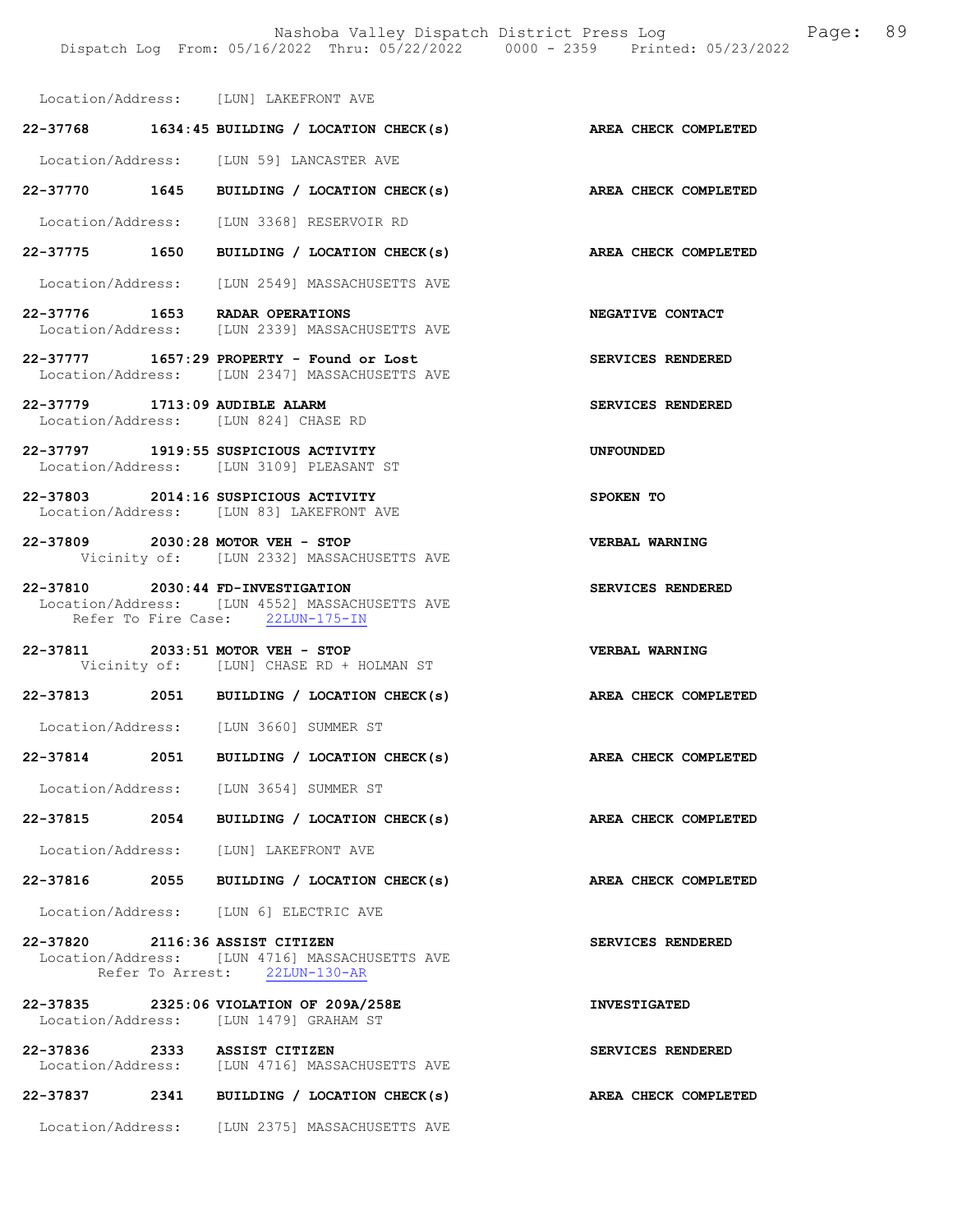Location/Address: [LUN] LAKEFRONT AVE

**22-37768 1634:45 BUILDING / LOCATION CHECK(s)** — **AREA CHECK COMPLETED**
Location/Address: [LUN 59] LANCASTER AVE

**22-37770 1645 BUILDING / LOCATION CHECK(s)** — **AREA CHECK COMPLETED**
Location/Address: [LUN 3368] RESERVOIR RD

**22-37775 1650 BUILDING / LOCATION CHECK(s)** — **AREA CHECK COMPLETED**
Location/Address: [LUN 2549] MASSACHUSETTS AVE

**22-37776 1653 RADAR OPERATIONS** — **NEGATIVE CONTACT**
Location/Address: [LUN 2339] MASSACHUSETTS AVE

**22-37777 1657:29 PROPERTY - Found or Lost** — **SERVICES RENDERED**
Location/Address: [LUN 2347] MASSACHUSETTS AVE

**22-37779 1713:09 AUDIBLE ALARM** — **SERVICES RENDERED**
Location/Address: [LUN 824] CHASE RD

**22-37797 1919:55 SUSPICIOUS ACTIVITY** — **UNFOUNDED**
Location/Address: [LUN 3109] PLEASANT ST

**22-37803 2014:16 SUSPICIOUS ACTIVITY** — **SPOKEN TO**
Location/Address: [LUN 83] LAKEFRONT AVE

**22-37809 2030:28 MOTOR VEH - STOP** — **VERBAL WARNING**
Vicinity of: [LUN 2332] MASSACHUSETTS AVE

**22-37810 2030:44 FD-INVESTIGATION** — **SERVICES RENDERED**
Location/Address: [LUN 4552] MASSACHUSETTS AVE
Refer To Fire Case: 22LUN-175-IN

**22-37811 2033:51 MOTOR VEH - STOP** — **VERBAL WARNING**
Vicinity of: [LUN] CHASE RD + HOLMAN ST

**22-37813 2051 BUILDING / LOCATION CHECK(s)** — **AREA CHECK COMPLETED**
Location/Address: [LUN 3660] SUMMER ST

**22-37814 2051 BUILDING / LOCATION CHECK(s)** — **AREA CHECK COMPLETED**
Location/Address: [LUN 3654] SUMMER ST

**22-37815 2054 BUILDING / LOCATION CHECK(s)** — **AREA CHECK COMPLETED**
Location/Address: [LUN] LAKEFRONT AVE

**22-37816 2055 BUILDING / LOCATION CHECK(s)** — **AREA CHECK COMPLETED**
Location/Address: [LUN 6] ELECTRIC AVE

**22-37820 2116:36 ASSIST CITIZEN** — **SERVICES RENDERED**
Location/Address: [LUN 4716] MASSACHUSETTS AVE
Refer To Arrest: 22LUN-130-AR

**22-37835 2325:06 VIOLATION OF 209A/258E** — **INVESTIGATED**
Location/Address: [LUN 1479] GRAHAM ST

**22-37836 2333 ASSIST CITIZEN** — **SERVICES RENDERED**
Location/Address: [LUN 4716] MASSACHUSETTS AVE

**22-37837 2341 BUILDING / LOCATION CHECK(s)** — **AREA CHECK COMPLETED**
Location/Address: [LUN 2375] MASSACHUSETTS AVE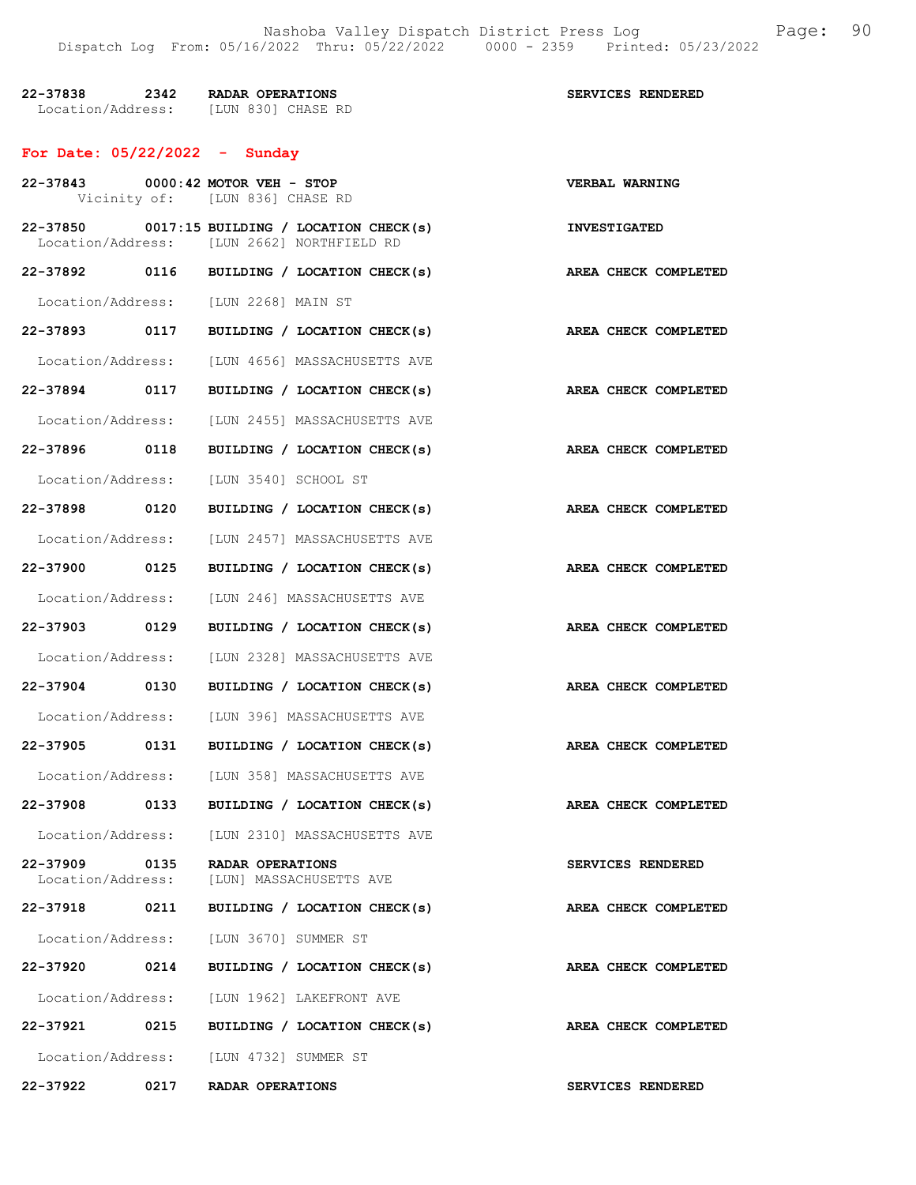22-37838 2342 RADAR OPERATIONS SERVICES RENDERED
Location/Address: [LUN 830] CHASE RD

## For Date: 05/22/2022 - Sunday

**22-37843 0000:42 MOTOR VEH - STOP** **VERBAL WARNING**
Vicinity of: [LUN 836] CHASE RD

**22-37850 0017:15 BUILDING / LOCATION CHECK(s)** **INVESTIGATED**
Location/Address: [LUN 2662] NORTHFIELD RD

**22-37892 0116 BUILDING / LOCATION CHECK(s)** **AREA CHECK COMPLETED**
Location/Address: [LUN 2268] MAIN ST

**22-37893 0117 BUILDING / LOCATION CHECK(s)** **AREA CHECK COMPLETED**
Location/Address: [LUN 4656] MASSACHUSETTS AVE

**22-37894 0117 BUILDING / LOCATION CHECK(s)** **AREA CHECK COMPLETED**
Location/Address: [LUN 2455] MASSACHUSETTS AVE

**22-37896 0118 BUILDING / LOCATION CHECK(s)** **AREA CHECK COMPLETED**
Location/Address: [LUN 3540] SCHOOL ST

**22-37898 0120 BUILDING / LOCATION CHECK(s)** **AREA CHECK COMPLETED**
Location/Address: [LUN 2457] MASSACHUSETTS AVE

**22-37900 0125 BUILDING / LOCATION CHECK(s)** **AREA CHECK COMPLETED**
Location/Address: [LUN 246] MASSACHUSETTS AVE

**22-37903 0129 BUILDING / LOCATION CHECK(s)** **AREA CHECK COMPLETED**
Location/Address: [LUN 2328] MASSACHUSETTS AVE

**22-37904 0130 BUILDING / LOCATION CHECK(s)** **AREA CHECK COMPLETED**
Location/Address: [LUN 396] MASSACHUSETTS AVE

**22-37905 0131 BUILDING / LOCATION CHECK(s)** **AREA CHECK COMPLETED**
Location/Address: [LUN 358] MASSACHUSETTS AVE

**22-37908 0133 BUILDING / LOCATION CHECK(s)** **AREA CHECK COMPLETED**
Location/Address: [LUN 2310] MASSACHUSETTS AVE

**22-37909 0135 RADAR OPERATIONS** **SERVICES RENDERED**
Location/Address: [LUN] MASSACHUSETTS AVE

**22-37918 0211 BUILDING / LOCATION CHECK(s)** **AREA CHECK COMPLETED**
Location/Address: [LUN 3670] SUMMER ST

**22-37920 0214 BUILDING / LOCATION CHECK(s)** **AREA CHECK COMPLETED**
Location/Address: [LUN 1962] LAKEFRONT AVE

**22-37921 0215 BUILDING / LOCATION CHECK(s)** **AREA CHECK COMPLETED**
Location/Address: [LUN 4732] SUMMER ST

**22-37922 0217 RADAR OPERATIONS** **SERVICES RENDERED**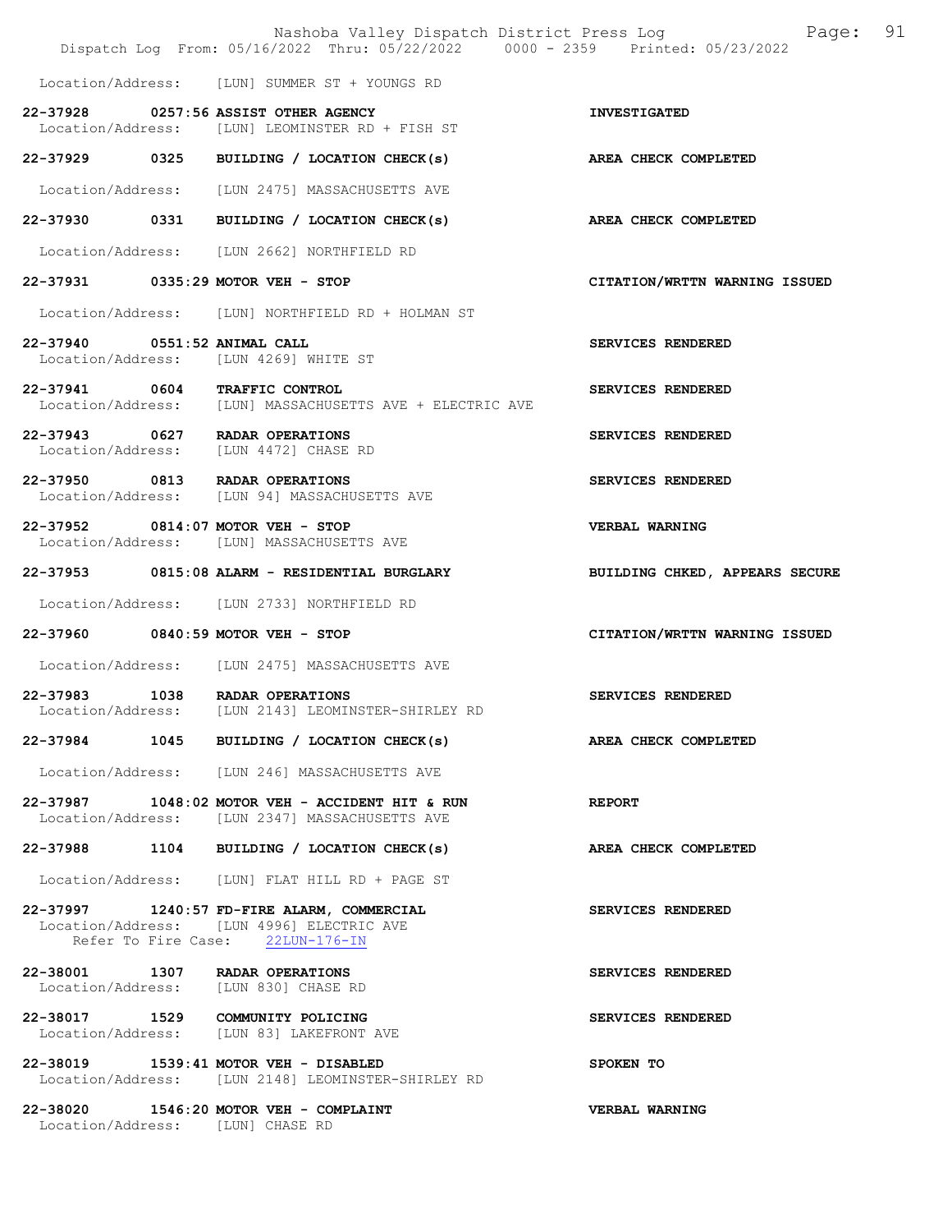Location/Address: [LUN] SUMMER ST + YOUNGS RD

**22-37928 0257:56 ASSIST OTHER AGENCY** — **INVESTIGATED**
Location/Address: [LUN] LEOMINSTER RD + FISH ST

**22-37929 0325 BUILDING / LOCATION CHECK(s)** — **AREA CHECK COMPLETED**
Location/Address: [LUN 2475] MASSACHUSETTS AVE

**22-37930 0331 BUILDING / LOCATION CHECK(s)** — **AREA CHECK COMPLETED**
Location/Address: [LUN 2662] NORTHFIELD RD

**22-37931 0335:29 MOTOR VEH - STOP** — **CITATION/WRTTN WARNING ISSUED**
Location/Address: [LUN] NORTHFIELD RD + HOLMAN ST

**22-37940 0551:52 ANIMAL CALL** — **SERVICES RENDERED**
Location/Address: [LUN 4269] WHITE ST

**22-37941 0604 TRAFFIC CONTROL** — **SERVICES RENDERED**
Location/Address: [LUN] MASSACHUSETTS AVE + ELECTRIC AVE

**22-37943 0627 RADAR OPERATIONS** — **SERVICES RENDERED**
Location/Address: [LUN 4472] CHASE RD

**22-37950 0813 RADAR OPERATIONS** — **SERVICES RENDERED**
Location/Address: [LUN 94] MASSACHUSETTS AVE

**22-37952 0814:07 MOTOR VEH - STOP** — **VERBAL WARNING**
Location/Address: [LUN] MASSACHUSETTS AVE

**22-37953 0815:08 ALARM - RESIDENTIAL BURGLARY** — **BUILDING CHKED, APPEARS SECURE**
Location/Address: [LUN 2733] NORTHFIELD RD

**22-37960 0840:59 MOTOR VEH - STOP** — **CITATION/WRTTN WARNING ISSUED**
Location/Address: [LUN 2475] MASSACHUSETTS AVE

**22-37983 1038 RADAR OPERATIONS** — **SERVICES RENDERED**
Location/Address: [LUN 2143] LEOMINSTER-SHIRLEY RD

**22-37984 1045 BUILDING / LOCATION CHECK(s)** — **AREA CHECK COMPLETED**
Location/Address: [LUN 246] MASSACHUSETTS AVE

**22-37987 1048:02 MOTOR VEH - ACCIDENT HIT & RUN** — **REPORT**
Location/Address: [LUN 2347] MASSACHUSETTS AVE

**22-37988 1104 BUILDING / LOCATION CHECK(s)** — **AREA CHECK COMPLETED**
Location/Address: [LUN] FLAT HILL RD + PAGE ST

**22-37997 1240:57 FD-FIRE ALARM, COMMERCIAL** — **SERVICES RENDERED**
Location/Address: [LUN 4996] ELECTRIC AVE
Refer To Fire Case: 22LUN-176-IN

**22-38001 1307 RADAR OPERATIONS** — **SERVICES RENDERED**
Location/Address: [LUN 830] CHASE RD

**22-38017 1529 COMMUNITY POLICING** — **SERVICES RENDERED**
Location/Address: [LUN 83] LAKEFRONT AVE

**22-38019 1539:41 MOTOR VEH - DISABLED** — **SPOKEN TO**
Location/Address: [LUN 2148] LEOMINSTER-SHIRLEY RD

**22-38020 1546:20 MOTOR VEH - COMPLAINT** — **VERBAL WARNING**
Location/Address: [LUN] CHASE RD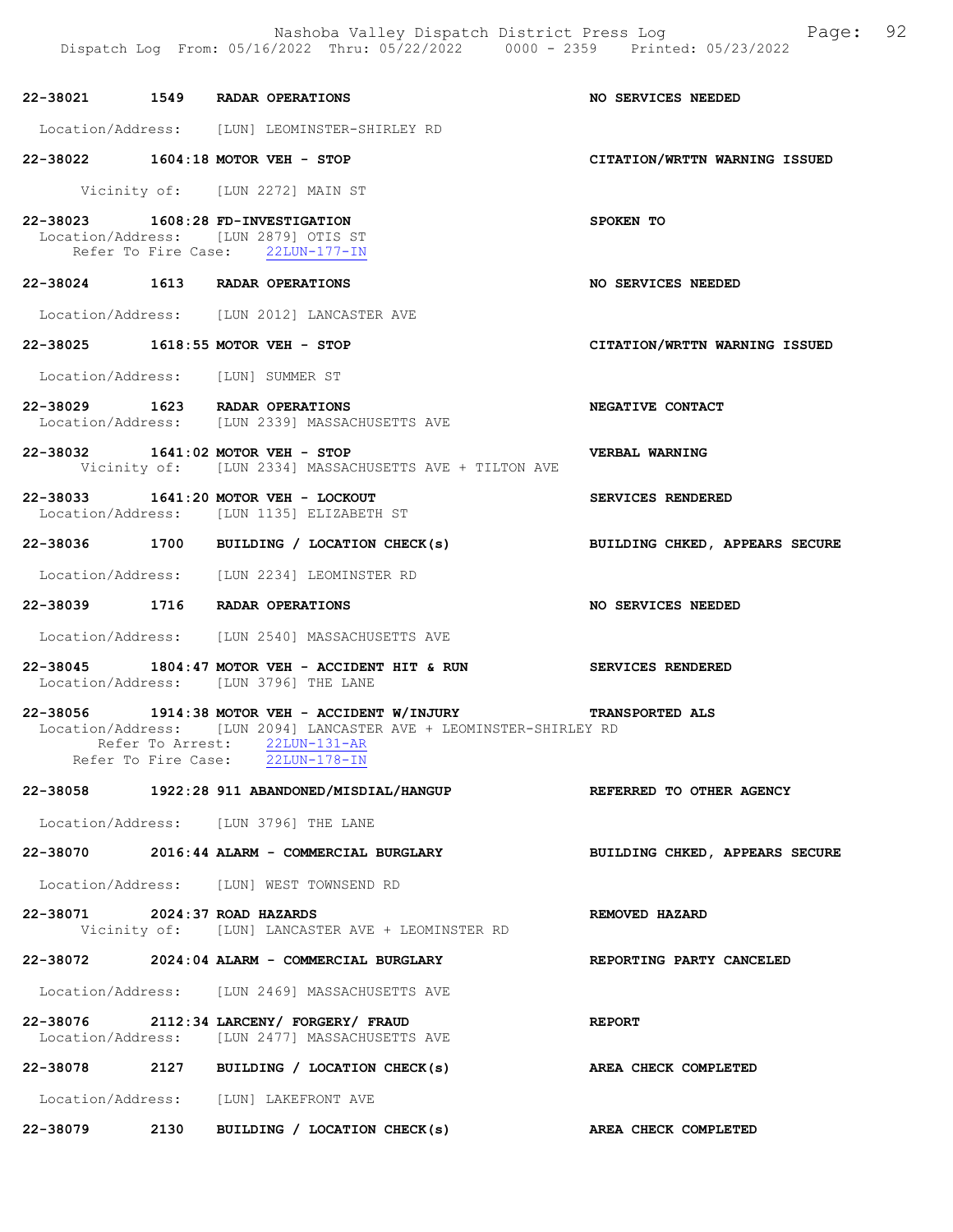| Call # | Time | Call Reason | Action |
|---|---|---|---|
| 22-38021 | 1549 | RADAR OPERATIONS | NO SERVICES NEEDED |
| | | Location/Address: [LUN] LEOMINSTER-SHIRLEY RD | |
| 22-38022 | 1604:18 | MOTOR VEH - STOP | CITATION/WRTTN WARNING ISSUED |
| | | Vicinity of: [LUN 2272] MAIN ST | |
| 22-38023 | 1608:28 | FD-INVESTIGATION | SPOKEN TO |
| | | Location/Address: [LUN 2879] OTIS ST<br>Refer To Fire Case: 22LUN-177-IN | |
| 22-38024 | 1613 | RADAR OPERATIONS | NO SERVICES NEEDED |
| | | Location/Address: [LUN 2012] LANCASTER AVE | |
| 22-38025 | 1618:55 | MOTOR VEH - STOP | CITATION/WRTTN WARNING ISSUED |
| | | Location/Address: [LUN] SUMMER ST | |
| 22-38029 | 1623 | RADAR OPERATIONS | NEGATIVE CONTACT |
| | | Location/Address: [LUN 2339] MASSACHUSETTS AVE | |
| 22-38032 | 1641:02 | MOTOR VEH - STOP | VERBAL WARNING |
| | | Vicinity of: [LUN 2334] MASSACHUSETTS AVE + TILTON AVE | |
| 22-38033 | 1641:20 | MOTOR VEH - LOCKOUT | SERVICES RENDERED |
| | | Location/Address: [LUN 1135] ELIZABETH ST | |
| 22-38036 | 1700 | BUILDING / LOCATION CHECK(s) | BUILDING CHKED, APPEARS SECURE |
| | | Location/Address: [LUN 2234] LEOMINSTER RD | |
| 22-38039 | 1716 | RADAR OPERATIONS | NO SERVICES NEEDED |
| | | Location/Address: [LUN 2540] MASSACHUSETTS AVE | |
| 22-38045 | 1804:47 | MOTOR VEH - ACCIDENT HIT & RUN | SERVICES RENDERED |
| | | Location/Address: [LUN 3796] THE LANE | |
| 22-38056 | 1914:38 | MOTOR VEH - ACCIDENT W/INJURY | TRANSPORTED ALS |
| | | Location/Address: [LUN 2094] LANCASTER AVE + LEOMINSTER-SHIRLEY RD<br>Refer To Arrest: 22LUN-131-AR<br>Refer To Fire Case: 22LUN-178-IN | |
| 22-38058 | 1922:28 | 911 ABANDONED/MISDIAL/HANGUP | REFERRED TO OTHER AGENCY |
| | | Location/Address: [LUN 3796] THE LANE | |
| 22-38070 | 2016:44 | ALARM - COMMERCIAL BURGLARY | BUILDING CHKED, APPEARS SECURE |
| | | Location/Address: [LUN] WEST TOWNSEND RD | |
| 22-38071 | 2024:37 | ROAD HAZARDS | REMOVED HAZARD |
| | | Vicinity of: [LUN] LANCASTER AVE + LEOMINSTER RD | |
| 22-38072 | 2024:04 | ALARM - COMMERCIAL BURGLARY | REPORTING PARTY CANCELED |
| | | Location/Address: [LUN 2469] MASSACHUSETTS AVE | |
| 22-38076 | 2112:34 | LARCENY/ FORGERY/ FRAUD | REPORT |
| | | Location/Address: [LUN 2477] MASSACHUSETTS AVE | |
| 22-38078 | 2127 | BUILDING / LOCATION CHECK(s) | AREA CHECK COMPLETED |
| | | Location/Address: [LUN] LAKEFRONT AVE | |
| 22-38079 | 2130 | BUILDING / LOCATION CHECK(s) | AREA CHECK COMPLETED |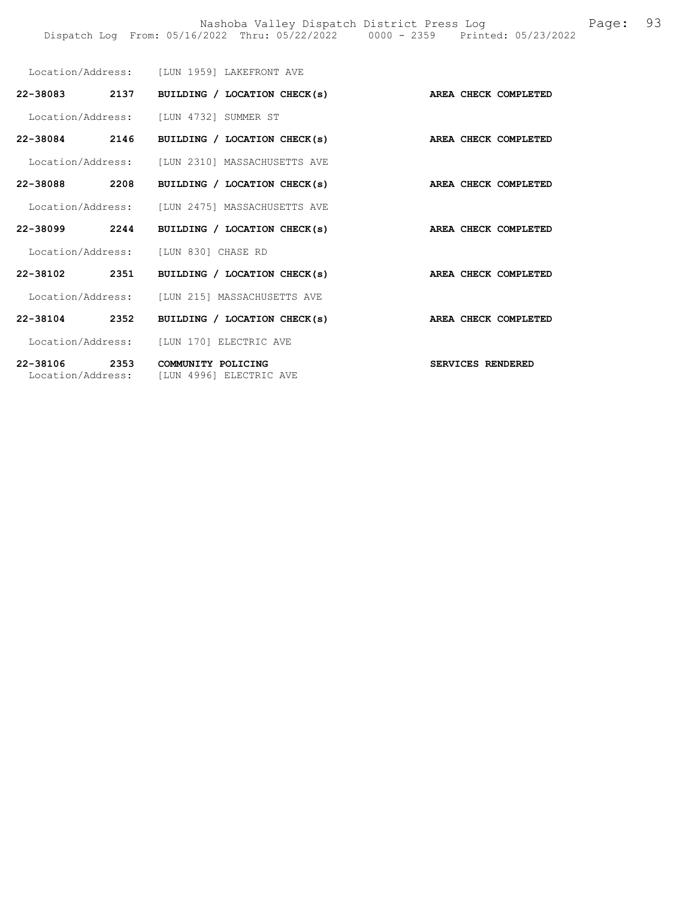Location/Address: [LUN 1959] LAKEFRONT AVE

**22-38083 2137 BUILDING / LOCATION CHECK(s) AREA CHECK COMPLETED**

Location/Address: [LUN 4732] SUMMER ST

**22-38084 2146 BUILDING / LOCATION CHECK(s) AREA CHECK COMPLETED**

Location/Address: [LUN 2310] MASSACHUSETTS AVE

**22-38088 2208 BUILDING / LOCATION CHECK(s) AREA CHECK COMPLETED**

Location/Address: [LUN 2475] MASSACHUSETTS AVE

**22-38099 2244 BUILDING / LOCATION CHECK(s) AREA CHECK COMPLETED**

Location/Address: [LUN 830] CHASE RD

**22-38102 2351 BUILDING / LOCATION CHECK(s) AREA CHECK COMPLETED**

Location/Address: [LUN 215] MASSACHUSETTS AVE

**22-38104 2352 BUILDING / LOCATION CHECK(s) AREA CHECK COMPLETED**

Location/Address: [LUN 170] ELECTRIC AVE

**22-38106 2353 COMMUNITY POLICING SERVICES RENDERED**

Location/Address: [LUN 4996] ELECTRIC AVE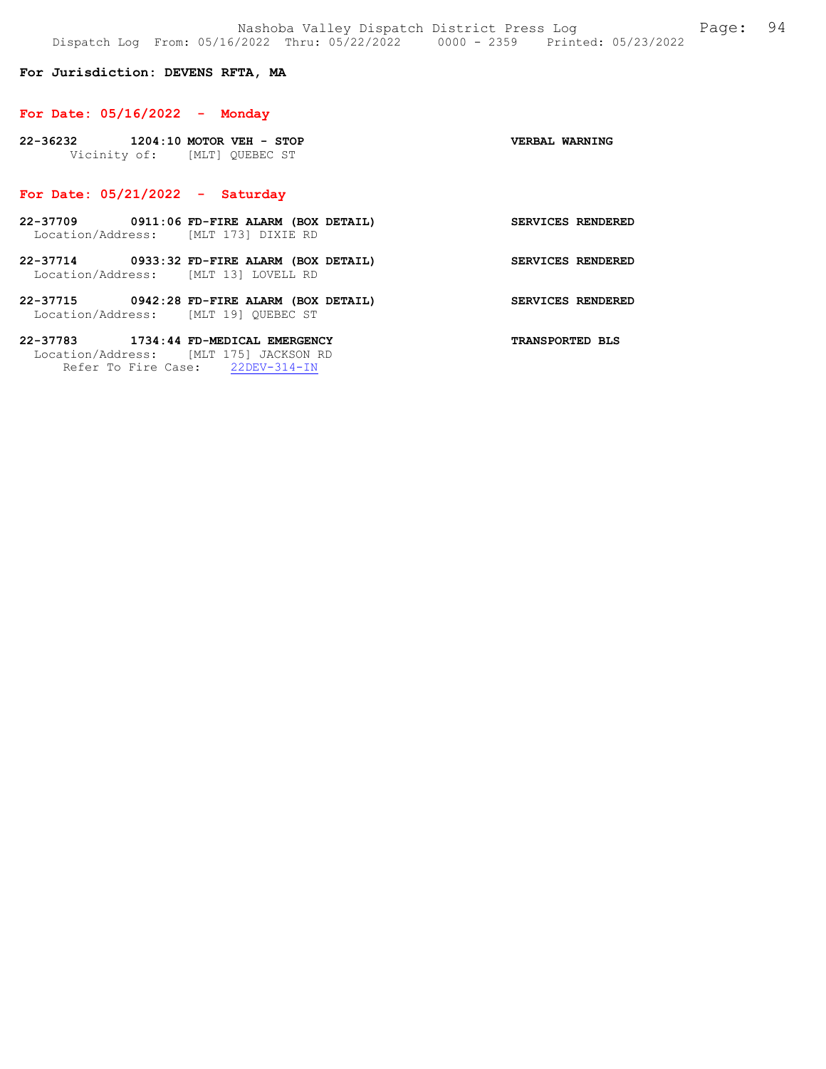**For Jurisdiction: DEVENS RFTA, MA**

**For Date: 05/16/2022 - Monday**

**22-36232 1204:10 MOTOR VEH - STOP** **VERBAL WARNING**
Vicinity of: [MLT] QUEBEC ST

**For Date: 05/21/2022 - Saturday**

**22-37709 0911:06 FD-FIRE ALARM (BOX DETAIL)** **SERVICES RENDERED**
Location/Address: [MLT 173] DIXIE RD

**22-37714 0933:32 FD-FIRE ALARM (BOX DETAIL)** **SERVICES RENDERED**
Location/Address: [MLT 13] LOVELL RD

**22-37715 0942:28 FD-FIRE ALARM (BOX DETAIL)** **SERVICES RENDERED**
Location/Address: [MLT 19] QUEBEC ST

**22-37783 1734:44 FD-MEDICAL EMERGENCY** **TRANSPORTED BLS**
Location/Address: [MLT 175] JACKSON RD
Refer To Fire Case: 22DEV-314-IN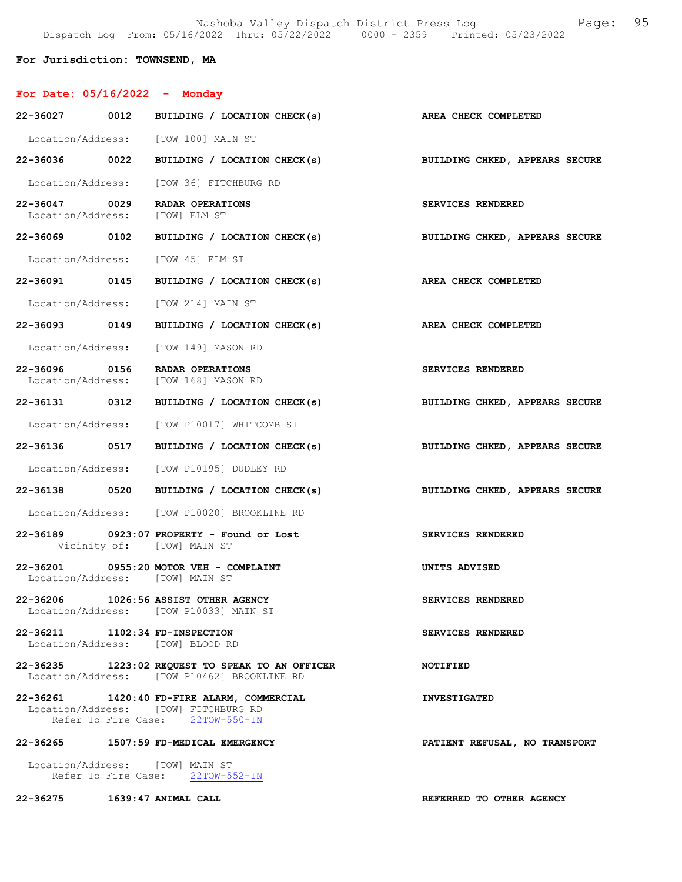Nashoba Valley Dispatch District Press Log

Dispatch Log From: 05/16/2022 Thru: 05/22/2022 0000 - 2359 Printed: 05/23/2022

**For Jurisdiction: TOWNSEND, MA**

**For Date: 05/16/2022 - Monday**

**22-36027 0012 BUILDING / LOCATION CHECK(s)** — **AREA CHECK COMPLETED**
Location/Address: [TOW 100] MAIN ST

**22-36036 0022 BUILDING / LOCATION CHECK(s)** — **BUILDING CHKED, APPEARS SECURE**
Location/Address: [TOW 36] FITCHBURG RD

**22-36047 0029 RADAR OPERATIONS** — **SERVICES RENDERED**
Location/Address: [TOW] ELM ST

**22-36069 0102 BUILDING / LOCATION CHECK(s)** — **BUILDING CHKED, APPEARS SECURE**
Location/Address: [TOW 45] ELM ST

**22-36091 0145 BUILDING / LOCATION CHECK(s)** — **AREA CHECK COMPLETED**
Location/Address: [TOW 214] MAIN ST

**22-36093 0149 BUILDING / LOCATION CHECK(s)** — **AREA CHECK COMPLETED**
Location/Address: [TOW 149] MASON RD

**22-36096 0156 RADAR OPERATIONS** — **SERVICES RENDERED**
Location/Address: [TOW 168] MASON RD

**22-36131 0312 BUILDING / LOCATION CHECK(s)** — **BUILDING CHKED, APPEARS SECURE**
Location/Address: [TOW P10017] WHITCOMB ST

**22-36136 0517 BUILDING / LOCATION CHECK(s)** — **BUILDING CHKED, APPEARS SECURE**
Location/Address: [TOW P10195] DUDLEY RD

**22-36138 0520 BUILDING / LOCATION CHECK(s)** — **BUILDING CHKED, APPEARS SECURE**
Location/Address: [TOW P10020] BROOKLINE RD

**22-36189 0923:07 PROPERTY - Found or Lost** — **SERVICES RENDERED**
Vicinity of: [TOW] MAIN ST

**22-36201 0955:20 MOTOR VEH - COMPLAINT** — **UNITS ADVISED**
Location/Address: [TOW] MAIN ST

**22-36206 1026:56 ASSIST OTHER AGENCY** — **SERVICES RENDERED**
Location/Address: [TOW P10033] MAIN ST

**22-36211 1102:34 FD-INSPECTION** — **SERVICES RENDERED**
Location/Address: [TOW] BLOOD RD

**22-36235 1223:02 REQUEST TO SPEAK TO AN OFFICER** — **NOTIFIED**
Location/Address: [TOW P10462] BROOKLINE RD

**22-36261 1420:40 FD-FIRE ALARM, COMMERCIAL** — **INVESTIGATED**
Location/Address: [TOW] FITCHBURG RD
Refer To Fire Case: 22TOW-550-IN

**22-36265 1507:59 FD-MEDICAL EMERGENCY** — **PATIENT REFUSAL, NO TRANSPORT**
Location/Address: [TOW] MAIN ST
Refer To Fire Case: 22TOW-552-IN

**22-36275 1639:47 ANIMAL CALL** — **REFERRED TO OTHER AGENCY**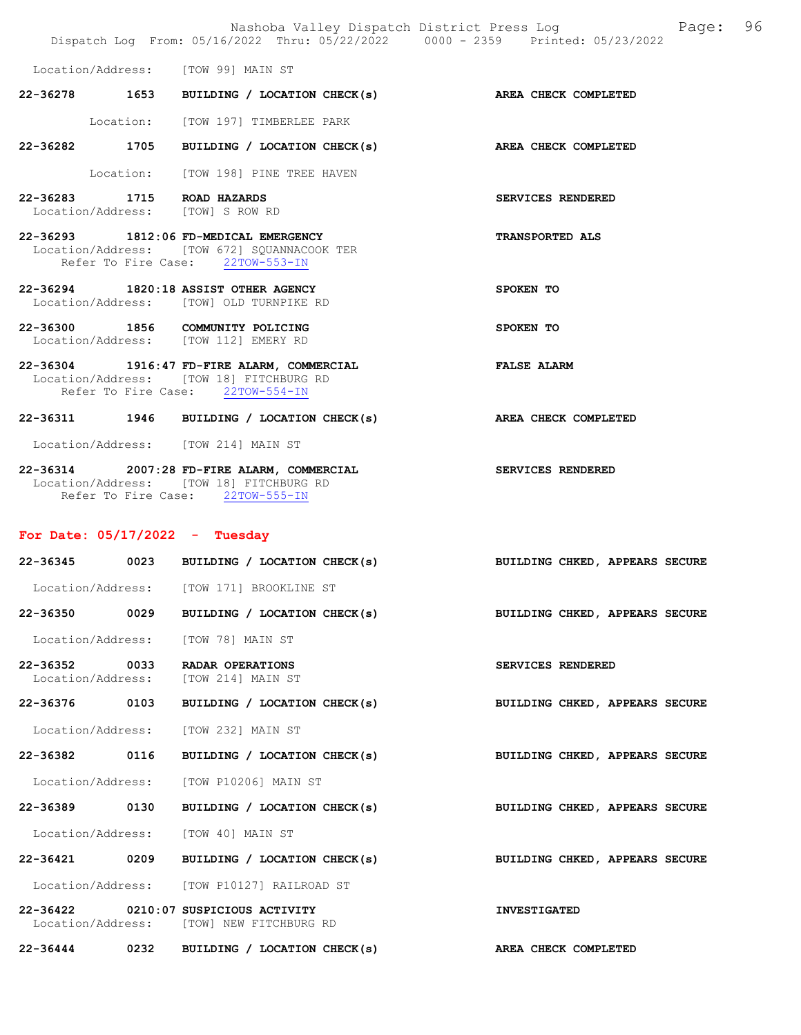Location/Address: [TOW 99] MAIN ST

**22-36278 1653 BUILDING / LOCATION CHECK(s) AREA CHECK COMPLETED**

Location: [TOW 197] TIMBERLEE PARK

**22-36282 1705 BUILDING / LOCATION CHECK(s) AREA CHECK COMPLETED**

Location: [TOW 198] PINE TREE HAVEN

**22-36283 1715 ROAD HAZARDS SERVICES RENDERED**
Location/Address: [TOW] S ROW RD

**22-36293 1812:06 FD-MEDICAL EMERGENCY TRANSPORTED ALS**
Location/Address: [TOW 672] SQUANNACOOK TER
Refer To Fire Case: 22TOW-553-IN

**22-36294 1820:18 ASSIST OTHER AGENCY SPOKEN TO**
Location/Address: [TOW] OLD TURNPIKE RD

**22-36300 1856 COMMUNITY POLICING SPOKEN TO**
Location/Address: [TOW 112] EMERY RD

**22-36304 1916:47 FD-FIRE ALARM, COMMERCIAL FALSE ALARM**
Location/Address: [TOW 18] FITCHBURG RD
Refer To Fire Case: 22TOW-554-IN

**22-36311 1946 BUILDING / LOCATION CHECK(s) AREA CHECK COMPLETED**

Location/Address: [TOW 214] MAIN ST

**22-36314 2007:28 FD-FIRE ALARM, COMMERCIAL SERVICES RENDERED**
Location/Address: [TOW 18] FITCHBURG RD
Refer To Fire Case: 22TOW-555-IN

## For Date: 05/17/2022 - Tuesday

**22-36345 0023 BUILDING / LOCATION CHECK(s) BUILDING CHKED, APPEARS SECURE**

Location/Address: [TOW 171] BROOKLINE ST

**22-36350 0029 BUILDING / LOCATION CHECK(s) BUILDING CHKED, APPEARS SECURE**

Location/Address: [TOW 78] MAIN ST

**22-36352 0033 RADAR OPERATIONS SERVICES RENDERED**
Location/Address: [TOW 214] MAIN ST

**22-36376 0103 BUILDING / LOCATION CHECK(s) BUILDING CHKED, APPEARS SECURE**

Location/Address: [TOW 232] MAIN ST

**22-36382 0116 BUILDING / LOCATION CHECK(s) BUILDING CHKED, APPEARS SECURE**

Location/Address: [TOW P10206] MAIN ST

**22-36389 0130 BUILDING / LOCATION CHECK(s) BUILDING CHKED, APPEARS SECURE**

Location/Address: [TOW 40] MAIN ST

**22-36421 0209 BUILDING / LOCATION CHECK(s) BUILDING CHKED, APPEARS SECURE**

Location/Address: [TOW P10127] RAILROAD ST

**22-36422 0210:07 SUSPICIOUS ACTIVITY INVESTIGATED**
Location/Address: [TOW] NEW FITCHBURG RD

**22-36444 0232 BUILDING / LOCATION CHECK(s) AREA CHECK COMPLETED**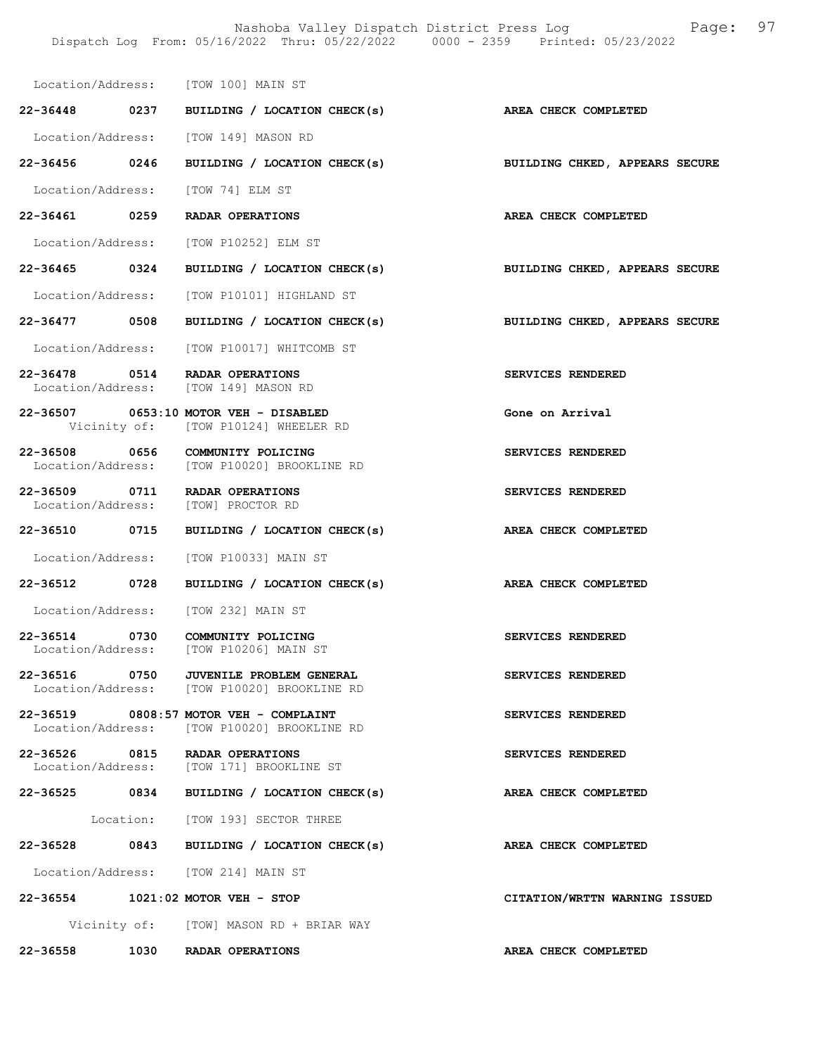Location/Address: [TOW 100] MAIN ST

**22-36448 0237 BUILDING / LOCATION CHECK(s) AREA CHECK COMPLETED**

Location/Address: [TOW 149] MASON RD

**22-36456 0246 BUILDING / LOCATION CHECK(s) BUILDING CHKED, APPEARS SECURE**

Location/Address: [TOW 74] ELM ST

**22-36461 0259 RADAR OPERATIONS AREA CHECK COMPLETED**

Location/Address: [TOW P10252] ELM ST

**22-36465 0324 BUILDING / LOCATION CHECK(s) BUILDING CHKED, APPEARS SECURE**

Location/Address: [TOW P10101] HIGHLAND ST

**22-36477 0508 BUILDING / LOCATION CHECK(s) BUILDING CHKED, APPEARS SECURE**

Location/Address: [TOW P10017] WHITCOMB ST

**22-36478 0514 RADAR OPERATIONS SERVICES RENDERED**
Location/Address: [TOW 149] MASON RD

**22-36507 0653:10 MOTOR VEH - DISABLED Gone on Arrival**
Vicinity of: [TOW P10124] WHEELER RD

**22-36508 0656 COMMUNITY POLICING SERVICES RENDERED**
Location/Address: [TOW P10020] BROOKLINE RD

**22-36509 0711 RADAR OPERATIONS SERVICES RENDERED**
Location/Address: [TOW] PROCTOR RD

**22-36510 0715 BUILDING / LOCATION CHECK(s) AREA CHECK COMPLETED**

Location/Address: [TOW P10033] MAIN ST

**22-36512 0728 BUILDING / LOCATION CHECK(s) AREA CHECK COMPLETED**

Location/Address: [TOW 232] MAIN ST

**22-36514 0730 COMMUNITY POLICING SERVICES RENDERED**
Location/Address: [TOW P10206] MAIN ST

**22-36516 0750 JUVENILE PROBLEM GENERAL SERVICES RENDERED**
Location/Address: [TOW P10020] BROOKLINE RD

**22-36519 0808:57 MOTOR VEH - COMPLAINT SERVICES RENDERED**
Location/Address: [TOW P10020] BROOKLINE RD

**22-36526 0815 RADAR OPERATIONS SERVICES RENDERED**
Location/Address: [TOW 171] BROOKLINE ST

**22-36525 0834 BUILDING / LOCATION CHECK(s) AREA CHECK COMPLETED**

Location: [TOW 193] SECTOR THREE

**22-36528 0843 BUILDING / LOCATION CHECK(s) AREA CHECK COMPLETED**

Location/Address: [TOW 214] MAIN ST

**22-36554 1021:02 MOTOR VEH - STOP CITATION/WRTTN WARNING ISSUED**

Vicinity of: [TOW] MASON RD + BRIAR WAY

**22-36558 1030 RADAR OPERATIONS AREA CHECK COMPLETED**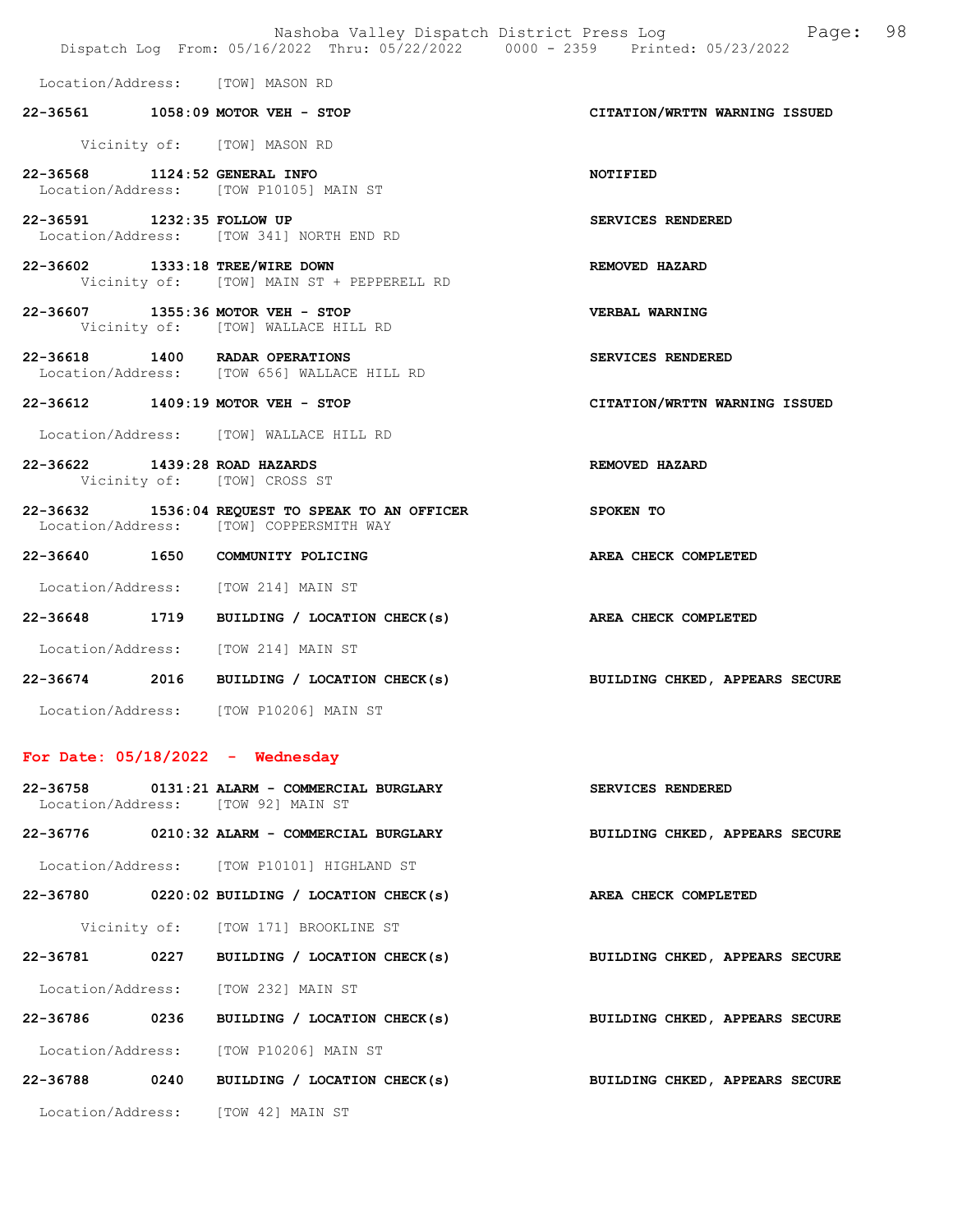Location/Address: [TOW] MASON RD

**22-36561 1058:09 MOTOR VEH - STOP** — **CITATION/WRTTN WARNING ISSUED**
Vicinity of: [TOW] MASON RD

**22-36568 1124:52 GENERAL INFO** — **NOTIFIED**
Location/Address: [TOW P10105] MAIN ST

**22-36591 1232:35 FOLLOW UP** — **SERVICES RENDERED**
Location/Address: [TOW 341] NORTH END RD

**22-36602 1333:18 TREE/WIRE DOWN** — **REMOVED HAZARD**
Vicinity of: [TOW] MAIN ST + PEPPERELL RD

**22-36607 1355:36 MOTOR VEH - STOP** — **VERBAL WARNING**
Vicinity of: [TOW] WALLACE HILL RD

**22-36618 1400 RADAR OPERATIONS** — **SERVICES RENDERED**
Location/Address: [TOW 656] WALLACE HILL RD

**22-36612 1409:19 MOTOR VEH - STOP** — **CITATION/WRTTN WARNING ISSUED**
Location/Address: [TOW] WALLACE HILL RD

**22-36622 1439:28 ROAD HAZARDS** — **REMOVED HAZARD**
Vicinity of: [TOW] CROSS ST

**22-36632 1536:04 REQUEST TO SPEAK TO AN OFFICER** — **SPOKEN TO**
Location/Address: [TOW] COPPERSMITH WAY

**22-36640 1650 COMMUNITY POLICING** — **AREA CHECK COMPLETED**
Location/Address: [TOW 214] MAIN ST

**22-36648 1719 BUILDING / LOCATION CHECK(s)** — **AREA CHECK COMPLETED**
Location/Address: [TOW 214] MAIN ST

**22-36674 2016 BUILDING / LOCATION CHECK(s)** — **BUILDING CHKED, APPEARS SECURE**
Location/Address: [TOW P10206] MAIN ST

## For Date: 05/18/2022 - Wednesday

**22-36758 0131:21 ALARM - COMMERCIAL BURGLARY** — **SERVICES RENDERED**
Location/Address: [TOW 92] MAIN ST

**22-36776 0210:32 ALARM - COMMERCIAL BURGLARY** — **BUILDING CHKED, APPEARS SECURE**
Location/Address: [TOW P10101] HIGHLAND ST

**22-36780 0220:02 BUILDING / LOCATION CHECK(s)** — **AREA CHECK COMPLETED**
Vicinity of: [TOW 171] BROOKLINE ST

**22-36781 0227 BUILDING / LOCATION CHECK(s)** — **BUILDING CHKED, APPEARS SECURE**
Location/Address: [TOW 232] MAIN ST

**22-36786 0236 BUILDING / LOCATION CHECK(s)** — **BUILDING CHKED, APPEARS SECURE**
Location/Address: [TOW P10206] MAIN ST

**22-36788 0240 BUILDING / LOCATION CHECK(s)** — **BUILDING CHKED, APPEARS SECURE**
Location/Address: [TOW 42] MAIN ST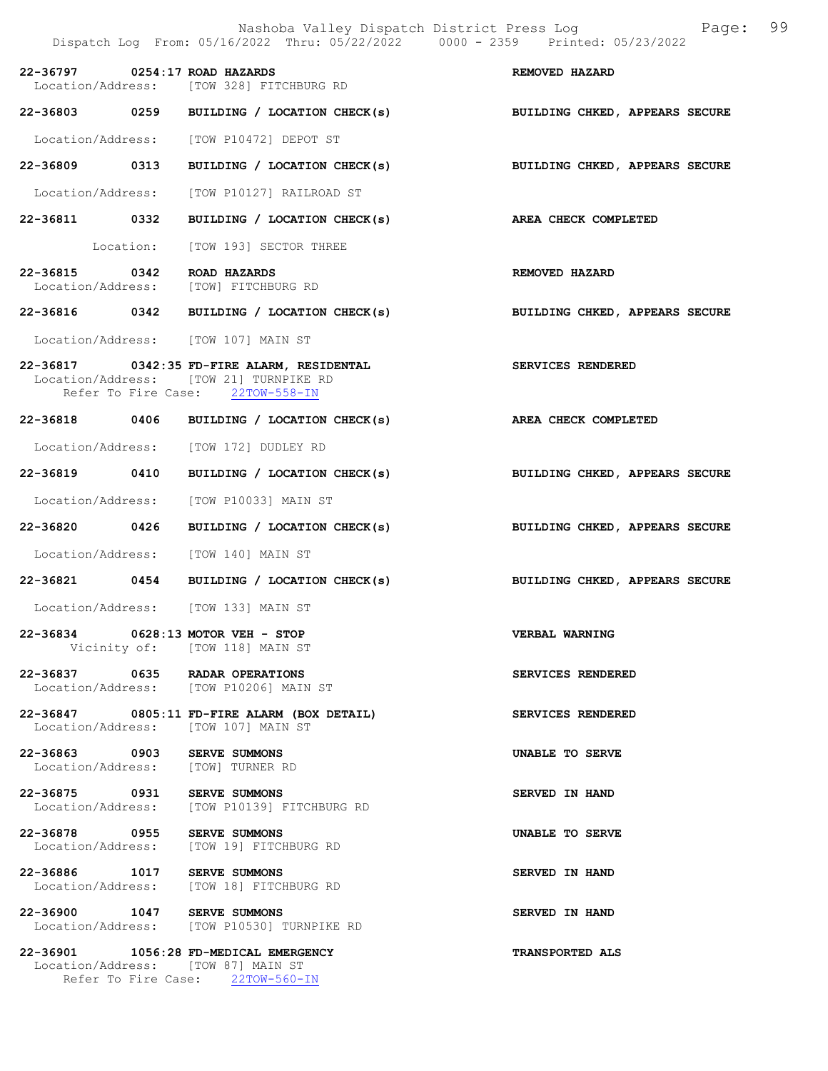**22-36797 0254:17 ROAD HAZARDS** — **REMOVED HAZARD**
Location/Address: [TOW 328] FITCHBURG RD

**22-36803 0259 BUILDING / LOCATION CHECK(s)** — **BUILDING CHKED, APPEARS SECURE**
Location/Address: [TOW P10472] DEPOT ST

**22-36809 0313 BUILDING / LOCATION CHECK(s)** — **BUILDING CHKED, APPEARS SECURE**
Location/Address: [TOW P10127] RAILROAD ST

**22-36811 0332 BUILDING / LOCATION CHECK(s)** — **AREA CHECK COMPLETED**
Location: [TOW 193] SECTOR THREE

**22-36815 0342 ROAD HAZARDS** — **REMOVED HAZARD**
Location/Address: [TOW] FITCHBURG RD

**22-36816 0342 BUILDING / LOCATION CHECK(s)** — **BUILDING CHKED, APPEARS SECURE**
Location/Address: [TOW 107] MAIN ST

**22-36817 0342:35 FD-FIRE ALARM, RESIDENTAL** — **SERVICES RENDERED**
Location/Address: [TOW 21] TURNPIKE RD
Refer To Fire Case: 22TOW-558-IN

**22-36818 0406 BUILDING / LOCATION CHECK(s)** — **AREA CHECK COMPLETED**
Location/Address: [TOW 172] DUDLEY RD

**22-36819 0410 BUILDING / LOCATION CHECK(s)** — **BUILDING CHKED, APPEARS SECURE**
Location/Address: [TOW P10033] MAIN ST

**22-36820 0426 BUILDING / LOCATION CHECK(s)** — **BUILDING CHKED, APPEARS SECURE**
Location/Address: [TOW 140] MAIN ST

**22-36821 0454 BUILDING / LOCATION CHECK(s)** — **BUILDING CHKED, APPEARS SECURE**
Location/Address: [TOW 133] MAIN ST

**22-36834 0628:13 MOTOR VEH - STOP** — **VERBAL WARNING**
Vicinity of: [TOW 118] MAIN ST

**22-36837 0635 RADAR OPERATIONS** — **SERVICES RENDERED**
Location/Address: [TOW P10206] MAIN ST

**22-36847 0805:11 FD-FIRE ALARM (BOX DETAIL)** — **SERVICES RENDERED**
Location/Address: [TOW 107] MAIN ST

**22-36863 0903 SERVE SUMMONS** — **UNABLE TO SERVE**
Location/Address: [TOW] TURNER RD

**22-36875 0931 SERVE SUMMONS** — **SERVED IN HAND**
Location/Address: [TOW P10139] FITCHBURG RD

**22-36878 0955 SERVE SUMMONS** — **UNABLE TO SERVE**
Location/Address: [TOW 19] FITCHBURG RD

**22-36886 1017 SERVE SUMMONS** — **SERVED IN HAND**
Location/Address: [TOW 18] FITCHBURG RD

**22-36900 1047 SERVE SUMMONS** — **SERVED IN HAND**
Location/Address: [TOW P10530] TURNPIKE RD

**22-36901 1056:28 FD-MEDICAL EMERGENCY** — **TRANSPORTED ALS**
Location/Address: [TOW 87] MAIN ST
Refer To Fire Case: 22TOW-560-IN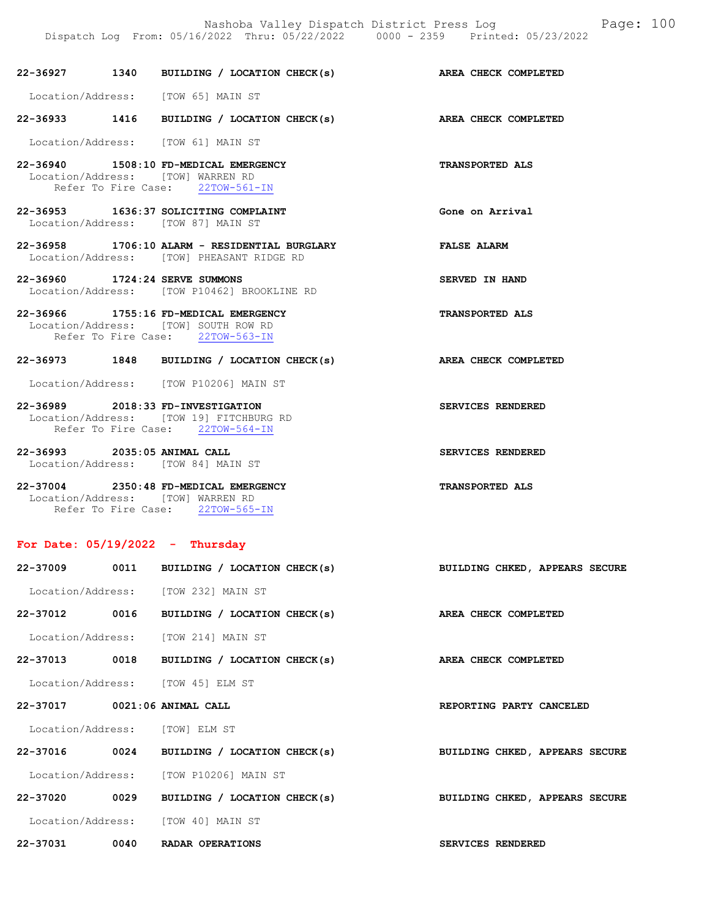22-36927 1340 BUILDING / LOCATION CHECK(s) AREA CHECK COMPLETED

Location/Address: [TOW 65] MAIN ST

22-36933 1416 BUILDING / LOCATION CHECK(s) AREA CHECK COMPLETED

Location/Address: [TOW 61] MAIN ST

22-36940 1508:10 FD-MEDICAL EMERGENCY TRANSPORTED ALS
Location/Address: [TOW] WARREN RD
Refer To Fire Case: 22TOW-561-IN

22-36953 1636:37 SOLICITING COMPLAINT Gone on Arrival
Location/Address: [TOW 87] MAIN ST

22-36958 1706:10 ALARM - RESIDENTIAL BURGLARY FALSE ALARM
Location/Address: [TOW] PHEASANT RIDGE RD

22-36960 1724:24 SERVE SUMMONS SERVED IN HAND
Location/Address: [TOW P10462] BROOKLINE RD

22-36966 1755:16 FD-MEDICAL EMERGENCY TRANSPORTED ALS
Location/Address: [TOW] SOUTH ROW RD
Refer To Fire Case: 22TOW-563-IN

22-36973 1848 BUILDING / LOCATION CHECK(s) AREA CHECK COMPLETED

Location/Address: [TOW P10206] MAIN ST

22-36989 2018:33 FD-INVESTIGATION SERVICES RENDERED
Location/Address: [TOW 19] FITCHBURG RD
Refer To Fire Case: 22TOW-564-IN

22-36993 2035:05 ANIMAL CALL SERVICES RENDERED
Location/Address: [TOW 84] MAIN ST

22-37004 2350:48 FD-MEDICAL EMERGENCY TRANSPORTED ALS
Location/Address: [TOW] WARREN RD
Refer To Fire Case: 22TOW-565-IN

## For Date: 05/19/2022 - Thursday

22-37009 0011 BUILDING / LOCATION CHECK(s) BUILDING CHKED, APPEARS SECURE

Location/Address: [TOW 232] MAIN ST

22-37012 0016 BUILDING / LOCATION CHECK(s) AREA CHECK COMPLETED

Location/Address: [TOW 214] MAIN ST

22-37013 0018 BUILDING / LOCATION CHECK(s) AREA CHECK COMPLETED

Location/Address: [TOW 45] ELM ST

22-37017 0021:06 ANIMAL CALL REPORTING PARTY CANCELED

Location/Address: [TOW] ELM ST

22-37016 0024 BUILDING / LOCATION CHECK(s) BUILDING CHKED, APPEARS SECURE

Location/Address: [TOW P10206] MAIN ST

22-37020 0029 BUILDING / LOCATION CHECK(s) BUILDING CHKED, APPEARS SECURE

Location/Address: [TOW 40] MAIN ST

22-37031 0040 RADAR OPERATIONS SERVICES RENDERED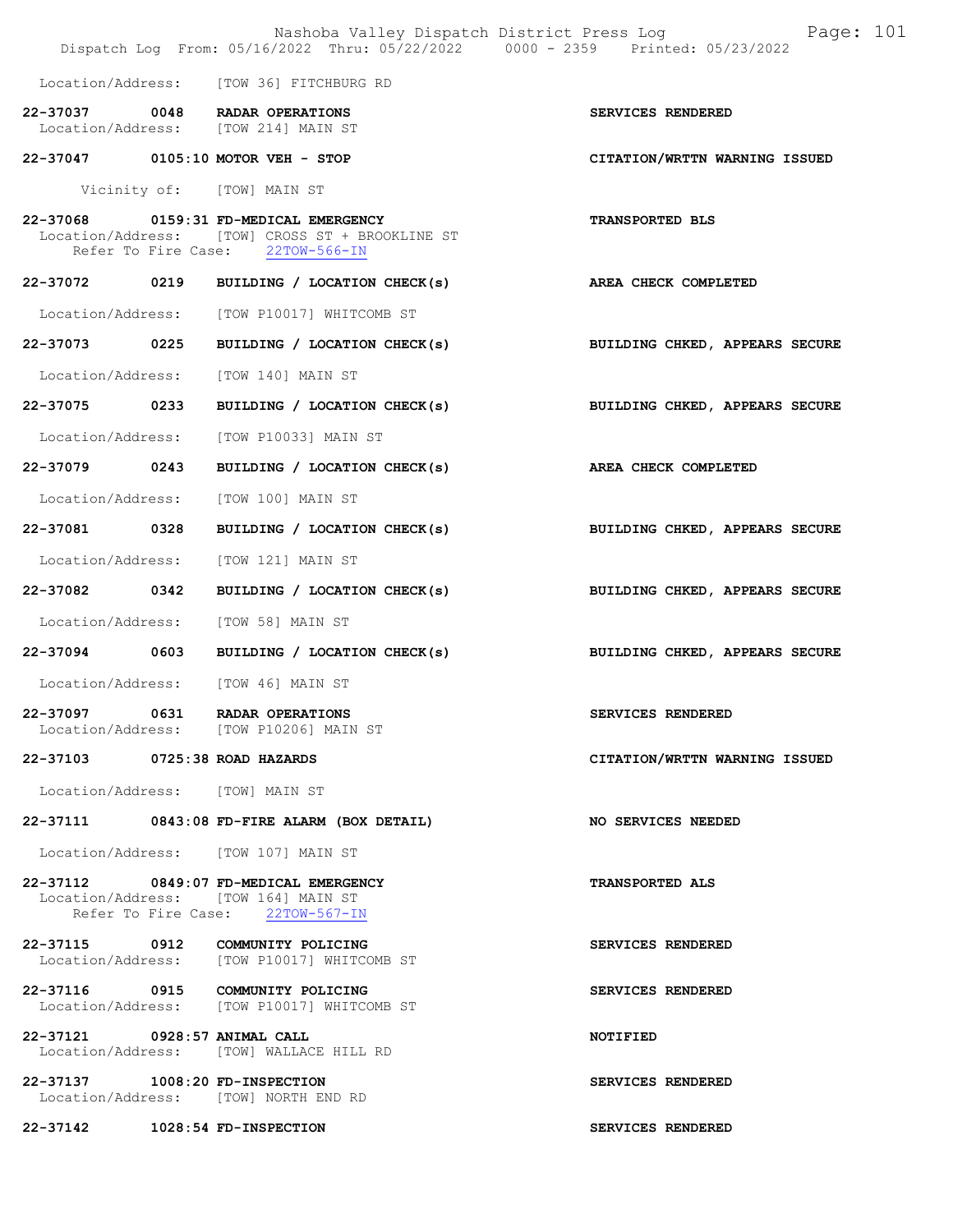Location/Address: [TOW 36] FITCHBURG RD

**22-37037 0048 RADAR OPERATIONS** — **SERVICES RENDERED**
Location/Address: [TOW 214] MAIN ST

**22-37047 0105:10 MOTOR VEH - STOP** — **CITATION/WRTTN WARNING ISSUED**

Vicinity of: [TOW] MAIN ST

**22-37068 0159:31 FD-MEDICAL EMERGENCY** — **TRANSPORTED BLS**
Location/Address: [TOW] CROSS ST + BROOKLINE ST
Refer To Fire Case: 22TOW-566-IN

**22-37072 0219 BUILDING / LOCATION CHECK(s)** — **AREA CHECK COMPLETED**

Location/Address: [TOW P10017] WHITCOMB ST

**22-37073 0225 BUILDING / LOCATION CHECK(s)** — **BUILDING CHKED, APPEARS SECURE**

Location/Address: [TOW 140] MAIN ST

**22-37075 0233 BUILDING / LOCATION CHECK(s)** — **BUILDING CHKED, APPEARS SECURE**

Location/Address: [TOW P10033] MAIN ST

**22-37079 0243 BUILDING / LOCATION CHECK(s)** — **AREA CHECK COMPLETED**

Location/Address: [TOW 100] MAIN ST

**22-37081 0328 BUILDING / LOCATION CHECK(s)** — **BUILDING CHKED, APPEARS SECURE**

Location/Address: [TOW 121] MAIN ST

**22-37082 0342 BUILDING / LOCATION CHECK(s)** — **BUILDING CHKED, APPEARS SECURE**

Location/Address: [TOW 58] MAIN ST

**22-37094 0603 BUILDING / LOCATION CHECK(s)** — **BUILDING CHKED, APPEARS SECURE**

Location/Address: [TOW 46] MAIN ST

**22-37097 0631 RADAR OPERATIONS** — **SERVICES RENDERED**
Location/Address: [TOW P10206] MAIN ST

**22-37103 0725:38 ROAD HAZARDS** — **CITATION/WRTTN WARNING ISSUED**

Location/Address: [TOW] MAIN ST

**22-37111 0843:08 FD-FIRE ALARM (BOX DETAIL)** — **NO SERVICES NEEDED**

Location/Address: [TOW 107] MAIN ST

**22-37112 0849:07 FD-MEDICAL EMERGENCY** — **TRANSPORTED ALS**
Location/Address: [TOW 164] MAIN ST
Refer To Fire Case: 22TOW-567-IN

**22-37115 0912 COMMUNITY POLICING** — **SERVICES RENDERED**
Location/Address: [TOW P10017] WHITCOMB ST

**22-37116 0915 COMMUNITY POLICING** — **SERVICES RENDERED**
Location/Address: [TOW P10017] WHITCOMB ST

**22-37121 0928:57 ANIMAL CALL** — **NOTIFIED**
Location/Address: [TOW] WALLACE HILL RD

**22-37137 1008:20 FD-INSPECTION** — **SERVICES RENDERED**
Location/Address: [TOW] NORTH END RD

**22-37142 1028:54 FD-INSPECTION** — **SERVICES RENDERED**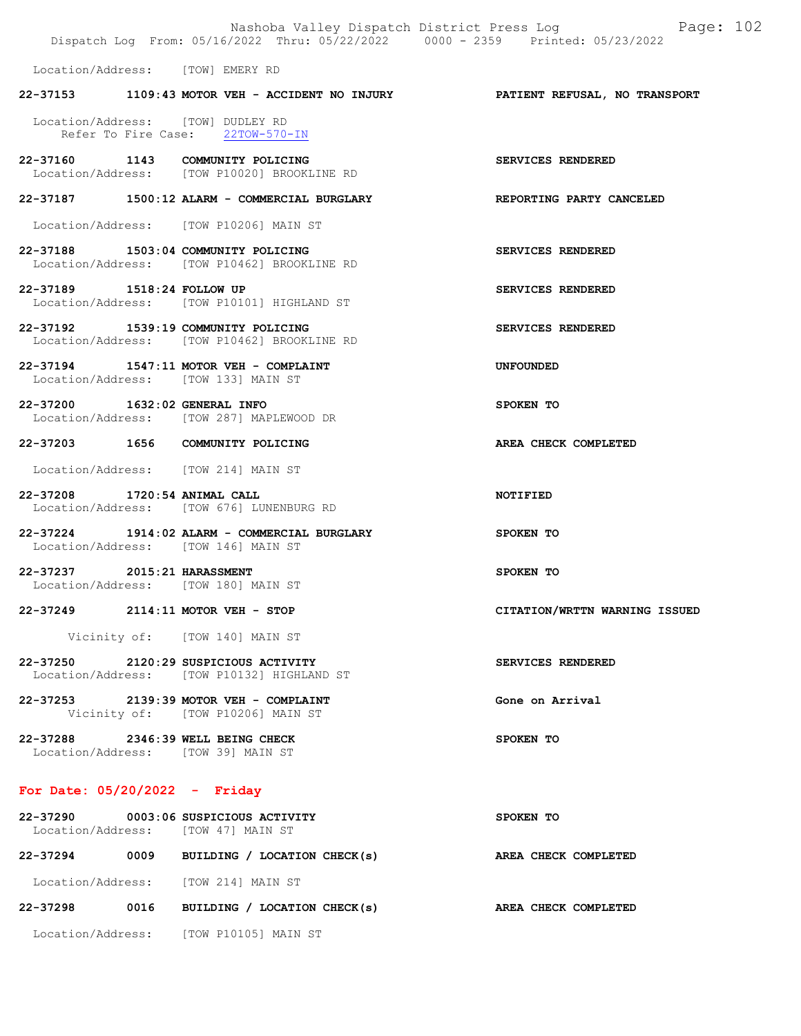Location/Address: [TOW] EMERY RD

**22-37153 1109:43 MOTOR VEH - ACCIDENT NO INJURY** — **PATIENT REFUSAL, NO TRANSPORT**
Location/Address: [TOW] DUDLEY RD
Refer To Fire Case: 22TOW-570-IN

**22-37160 1143 COMMUNITY POLICING** — **SERVICES RENDERED**
Location/Address: [TOW P10020] BROOKLINE RD

**22-37187 1500:12 ALARM - COMMERCIAL BURGLARY** — **REPORTING PARTY CANCELED**
Location/Address: [TOW P10206] MAIN ST

**22-37188 1503:04 COMMUNITY POLICING** — **SERVICES RENDERED**
Location/Address: [TOW P10462] BROOKLINE RD

**22-37189 1518:24 FOLLOW UP** — **SERVICES RENDERED**
Location/Address: [TOW P10101] HIGHLAND ST

**22-37192 1539:19 COMMUNITY POLICING** — **SERVICES RENDERED**
Location/Address: [TOW P10462] BROOKLINE RD

**22-37194 1547:11 MOTOR VEH - COMPLAINT** — **UNFOUNDED**
Location/Address: [TOW 133] MAIN ST

**22-37200 1632:02 GENERAL INFO** — **SPOKEN TO**
Location/Address: [TOW 287] MAPLEWOOD DR

**22-37203 1656 COMMUNITY POLICING** — **AREA CHECK COMPLETED**
Location/Address: [TOW 214] MAIN ST

**22-37208 1720:54 ANIMAL CALL** — **NOTIFIED**
Location/Address: [TOW 676] LUNENBURG RD

**22-37224 1914:02 ALARM - COMMERCIAL BURGLARY** — **SPOKEN TO**
Location/Address: [TOW 146] MAIN ST

**22-37237 2015:21 HARASSMENT** — **SPOKEN TO**
Location/Address: [TOW 180] MAIN ST

**22-37249 2114:11 MOTOR VEH - STOP** — **CITATION/WRTTN WARNING ISSUED**
Vicinity of: [TOW 140] MAIN ST

**22-37250 2120:29 SUSPICIOUS ACTIVITY** — **SERVICES RENDERED**
Location/Address: [TOW P10132] HIGHLAND ST

**22-37253 2139:39 MOTOR VEH - COMPLAINT** — **Gone on Arrival**
Vicinity of: [TOW P10206] MAIN ST

**22-37288 2346:39 WELL BEING CHECK** — **SPOKEN TO**
Location/Address: [TOW 39] MAIN ST

## For Date: 05/20/2022 - Friday

**22-37290 0003:06 SUSPICIOUS ACTIVITY** — **SPOKEN TO**
Location/Address: [TOW 47] MAIN ST

**22-37294 0009 BUILDING / LOCATION CHECK(s)** — **AREA CHECK COMPLETED**
Location/Address: [TOW 214] MAIN ST

**22-37298 0016 BUILDING / LOCATION CHECK(s)** — **AREA CHECK COMPLETED**
Location/Address: [TOW P10105] MAIN ST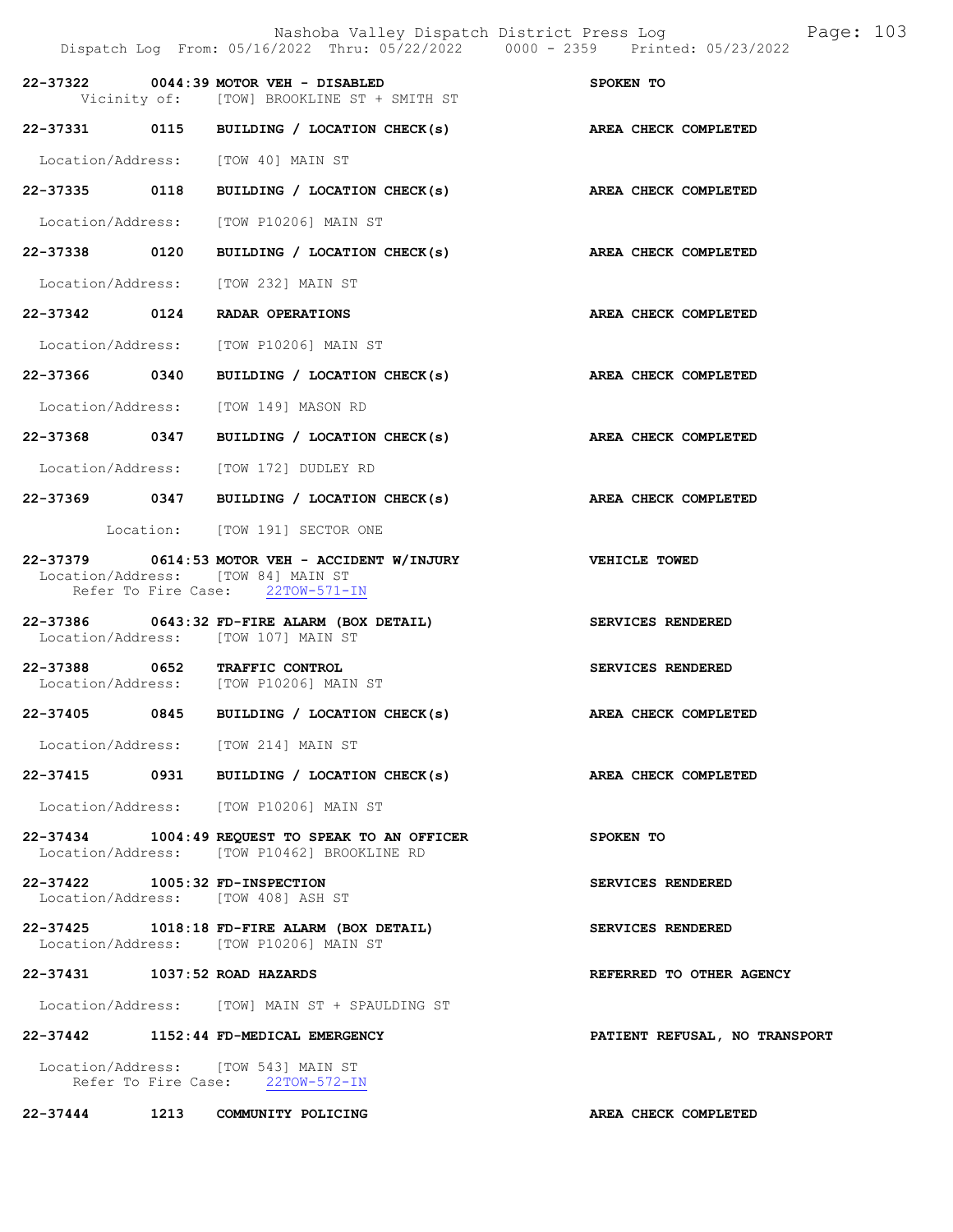22-37322 0044:39 MOTOR VEH - DISABLED SPOKEN TO
Vicinity of: [TOW] BROOKLINE ST + SMITH ST

22-37331 0115 BUILDING / LOCATION CHECK(s) AREA CHECK COMPLETED
Location/Address: [TOW 40] MAIN ST

22-37335 0118 BUILDING / LOCATION CHECK(s) AREA CHECK COMPLETED
Location/Address: [TOW P10206] MAIN ST

22-37338 0120 BUILDING / LOCATION CHECK(s) AREA CHECK COMPLETED
Location/Address: [TOW 232] MAIN ST

22-37342 0124 RADAR OPERATIONS AREA CHECK COMPLETED
Location/Address: [TOW P10206] MAIN ST

22-37366 0340 BUILDING / LOCATION CHECK(s) AREA CHECK COMPLETED
Location/Address: [TOW 149] MASON RD

22-37368 0347 BUILDING / LOCATION CHECK(s) AREA CHECK COMPLETED
Location/Address: [TOW 172] DUDLEY RD

22-37369 0347 BUILDING / LOCATION CHECK(s) AREA CHECK COMPLETED
Location: [TOW 191] SECTOR ONE

22-37379 0614:53 MOTOR VEH - ACCIDENT W/INJURY VEHICLE TOWED
Location/Address: [TOW 84] MAIN ST
Refer To Fire Case: 22TOW-571-IN

22-37386 0643:32 FD-FIRE ALARM (BOX DETAIL) SERVICES RENDERED
Location/Address: [TOW 107] MAIN ST

22-37388 0652 TRAFFIC CONTROL SERVICES RENDERED
Location/Address: [TOW P10206] MAIN ST

22-37405 0845 BUILDING / LOCATION CHECK(s) AREA CHECK COMPLETED
Location/Address: [TOW 214] MAIN ST

22-37415 0931 BUILDING / LOCATION CHECK(s) AREA CHECK COMPLETED
Location/Address: [TOW P10206] MAIN ST

22-37434 1004:49 REQUEST TO SPEAK TO AN OFFICER SPOKEN TO
Location/Address: [TOW P10462] BROOKLINE RD

22-37422 1005:32 FD-INSPECTION SERVICES RENDERED
Location/Address: [TOW 408] ASH ST

22-37425 1018:18 FD-FIRE ALARM (BOX DETAIL) SERVICES RENDERED
Location/Address: [TOW P10206] MAIN ST

22-37431 1037:52 ROAD HAZARDS REFERRED TO OTHER AGENCY
Location/Address: [TOW] MAIN ST + SPAULDING ST

22-37442 1152:44 FD-MEDICAL EMERGENCY PATIENT REFUSAL, NO TRANSPORT
Location/Address: [TOW 543] MAIN ST
Refer To Fire Case: 22TOW-572-IN

22-37444 1213 COMMUNITY POLICING AREA CHECK COMPLETED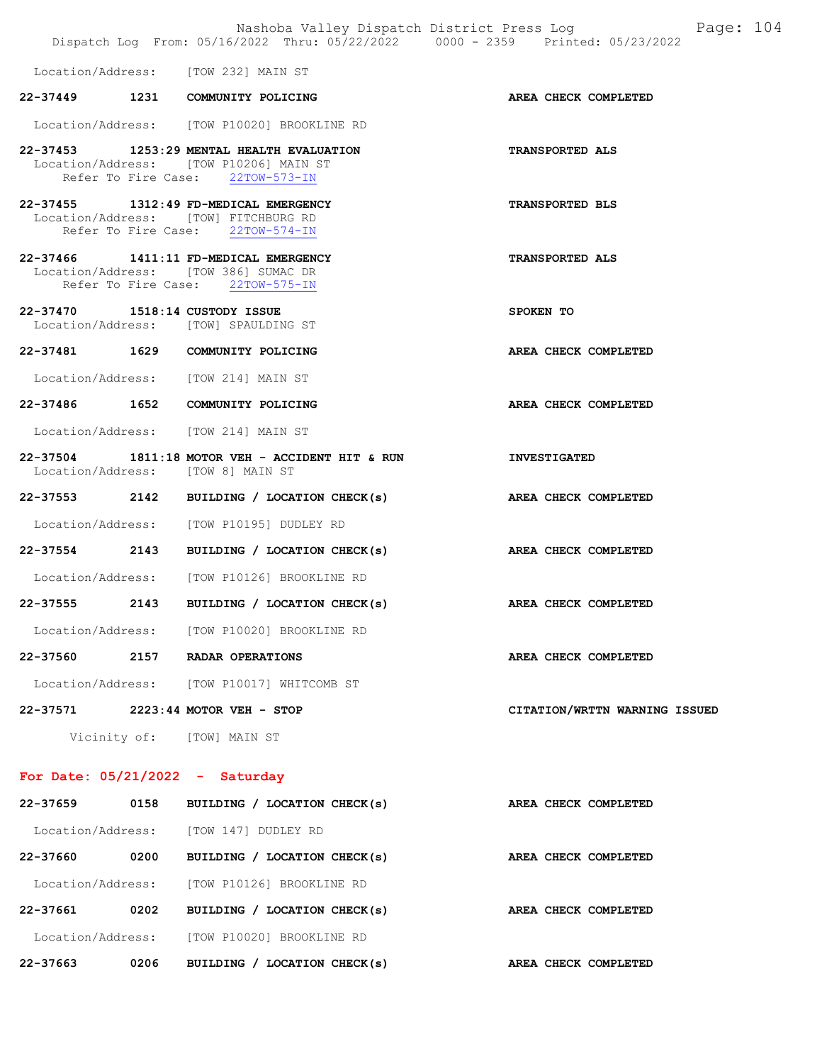Location/Address: [TOW 232] MAIN ST

22-37449 1231 COMMUNITY POLICING — AREA CHECK COMPLETED

Location/Address: [TOW P10020] BROOKLINE RD

22-37453 1253:29 MENTAL HEALTH EVALUATION — TRANSPORTED ALS
Location/Address: [TOW P10206] MAIN ST
Refer To Fire Case: 22TOW-573-IN

22-37455 1312:49 FD-MEDICAL EMERGENCY — TRANSPORTED BLS
Location/Address: [TOW] FITCHBURG RD
Refer To Fire Case: 22TOW-574-IN

22-37466 1411:11 FD-MEDICAL EMERGENCY — TRANSPORTED ALS
Location/Address: [TOW 386] SUMAC DR
Refer To Fire Case: 22TOW-575-IN

22-37470 1518:14 CUSTODY ISSUE — SPOKEN TO
Location/Address: [TOW] SPAULDING ST

22-37481 1629 COMMUNITY POLICING — AREA CHECK COMPLETED

Location/Address: [TOW 214] MAIN ST

22-37486 1652 COMMUNITY POLICING — AREA CHECK COMPLETED

Location/Address: [TOW 214] MAIN ST

22-37504 1811:18 MOTOR VEH - ACCIDENT HIT & RUN — INVESTIGATED
Location/Address: [TOW 8] MAIN ST

22-37553 2142 BUILDING / LOCATION CHECK(s) — AREA CHECK COMPLETED

Location/Address: [TOW P10195] DUDLEY RD

22-37554 2143 BUILDING / LOCATION CHECK(s) — AREA CHECK COMPLETED

Location/Address: [TOW P10126] BROOKLINE RD

22-37555 2143 BUILDING / LOCATION CHECK(s) — AREA CHECK COMPLETED

Location/Address: [TOW P10020] BROOKLINE RD

22-37560 2157 RADAR OPERATIONS — AREA CHECK COMPLETED

Location/Address: [TOW P10017] WHITCOMB ST

22-37571 2223:44 MOTOR VEH - STOP — CITATION/WRTTN WARNING ISSUED

Vicinity of: [TOW] MAIN ST

## For Date: 05/21/2022 - Saturday

22-37659 0158 BUILDING / LOCATION CHECK(s) — AREA CHECK COMPLETED

Location/Address: [TOW 147] DUDLEY RD

22-37660 0200 BUILDING / LOCATION CHECK(s) — AREA CHECK COMPLETED

Location/Address: [TOW P10126] BROOKLINE RD

22-37661 0202 BUILDING / LOCATION CHECK(s) — AREA CHECK COMPLETED

Location/Address: [TOW P10020] BROOKLINE RD

22-37663 0206 BUILDING / LOCATION CHECK(s) — AREA CHECK COMPLETED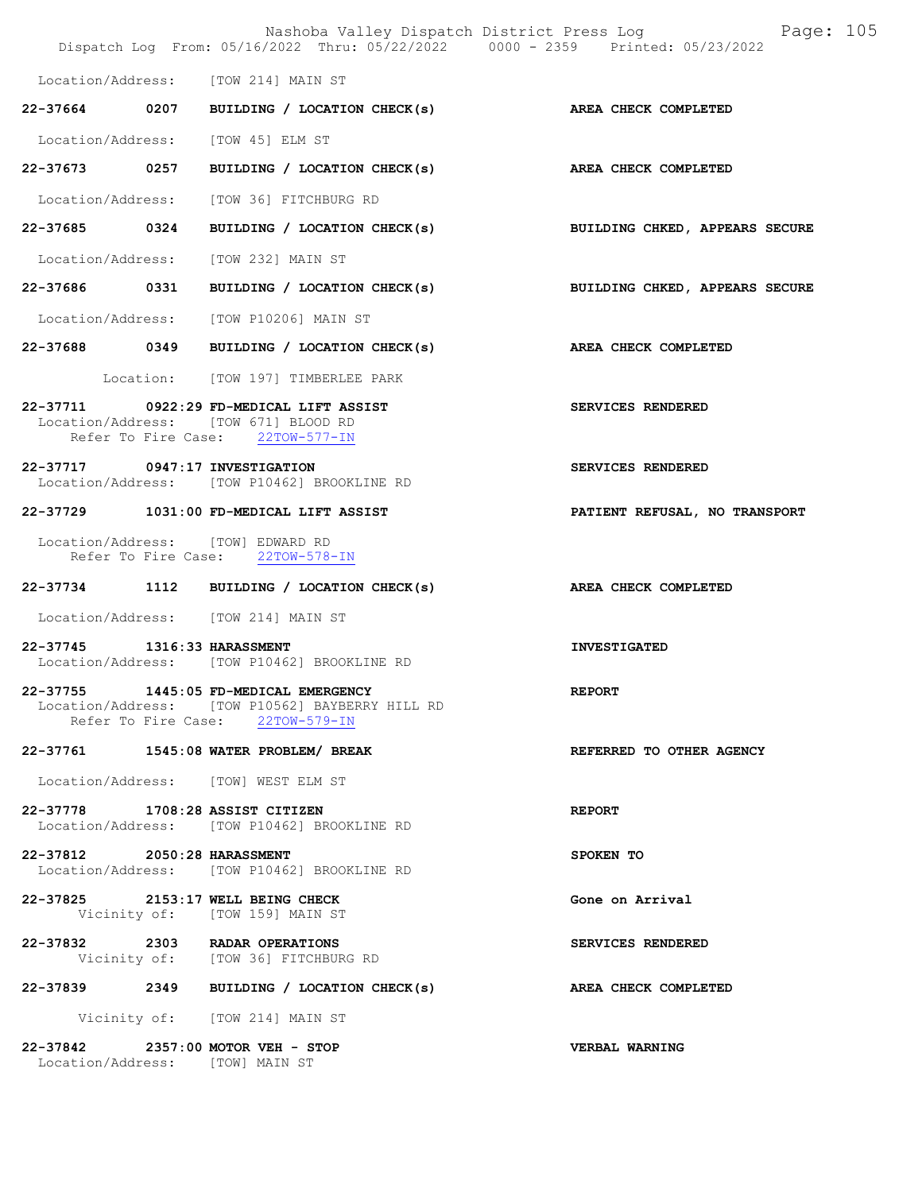Location/Address: [TOW 214] MAIN ST

**22-37664 0207 BUILDING / LOCATION CHECK(s)** — **AREA CHECK COMPLETED**
Location/Address: [TOW 45] ELM ST

**22-37673 0257 BUILDING / LOCATION CHECK(s)** — **AREA CHECK COMPLETED**
Location/Address: [TOW 36] FITCHBURG RD

**22-37685 0324 BUILDING / LOCATION CHECK(s)** — **BUILDING CHKED, APPEARS SECURE**
Location/Address: [TOW 232] MAIN ST

**22-37686 0331 BUILDING / LOCATION CHECK(s)** — **BUILDING CHKED, APPEARS SECURE**
Location/Address: [TOW P10206] MAIN ST

**22-37688 0349 BUILDING / LOCATION CHECK(s)** — **AREA CHECK COMPLETED**
Location: [TOW 197] TIMBERLEE PARK

**22-37711 0922:29 FD-MEDICAL LIFT ASSIST** — **SERVICES RENDERED**
Location/Address: [TOW 671] BLOOD RD
Refer To Fire Case: 22TOW-577-IN

**22-37717 0947:17 INVESTIGATION** — **SERVICES RENDERED**
Location/Address: [TOW P10462] BROOKLINE RD

**22-37729 1031:00 FD-MEDICAL LIFT ASSIST** — **PATIENT REFUSAL, NO TRANSPORT**
Location/Address: [TOW] EDWARD RD
Refer To Fire Case: 22TOW-578-IN

**22-37734 1112 BUILDING / LOCATION CHECK(s)** — **AREA CHECK COMPLETED**
Location/Address: [TOW 214] MAIN ST

**22-37745 1316:33 HARASSMENT** — **INVESTIGATED**
Location/Address: [TOW P10462] BROOKLINE RD

**22-37755 1445:05 FD-MEDICAL EMERGENCY** — **REPORT**
Location/Address: [TOW P10562] BAYBERRY HILL RD
Refer To Fire Case: 22TOW-579-IN

**22-37761 1545:08 WATER PROBLEM/ BREAK** — **REFERRED TO OTHER AGENCY**
Location/Address: [TOW] WEST ELM ST

**22-37778 1708:28 ASSIST CITIZEN** — **REPORT**
Location/Address: [TOW P10462] BROOKLINE RD

**22-37812 2050:28 HARASSMENT** — **SPOKEN TO**
Location/Address: [TOW P10462] BROOKLINE RD

**22-37825 2153:17 WELL BEING CHECK** — **Gone on Arrival**
Vicinity of: [TOW 159] MAIN ST

**22-37832 2303 RADAR OPERATIONS** — **SERVICES RENDERED**
Vicinity of: [TOW 36] FITCHBURG RD

**22-37839 2349 BUILDING / LOCATION CHECK(s)** — **AREA CHECK COMPLETED**
Vicinity of: [TOW 214] MAIN ST

**22-37842 2357:00 MOTOR VEH - STOP** — **VERBAL WARNING**
Location/Address: [TOW] MAIN ST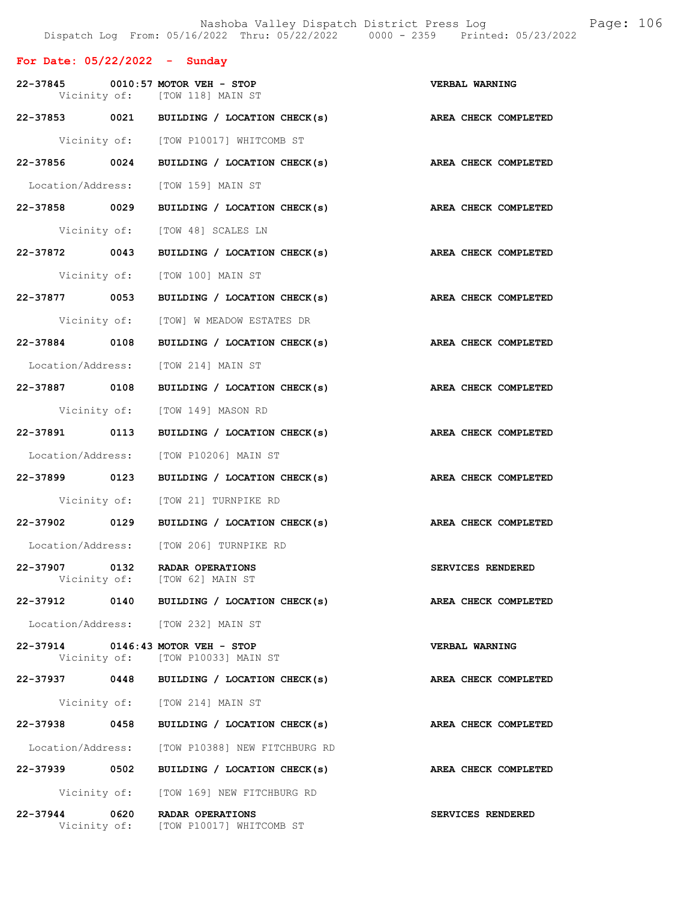## For Date: 05/22/2022 - Sunday

**22-37845 0010:57 MOTOR VEH - STOP** — VERBAL WARNING
Vicinity of: [TOW 118] MAIN ST

**22-37853 0021 BUILDING / LOCATION CHECK(s)** — AREA CHECK COMPLETED
Vicinity of: [TOW P10017] WHITCOMB ST

**22-37856 0024 BUILDING / LOCATION CHECK(s)** — AREA CHECK COMPLETED
Location/Address: [TOW 159] MAIN ST

**22-37858 0029 BUILDING / LOCATION CHECK(s)** — AREA CHECK COMPLETED
Vicinity of: [TOW 48] SCALES LN

**22-37872 0043 BUILDING / LOCATION CHECK(s)** — AREA CHECK COMPLETED
Vicinity of: [TOW 100] MAIN ST

**22-37877 0053 BUILDING / LOCATION CHECK(s)** — AREA CHECK COMPLETED
Vicinity of: [TOW] W MEADOW ESTATES DR

**22-37884 0108 BUILDING / LOCATION CHECK(s)** — AREA CHECK COMPLETED
Location/Address: [TOW 214] MAIN ST

**22-37887 0108 BUILDING / LOCATION CHECK(s)** — AREA CHECK COMPLETED
Vicinity of: [TOW 149] MASON RD

**22-37891 0113 BUILDING / LOCATION CHECK(s)** — AREA CHECK COMPLETED
Location/Address: [TOW P10206] MAIN ST

**22-37899 0123 BUILDING / LOCATION CHECK(s)** — AREA CHECK COMPLETED
Vicinity of: [TOW 21] TURNPIKE RD

**22-37902 0129 BUILDING / LOCATION CHECK(s)** — AREA CHECK COMPLETED
Location/Address: [TOW 206] TURNPIKE RD

**22-37907 0132 RADAR OPERATIONS** — SERVICES RENDERED
Vicinity of: [TOW 62] MAIN ST

**22-37912 0140 BUILDING / LOCATION CHECK(s)** — AREA CHECK COMPLETED
Location/Address: [TOW 232] MAIN ST

**22-37914 0146:43 MOTOR VEH - STOP** — VERBAL WARNING
Vicinity of: [TOW P10033] MAIN ST

**22-37937 0448 BUILDING / LOCATION CHECK(s)** — AREA CHECK COMPLETED
Vicinity of: [TOW 214] MAIN ST

**22-37938 0458 BUILDING / LOCATION CHECK(s)** — AREA CHECK COMPLETED
Location/Address: [TOW P10388] NEW FITCHBURG RD

**22-37939 0502 BUILDING / LOCATION CHECK(s)** — AREA CHECK COMPLETED
Vicinity of: [TOW 169] NEW FITCHBURG RD

**22-37944 0620 RADAR OPERATIONS** — SERVICES RENDERED
Vicinity of: [TOW P10017] WHITCOMB ST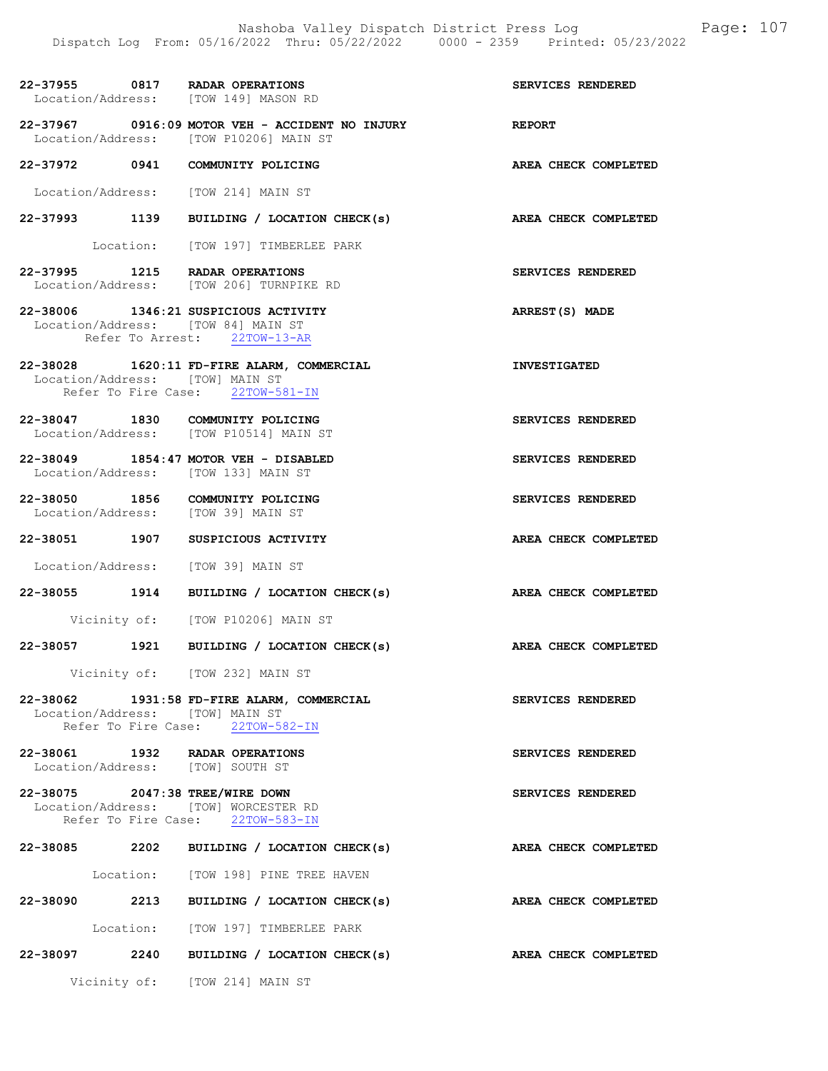22-37955 0817 RADAR OPERATIONS SERVICES RENDERED
Location/Address: [TOW 149] MASON RD

22-37967 0916:09 MOTOR VEH - ACCIDENT NO INJURY REPORT
Location/Address: [TOW P10206] MAIN ST

22-37972 0941 COMMUNITY POLICING AREA CHECK COMPLETED
Location/Address: [TOW 214] MAIN ST

22-37993 1139 BUILDING / LOCATION CHECK(s) AREA CHECK COMPLETED
Location: [TOW 197] TIMBERLEE PARK

22-37995 1215 RADAR OPERATIONS SERVICES RENDERED
Location/Address: [TOW 206] TURNPIKE RD

22-38006 1346:21 SUSPICIOUS ACTIVITY ARREST(S) MADE
Location/Address: [TOW 84] MAIN ST
Refer To Arrest: 22TOW-13-AR

22-38028 1620:11 FD-FIRE ALARM, COMMERCIAL INVESTIGATED
Location/Address: [TOW] MAIN ST
Refer To Fire Case: 22TOW-581-IN

22-38047 1830 COMMUNITY POLICING SERVICES RENDERED
Location/Address: [TOW P10514] MAIN ST

22-38049 1854:47 MOTOR VEH - DISABLED SERVICES RENDERED
Location/Address: [TOW 133] MAIN ST

22-38050 1856 COMMUNITY POLICING SERVICES RENDERED
Location/Address: [TOW 39] MAIN ST

22-38051 1907 SUSPICIOUS ACTIVITY AREA CHECK COMPLETED
Location/Address: [TOW 39] MAIN ST

22-38055 1914 BUILDING / LOCATION CHECK(s) AREA CHECK COMPLETED
Vicinity of: [TOW P10206] MAIN ST

22-38057 1921 BUILDING / LOCATION CHECK(s) AREA CHECK COMPLETED
Vicinity of: [TOW 232] MAIN ST

22-38062 1931:58 FD-FIRE ALARM, COMMERCIAL SERVICES RENDERED
Location/Address: [TOW] MAIN ST
Refer To Fire Case: 22TOW-582-IN

22-38061 1932 RADAR OPERATIONS SERVICES RENDERED
Location/Address: [TOW] SOUTH ST

22-38075 2047:38 TREE/WIRE DOWN SERVICES RENDERED
Location/Address: [TOW] WORCESTER RD
Refer To Fire Case: 22TOW-583-IN

22-38085 2202 BUILDING / LOCATION CHECK(s) AREA CHECK COMPLETED
Location: [TOW 198] PINE TREE HAVEN

22-38090 2213 BUILDING / LOCATION CHECK(s) AREA CHECK COMPLETED
Location: [TOW 197] TIMBERLEE PARK

22-38097 2240 BUILDING / LOCATION CHECK(s) AREA CHECK COMPLETED
Vicinity of: [TOW 214] MAIN ST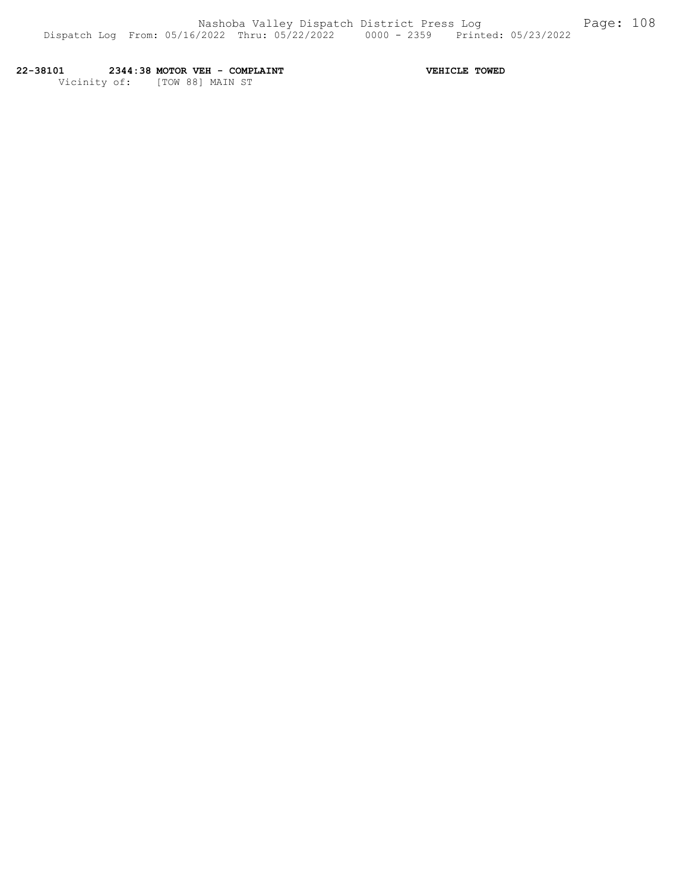**22-38101 2344:38 MOTOR VEH - COMPLAINT VEHICLE TOWED**

Vicinity of: [TOW 88] MAIN ST